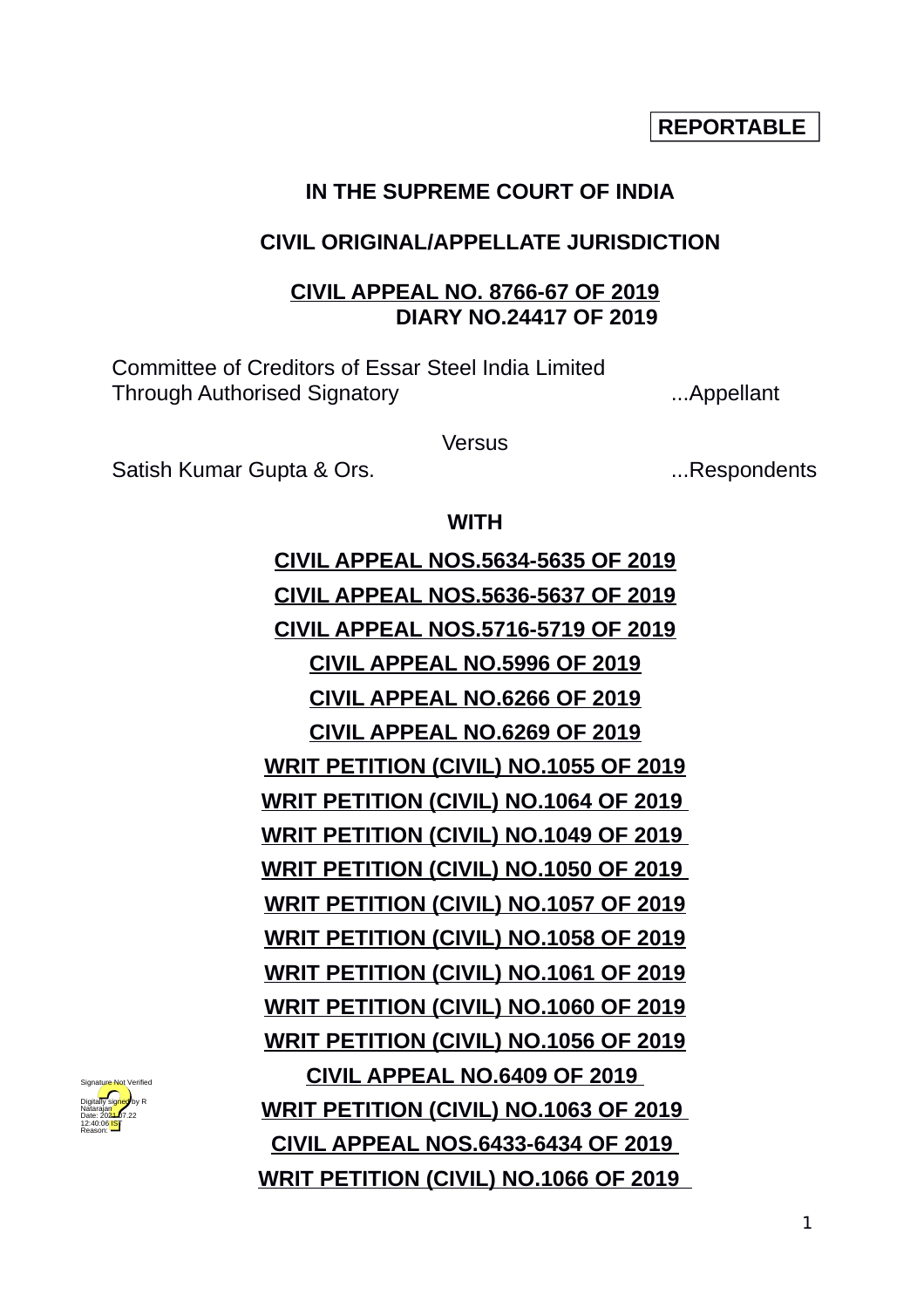**REPORTABLE**

**IN THE SUPREME COURT OF INDIA**

**CIVIL ORIGINAL/APPELLATE JURISDICTION**

**CIVIL APPEAL NO. 8766-67 OF 2019**
**DIARY NO.24417 OF 2019**

Committee of Creditors of Essar Steel India Limited
Through Authorised Signatory ...Appellant

Versus

Satish Kumar Gupta & Ors. ...Respondents

**WITH**

**CIVIL APPEAL NOS.5634-5635 OF 2019**

**CIVIL APPEAL NOS.5636-5637 OF 2019**

**CIVIL APPEAL NOS.5716-5719 OF 2019**

**CIVIL APPEAL NO.5996 OF 2019**

**CIVIL APPEAL NO.6266 OF 2019**

**CIVIL APPEAL NO.6269 OF 2019**

**WRIT PETITION (CIVIL) NO.1055 OF 2019**

**WRIT PETITION (CIVIL) NO.1064 OF 2019**

**WRIT PETITION (CIVIL) NO.1049 OF 2019**

**WRIT PETITION (CIVIL) NO.1050 OF 2019**

**WRIT PETITION (CIVIL) NO.1057 OF 2019**

**WRIT PETITION (CIVIL) NO.1058 OF 2019**

**WRIT PETITION (CIVIL) NO.1061 OF 2019**

**WRIT PETITION (CIVIL) NO.1060 OF 2019**

**WRIT PETITION (CIVIL) NO.1056 OF 2019**

**CIVIL APPEAL NO.6409 OF 2019**

**WRIT PETITION (CIVIL) NO.1063 OF 2019**

**CIVIL APPEAL NOS.6433-6434 OF 2019**

**WRIT PETITION (CIVIL) NO.1066 OF 2019**

Signature Not Verified
Digitally signed by R Natarajan
Date: 2021.07.22 12:40:06 IST
Reason: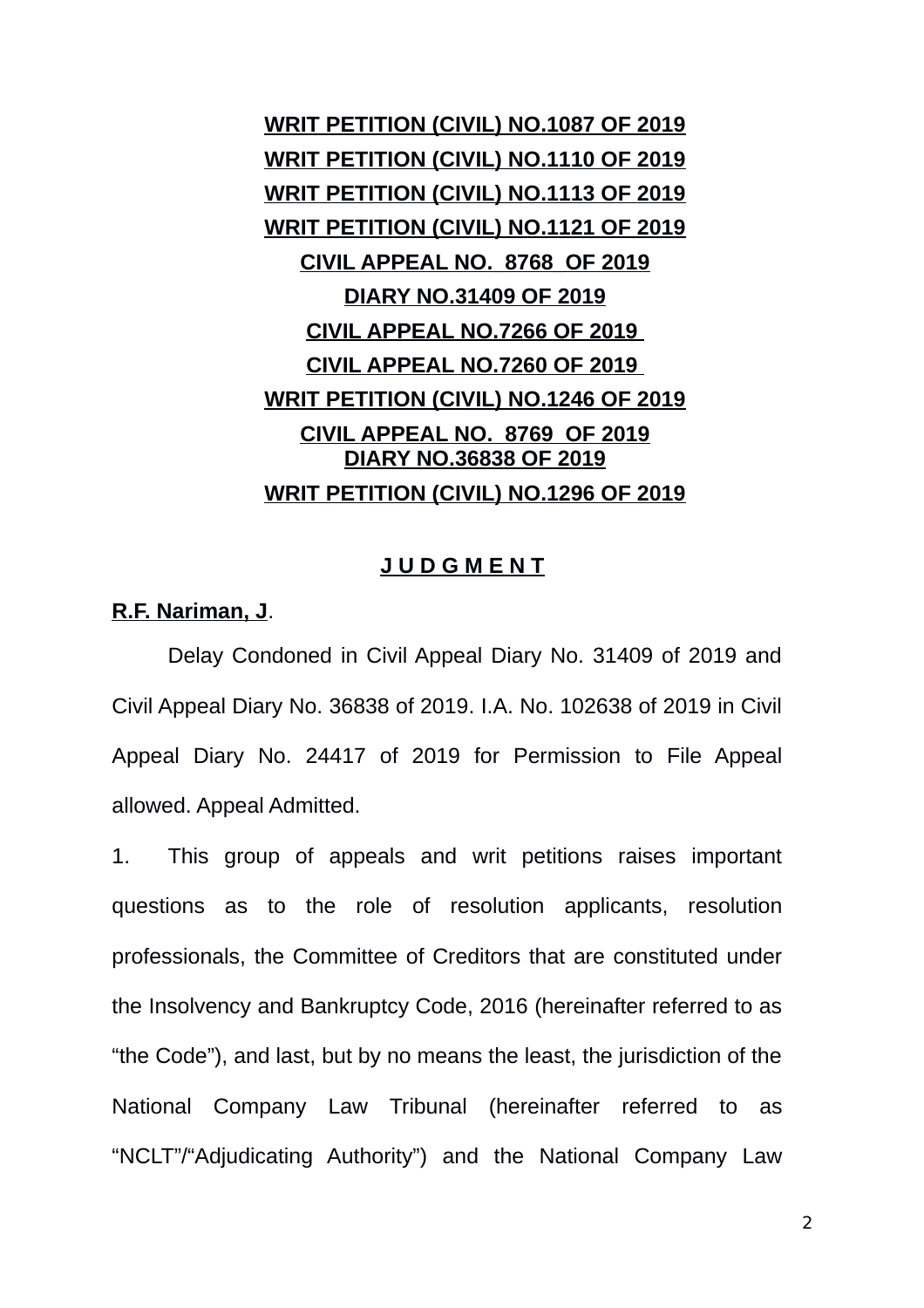**WRIT PETITION (CIVIL) NO.1087 OF 2019**

**WRIT PETITION (CIVIL) NO.1110 OF 2019**

**WRIT PETITION (CIVIL) NO.1113 OF 2019**

**WRIT PETITION (CIVIL) NO.1121 OF 2019**

**CIVIL APPEAL NO. 8768 OF 2019**

**DIARY NO.31409 OF 2019**

**CIVIL APPEAL NO.7266 OF 2019**

**CIVIL APPEAL NO.7260 OF 2019**

**WRIT PETITION (CIVIL) NO.1246 OF 2019**

**CIVIL APPEAL NO. 8769 OF 2019**
**DIARY NO.36838 OF 2019**

**WRIT PETITION (CIVIL) NO.1296 OF 2019**

## J U D G M E N T

**R.F. Nariman, J**.

Delay Condoned in Civil Appeal Diary No. 31409 of 2019 and Civil Appeal Diary No. 36838 of 2019. I.A. No. 102638 of 2019 in Civil Appeal Diary No. 24417 of 2019 for Permission to File Appeal allowed. Appeal Admitted.

1. This group of appeals and writ petitions raises important questions as to the role of resolution applicants, resolution professionals, the Committee of Creditors that are constituted under the Insolvency and Bankruptcy Code, 2016 (hereinafter referred to as "the Code"), and last, but by no means the least, the jurisdiction of the National Company Law Tribunal (hereinafter referred to as "NCLT"/"Adjudicating Authority") and the National Company Law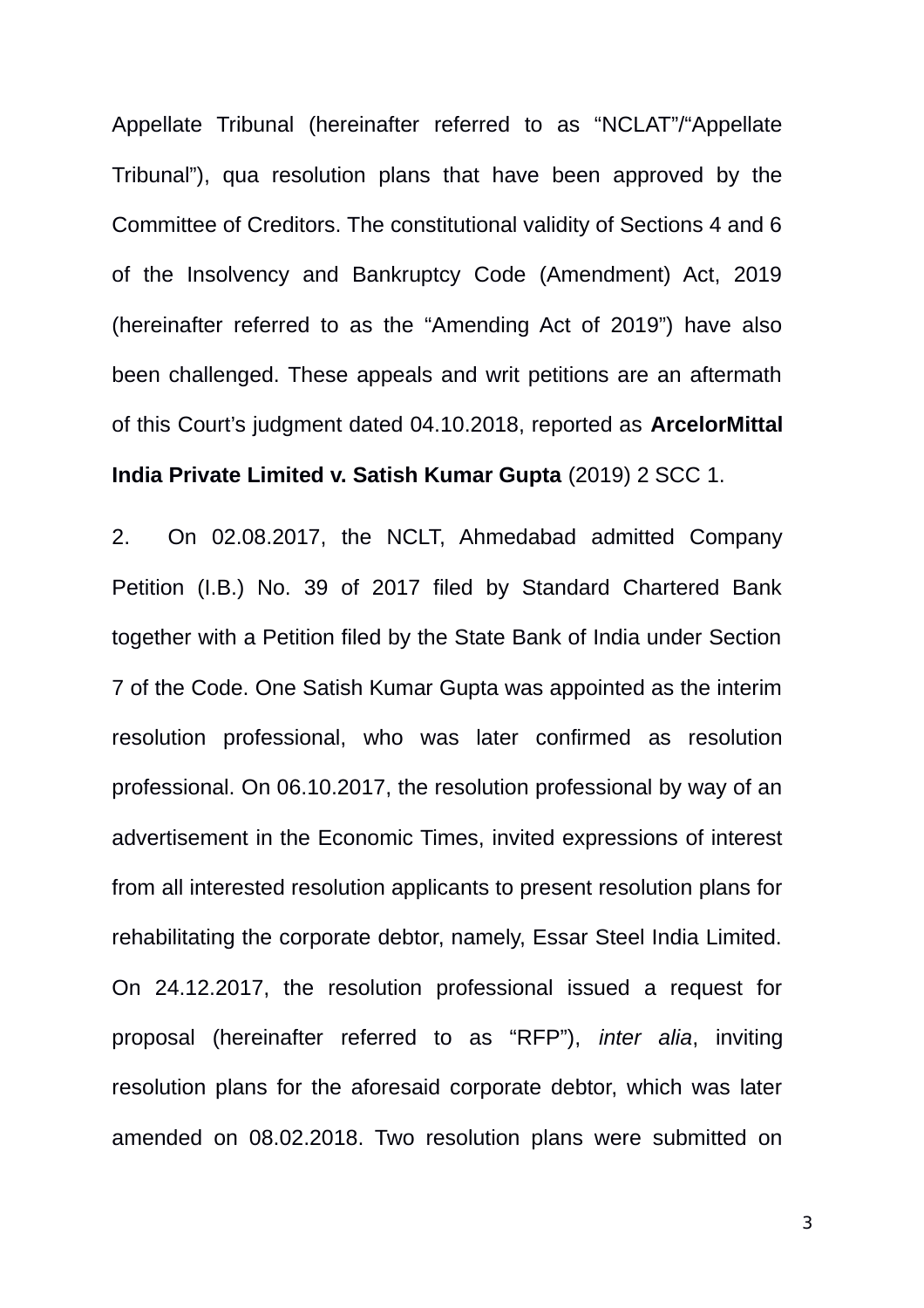Appellate Tribunal (hereinafter referred to as "NCLAT"/"Appellate Tribunal"), qua resolution plans that have been approved by the Committee of Creditors. The constitutional validity of Sections 4 and 6 of the Insolvency and Bankruptcy Code (Amendment) Act, 2019 (hereinafter referred to as the "Amending Act of 2019") have also been challenged. These appeals and writ petitions are an aftermath of this Court's judgment dated 04.10.2018, reported as **ArcelorMittal India Private Limited v. Satish Kumar Gupta** (2019) 2 SCC 1.

2. On 02.08.2017, the NCLT, Ahmedabad admitted Company Petition (I.B.) No. 39 of 2017 filed by Standard Chartered Bank together with a Petition filed by the State Bank of India under Section 7 of the Code. One Satish Kumar Gupta was appointed as the interim resolution professional, who was later confirmed as resolution professional. On 06.10.2017, the resolution professional by way of an advertisement in the Economic Times, invited expressions of interest from all interested resolution applicants to present resolution plans for rehabilitating the corporate debtor, namely, Essar Steel India Limited. On 24.12.2017, the resolution professional issued a request for proposal (hereinafter referred to as "RFP"), *inter alia*, inviting resolution plans for the aforesaid corporate debtor, which was later amended on 08.02.2018. Two resolution plans were submitted on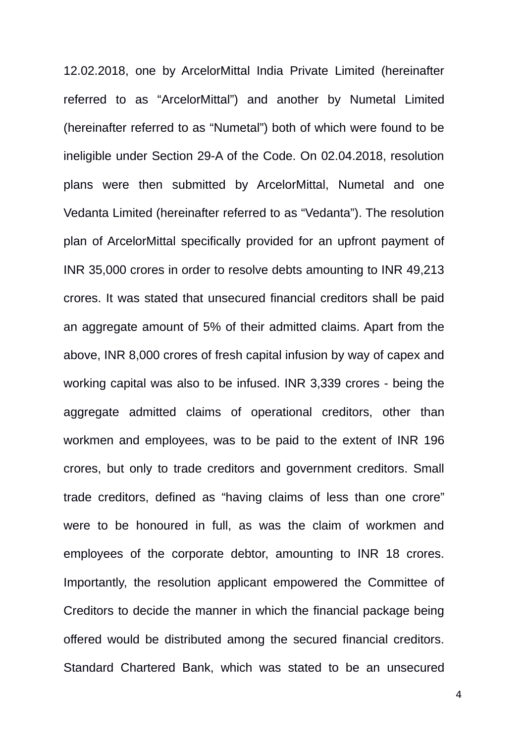12.02.2018, one by ArcelorMittal India Private Limited (hereinafter referred to as "ArcelorMittal") and another by Numetal Limited (hereinafter referred to as "Numetal") both of which were found to be ineligible under Section 29-A of the Code. On 02.04.2018, resolution plans were then submitted by ArcelorMittal, Numetal and one Vedanta Limited (hereinafter referred to as "Vedanta"). The resolution plan of ArcelorMittal specifically provided for an upfront payment of INR 35,000 crores in order to resolve debts amounting to INR 49,213 crores. It was stated that unsecured financial creditors shall be paid an aggregate amount of 5% of their admitted claims. Apart from the above, INR 8,000 crores of fresh capital infusion by way of capex and working capital was also to be infused. INR 3,339 crores - being the aggregate admitted claims of operational creditors, other than workmen and employees, was to be paid to the extent of INR 196 crores, but only to trade creditors and government creditors. Small trade creditors, defined as "having claims of less than one crore" were to be honoured in full, as was the claim of workmen and employees of the corporate debtor, amounting to INR 18 crores. Importantly, the resolution applicant empowered the Committee of Creditors to decide the manner in which the financial package being offered would be distributed among the secured financial creditors. Standard Chartered Bank, which was stated to be an unsecured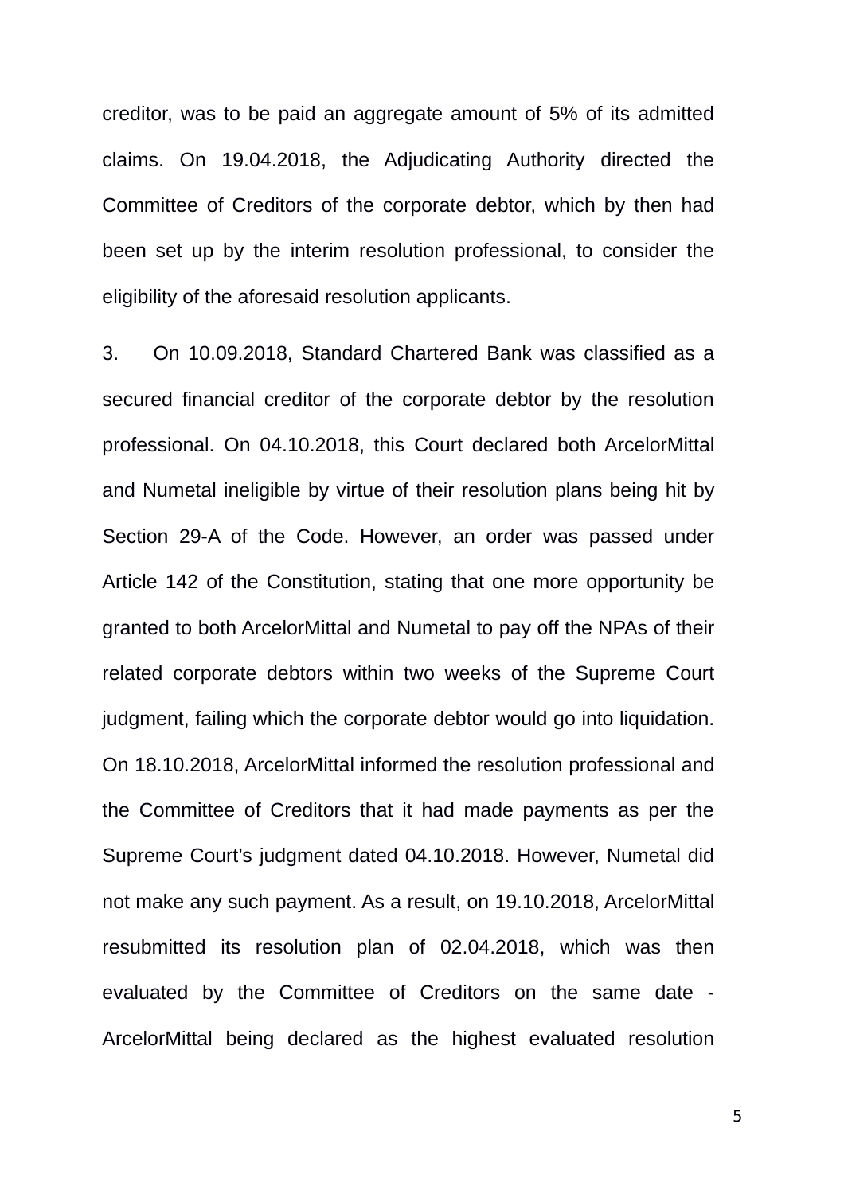creditor, was to be paid an aggregate amount of 5% of its admitted claims. On 19.04.2018, the Adjudicating Authority directed the Committee of Creditors of the corporate debtor, which by then had been set up by the interim resolution professional, to consider the eligibility of the aforesaid resolution applicants.

3. On 10.09.2018, Standard Chartered Bank was classified as a secured financial creditor of the corporate debtor by the resolution professional. On 04.10.2018, this Court declared both ArcelorMittal and Numetal ineligible by virtue of their resolution plans being hit by Section 29-A of the Code. However, an order was passed under Article 142 of the Constitution, stating that one more opportunity be granted to both ArcelorMittal and Numetal to pay off the NPAs of their related corporate debtors within two weeks of the Supreme Court judgment, failing which the corporate debtor would go into liquidation. On 18.10.2018, ArcelorMittal informed the resolution professional and the Committee of Creditors that it had made payments as per the Supreme Court's judgment dated 04.10.2018. However, Numetal did not make any such payment. As a result, on 19.10.2018, ArcelorMittal resubmitted its resolution plan of 02.04.2018, which was then evaluated by the Committee of Creditors on the same date - ArcelorMittal being declared as the highest evaluated resolution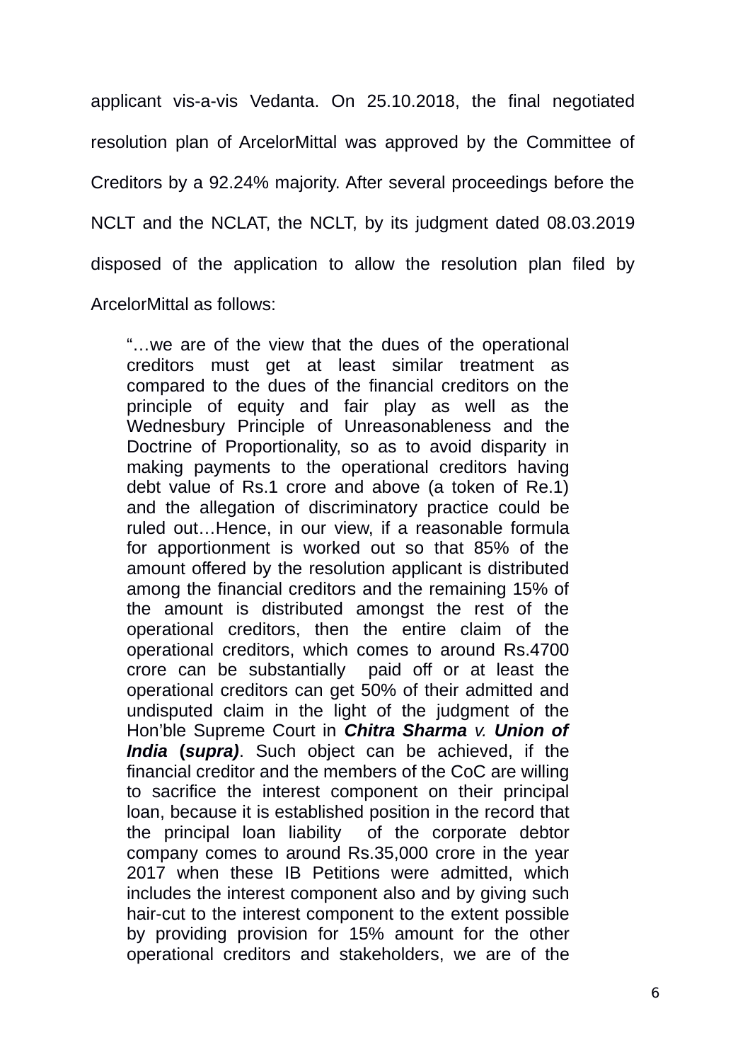applicant vis-a-vis Vedanta. On 25.10.2018, the final negotiated resolution plan of ArcelorMittal was approved by the Committee of Creditors by a 92.24% majority. After several proceedings before the NCLT and the NCLAT, the NCLT, by its judgment dated 08.03.2019 disposed of the application to allow the resolution plan filed by ArcelorMittal as follows:

> "…we are of the view that the dues of the operational creditors must get at least similar treatment as compared to the dues of the financial creditors on the principle of equity and fair play as well as the Wednesbury Principle of Unreasonableness and the Doctrine of Proportionality, so as to avoid disparity in making payments to the operational creditors having debt value of Rs.1 crore and above (a token of Re.1) and the allegation of discriminatory practice could be ruled out…Hence, in our view, if a reasonable formula for apportionment is worked out so that 85% of the amount offered by the resolution applicant is distributed among the financial creditors and the remaining 15% of the amount is distributed amongst the rest of the operational creditors, then the entire claim of the operational creditors, which comes to around Rs.4700 crore can be substantially paid off or at least the operational creditors can get 50% of their admitted and undisputed claim in the light of the judgment of the Hon'ble Supreme Court in ***Chitra Sharma v. Union of India* (*supra*)**. Such object can be achieved, if the financial creditor and the members of the CoC are willing to sacrifice the interest component on their principal loan, because it is established position in the record that the principal loan liability of the corporate debtor company comes to around Rs.35,000 crore in the year 2017 when these IB Petitions were admitted, which includes the interest component also and by giving such hair-cut to the interest component to the extent possible by providing provision for 15% amount for the other operational creditors and stakeholders, we are of the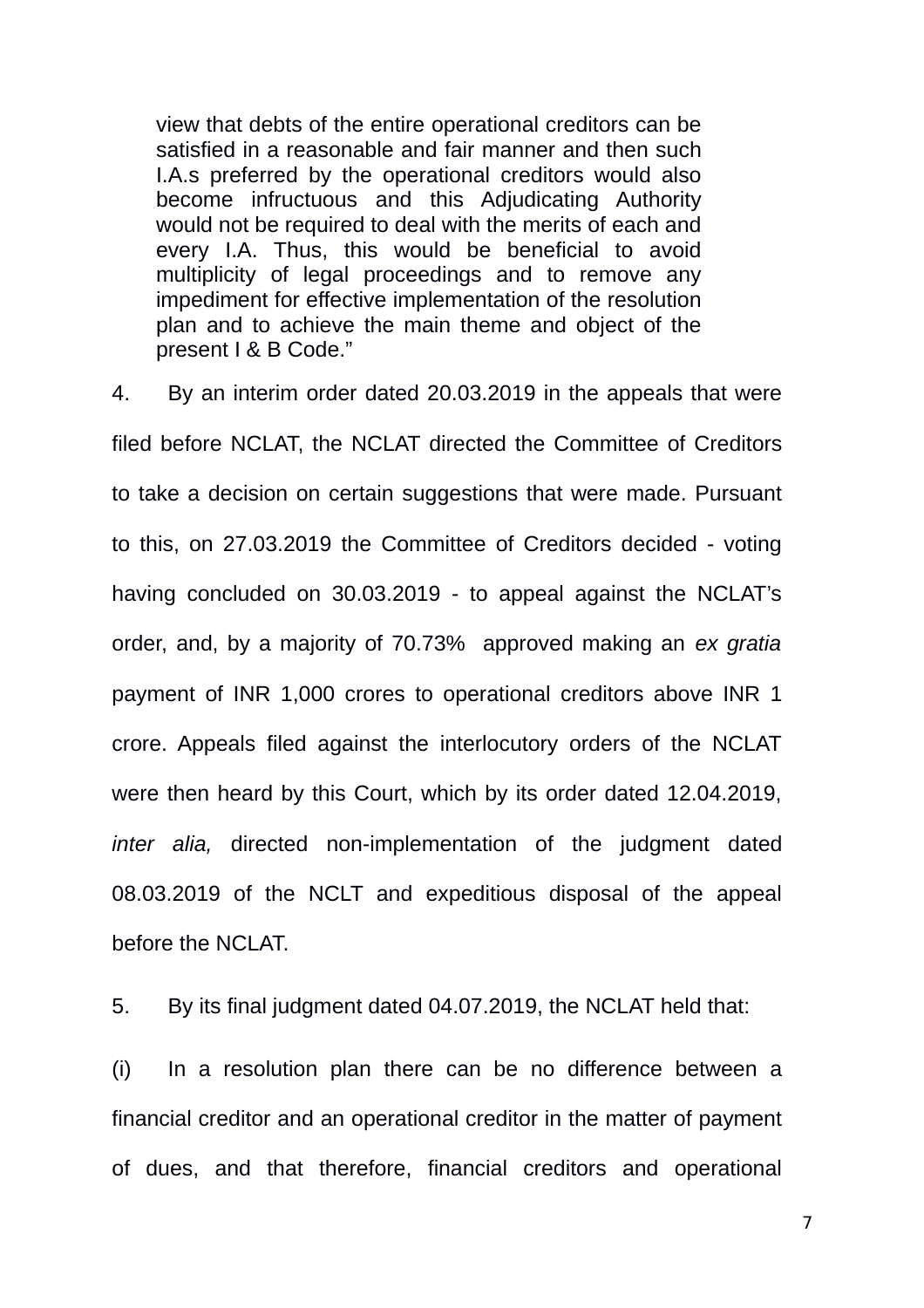> view that debts of the entire operational creditors can be satisfied in a reasonable and fair manner and then such I.A.s preferred by the operational creditors would also become infructuous and this Adjudicating Authority would not be required to deal with the merits of each and every I.A. Thus, this would be beneficial to avoid multiplicity of legal proceedings and to remove any impediment for effective implementation of the resolution plan and to achieve the main theme and object of the present I & B Code."

4. By an interim order dated 20.03.2019 in the appeals that were filed before NCLAT, the NCLAT directed the Committee of Creditors to take a decision on certain suggestions that were made. Pursuant to this, on 27.03.2019 the Committee of Creditors decided - voting having concluded on 30.03.2019 - to appeal against the NCLAT's order, and, by a majority of 70.73% approved making an *ex gratia* payment of INR 1,000 crores to operational creditors above INR 1 crore. Appeals filed against the interlocutory orders of the NCLAT were then heard by this Court, which by its order dated 12.04.2019, *inter alia,* directed non-implementation of the judgment dated 08.03.2019 of the NCLT and expeditious disposal of the appeal before the NCLAT.

5. By its final judgment dated 04.07.2019, the NCLAT held that:

(i) In a resolution plan there can be no difference between a financial creditor and an operational creditor in the matter of payment of dues, and that therefore, financial creditors and operational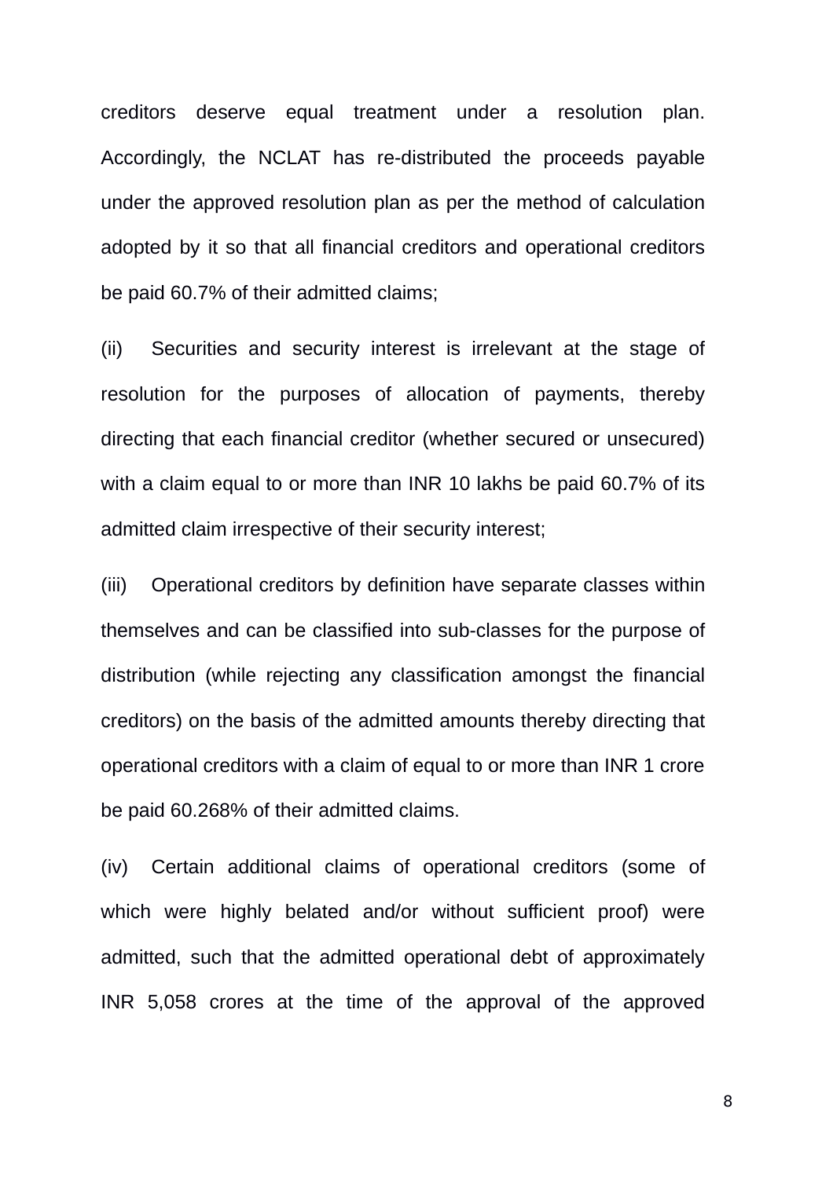creditors deserve equal treatment under a resolution plan. Accordingly, the NCLAT has re-distributed the proceeds payable under the approved resolution plan as per the method of calculation adopted by it so that all financial creditors and operational creditors be paid 60.7% of their admitted claims;

(ii) Securities and security interest is irrelevant at the stage of resolution for the purposes of allocation of payments, thereby directing that each financial creditor (whether secured or unsecured) with a claim equal to or more than INR 10 lakhs be paid 60.7% of its admitted claim irrespective of their security interest;

(iii) Operational creditors by definition have separate classes within themselves and can be classified into sub-classes for the purpose of distribution (while rejecting any classification amongst the financial creditors) on the basis of the admitted amounts thereby directing that operational creditors with a claim of equal to or more than INR 1 crore be paid 60.268% of their admitted claims.

(iv) Certain additional claims of operational creditors (some of which were highly belated and/or without sufficient proof) were admitted, such that the admitted operational debt of approximately INR 5,058 crores at the time of the approval of the approved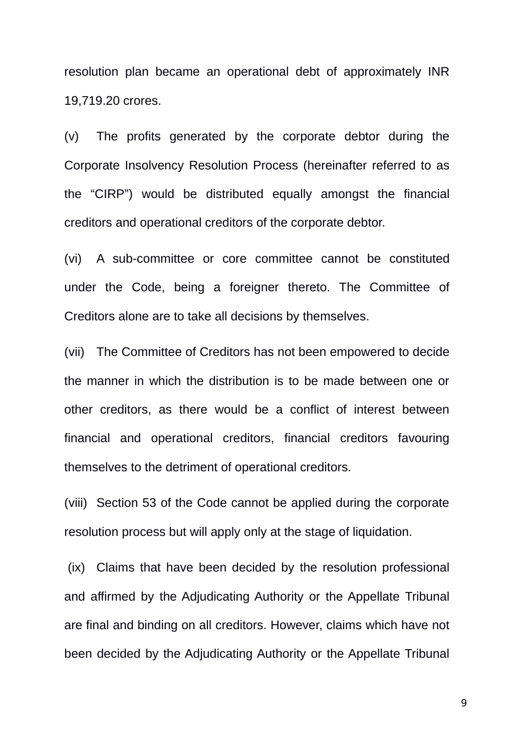resolution plan became an operational debt of approximately INR 19,719.20 crores.

(v) The profits generated by the corporate debtor during the Corporate Insolvency Resolution Process (hereinafter referred to as the "CIRP") would be distributed equally amongst the financial creditors and operational creditors of the corporate debtor.

(vi) A sub-committee or core committee cannot be constituted under the Code, being a foreigner thereto. The Committee of Creditors alone are to take all decisions by themselves.

(vii) The Committee of Creditors has not been empowered to decide the manner in which the distribution is to be made between one or other creditors, as there would be a conflict of interest between financial and operational creditors, financial creditors favouring themselves to the detriment of operational creditors.

(viii) Section 53 of the Code cannot be applied during the corporate resolution process but will apply only at the stage of liquidation.

(ix) Claims that have been decided by the resolution professional and affirmed by the Adjudicating Authority or the Appellate Tribunal are final and binding on all creditors. However, claims which have not been decided by the Adjudicating Authority or the Appellate Tribunal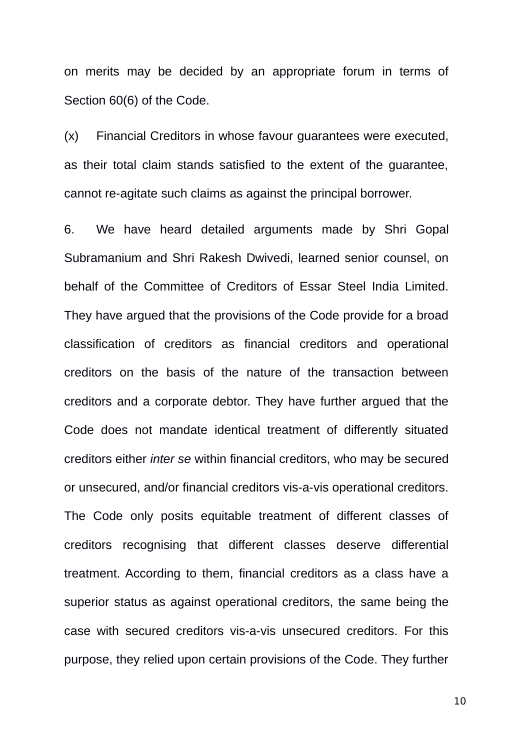on merits may be decided by an appropriate forum in terms of Section 60(6) of the Code.

(x) Financial Creditors in whose favour guarantees were executed, as their total claim stands satisfied to the extent of the guarantee, cannot re-agitate such claims as against the principal borrower.

6. We have heard detailed arguments made by Shri Gopal Subramanium and Shri Rakesh Dwivedi, learned senior counsel, on behalf of the Committee of Creditors of Essar Steel India Limited. They have argued that the provisions of the Code provide for a broad classification of creditors as financial creditors and operational creditors on the basis of the nature of the transaction between creditors and a corporate debtor. They have further argued that the Code does not mandate identical treatment of differently situated creditors either *inter se* within financial creditors, who may be secured or unsecured, and/or financial creditors vis-a-vis operational creditors. The Code only posits equitable treatment of different classes of creditors recognising that different classes deserve differential treatment. According to them, financial creditors as a class have a superior status as against operational creditors, the same being the case with secured creditors vis-a-vis unsecured creditors. For this purpose, they relied upon certain provisions of the Code. They further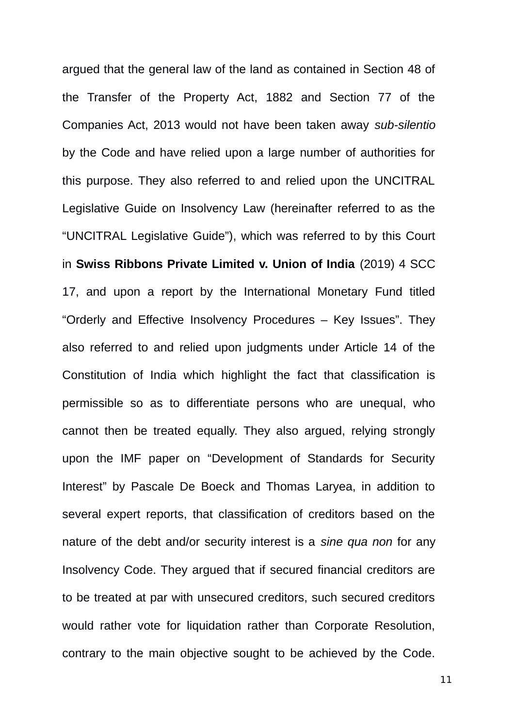argued that the general law of the land as contained in Section 48 of the Transfer of the Property Act, 1882 and Section 77 of the Companies Act, 2013 would not have been taken away *sub-silentio* by the Code and have relied upon a large number of authorities for this purpose. They also referred to and relied upon the UNCITRAL Legislative Guide on Insolvency Law (hereinafter referred to as the "UNCITRAL Legislative Guide"), which was referred to by this Court in **Swiss Ribbons Private Limited v. Union of India** (2019) 4 SCC 17, and upon a report by the International Monetary Fund titled "Orderly and Effective Insolvency Procedures – Key Issues". They also referred to and relied upon judgments under Article 14 of the Constitution of India which highlight the fact that classification is permissible so as to differentiate persons who are unequal, who cannot then be treated equally. They also argued, relying strongly upon the IMF paper on "Development of Standards for Security Interest" by Pascale De Boeck and Thomas Laryea, in addition to several expert reports, that classification of creditors based on the nature of the debt and/or security interest is a *sine qua non* for any Insolvency Code. They argued that if secured financial creditors are to be treated at par with unsecured creditors, such secured creditors would rather vote for liquidation rather than Corporate Resolution, contrary to the main objective sought to be achieved by the Code.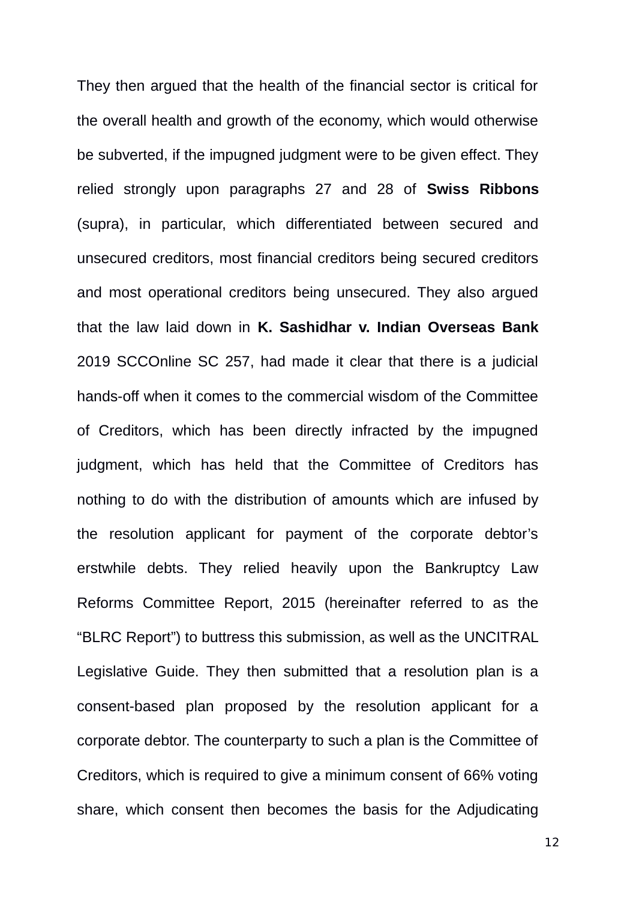They then argued that the health of the financial sector is critical for the overall health and growth of the economy, which would otherwise be subverted, if the impugned judgment were to be given effect. They relied strongly upon paragraphs 27 and 28 of **Swiss Ribbons** (supra), in particular, which differentiated between secured and unsecured creditors, most financial creditors being secured creditors and most operational creditors being unsecured. They also argued that the law laid down in **K. Sashidhar v. Indian Overseas Bank** 2019 SCCOnline SC 257, had made it clear that there is a judicial hands-off when it comes to the commercial wisdom of the Committee of Creditors, which has been directly infracted by the impugned judgment, which has held that the Committee of Creditors has nothing to do with the distribution of amounts which are infused by the resolution applicant for payment of the corporate debtor's erstwhile debts. They relied heavily upon the Bankruptcy Law Reforms Committee Report, 2015 (hereinafter referred to as the "BLRC Report") to buttress this submission, as well as the UNCITRAL Legislative Guide. They then submitted that a resolution plan is a consent-based plan proposed by the resolution applicant for a corporate debtor. The counterparty to such a plan is the Committee of Creditors, which is required to give a minimum consent of 66% voting share, which consent then becomes the basis for the Adjudicating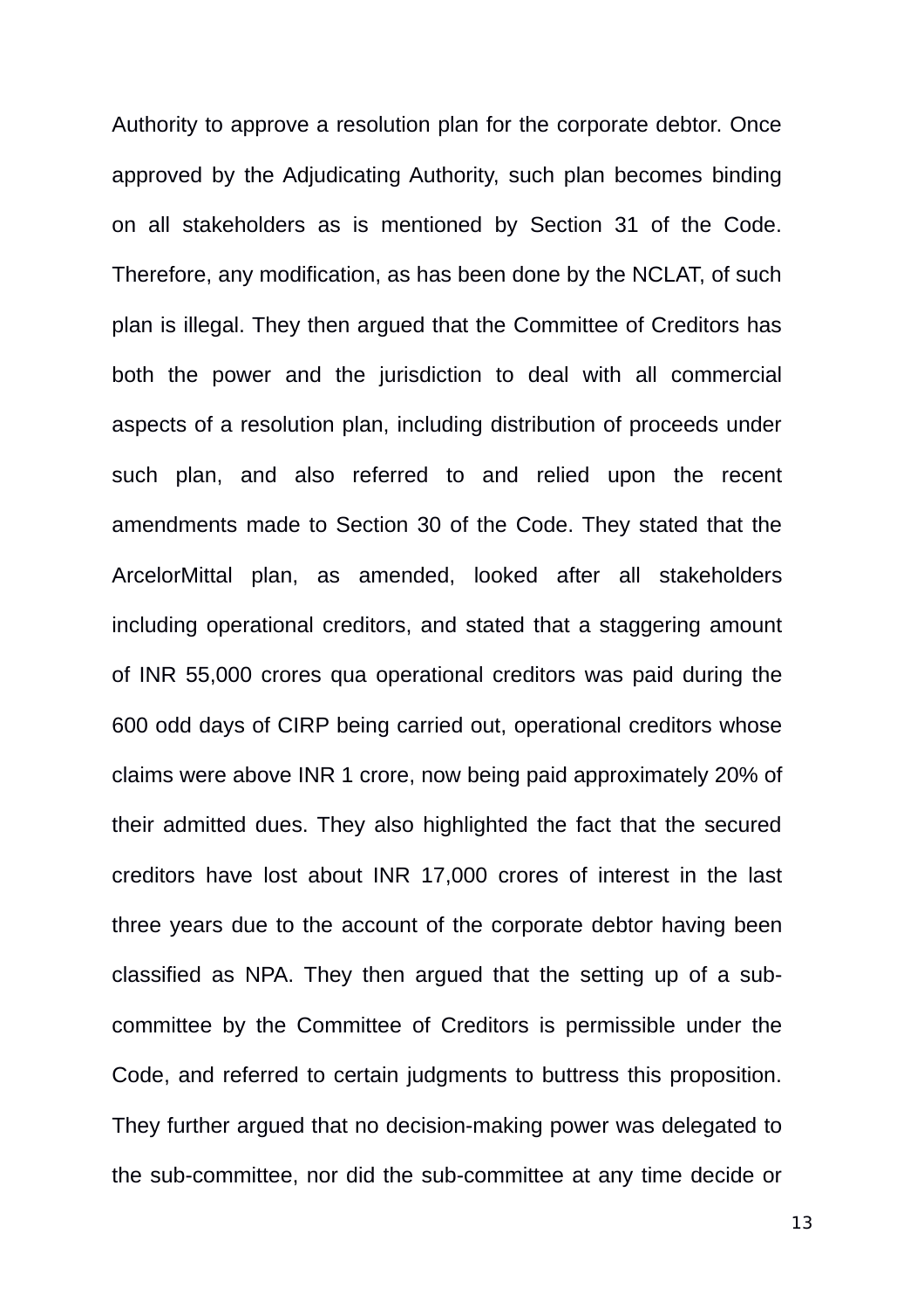Authority to approve a resolution plan for the corporate debtor. Once approved by the Adjudicating Authority, such plan becomes binding on all stakeholders as is mentioned by Section 31 of the Code. Therefore, any modification, as has been done by the NCLAT, of such plan is illegal. They then argued that the Committee of Creditors has both the power and the jurisdiction to deal with all commercial aspects of a resolution plan, including distribution of proceeds under such plan, and also referred to and relied upon the recent amendments made to Section 30 of the Code. They stated that the ArcelorMittal plan, as amended, looked after all stakeholders including operational creditors, and stated that a staggering amount of INR 55,000 crores qua operational creditors was paid during the 600 odd days of CIRP being carried out, operational creditors whose claims were above INR 1 crore, now being paid approximately 20% of their admitted dues. They also highlighted the fact that the secured creditors have lost about INR 17,000 crores of interest in the last three years due to the account of the corporate debtor having been classified as NPA. They then argued that the setting up of a sub-committee by the Committee of Creditors is permissible under the Code, and referred to certain judgments to buttress this proposition. They further argued that no decision-making power was delegated to the sub-committee, nor did the sub-committee at any time decide or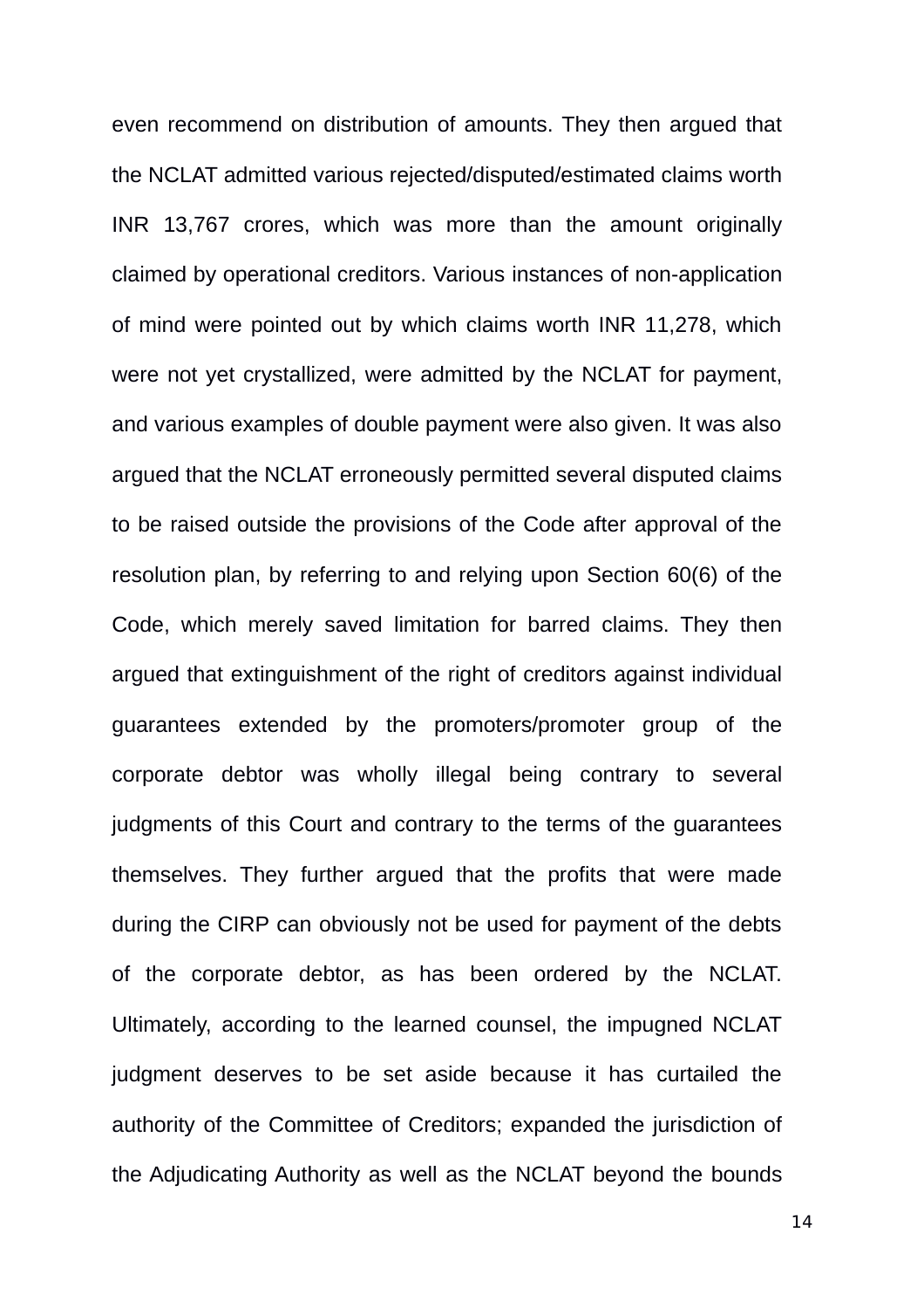even recommend on distribution of amounts. They then argued that the NCLAT admitted various rejected/disputed/estimated claims worth INR 13,767 crores, which was more than the amount originally claimed by operational creditors. Various instances of non-application of mind were pointed out by which claims worth INR 11,278, which were not yet crystallized, were admitted by the NCLAT for payment, and various examples of double payment were also given. It was also argued that the NCLAT erroneously permitted several disputed claims to be raised outside the provisions of the Code after approval of the resolution plan, by referring to and relying upon Section 60(6) of the Code, which merely saved limitation for barred claims. They then argued that extinguishment of the right of creditors against individual guarantees extended by the promoters/promoter group of the corporate debtor was wholly illegal being contrary to several judgments of this Court and contrary to the terms of the guarantees themselves. They further argued that the profits that were made during the CIRP can obviously not be used for payment of the debts of the corporate debtor, as has been ordered by the NCLAT. Ultimately, according to the learned counsel, the impugned NCLAT judgment deserves to be set aside because it has curtailed the authority of the Committee of Creditors; expanded the jurisdiction of the Adjudicating Authority as well as the NCLAT beyond the bounds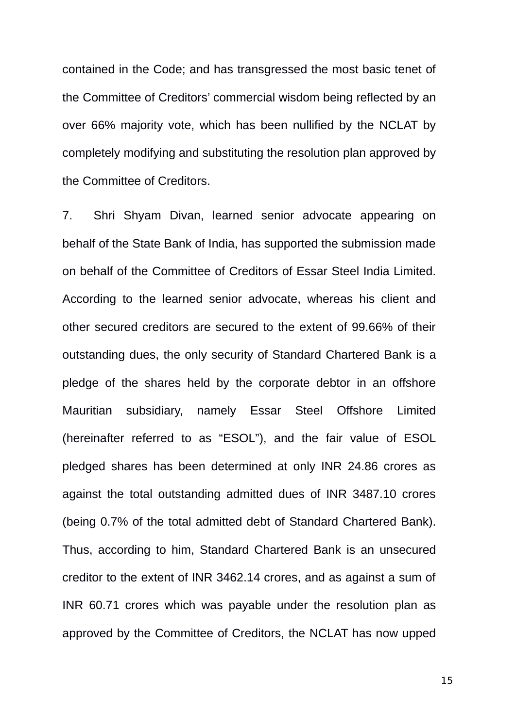contained in the Code; and has transgressed the most basic tenet of the Committee of Creditors' commercial wisdom being reflected by an over 66% majority vote, which has been nullified by the NCLAT by completely modifying and substituting the resolution plan approved by the Committee of Creditors.

7. Shri Shyam Divan, learned senior advocate appearing on behalf of the State Bank of India, has supported the submission made on behalf of the Committee of Creditors of Essar Steel India Limited. According to the learned senior advocate, whereas his client and other secured creditors are secured to the extent of 99.66% of their outstanding dues, the only security of Standard Chartered Bank is a pledge of the shares held by the corporate debtor in an offshore Mauritian subsidiary, namely Essar Steel Offshore Limited (hereinafter referred to as "ESOL"), and the fair value of ESOL pledged shares has been determined at only INR 24.86 crores as against the total outstanding admitted dues of INR 3487.10 crores (being 0.7% of the total admitted debt of Standard Chartered Bank). Thus, according to him, Standard Chartered Bank is an unsecured creditor to the extent of INR 3462.14 crores, and as against a sum of INR 60.71 crores which was payable under the resolution plan as approved by the Committee of Creditors, the NCLAT has now upped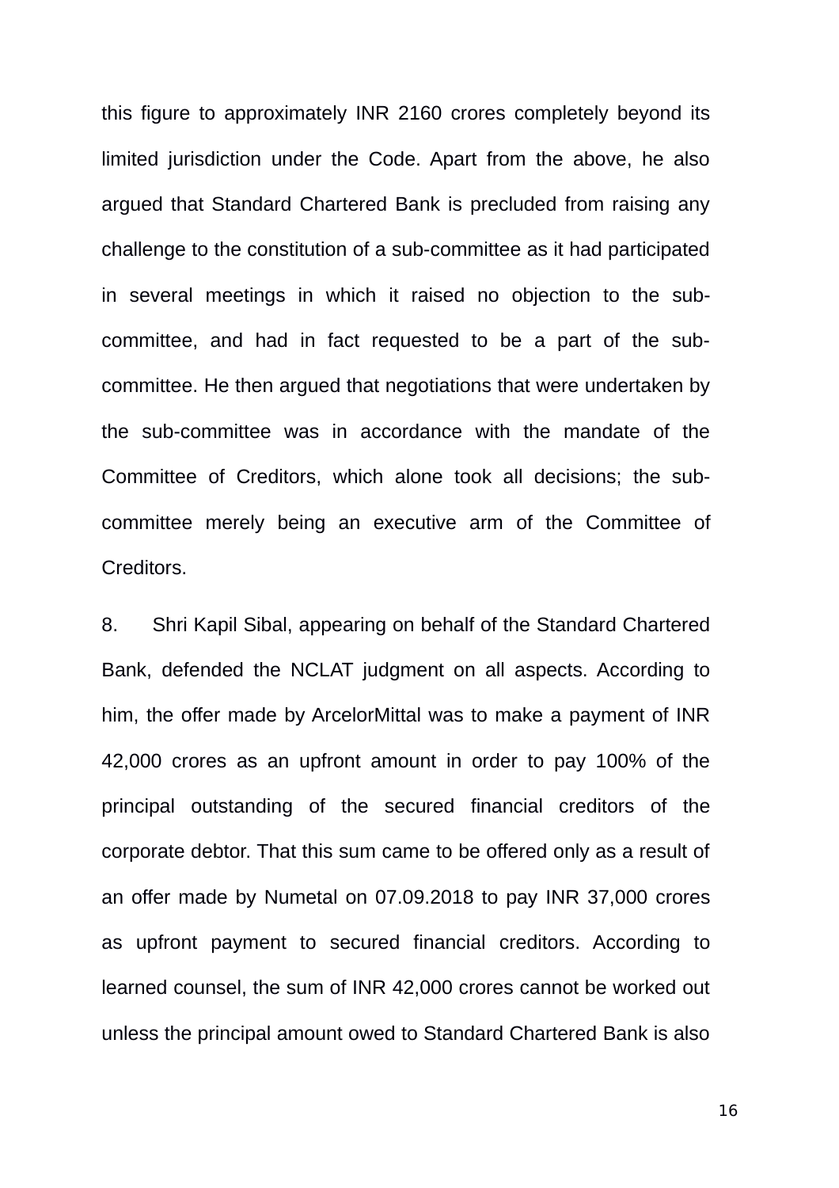this figure to approximately INR 2160 crores completely beyond its limited jurisdiction under the Code. Apart from the above, he also argued that Standard Chartered Bank is precluded from raising any challenge to the constitution of a sub-committee as it had participated in several meetings in which it raised no objection to the sub-committee, and had in fact requested to be a part of the sub-committee. He then argued that negotiations that were undertaken by the sub-committee was in accordance with the mandate of the Committee of Creditors, which alone took all decisions; the sub-committee merely being an executive arm of the Committee of Creditors.

8. Shri Kapil Sibal, appearing on behalf of the Standard Chartered Bank, defended the NCLAT judgment on all aspects. According to him, the offer made by ArcelorMittal was to make a payment of INR 42,000 crores as an upfront amount in order to pay 100% of the principal outstanding of the secured financial creditors of the corporate debtor. That this sum came to be offered only as a result of an offer made by Numetal on 07.09.2018 to pay INR 37,000 crores as upfront payment to secured financial creditors. According to learned counsel, the sum of INR 42,000 crores cannot be worked out unless the principal amount owed to Standard Chartered Bank is also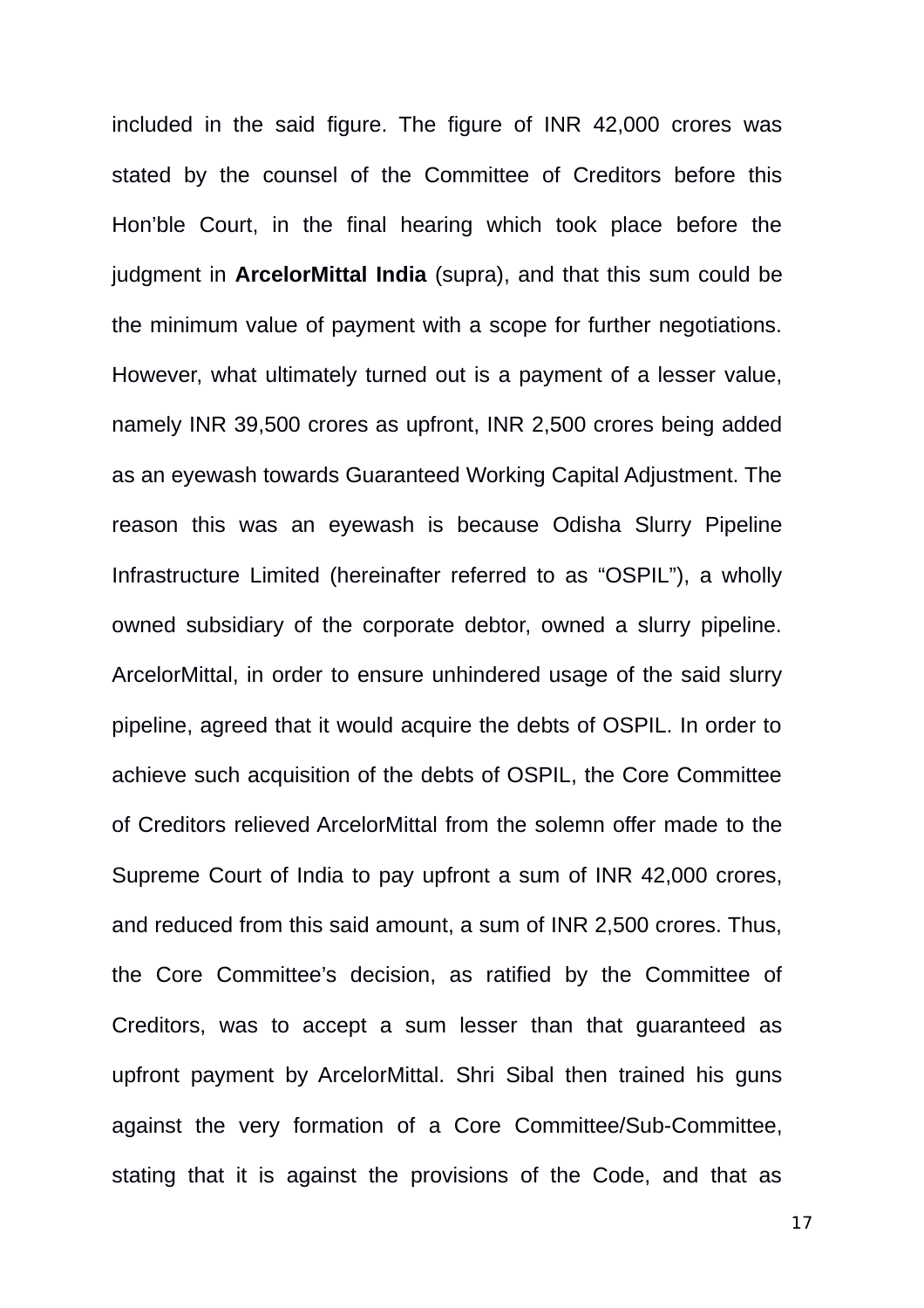included in the said figure. The figure of INR 42,000 crores was stated by the counsel of the Committee of Creditors before this Hon'ble Court, in the final hearing which took place before the judgment in **ArcelorMittal India** (supra), and that this sum could be the minimum value of payment with a scope for further negotiations. However, what ultimately turned out is a payment of a lesser value, namely INR 39,500 crores as upfront, INR 2,500 crores being added as an eyewash towards Guaranteed Working Capital Adjustment. The reason this was an eyewash is because Odisha Slurry Pipeline Infrastructure Limited (hereinafter referred to as "OSPIL"), a wholly owned subsidiary of the corporate debtor, owned a slurry pipeline. ArcelorMittal, in order to ensure unhindered usage of the said slurry pipeline, agreed that it would acquire the debts of OSPIL. In order to achieve such acquisition of the debts of OSPIL, the Core Committee of Creditors relieved ArcelorMittal from the solemn offer made to the Supreme Court of India to pay upfront a sum of INR 42,000 crores, and reduced from this said amount, a sum of INR 2,500 crores. Thus, the Core Committee's decision, as ratified by the Committee of Creditors, was to accept a sum lesser than that guaranteed as upfront payment by ArcelorMittal. Shri Sibal then trained his guns against the very formation of a Core Committee/Sub-Committee, stating that it is against the provisions of the Code, and that as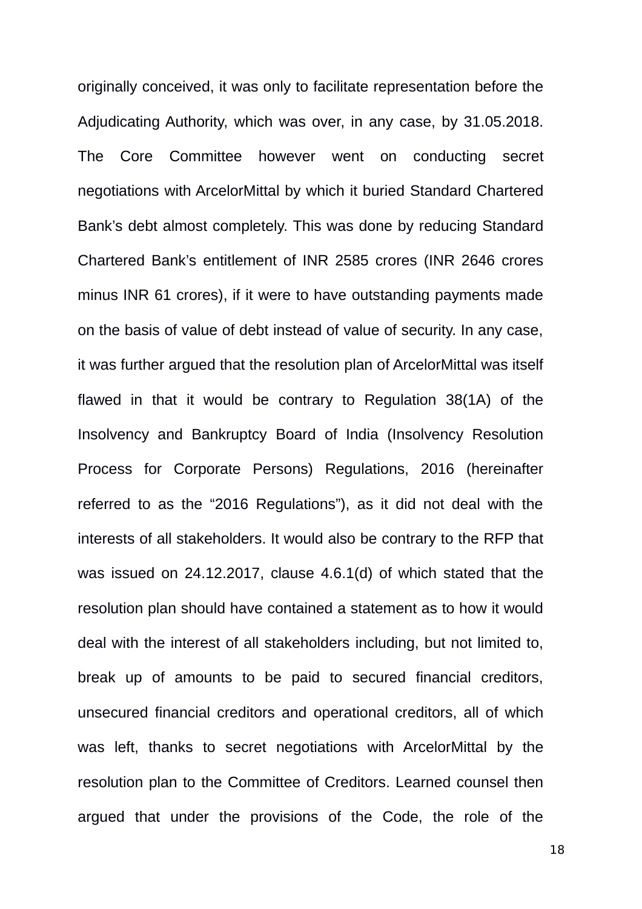originally conceived, it was only to facilitate representation before the Adjudicating Authority, which was over, in any case, by 31.05.2018. The Core Committee however went on conducting secret negotiations with ArcelorMittal by which it buried Standard Chartered Bank's debt almost completely. This was done by reducing Standard Chartered Bank's entitlement of INR 2585 crores (INR 2646 crores minus INR 61 crores), if it were to have outstanding payments made on the basis of value of debt instead of value of security. In any case, it was further argued that the resolution plan of ArcelorMittal was itself flawed in that it would be contrary to Regulation 38(1A) of the Insolvency and Bankruptcy Board of India (Insolvency Resolution Process for Corporate Persons) Regulations, 2016 (hereinafter referred to as the "2016 Regulations"), as it did not deal with the interests of all stakeholders. It would also be contrary to the RFP that was issued on 24.12.2017, clause 4.6.1(d) of which stated that the resolution plan should have contained a statement as to how it would deal with the interest of all stakeholders including, but not limited to, break up of amounts to be paid to secured financial creditors, unsecured financial creditors and operational creditors, all of which was left, thanks to secret negotiations with ArcelorMittal by the resolution plan to the Committee of Creditors. Learned counsel then argued that under the provisions of the Code, the role of the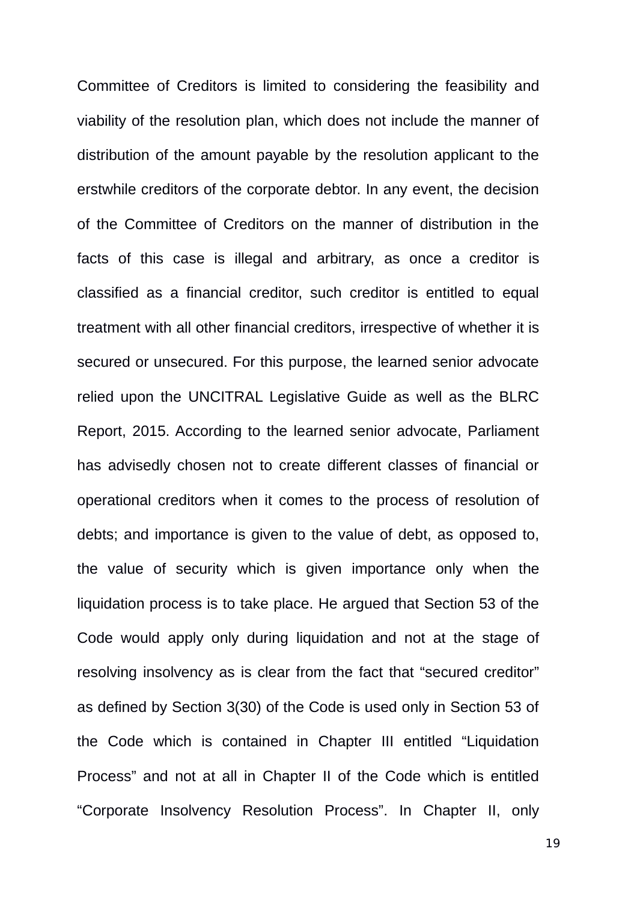Committee of Creditors is limited to considering the feasibility and viability of the resolution plan, which does not include the manner of distribution of the amount payable by the resolution applicant to the erstwhile creditors of the corporate debtor. In any event, the decision of the Committee of Creditors on the manner of distribution in the facts of this case is illegal and arbitrary, as once a creditor is classified as a financial creditor, such creditor is entitled to equal treatment with all other financial creditors, irrespective of whether it is secured or unsecured. For this purpose, the learned senior advocate relied upon the UNCITRAL Legislative Guide as well as the BLRC Report, 2015. According to the learned senior advocate, Parliament has advisedly chosen not to create different classes of financial or operational creditors when it comes to the process of resolution of debts; and importance is given to the value of debt, as opposed to, the value of security which is given importance only when the liquidation process is to take place. He argued that Section 53 of the Code would apply only during liquidation and not at the stage of resolving insolvency as is clear from the fact that "secured creditor" as defined by Section 3(30) of the Code is used only in Section 53 of the Code which is contained in Chapter III entitled "Liquidation Process" and not at all in Chapter II of the Code which is entitled "Corporate Insolvency Resolution Process". In Chapter II, only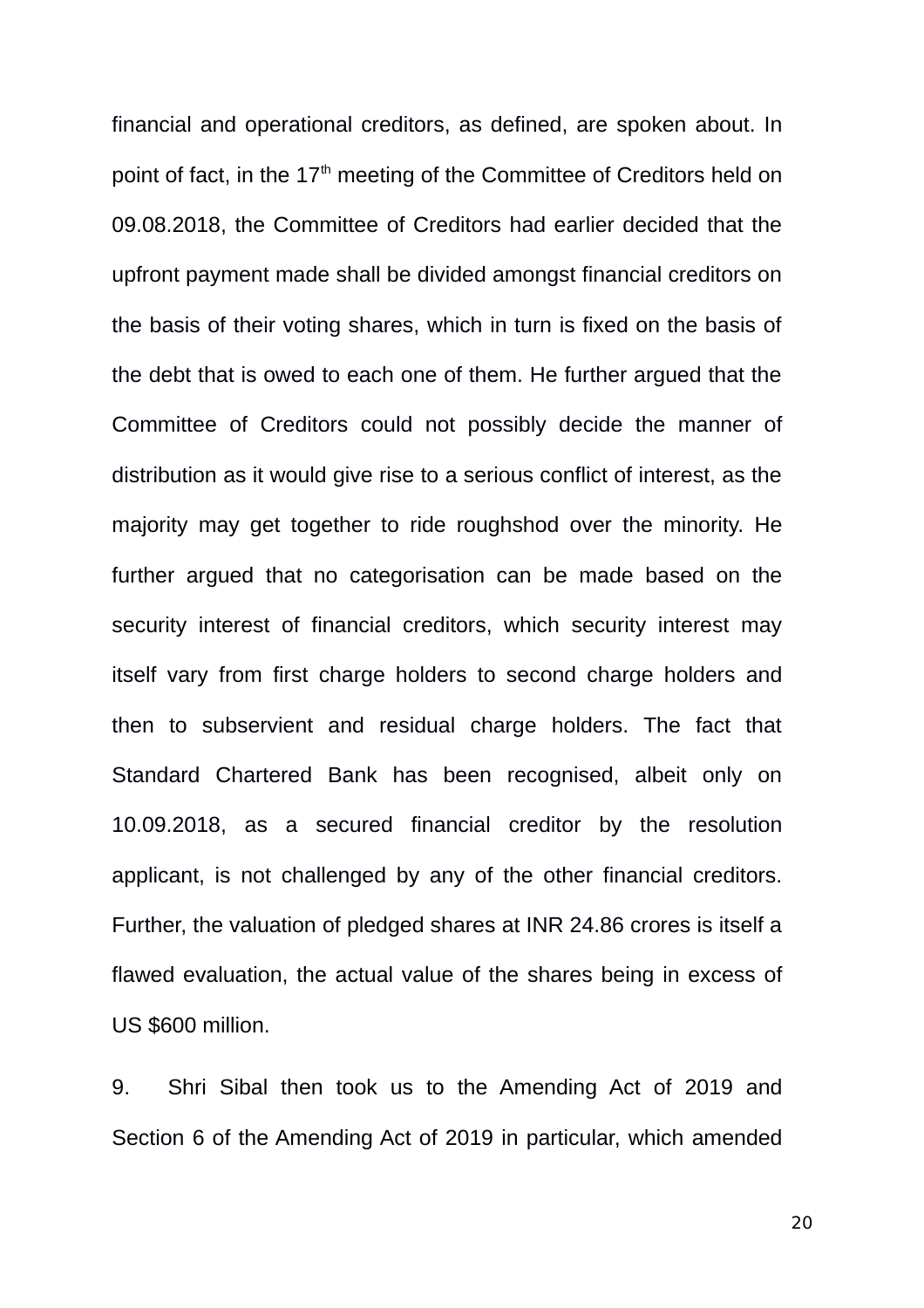financial and operational creditors, as defined, are spoken about. In point of fact, in the 17th meeting of the Committee of Creditors held on 09.08.2018, the Committee of Creditors had earlier decided that the upfront payment made shall be divided amongst financial creditors on the basis of their voting shares, which in turn is fixed on the basis of the debt that is owed to each one of them. He further argued that the Committee of Creditors could not possibly decide the manner of distribution as it would give rise to a serious conflict of interest, as the majority may get together to ride roughshod over the minority. He further argued that no categorisation can be made based on the security interest of financial creditors, which security interest may itself vary from first charge holders to second charge holders and then to subservient and residual charge holders. The fact that Standard Chartered Bank has been recognised, albeit only on 10.09.2018, as a secured financial creditor by the resolution applicant, is not challenged by any of the other financial creditors. Further, the valuation of pledged shares at INR 24.86 crores is itself a flawed evaluation, the actual value of the shares being in excess of US $600 million.

9. Shri Sibal then took us to the Amending Act of 2019 and Section 6 of the Amending Act of 2019 in particular, which amended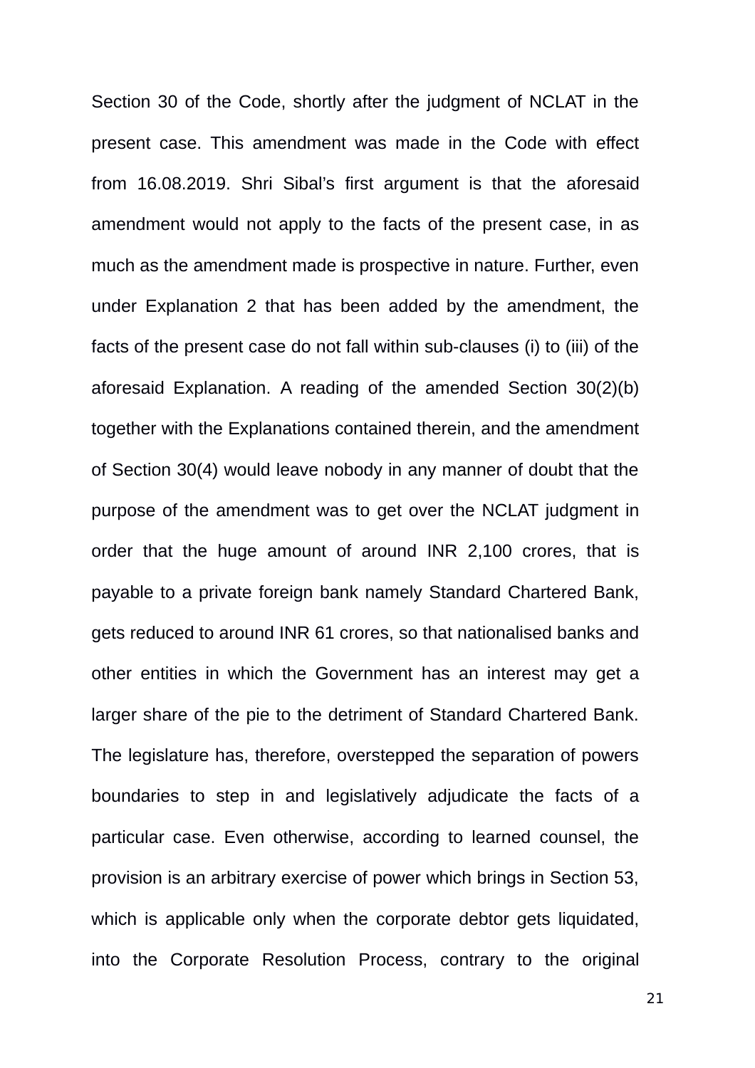Section 30 of the Code, shortly after the judgment of NCLAT in the present case. This amendment was made in the Code with effect from 16.08.2019. Shri Sibal's first argument is that the aforesaid amendment would not apply to the facts of the present case, in as much as the amendment made is prospective in nature. Further, even under Explanation 2 that has been added by the amendment, the facts of the present case do not fall within sub-clauses (i) to (iii) of the aforesaid Explanation. A reading of the amended Section 30(2)(b) together with the Explanations contained therein, and the amendment of Section 30(4) would leave nobody in any manner of doubt that the purpose of the amendment was to get over the NCLAT judgment in order that the huge amount of around INR 2,100 crores, that is payable to a private foreign bank namely Standard Chartered Bank, gets reduced to around INR 61 crores, so that nationalised banks and other entities in which the Government has an interest may get a larger share of the pie to the detriment of Standard Chartered Bank. The legislature has, therefore, overstepped the separation of powers boundaries to step in and legislatively adjudicate the facts of a particular case. Even otherwise, according to learned counsel, the provision is an arbitrary exercise of power which brings in Section 53, which is applicable only when the corporate debtor gets liquidated, into the Corporate Resolution Process, contrary to the original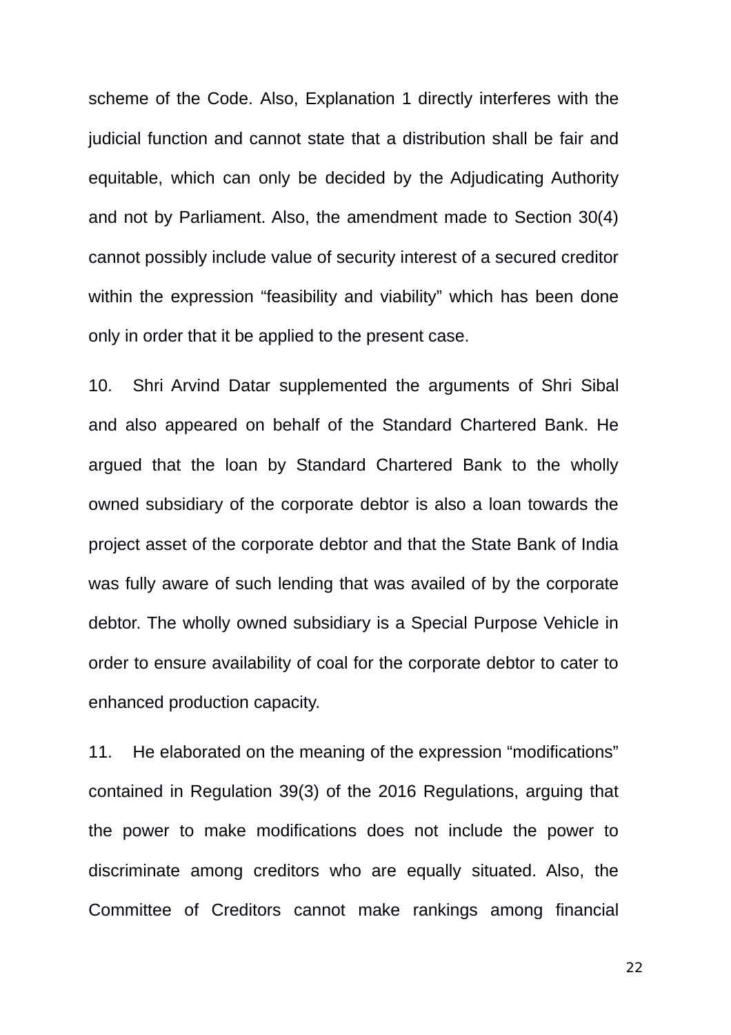scheme of the Code. Also, Explanation 1 directly interferes with the judicial function and cannot state that a distribution shall be fair and equitable, which can only be decided by the Adjudicating Authority and not by Parliament. Also, the amendment made to Section 30(4) cannot possibly include value of security interest of a secured creditor within the expression “feasibility and viability” which has been done only in order that it be applied to the present case.

10. Shri Arvind Datar supplemented the arguments of Shri Sibal and also appeared on behalf of the Standard Chartered Bank. He argued that the loan by Standard Chartered Bank to the wholly owned subsidiary of the corporate debtor is also a loan towards the project asset of the corporate debtor and that the State Bank of India was fully aware of such lending that was availed of by the corporate debtor. The wholly owned subsidiary is a Special Purpose Vehicle in order to ensure availability of coal for the corporate debtor to cater to enhanced production capacity.

11. He elaborated on the meaning of the expression “modifications” contained in Regulation 39(3) of the 2016 Regulations, arguing that the power to make modifications does not include the power to discriminate among creditors who are equally situated. Also, the Committee of Creditors cannot make rankings among financial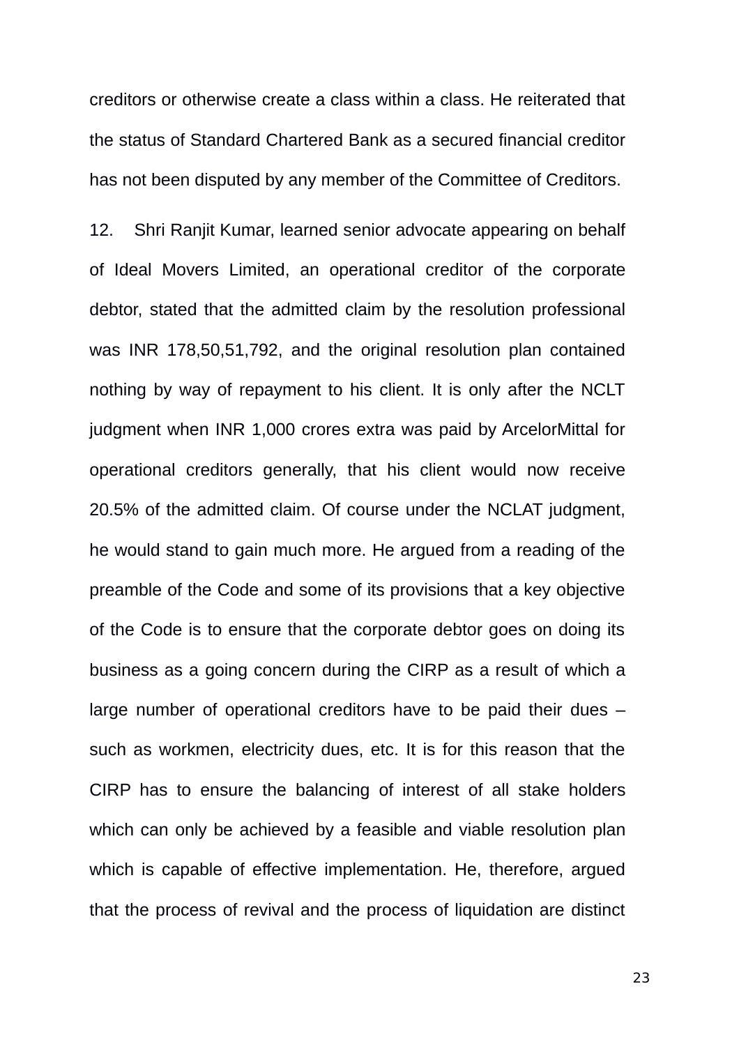creditors or otherwise create a class within a class. He reiterated that the status of Standard Chartered Bank as a secured financial creditor has not been disputed by any member of the Committee of Creditors.

12. Shri Ranjit Kumar, learned senior advocate appearing on behalf of Ideal Movers Limited, an operational creditor of the corporate debtor, stated that the admitted claim by the resolution professional was INR 178,50,51,792, and the original resolution plan contained nothing by way of repayment to his client. It is only after the NCLT judgment when INR 1,000 crores extra was paid by ArcelorMittal for operational creditors generally, that his client would now receive 20.5% of the admitted claim. Of course under the NCLAT judgment, he would stand to gain much more. He argued from a reading of the preamble of the Code and some of its provisions that a key objective of the Code is to ensure that the corporate debtor goes on doing its business as a going concern during the CIRP as a result of which a large number of operational creditors have to be paid their dues – such as workmen, electricity dues, etc. It is for this reason that the CIRP has to ensure the balancing of interest of all stake holders which can only be achieved by a feasible and viable resolution plan which is capable of effective implementation. He, therefore, argued that the process of revival and the process of liquidation are distinct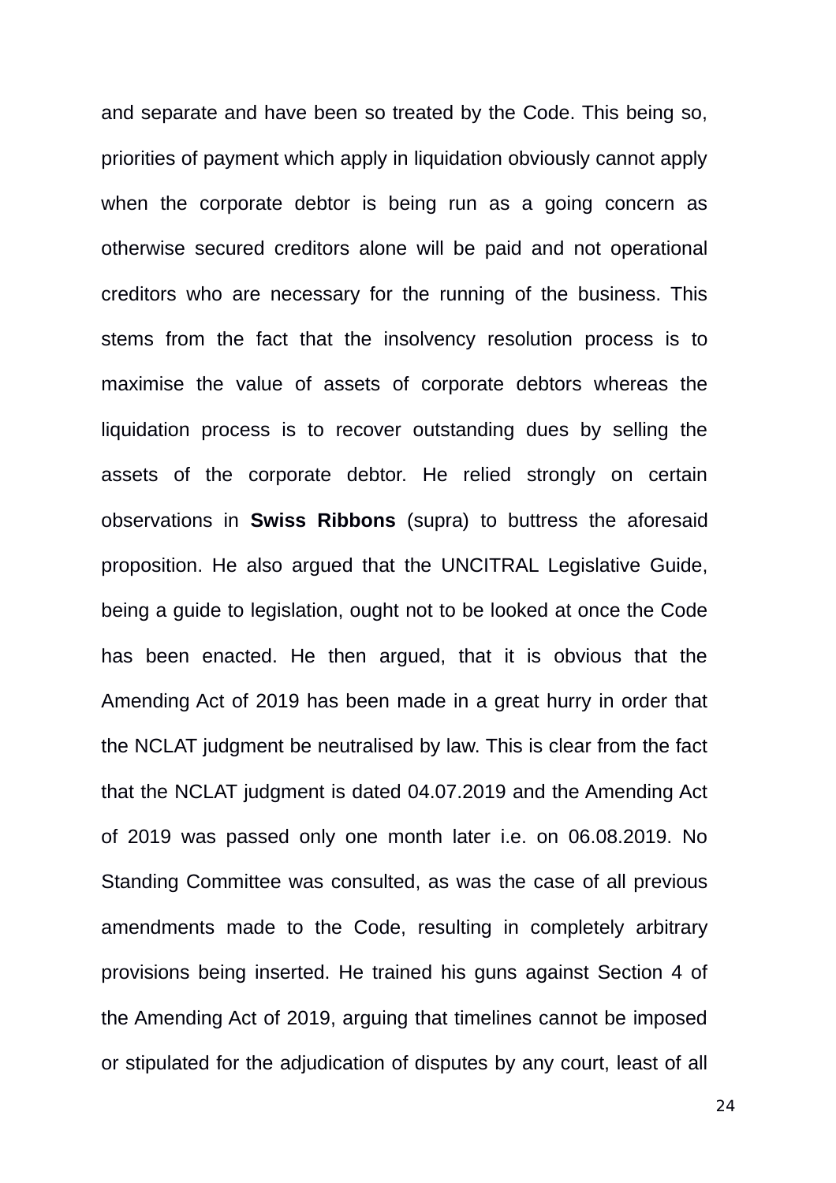and separate and have been so treated by the Code. This being so, priorities of payment which apply in liquidation obviously cannot apply when the corporate debtor is being run as a going concern as otherwise secured creditors alone will be paid and not operational creditors who are necessary for the running of the business. This stems from the fact that the insolvency resolution process is to maximise the value of assets of corporate debtors whereas the liquidation process is to recover outstanding dues by selling the assets of the corporate debtor. He relied strongly on certain observations in **Swiss Ribbons** (supra) to buttress the aforesaid proposition. He also argued that the UNCITRAL Legislative Guide, being a guide to legislation, ought not to be looked at once the Code has been enacted. He then argued, that it is obvious that the Amending Act of 2019 has been made in a great hurry in order that the NCLAT judgment be neutralised by law. This is clear from the fact that the NCLAT judgment is dated 04.07.2019 and the Amending Act of 2019 was passed only one month later i.e. on 06.08.2019. No Standing Committee was consulted, as was the case of all previous amendments made to the Code, resulting in completely arbitrary provisions being inserted. He trained his guns against Section 4 of the Amending Act of 2019, arguing that timelines cannot be imposed or stipulated for the adjudication of disputes by any court, least of all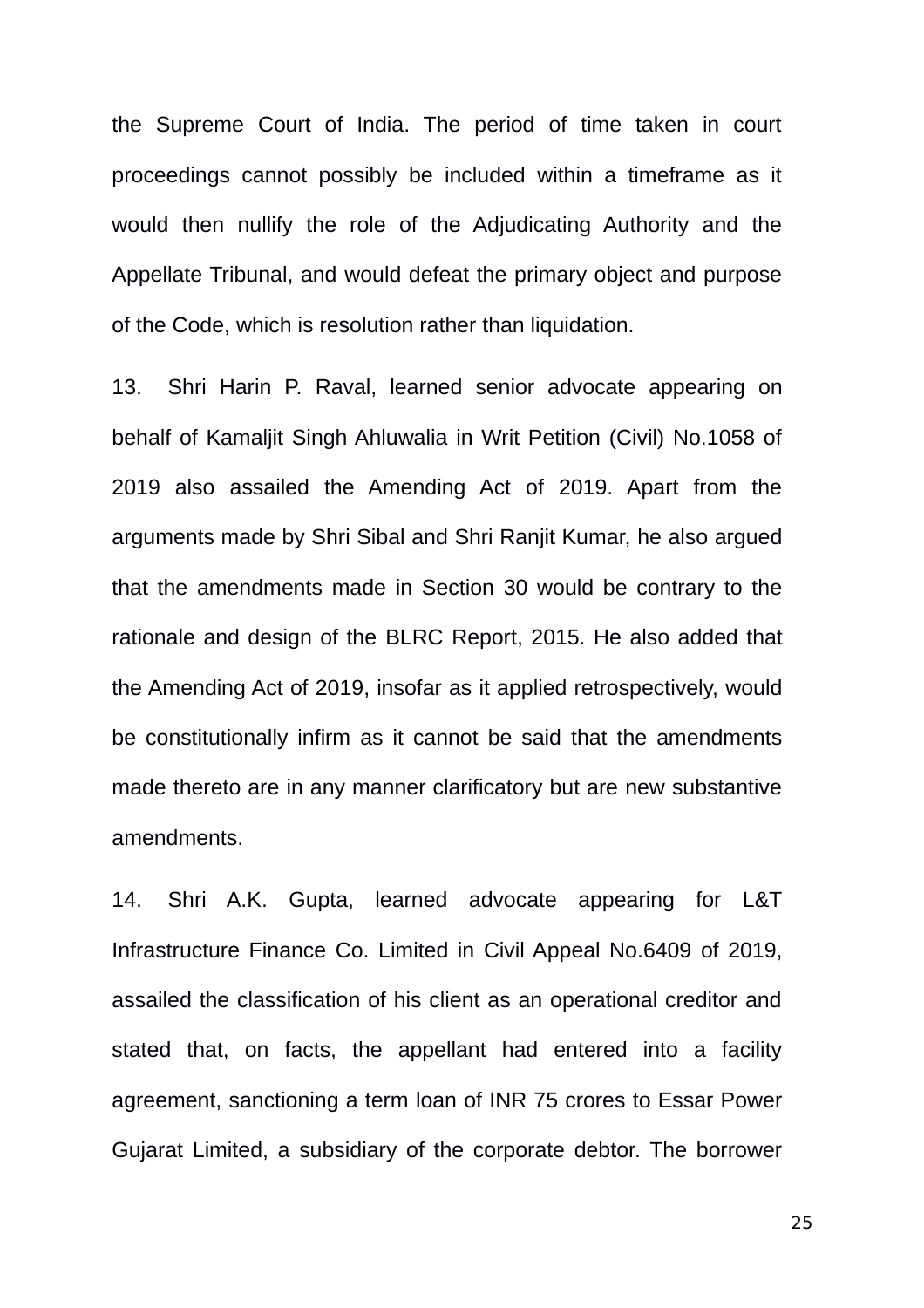the Supreme Court of India. The period of time taken in court proceedings cannot possibly be included within a timeframe as it would then nullify the role of the Adjudicating Authority and the Appellate Tribunal, and would defeat the primary object and purpose of the Code, which is resolution rather than liquidation.

13. Shri Harin P. Raval, learned senior advocate appearing on behalf of Kamaljit Singh Ahluwalia in Writ Petition (Civil) No.1058 of 2019 also assailed the Amending Act of 2019. Apart from the arguments made by Shri Sibal and Shri Ranjit Kumar, he also argued that the amendments made in Section 30 would be contrary to the rationale and design of the BLRC Report, 2015. He also added that the Amending Act of 2019, insofar as it applied retrospectively, would be constitutionally infirm as it cannot be said that the amendments made thereto are in any manner clarificatory but are new substantive amendments.

14. Shri A.K. Gupta, learned advocate appearing for L&T Infrastructure Finance Co. Limited in Civil Appeal No.6409 of 2019, assailed the classification of his client as an operational creditor and stated that, on facts, the appellant had entered into a facility agreement, sanctioning a term loan of INR 75 crores to Essar Power Gujarat Limited, a subsidiary of the corporate debtor. The borrower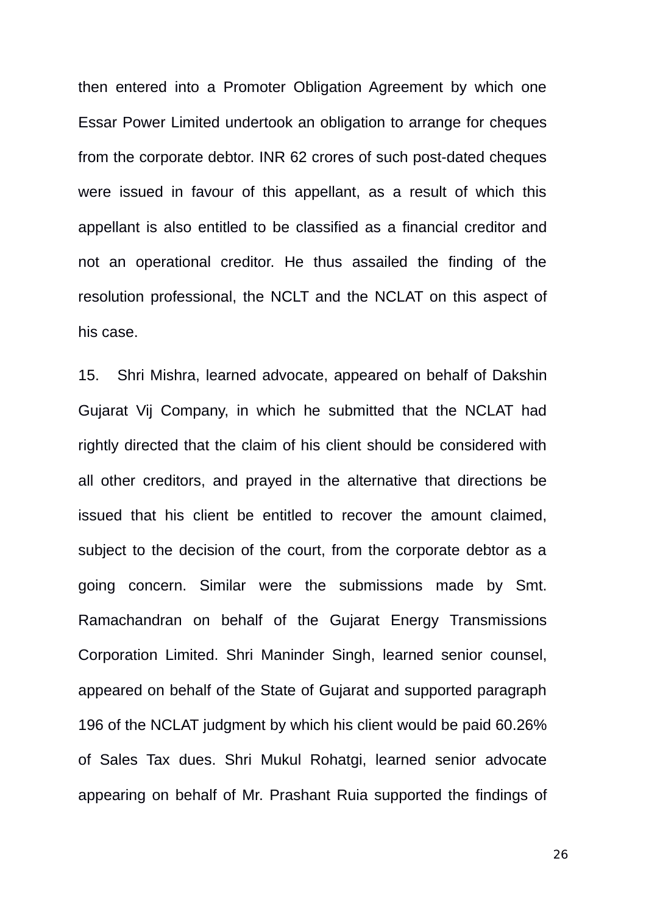then entered into a Promoter Obligation Agreement by which one Essar Power Limited undertook an obligation to arrange for cheques from the corporate debtor. INR 62 crores of such post-dated cheques were issued in favour of this appellant, as a result of which this appellant is also entitled to be classified as a financial creditor and not an operational creditor. He thus assailed the finding of the resolution professional, the NCLT and the NCLAT on this aspect of his case.

15. Shri Mishra, learned advocate, appeared on behalf of Dakshin Gujarat Vij Company, in which he submitted that the NCLAT had rightly directed that the claim of his client should be considered with all other creditors, and prayed in the alternative that directions be issued that his client be entitled to recover the amount claimed, subject to the decision of the court, from the corporate debtor as a going concern. Similar were the submissions made by Smt. Ramachandran on behalf of the Gujarat Energy Transmissions Corporation Limited. Shri Maninder Singh, learned senior counsel, appeared on behalf of the State of Gujarat and supported paragraph 196 of the NCLAT judgment by which his client would be paid 60.26% of Sales Tax dues. Shri Mukul Rohatgi, learned senior advocate appearing on behalf of Mr. Prashant Ruia supported the findings of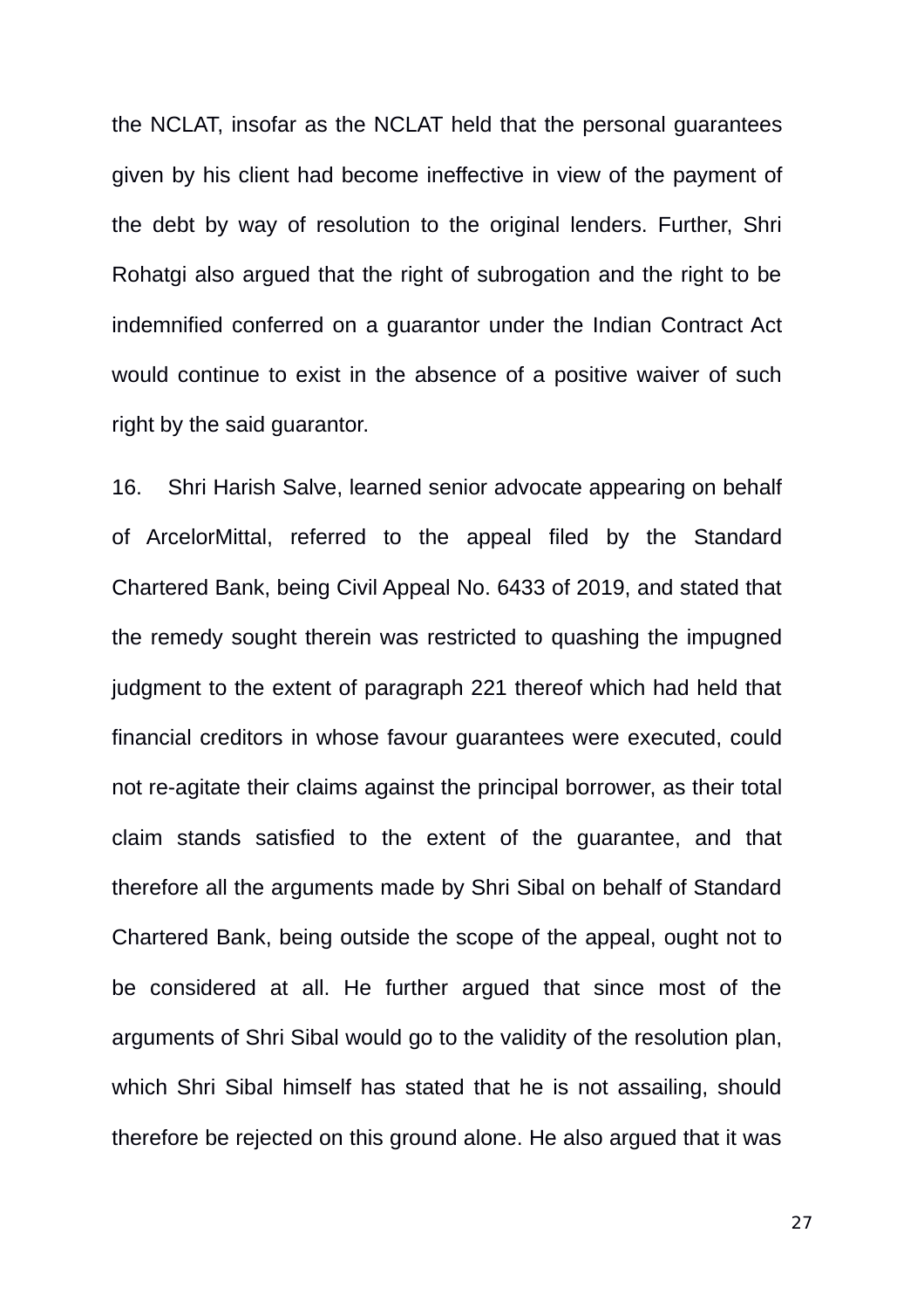the NCLAT, insofar as the NCLAT held that the personal guarantees given by his client had become ineffective in view of the payment of the debt by way of resolution to the original lenders. Further, Shri Rohatgi also argued that the right of subrogation and the right to be indemnified conferred on a guarantor under the Indian Contract Act would continue to exist in the absence of a positive waiver of such right by the said guarantor.

16. Shri Harish Salve, learned senior advocate appearing on behalf of ArcelorMittal, referred to the appeal filed by the Standard Chartered Bank, being Civil Appeal No. 6433 of 2019, and stated that the remedy sought therein was restricted to quashing the impugned judgment to the extent of paragraph 221 thereof which had held that financial creditors in whose favour guarantees were executed, could not re-agitate their claims against the principal borrower, as their total claim stands satisfied to the extent of the guarantee, and that therefore all the arguments made by Shri Sibal on behalf of Standard Chartered Bank, being outside the scope of the appeal, ought not to be considered at all. He further argued that since most of the arguments of Shri Sibal would go to the validity of the resolution plan, which Shri Sibal himself has stated that he is not assailing, should therefore be rejected on this ground alone. He also argued that it was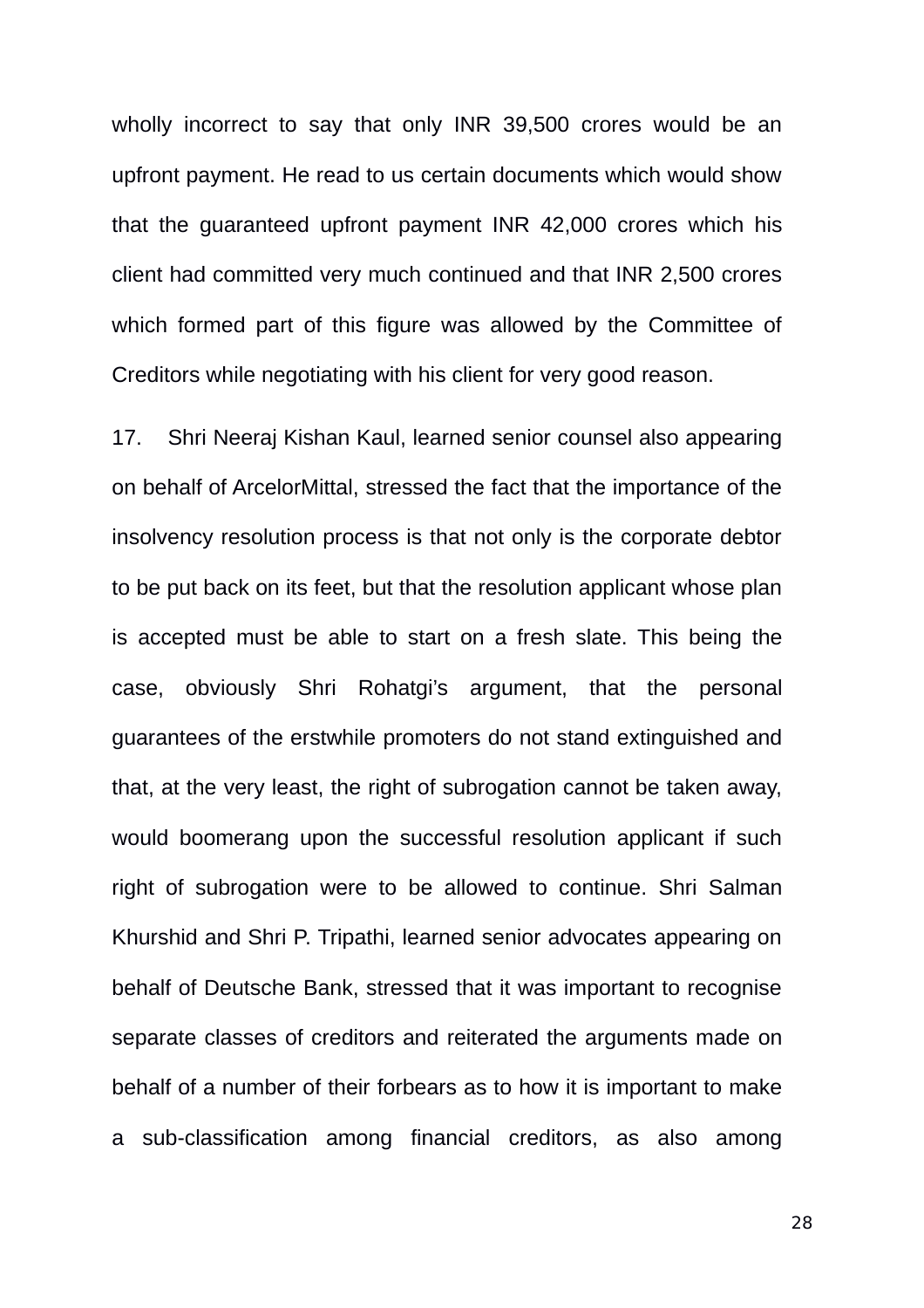wholly incorrect to say that only INR 39,500 crores would be an upfront payment. He read to us certain documents which would show that the guaranteed upfront payment INR 42,000 crores which his client had committed very much continued and that INR 2,500 crores which formed part of this figure was allowed by the Committee of Creditors while negotiating with his client for very good reason.

17. Shri Neeraj Kishan Kaul, learned senior counsel also appearing on behalf of ArcelorMittal, stressed the fact that the importance of the insolvency resolution process is that not only is the corporate debtor to be put back on its feet, but that the resolution applicant whose plan is accepted must be able to start on a fresh slate. This being the case, obviously Shri Rohatgi's argument, that the personal guarantees of the erstwhile promoters do not stand extinguished and that, at the very least, the right of subrogation cannot be taken away, would boomerang upon the successful resolution applicant if such right of subrogation were to be allowed to continue. Shri Salman Khurshid and Shri P. Tripathi, learned senior advocates appearing on behalf of Deutsche Bank, stressed that it was important to recognise separate classes of creditors and reiterated the arguments made on behalf of a number of their forbears as to how it is important to make a sub-classification among financial creditors, as also among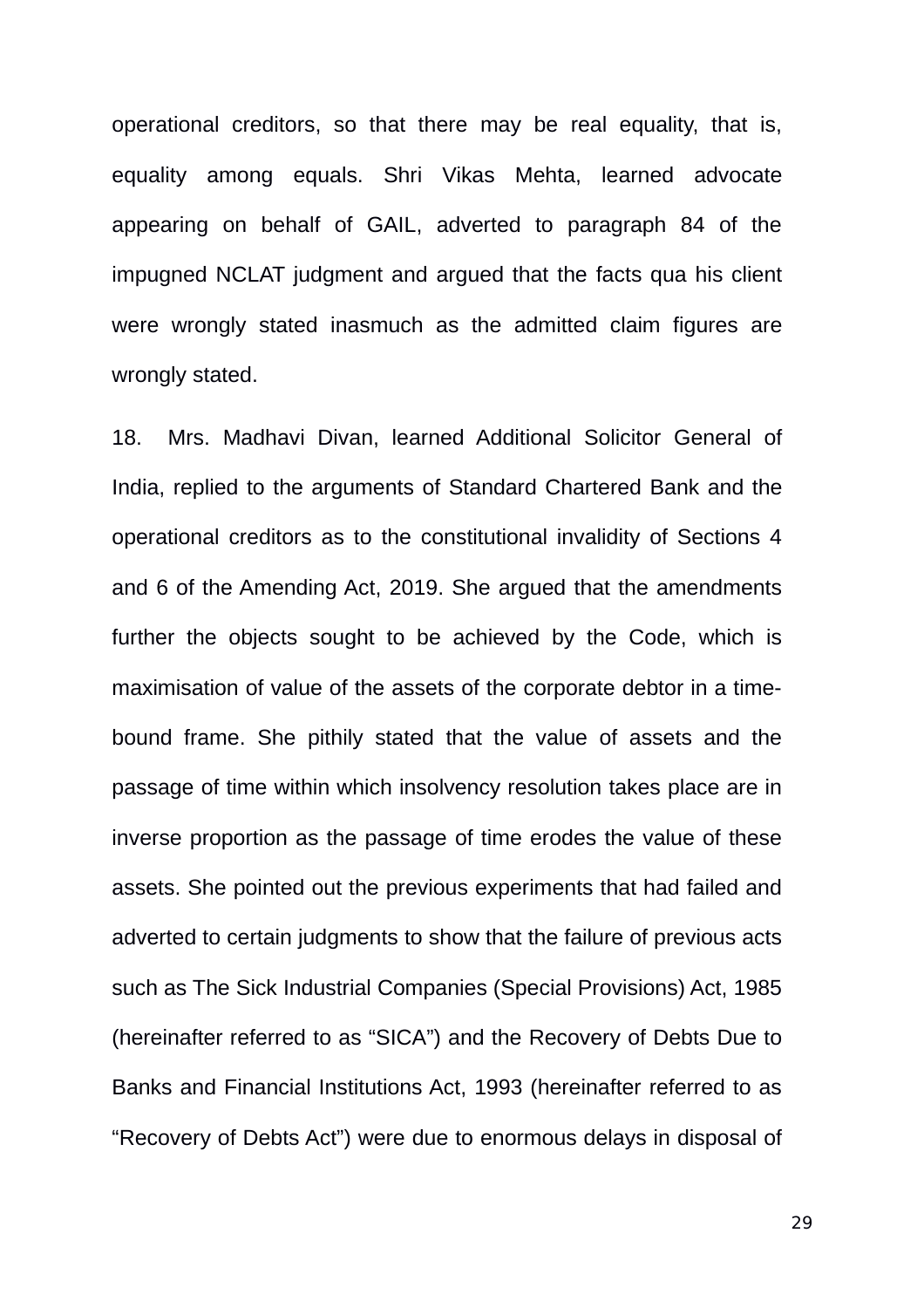operational creditors, so that there may be real equality, that is, equality among equals. Shri Vikas Mehta, learned advocate appearing on behalf of GAIL, adverted to paragraph 84 of the impugned NCLAT judgment and argued that the facts qua his client were wrongly stated inasmuch as the admitted claim figures are wrongly stated.

18. Mrs. Madhavi Divan, learned Additional Solicitor General of India, replied to the arguments of Standard Chartered Bank and the operational creditors as to the constitutional invalidity of Sections 4 and 6 of the Amending Act, 2019. She argued that the amendments further the objects sought to be achieved by the Code, which is maximisation of value of the assets of the corporate debtor in a time-bound frame. She pithily stated that the value of assets and the passage of time within which insolvency resolution takes place are in inverse proportion as the passage of time erodes the value of these assets. She pointed out the previous experiments that had failed and adverted to certain judgments to show that the failure of previous acts such as The Sick Industrial Companies (Special Provisions) Act, 1985 (hereinafter referred to as "SICA") and the Recovery of Debts Due to Banks and Financial Institutions Act, 1993 (hereinafter referred to as "Recovery of Debts Act") were due to enormous delays in disposal of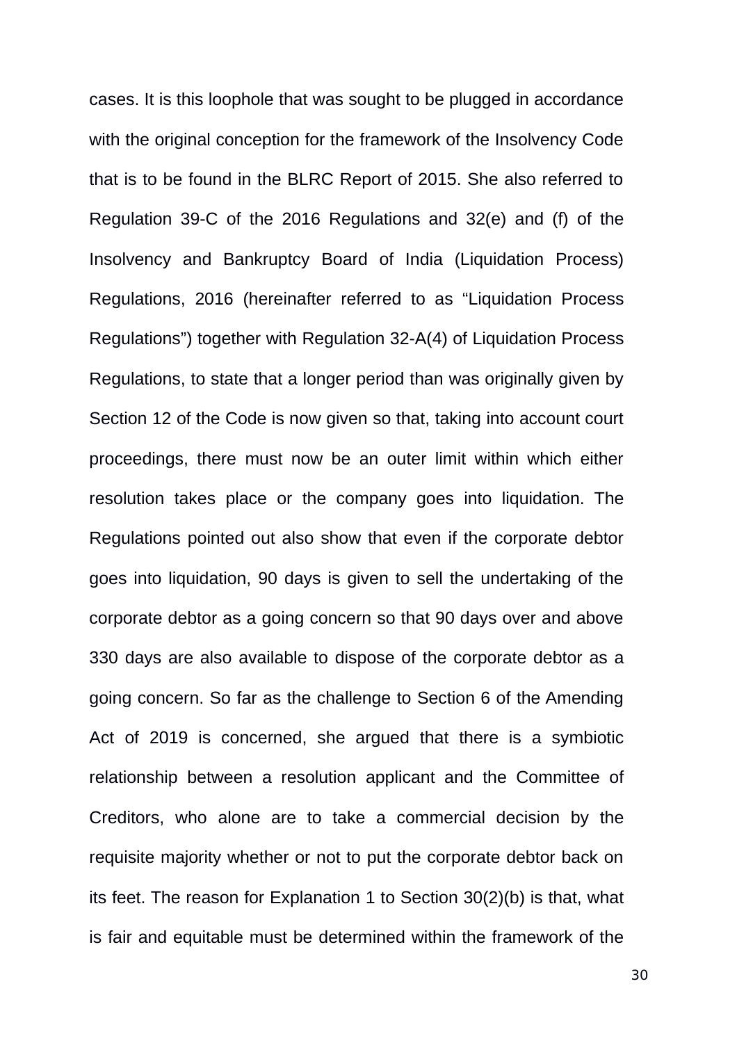cases. It is this loophole that was sought to be plugged in accordance with the original conception for the framework of the Insolvency Code that is to be found in the BLRC Report of 2015. She also referred to Regulation 39-C of the 2016 Regulations and 32(e) and (f) of the Insolvency and Bankruptcy Board of India (Liquidation Process) Regulations, 2016 (hereinafter referred to as "Liquidation Process Regulations") together with Regulation 32-A(4) of Liquidation Process Regulations, to state that a longer period than was originally given by Section 12 of the Code is now given so that, taking into account court proceedings, there must now be an outer limit within which either resolution takes place or the company goes into liquidation. The Regulations pointed out also show that even if the corporate debtor goes into liquidation, 90 days is given to sell the undertaking of the corporate debtor as a going concern so that 90 days over and above 330 days are also available to dispose of the corporate debtor as a going concern. So far as the challenge to Section 6 of the Amending Act of 2019 is concerned, she argued that there is a symbiotic relationship between a resolution applicant and the Committee of Creditors, who alone are to take a commercial decision by the requisite majority whether or not to put the corporate debtor back on its feet. The reason for Explanation 1 to Section 30(2)(b) is that, what is fair and equitable must be determined within the framework of the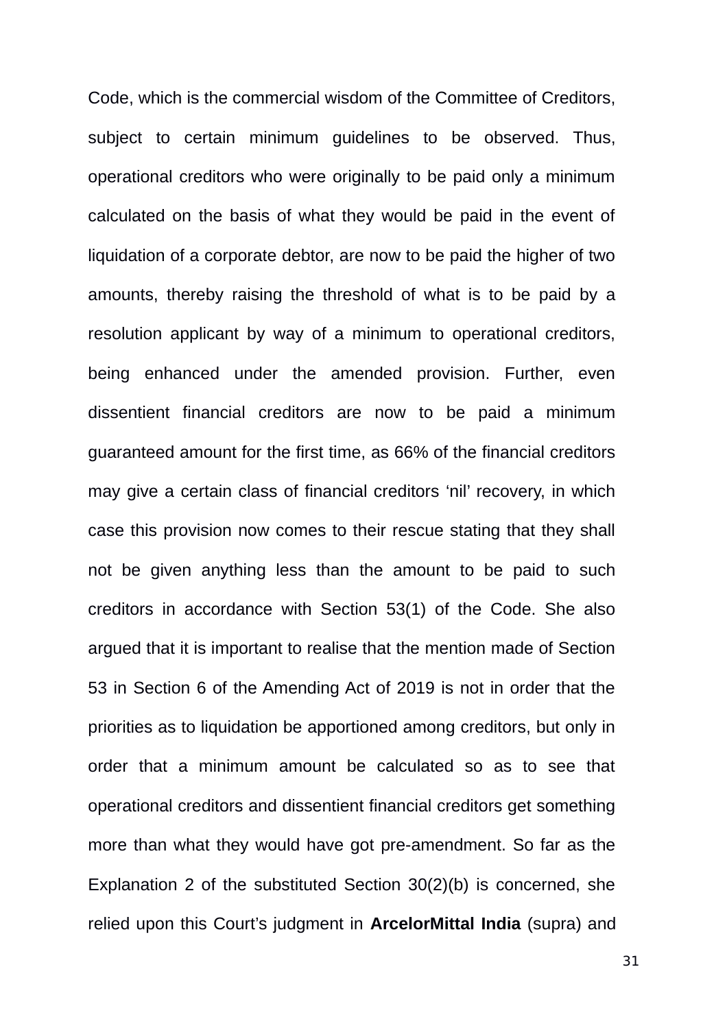Code, which is the commercial wisdom of the Committee of Creditors, subject to certain minimum guidelines to be observed. Thus, operational creditors who were originally to be paid only a minimum calculated on the basis of what they would be paid in the event of liquidation of a corporate debtor, are now to be paid the higher of two amounts, thereby raising the threshold of what is to be paid by a resolution applicant by way of a minimum to operational creditors, being enhanced under the amended provision. Further, even dissentient financial creditors are now to be paid a minimum guaranteed amount for the first time, as 66% of the financial creditors may give a certain class of financial creditors 'nil' recovery, in which case this provision now comes to their rescue stating that they shall not be given anything less than the amount to be paid to such creditors in accordance with Section 53(1) of the Code. She also argued that it is important to realise that the mention made of Section 53 in Section 6 of the Amending Act of 2019 is not in order that the priorities as to liquidation be apportioned among creditors, but only in order that a minimum amount be calculated so as to see that operational creditors and dissentient financial creditors get something more than what they would have got pre-amendment. So far as the Explanation 2 of the substituted Section 30(2)(b) is concerned, she relied upon this Court's judgment in **ArcelorMittal India** (supra) and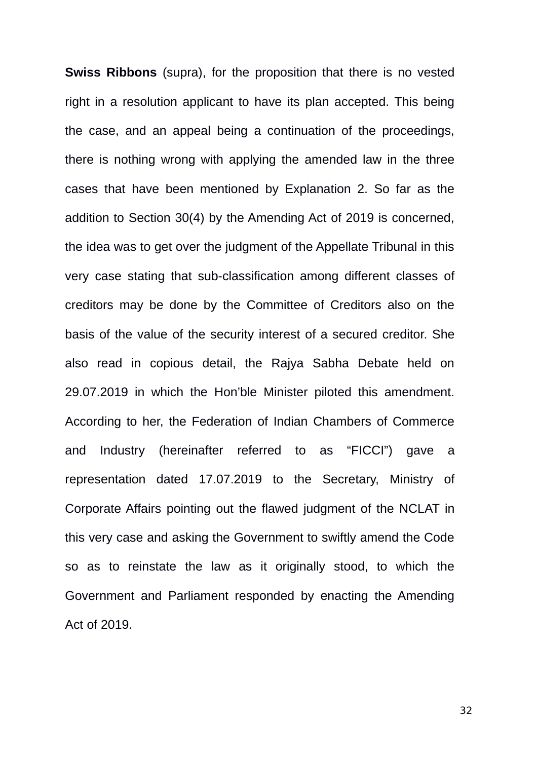**Swiss Ribbons** (supra), for the proposition that there is no vested right in a resolution applicant to have its plan accepted. This being the case, and an appeal being a continuation of the proceedings, there is nothing wrong with applying the amended law in the three cases that have been mentioned by Explanation 2. So far as the addition to Section 30(4) by the Amending Act of 2019 is concerned, the idea was to get over the judgment of the Appellate Tribunal in this very case stating that sub-classification among different classes of creditors may be done by the Committee of Creditors also on the basis of the value of the security interest of a secured creditor. She also read in copious detail, the Rajya Sabha Debate held on 29.07.2019 in which the Hon'ble Minister piloted this amendment. According to her, the Federation of Indian Chambers of Commerce and Industry (hereinafter referred to as "FICCI") gave a representation dated 17.07.2019 to the Secretary, Ministry of Corporate Affairs pointing out the flawed judgment of the NCLAT in this very case and asking the Government to swiftly amend the Code so as to reinstate the law as it originally stood, to which the Government and Parliament responded by enacting the Amending Act of 2019.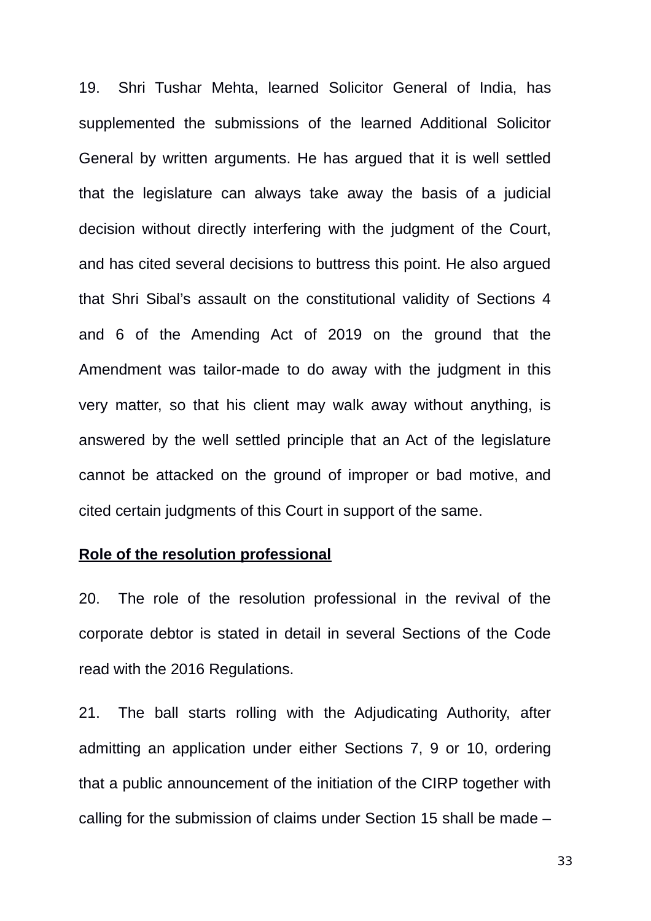19. Shri Tushar Mehta, learned Solicitor General of India, has supplemented the submissions of the learned Additional Solicitor General by written arguments. He has argued that it is well settled that the legislature can always take away the basis of a judicial decision without directly interfering with the judgment of the Court, and has cited several decisions to buttress this point. He also argued that Shri Sibal's assault on the constitutional validity of Sections 4 and 6 of the Amending Act of 2019 on the ground that the Amendment was tailor-made to do away with the judgment in this very matter, so that his client may walk away without anything, is answered by the well settled principle that an Act of the legislature cannot be attacked on the ground of improper or bad motive, and cited certain judgments of this Court in support of the same.

**Role of the resolution professional**

20. The role of the resolution professional in the revival of the corporate debtor is stated in detail in several Sections of the Code read with the 2016 Regulations.

21. The ball starts rolling with the Adjudicating Authority, after admitting an application under either Sections 7, 9 or 10, ordering that a public announcement of the initiation of the CIRP together with calling for the submission of claims under Section 15 shall be made –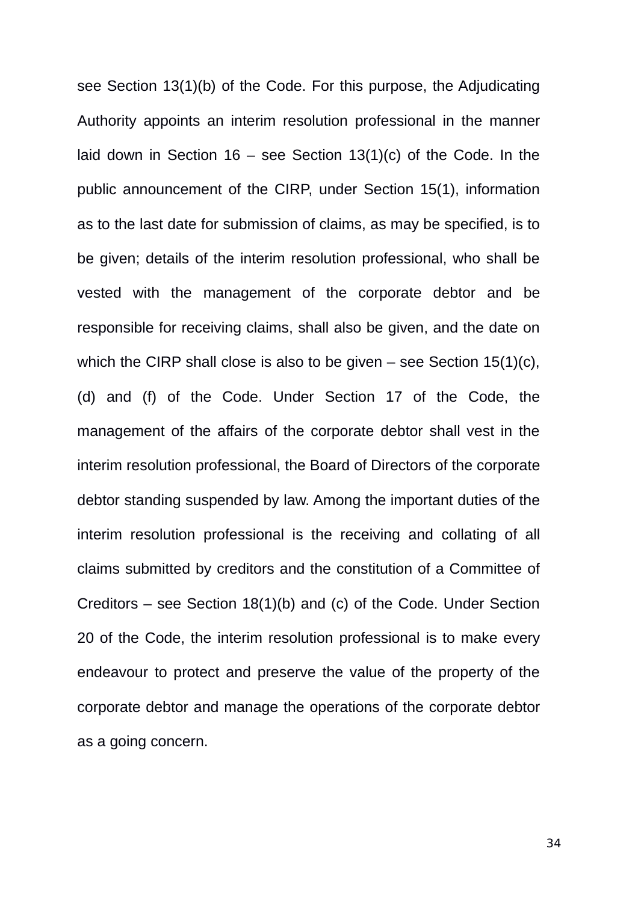see Section 13(1)(b) of the Code. For this purpose, the Adjudicating Authority appoints an interim resolution professional in the manner laid down in Section 16 – see Section 13(1)(c) of the Code. In the public announcement of the CIRP, under Section 15(1), information as to the last date for submission of claims, as may be specified, is to be given; details of the interim resolution professional, who shall be vested with the management of the corporate debtor and be responsible for receiving claims, shall also be given, and the date on which the CIRP shall close is also to be given – see Section 15(1)(c), (d) and (f) of the Code. Under Section 17 of the Code, the management of the affairs of the corporate debtor shall vest in the interim resolution professional, the Board of Directors of the corporate debtor standing suspended by law. Among the important duties of the interim resolution professional is the receiving and collating of all claims submitted by creditors and the constitution of a Committee of Creditors – see Section 18(1)(b) and (c) of the Code. Under Section 20 of the Code, the interim resolution professional is to make every endeavour to protect and preserve the value of the property of the corporate debtor and manage the operations of the corporate debtor as a going concern.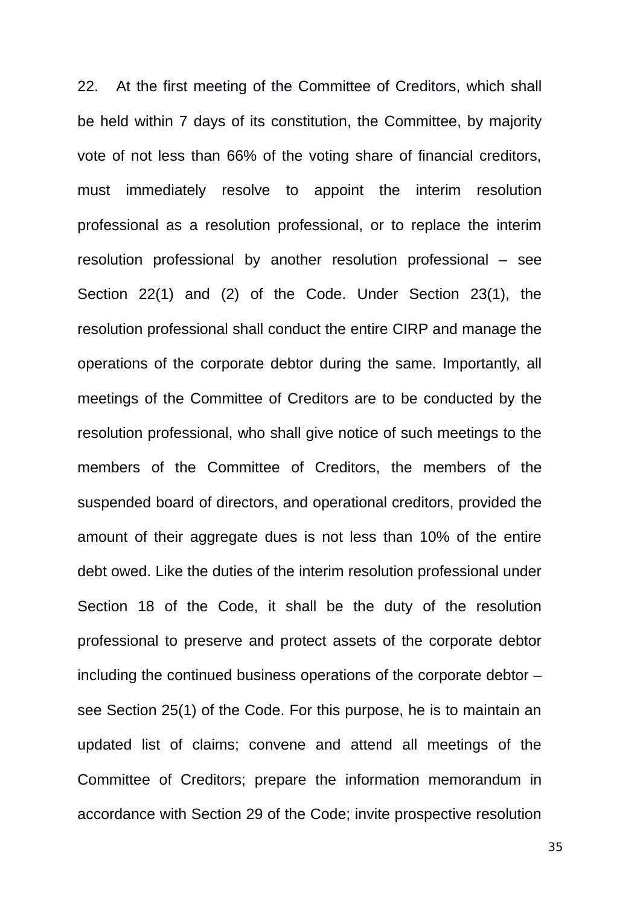22. At the first meeting of the Committee of Creditors, which shall be held within 7 days of its constitution, the Committee, by majority vote of not less than 66% of the voting share of financial creditors, must immediately resolve to appoint the interim resolution professional as a resolution professional, or to replace the interim resolution professional by another resolution professional – see Section 22(1) and (2) of the Code. Under Section 23(1), the resolution professional shall conduct the entire CIRP and manage the operations of the corporate debtor during the same. Importantly, all meetings of the Committee of Creditors are to be conducted by the resolution professional, who shall give notice of such meetings to the members of the Committee of Creditors, the members of the suspended board of directors, and operational creditors, provided the amount of their aggregate dues is not less than 10% of the entire debt owed. Like the duties of the interim resolution professional under Section 18 of the Code, it shall be the duty of the resolution professional to preserve and protect assets of the corporate debtor including the continued business operations of the corporate debtor – see Section 25(1) of the Code. For this purpose, he is to maintain an updated list of claims; convene and attend all meetings of the Committee of Creditors; prepare the information memorandum in accordance with Section 29 of the Code; invite prospective resolution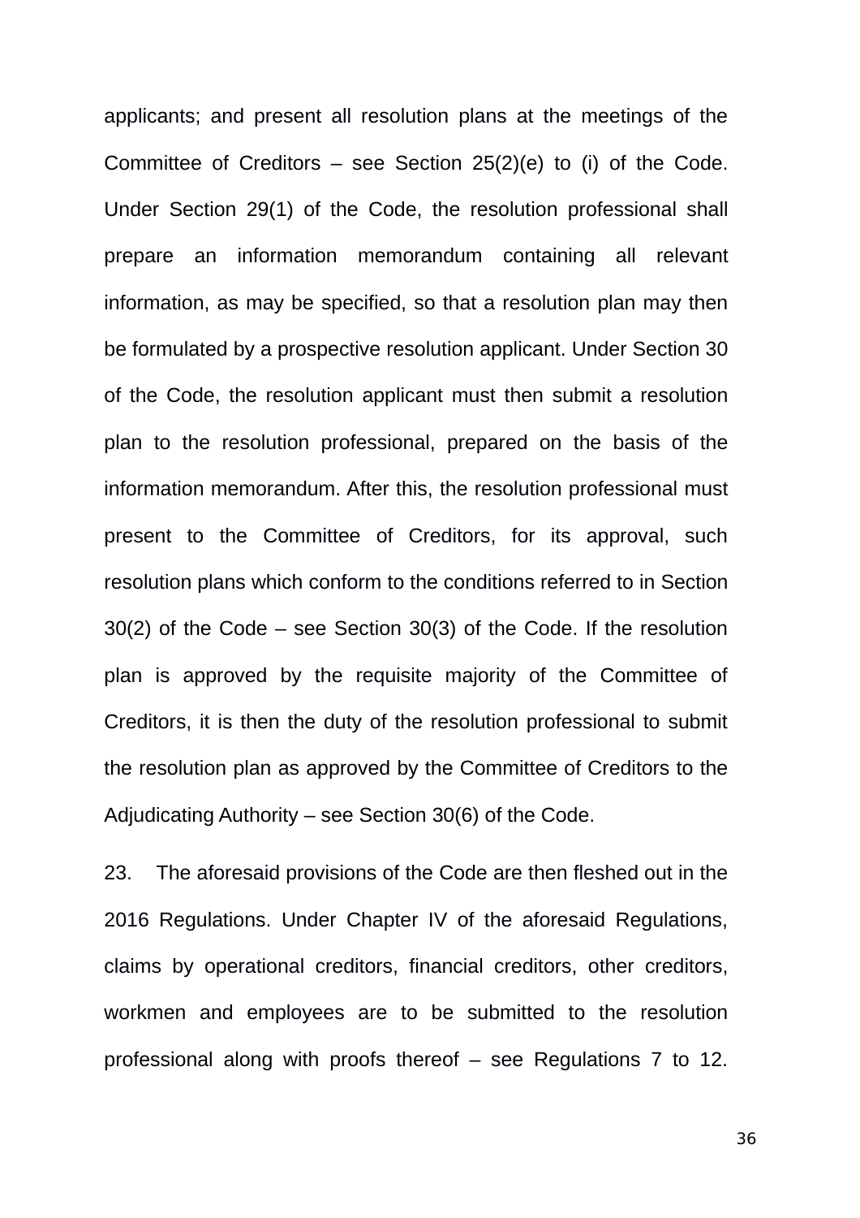applicants; and present all resolution plans at the meetings of the Committee of Creditors – see Section 25(2)(e) to (i) of the Code. Under Section 29(1) of the Code, the resolution professional shall prepare an information memorandum containing all relevant information, as may be specified, so that a resolution plan may then be formulated by a prospective resolution applicant. Under Section 30 of the Code, the resolution applicant must then submit a resolution plan to the resolution professional, prepared on the basis of the information memorandum. After this, the resolution professional must present to the Committee of Creditors, for its approval, such resolution plans which conform to the conditions referred to in Section 30(2) of the Code – see Section 30(3) of the Code. If the resolution plan is approved by the requisite majority of the Committee of Creditors, it is then the duty of the resolution professional to submit the resolution plan as approved by the Committee of Creditors to the Adjudicating Authority – see Section 30(6) of the Code.

23. The aforesaid provisions of the Code are then fleshed out in the 2016 Regulations. Under Chapter IV of the aforesaid Regulations, claims by operational creditors, financial creditors, other creditors, workmen and employees are to be submitted to the resolution professional along with proofs thereof – see Regulations 7 to 12.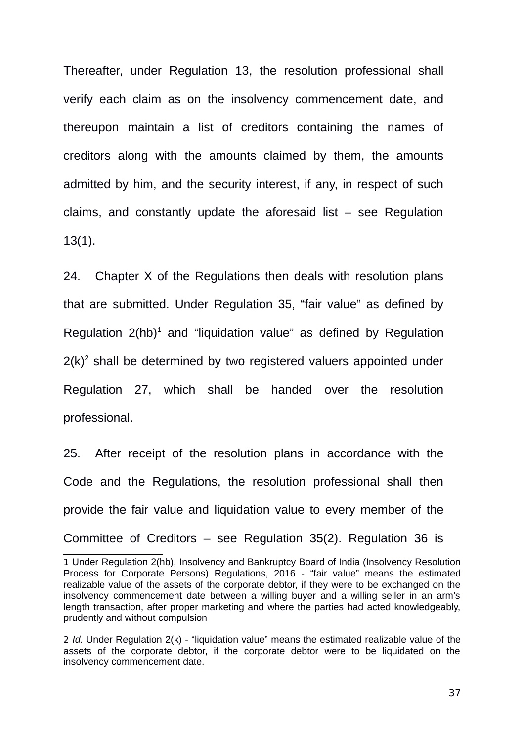Thereafter, under Regulation 13, the resolution professional shall verify each claim as on the insolvency commencement date, and thereupon maintain a list of creditors containing the names of creditors along with the amounts claimed by them, the amounts admitted by him, and the security interest, if any, in respect of such claims, and constantly update the aforesaid list – see Regulation 13(1).

24. Chapter X of the Regulations then deals with resolution plans that are submitted. Under Regulation 35, "fair value" as defined by Regulation 2(hb)[1] and "liquidation value" as defined by Regulation 2(k)[2] shall be determined by two registered valuers appointed under Regulation 27, which shall be handed over the resolution professional.

25. After receipt of the resolution plans in accordance with the Code and the Regulations, the resolution professional shall then provide the fair value and liquidation value to every member of the Committee of Creditors – see Regulation 35(2). Regulation 36 is

---

1 Under Regulation 2(hb), Insolvency and Bankruptcy Board of India (Insolvency Resolution Process for Corporate Persons) Regulations, 2016 - "fair value" means the estimated realizable value of the assets of the corporate debtor, if they were to be exchanged on the insolvency commencement date between a willing buyer and a willing seller in an arm's length transaction, after proper marketing and where the parties had acted knowledgeably, prudently and without compulsion

2 *Id.* Under Regulation 2(k) - "liquidation value" means the estimated realizable value of the assets of the corporate debtor, if the corporate debtor were to be liquidated on the insolvency commencement date.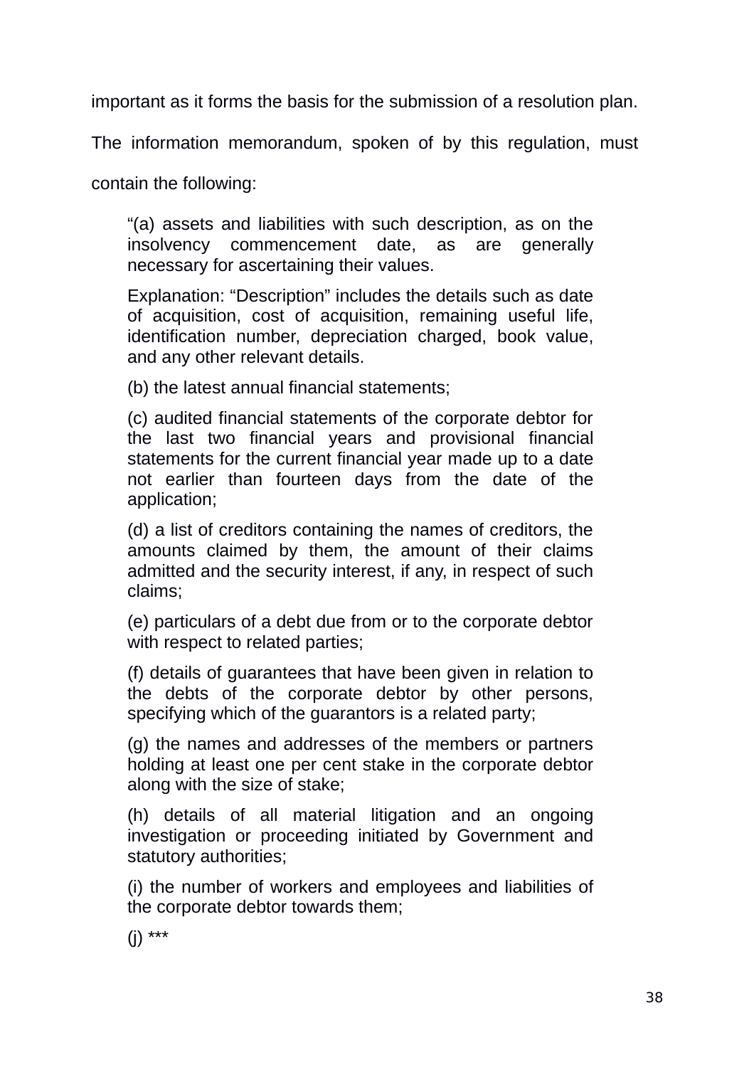important as it forms the basis for the submission of a resolution plan. The information memorandum, spoken of by this regulation, must contain the following:

> "(a) assets and liabilities with such description, as on the insolvency commencement date, as are generally necessary for ascertaining their values.
>
> Explanation: "Description" includes the details such as date of acquisition, cost of acquisition, remaining useful life, identification number, depreciation charged, book value, and any other relevant details.
>
> (b) the latest annual financial statements;
>
> (c) audited financial statements of the corporate debtor for the last two financial years and provisional financial statements for the current financial year made up to a date not earlier than fourteen days from the date of the application;
>
> (d) a list of creditors containing the names of creditors, the amounts claimed by them, the amount of their claims admitted and the security interest, if any, in respect of such claims;
>
> (e) particulars of a debt due from or to the corporate debtor with respect to related parties;
>
> (f) details of guarantees that have been given in relation to the debts of the corporate debtor by other persons, specifying which of the guarantors is a related party;
>
> (g) the names and addresses of the members or partners holding at least one per cent stake in the corporate debtor along with the size of stake;
>
> (h) details of all material litigation and an ongoing investigation or proceeding initiated by Government and statutory authorities;
>
> (i) the number of workers and employees and liabilities of the corporate debtor towards them;
>
> (j) ***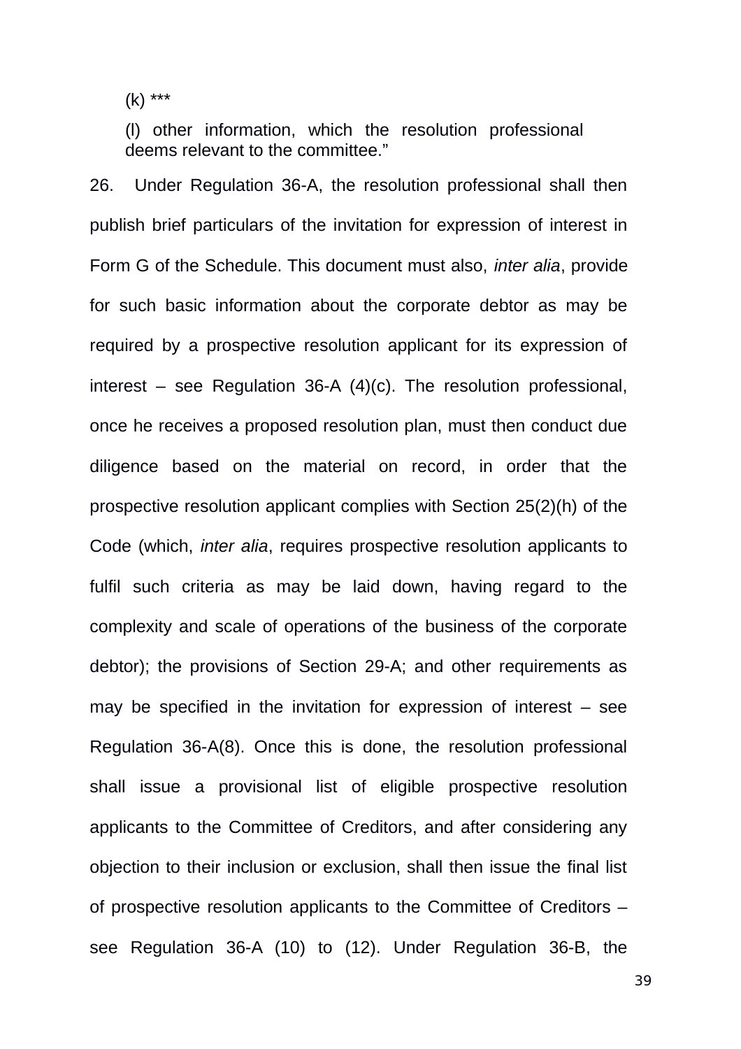(k) ***

(l) other information, which the resolution professional deems relevant to the committee."

26. Under Regulation 36-A, the resolution professional shall then publish brief particulars of the invitation for expression of interest in Form G of the Schedule. This document must also, *inter alia*, provide for such basic information about the corporate debtor as may be required by a prospective resolution applicant for its expression of interest – see Regulation 36-A (4)(c). The resolution professional, once he receives a proposed resolution plan, must then conduct due diligence based on the material on record, in order that the prospective resolution applicant complies with Section 25(2)(h) of the Code (which, *inter alia*, requires prospective resolution applicants to fulfil such criteria as may be laid down, having regard to the complexity and scale of operations of the business of the corporate debtor); the provisions of Section 29-A; and other requirements as may be specified in the invitation for expression of interest – see Regulation 36-A(8). Once this is done, the resolution professional shall issue a provisional list of eligible prospective resolution applicants to the Committee of Creditors, and after considering any objection to their inclusion or exclusion, shall then issue the final list of prospective resolution applicants to the Committee of Creditors – see Regulation 36-A (10) to (12). Under Regulation 36-B, the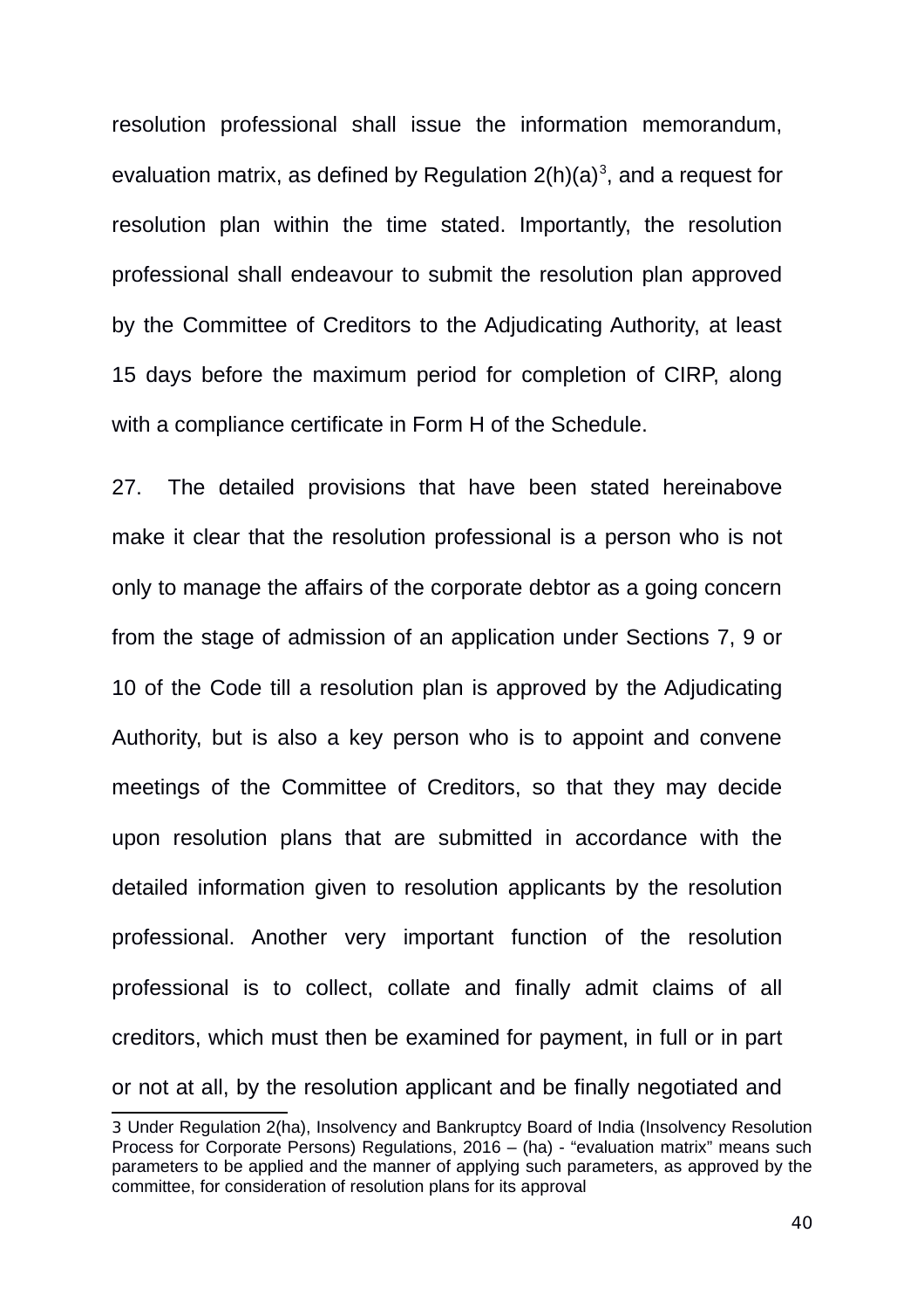resolution professional shall issue the information memorandum, evaluation matrix, as defined by Regulation 2(h)(a)[3], and a request for resolution plan within the time stated. Importantly, the resolution professional shall endeavour to submit the resolution plan approved by the Committee of Creditors to the Adjudicating Authority, at least 15 days before the maximum period for completion of CIRP, along with a compliance certificate in Form H of the Schedule.

27. The detailed provisions that have been stated hereinabove make it clear that the resolution professional is a person who is not only to manage the affairs of the corporate debtor as a going concern from the stage of admission of an application under Sections 7, 9 or 10 of the Code till a resolution plan is approved by the Adjudicating Authority, but is also a key person who is to appoint and convene meetings of the Committee of Creditors, so that they may decide upon resolution plans that are submitted in accordance with the detailed information given to resolution applicants by the resolution professional. Another very important function of the resolution professional is to collect, collate and finally admit claims of all creditors, which must then be examined for payment, in full or in part or not at all, by the resolution applicant and be finally negotiated and

---

3 Under Regulation 2(ha), Insolvency and Bankruptcy Board of India (Insolvency Resolution Process for Corporate Persons) Regulations, 2016 – (ha) - "evaluation matrix" means such parameters to be applied and the manner of applying such parameters, as approved by the committee, for consideration of resolution plans for its approval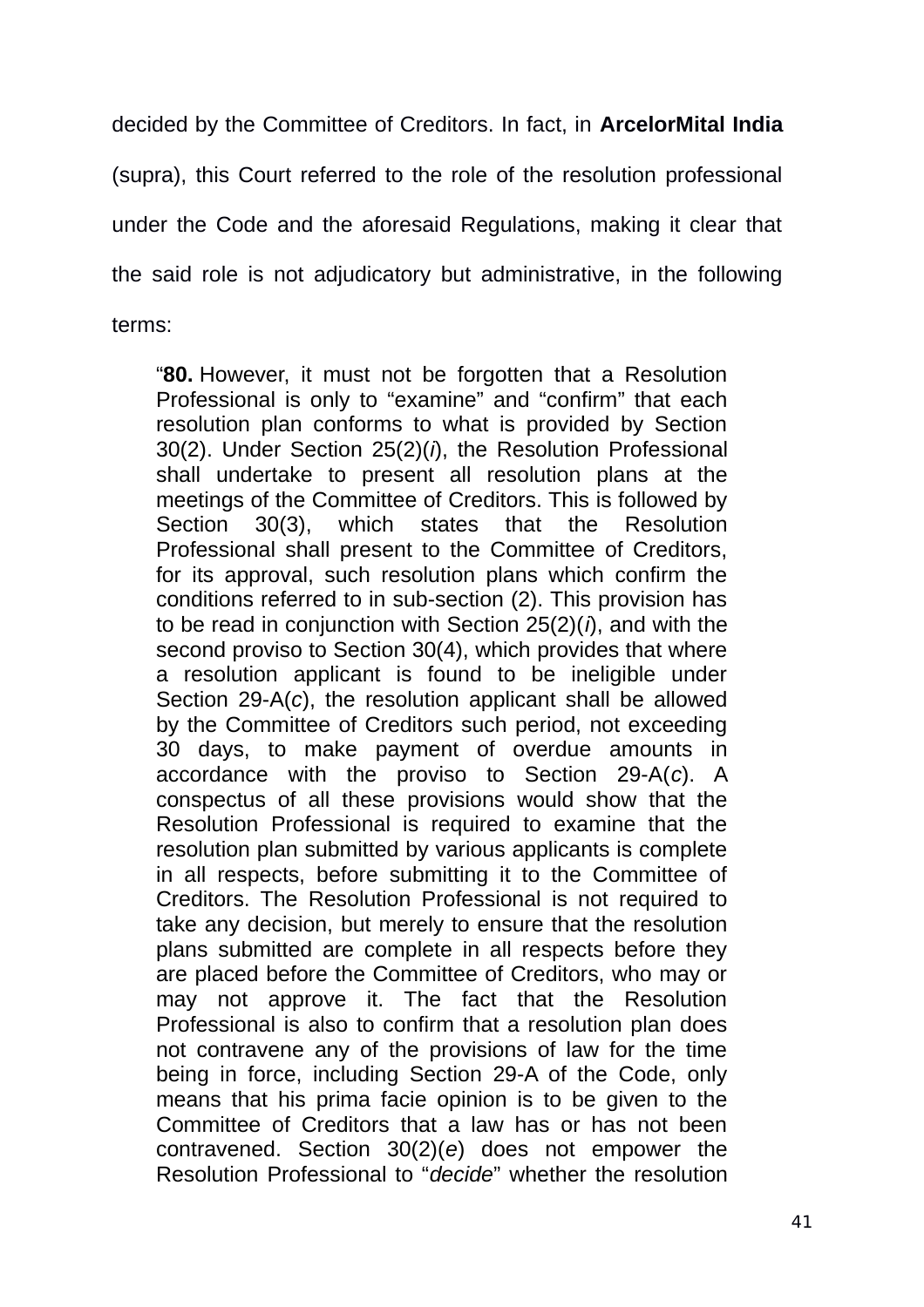decided by the Committee of Creditors. In fact, in **ArcelorMital India** (supra), this Court referred to the role of the resolution professional under the Code and the aforesaid Regulations, making it clear that the said role is not adjudicatory but administrative, in the following terms:

> "**80.** However, it must not be forgotten that a Resolution Professional is only to "examine" and "confirm" that each resolution plan conforms to what is provided by Section 30(2). Under Section 25(2)(*i*), the Resolution Professional shall undertake to present all resolution plans at the meetings of the Committee of Creditors. This is followed by Section 30(3), which states that the Resolution Professional shall present to the Committee of Creditors, for its approval, such resolution plans which confirm the conditions referred to in sub-section (2). This provision has to be read in conjunction with Section 25(2)(*i*), and with the second proviso to Section 30(4), which provides that where a resolution applicant is found to be ineligible under Section 29-A(*c*), the resolution applicant shall be allowed by the Committee of Creditors such period, not exceeding 30 days, to make payment of overdue amounts in accordance with the proviso to Section 29-A(*c*). A conspectus of all these provisions would show that the Resolution Professional is required to examine that the resolution plan submitted by various applicants is complete in all respects, before submitting it to the Committee of Creditors. The Resolution Professional is not required to take any decision, but merely to ensure that the resolution plans submitted are complete in all respects before they are placed before the Committee of Creditors, who may or may not approve it. The fact that the Resolution Professional is also to confirm that a resolution plan does not contravene any of the provisions of law for the time being in force, including Section 29-A of the Code, only means that his prima facie opinion is to be given to the Committee of Creditors that a law has or has not been contravened. Section 30(2)(*e*) does not empower the Resolution Professional to "*decide*" whether the resolution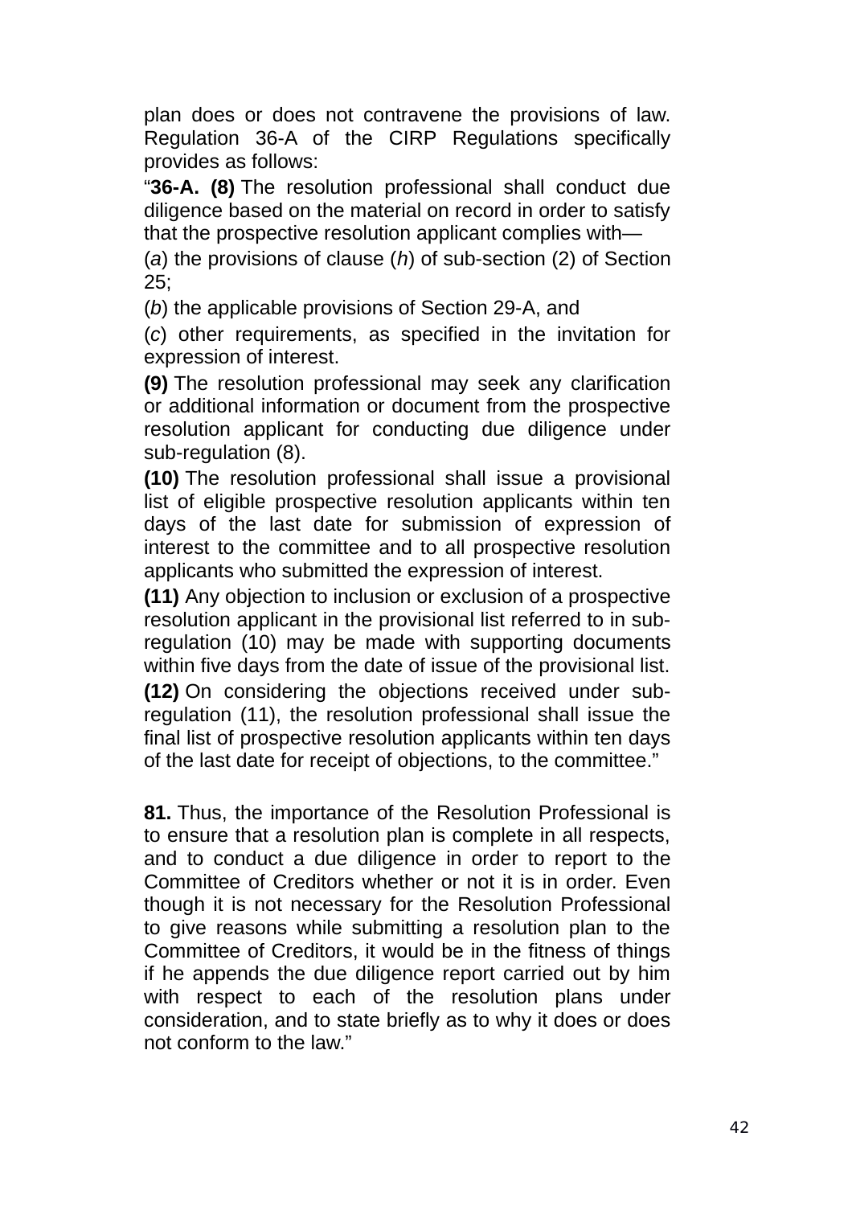plan does or does not contravene the provisions of law. Regulation 36-A of the CIRP Regulations specifically provides as follows:

"**36-A. (8)** The resolution professional shall conduct due diligence based on the material on record in order to satisfy that the prospective resolution applicant complies with—

(*a*) the provisions of clause (*h*) of sub-section (2) of Section 25;

(*b*) the applicable provisions of Section 29-A, and

(*c*) other requirements, as specified in the invitation for expression of interest.

**(9)** The resolution professional may seek any clarification or additional information or document from the prospective resolution applicant for conducting due diligence under sub-regulation (8).

**(10)** The resolution professional shall issue a provisional list of eligible prospective resolution applicants within ten days of the last date for submission of expression of interest to the committee and to all prospective resolution applicants who submitted the expression of interest.

**(11)** Any objection to inclusion or exclusion of a prospective resolution applicant in the provisional list referred to in sub-regulation (10) may be made with supporting documents within five days from the date of issue of the provisional list.

**(12)** On considering the objections received under sub-regulation (11), the resolution professional shall issue the final list of prospective resolution applicants within ten days of the last date for receipt of objections, to the committee."

**81.** Thus, the importance of the Resolution Professional is to ensure that a resolution plan is complete in all respects, and to conduct a due diligence in order to report to the Committee of Creditors whether or not it is in order. Even though it is not necessary for the Resolution Professional to give reasons while submitting a resolution plan to the Committee of Creditors, it would be in the fitness of things if he appends the due diligence report carried out by him with respect to each of the resolution plans under consideration, and to state briefly as to why it does or does not conform to the law."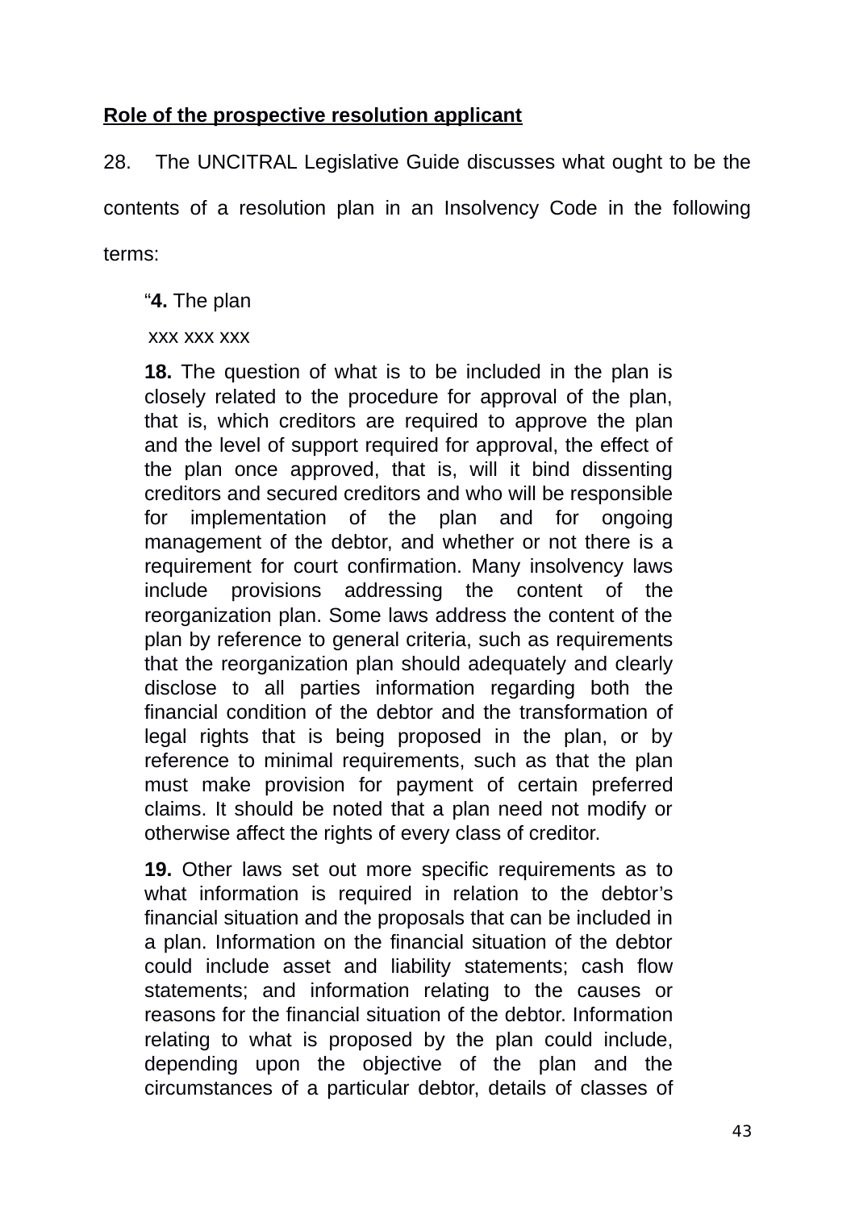**Role of the prospective resolution applicant**

28. The UNCITRAL Legislative Guide discusses what ought to be the contents of a resolution plan in an Insolvency Code in the following terms:

> "**4.** The plan
>
> xxx xxx xxx
>
> **18.** The question of what is to be included in the plan is closely related to the procedure for approval of the plan, that is, which creditors are required to approve the plan and the level of support required for approval, the effect of the plan once approved, that is, will it bind dissenting creditors and secured creditors and who will be responsible for implementation of the plan and for ongoing management of the debtor, and whether or not there is a requirement for court confirmation. Many insolvency laws include provisions addressing the content of the reorganization plan. Some laws address the content of the plan by reference to general criteria, such as requirements that the reorganization plan should adequately and clearly disclose to all parties information regarding both the financial condition of the debtor and the transformation of legal rights that is being proposed in the plan, or by reference to minimal requirements, such as that the plan must make provision for payment of certain preferred claims. It should be noted that a plan need not modify or otherwise affect the rights of every class of creditor.
>
> **19.** Other laws set out more specific requirements as to what information is required in relation to the debtor's financial situation and the proposals that can be included in a plan. Information on the financial situation of the debtor could include asset and liability statements; cash flow statements; and information relating to the causes or reasons for the financial situation of the debtor. Information relating to what is proposed by the plan could include, depending upon the objective of the plan and the circumstances of a particular debtor, details of classes of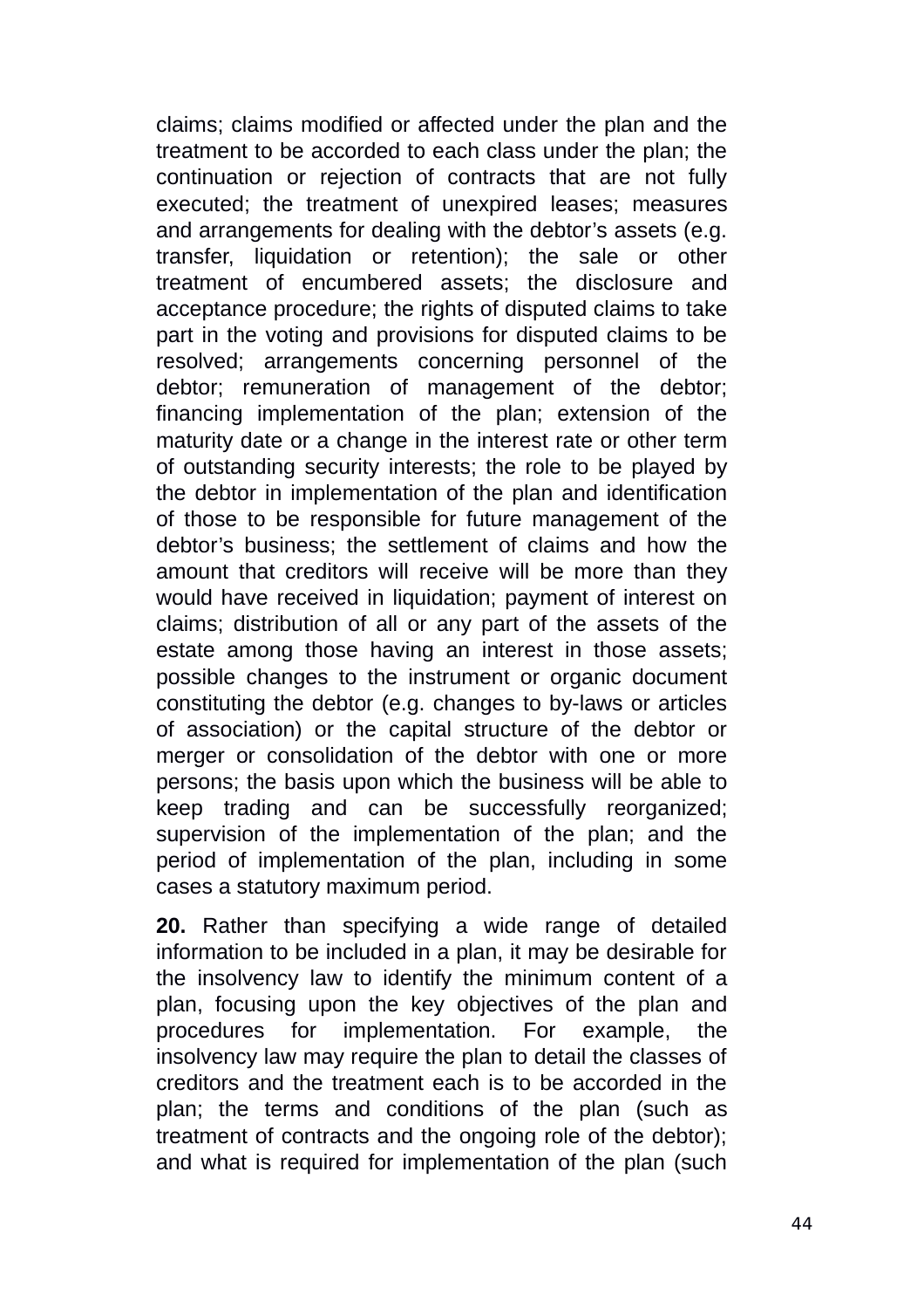claims; claims modified or affected under the plan and the treatment to be accorded to each class under the plan; the continuation or rejection of contracts that are not fully executed; the treatment of unexpired leases; measures and arrangements for dealing with the debtor's assets (e.g. transfer, liquidation or retention); the sale or other treatment of encumbered assets; the disclosure and acceptance procedure; the rights of disputed claims to take part in the voting and provisions for disputed claims to be resolved; arrangements concerning personnel of the debtor; remuneration of management of the debtor; financing implementation of the plan; extension of the maturity date or a change in the interest rate or other term of outstanding security interests; the role to be played by the debtor in implementation of the plan and identification of those to be responsible for future management of the debtor's business; the settlement of claims and how the amount that creditors will receive will be more than they would have received in liquidation; payment of interest on claims; distribution of all or any part of the assets of the estate among those having an interest in those assets; possible changes to the instrument or organic document constituting the debtor (e.g. changes to by-laws or articles of association) or the capital structure of the debtor or merger or consolidation of the debtor with one or more persons; the basis upon which the business will be able to keep trading and can be successfully reorganized; supervision of the implementation of the plan; and the period of implementation of the plan, including in some cases a statutory maximum period.

**20.** Rather than specifying a wide range of detailed information to be included in a plan, it may be desirable for the insolvency law to identify the minimum content of a plan, focusing upon the key objectives of the plan and procedures for implementation. For example, the insolvency law may require the plan to detail the classes of creditors and the treatment each is to be accorded in the plan; the terms and conditions of the plan (such as treatment of contracts and the ongoing role of the debtor); and what is required for implementation of the plan (such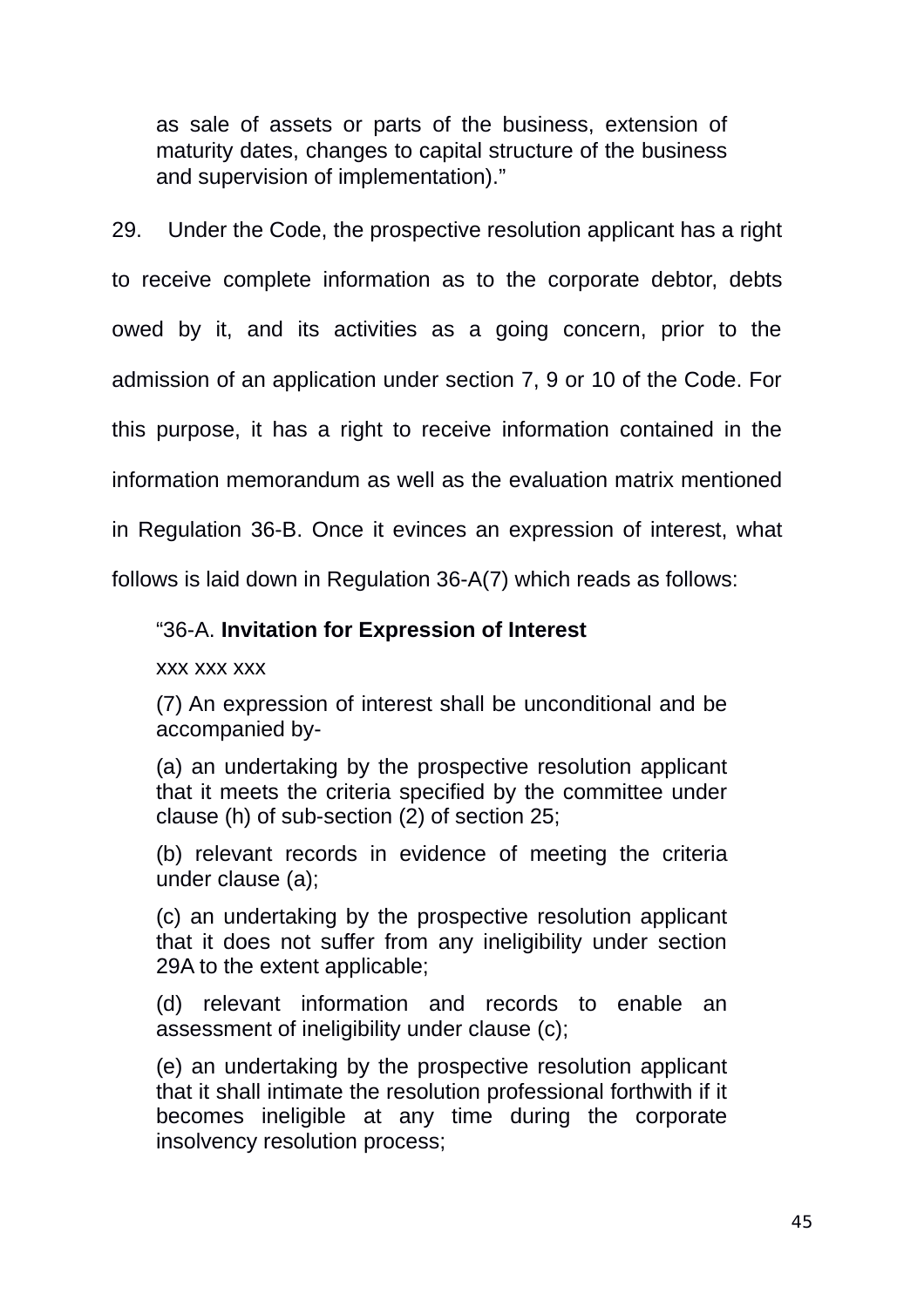as sale of assets or parts of the business, extension of maturity dates, changes to capital structure of the business and supervision of implementation)."

29. Under the Code, the prospective resolution applicant has a right to receive complete information as to the corporate debtor, debts owed by it, and its activities as a going concern, prior to the admission of an application under section 7, 9 or 10 of the Code. For this purpose, it has a right to receive information contained in the information memorandum as well as the evaluation matrix mentioned in Regulation 36-B. Once it evinces an expression of interest, what follows is laid down in Regulation 36-A(7) which reads as follows:

> "36-A. **Invitation for Expression of Interest**
>
> xxx xxx xxx
>
> (7) An expression of interest shall be unconditional and be accompanied by-
>
> (a) an undertaking by the prospective resolution applicant that it meets the criteria specified by the committee under clause (h) of sub-section (2) of section 25;
>
> (b) relevant records in evidence of meeting the criteria under clause (a);
>
> (c) an undertaking by the prospective resolution applicant that it does not suffer from any ineligibility under section 29A to the extent applicable;
>
> (d) relevant information and records to enable an assessment of ineligibility under clause (c);
>
> (e) an undertaking by the prospective resolution applicant that it shall intimate the resolution professional forthwith if it becomes ineligible at any time during the corporate insolvency resolution process;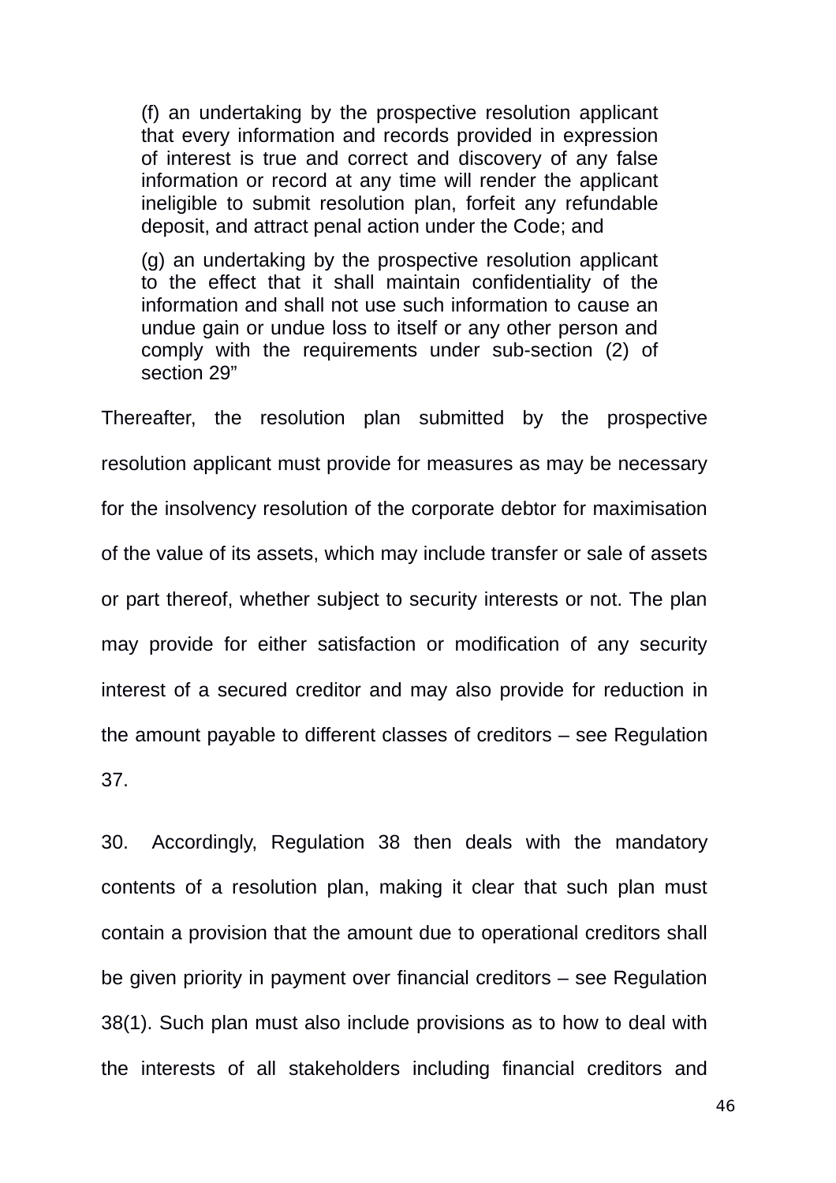> (f) an undertaking by the prospective resolution applicant that every information and records provided in expression of interest is true and correct and discovery of any false information or record at any time will render the applicant ineligible to submit resolution plan, forfeit any refundable deposit, and attract penal action under the Code; and
>
> (g) an undertaking by the prospective resolution applicant to the effect that it shall maintain confidentiality of the information and shall not use such information to cause an undue gain or undue loss to itself or any other person and comply with the requirements under sub-section (2) of section 29"

Thereafter, the resolution plan submitted by the prospective resolution applicant must provide for measures as may be necessary for the insolvency resolution of the corporate debtor for maximisation of the value of its assets, which may include transfer or sale of assets or part thereof, whether subject to security interests or not. The plan may provide for either satisfaction or modification of any security interest of a secured creditor and may also provide for reduction in the amount payable to different classes of creditors – see Regulation 37.

30. Accordingly, Regulation 38 then deals with the mandatory contents of a resolution plan, making it clear that such plan must contain a provision that the amount due to operational creditors shall be given priority in payment over financial creditors – see Regulation 38(1). Such plan must also include provisions as to how to deal with the interests of all stakeholders including financial creditors and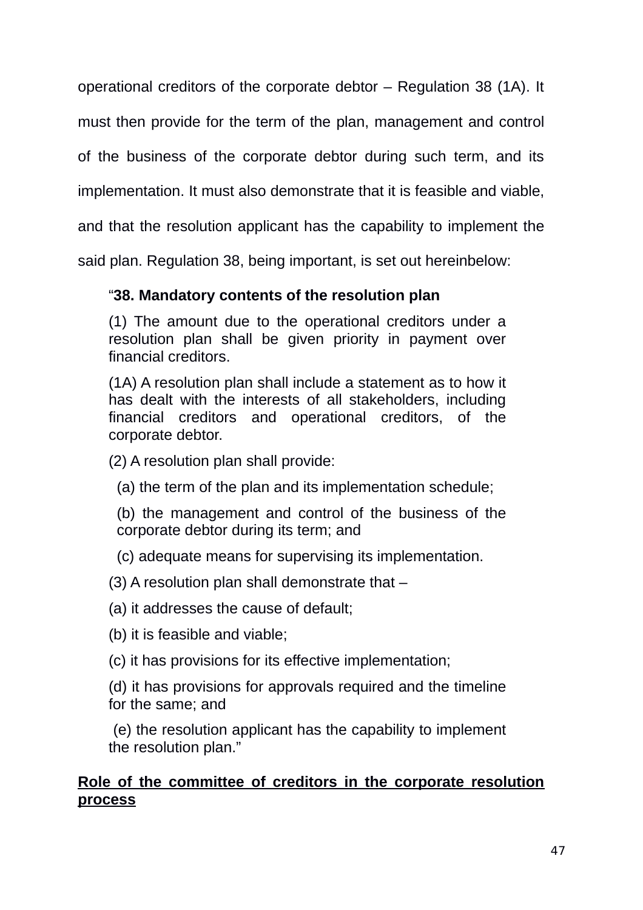operational creditors of the corporate debtor – Regulation 38 (1A). It must then provide for the term of the plan, management and control of the business of the corporate debtor during such term, and its implementation. It must also demonstrate that it is feasible and viable, and that the resolution applicant has the capability to implement the said plan. Regulation 38, being important, is set out hereinbelow:

> "**38. Mandatory contents of the resolution plan**
>
> (1) The amount due to the operational creditors under a resolution plan shall be given priority in payment over financial creditors.
>
> (1A) A resolution plan shall include a statement as to how it has dealt with the interests of all stakeholders, including financial creditors and operational creditors, of the corporate debtor.
>
> (2) A resolution plan shall provide:
>
> (a) the term of the plan and its implementation schedule;
>
> (b) the management and control of the business of the corporate debtor during its term; and
>
> (c) adequate means for supervising its implementation.
>
> (3) A resolution plan shall demonstrate that –
>
> (a) it addresses the cause of default;
>
> (b) it is feasible and viable;
>
> (c) it has provisions for its effective implementation;
>
> (d) it has provisions for approvals required and the timeline for the same; and
>
> (e) the resolution applicant has the capability to implement the resolution plan."

**<u>Role of the committee of creditors in the corporate resolution process</u>**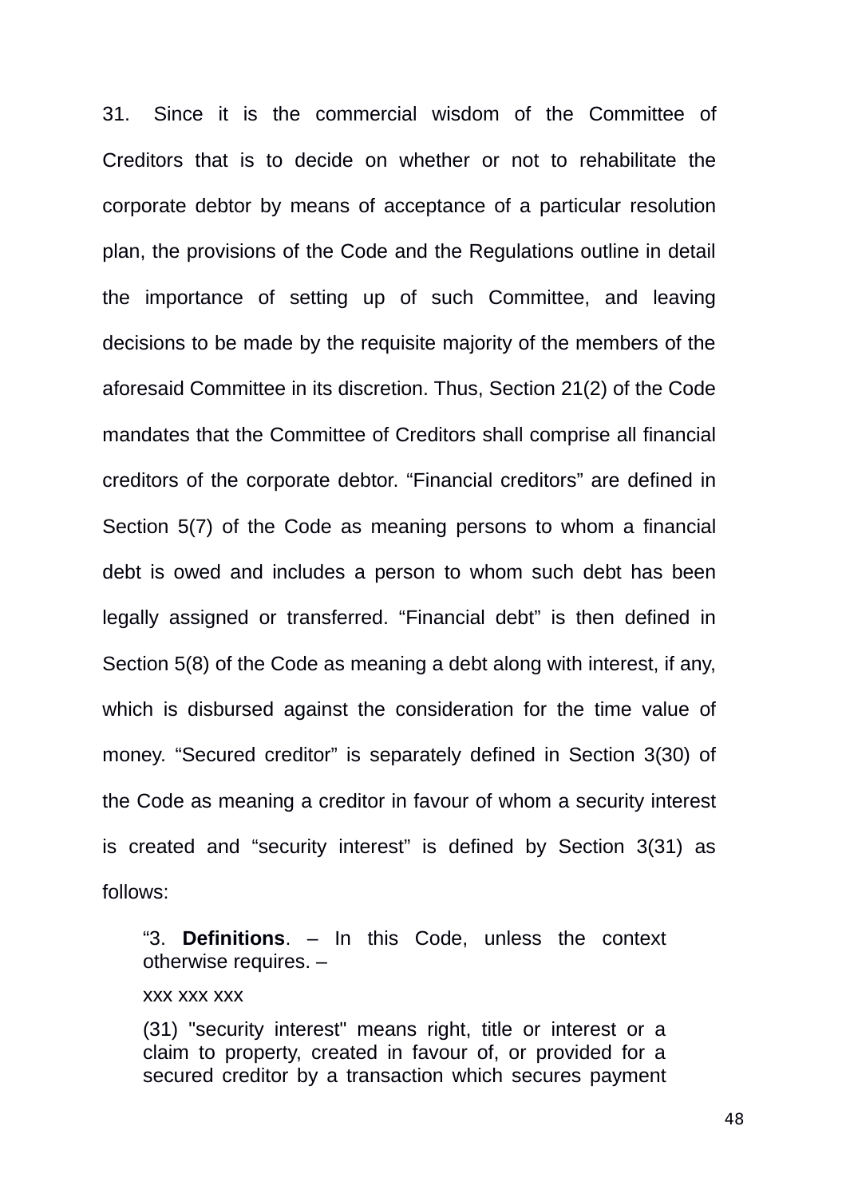31. Since it is the commercial wisdom of the Committee of Creditors that is to decide on whether or not to rehabilitate the corporate debtor by means of acceptance of a particular resolution plan, the provisions of the Code and the Regulations outline in detail the importance of setting up of such Committee, and leaving decisions to be made by the requisite majority of the members of the aforesaid Committee in its discretion. Thus, Section 21(2) of the Code mandates that the Committee of Creditors shall comprise all financial creditors of the corporate debtor. "Financial creditors" are defined in Section 5(7) of the Code as meaning persons to whom a financial debt is owed and includes a person to whom such debt has been legally assigned or transferred. "Financial debt" is then defined in Section 5(8) of the Code as meaning a debt along with interest, if any, which is disbursed against the consideration for the time value of money. "Secured creditor" is separately defined in Section 3(30) of the Code as meaning a creditor in favour of whom a security interest is created and "security interest" is defined by Section 3(31) as follows:

> "3. **Definitions**. – In this Code, unless the context otherwise requires. –
>
> xxx xxx xxx
>
> (31) "security interest" means right, title or interest or a claim to property, created in favour of, or provided for a secured creditor by a transaction which secures payment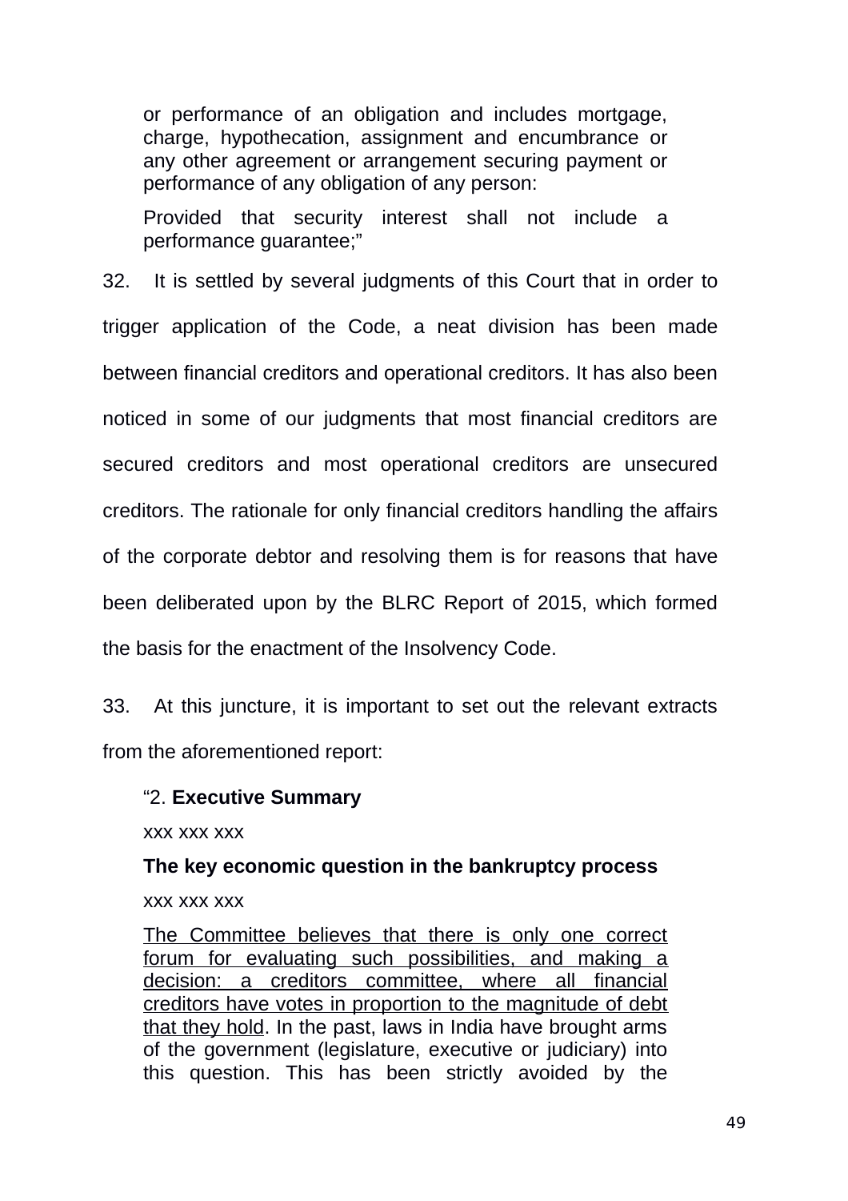> or performance of an obligation and includes mortgage, charge, hypothecation, assignment and encumbrance or any other agreement or arrangement securing payment or performance of any obligation of any person:
>
> Provided that security interest shall not include a performance guarantee;"

32. It is settled by several judgments of this Court that in order to trigger application of the Code, a neat division has been made between financial creditors and operational creditors. It has also been noticed in some of our judgments that most financial creditors are secured creditors and most operational creditors are unsecured creditors. The rationale for only financial creditors handling the affairs of the corporate debtor and resolving them is for reasons that have been deliberated upon by the BLRC Report of 2015, which formed the basis for the enactment of the Insolvency Code.

33. At this juncture, it is important to set out the relevant extracts from the aforementioned report:

> "2. **Executive Summary**
>
> xxx xxx xxx
>
> **The key economic question in the bankruptcy process**
>
> xxx xxx xxx
>
> <u>The Committee believes that there is only one correct forum for evaluating such possibilities, and making a decision: a creditors committee, where all financial creditors have votes in proportion to the magnitude of debt that they hold</u>. In the past, laws in India have brought arms of the government (legislature, executive or judiciary) into this question. This has been strictly avoided by the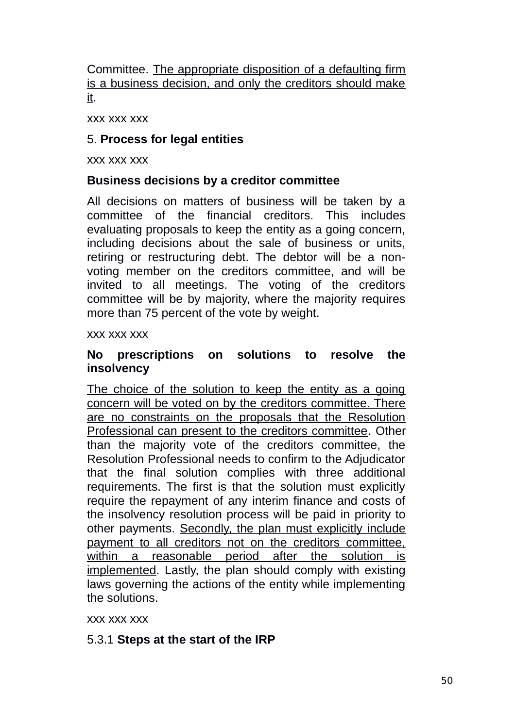Committee. <u>The appropriate disposition of a defaulting firm is a business decision, and only the creditors should make it</u>.

xxx xxx xxx

5. **Process for legal entities**

xxx xxx xxx

**Business decisions by a creditor committee**

All decisions on matters of business will be taken by a committee of the financial creditors. This includes evaluating proposals to keep the entity as a going concern, including decisions about the sale of business or units, retiring or restructuring debt. The debtor will be a non-voting member on the creditors committee, and will be invited to all meetings. The voting of the creditors committee will be by majority, where the majority requires more than 75 percent of the vote by weight.

xxx xxx xxx

**No prescriptions on solutions to resolve the insolvency**

<u>The choice of the solution to keep the entity as a going concern will be voted on by the creditors committee. There are no constraints on the proposals that the Resolution Professional can present to the creditors committee</u>. Other than the majority vote of the creditors committee, the Resolution Professional needs to confirm to the Adjudicator that the final solution complies with three additional requirements. The first is that the solution must explicitly require the repayment of any interim finance and costs of the insolvency resolution process will be paid in priority to other payments. <u>Secondly, the plan must explicitly include payment to all creditors not on the creditors committee, within a reasonable period after the solution is implemented</u>. Lastly, the plan should comply with existing laws governing the actions of the entity while implementing the solutions.

xxx xxx xxx

5.3.1 **Steps at the start of the IRP**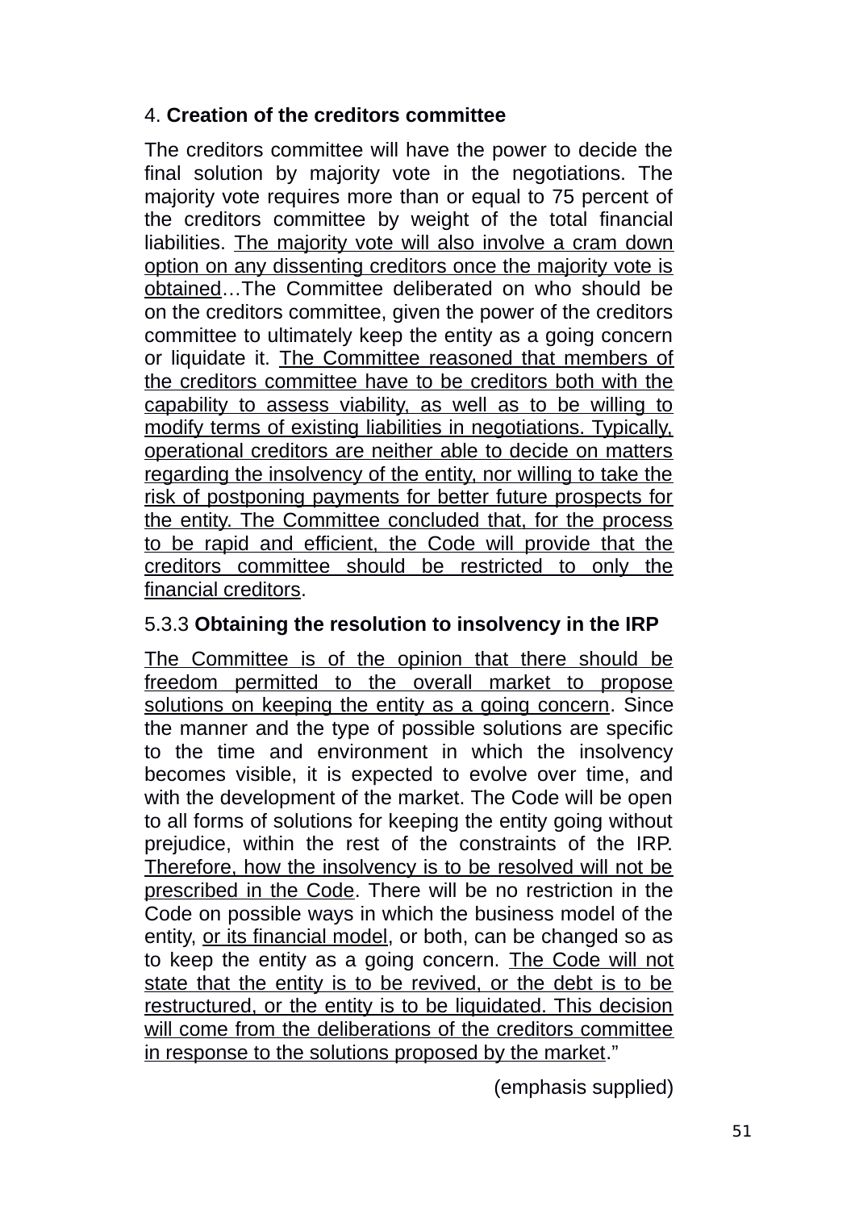4. **Creation of the creditors committee**

The creditors committee will have the power to decide the final solution by majority vote in the negotiations. The majority vote requires more than or equal to 75 percent of the creditors committee by weight of the total financial liabilities. <u>The majority vote will also involve a cram down option on any dissenting creditors once the majority vote is obtained</u>…The Committee deliberated on who should be on the creditors committee, given the power of the creditors committee to ultimately keep the entity as a going concern or liquidate it. <u>The Committee reasoned that members of the creditors committee have to be creditors both with the capability to assess viability, as well as to be willing to modify terms of existing liabilities in negotiations. Typically, operational creditors are neither able to decide on matters regarding the insolvency of the entity, nor willing to take the risk of postponing payments for better future prospects for the entity. The Committee concluded that, for the process to be rapid and efficient, the Code will provide that the creditors committee should be restricted to only the financial creditors</u>.

5.3.3 **Obtaining the resolution to insolvency in the IRP**

<u>The Committee is of the opinion that there should be freedom permitted to the overall market to propose solutions on keeping the entity as a going concern</u>. Since the manner and the type of possible solutions are specific to the time and environment in which the insolvency becomes visible, it is expected to evolve over time, and with the development of the market. The Code will be open to all forms of solutions for keeping the entity going without prejudice, within the rest of the constraints of the IRP. <u>Therefore, how the insolvency is to be resolved will not be prescribed in the Code</u>. There will be no restriction in the Code on possible ways in which the business model of the entity, <u>or its financial model</u>, or both, can be changed so as to keep the entity as a going concern. <u>The Code will not state that the entity is to be revived, or the debt is to be restructured, or the entity is to be liquidated. This decision will come from the deliberations of the creditors committee in response to the solutions proposed by the market</u>."

(emphasis supplied)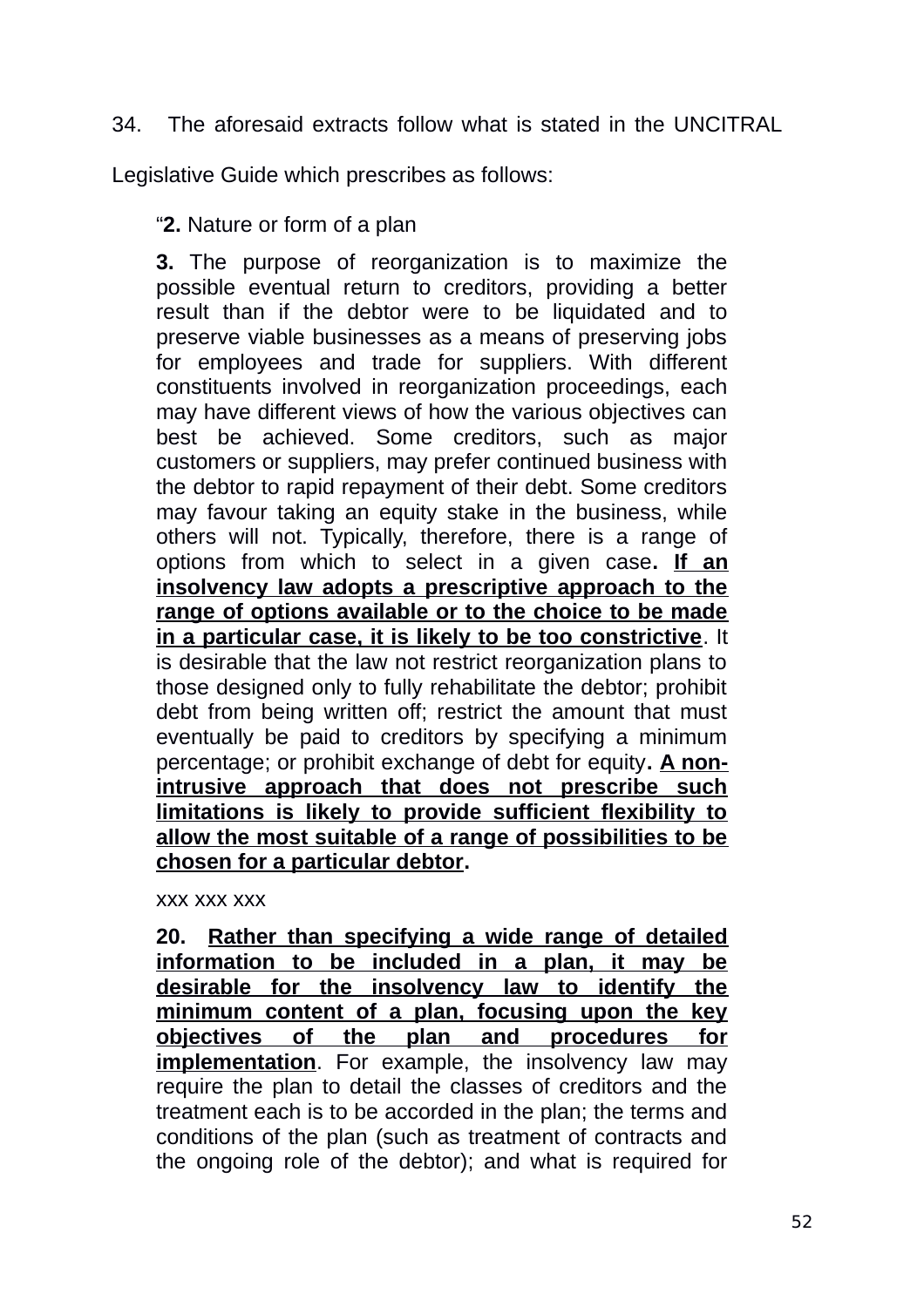34. The aforesaid extracts follow what is stated in the UNCITRAL Legislative Guide which prescribes as follows:

> "**2.** Nature or form of a plan
>
> **3.** The purpose of reorganization is to maximize the possible eventual return to creditors, providing a better result than if the debtor were to be liquidated and to preserve viable businesses as a means of preserving jobs for employees and trade for suppliers. With different constituents involved in reorganization proceedings, each may have different views of how the various objectives can best be achieved. Some creditors, such as major customers or suppliers, may prefer continued business with the debtor to rapid repayment of their debt. Some creditors may favour taking an equity stake in the business, while others will not. Typically, therefore, there is a range of options from which to select in a given case**. <u>If an insolvency law adopts a prescriptive approach to the range of options available or to the choice to be made in a particular case, it is likely to be too constrictive</u>**. It is desirable that the law not restrict reorganization plans to those designed only to fully rehabilitate the debtor; prohibit debt from being written off; restrict the amount that must eventually be paid to creditors by specifying a minimum percentage; or prohibit exchange of debt for equity**. <u>A non-intrusive approach that does not prescribe such limitations is likely to provide sufficient flexibility to allow the most suitable of a range of possibilities to be chosen for a particular debtor</u>.**
>
> xxx xxx xxx
>
> **20. <u>Rather than specifying a wide range of detailed information to be included in a plan, it may be desirable for the insolvency law to identify the minimum content of a plan, focusing upon the key objectives of the plan and procedures for implementation</u>**. For example, the insolvency law may require the plan to detail the classes of creditors and the treatment each is to be accorded in the plan; the terms and conditions of the plan (such as treatment of contracts and the ongoing role of the debtor); and what is required for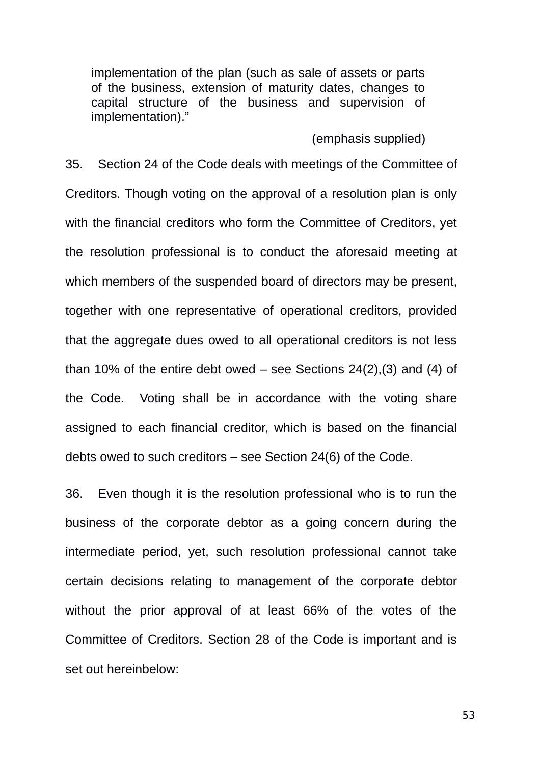> implementation of the plan (such as sale of assets or parts of the business, extension of maturity dates, changes to capital structure of the business and supervision of implementation)."
>
> (emphasis supplied)

35. Section 24 of the Code deals with meetings of the Committee of Creditors. Though voting on the approval of a resolution plan is only with the financial creditors who form the Committee of Creditors, yet the resolution professional is to conduct the aforesaid meeting at which members of the suspended board of directors may be present, together with one representative of operational creditors, provided that the aggregate dues owed to all operational creditors is not less than 10% of the entire debt owed – see Sections 24(2),(3) and (4) of the Code. Voting shall be in accordance with the voting share assigned to each financial creditor, which is based on the financial debts owed to such creditors – see Section 24(6) of the Code.

36. Even though it is the resolution professional who is to run the business of the corporate debtor as a going concern during the intermediate period, yet, such resolution professional cannot take certain decisions relating to management of the corporate debtor without the prior approval of at least 66% of the votes of the Committee of Creditors. Section 28 of the Code is important and is set out hereinbelow: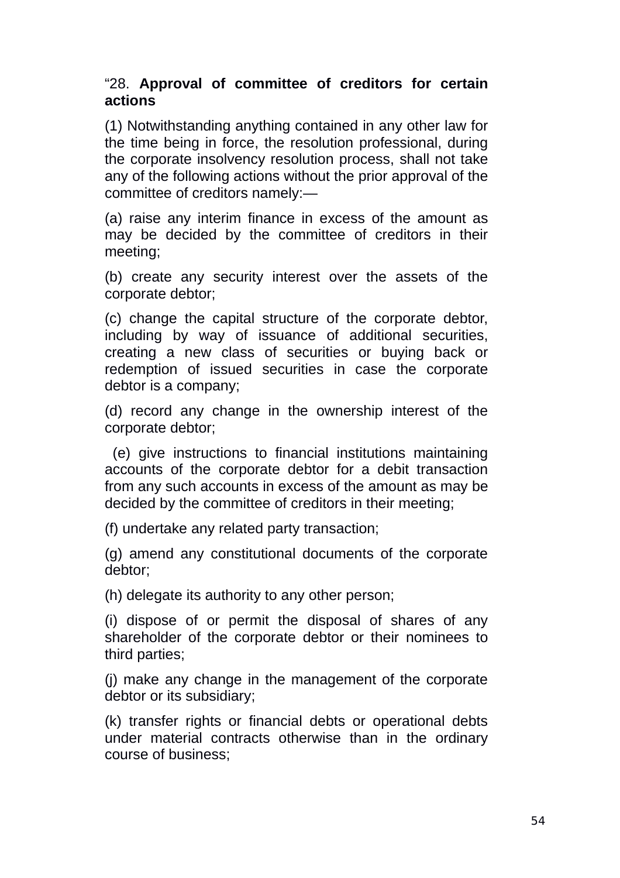“28. **Approval of committee of creditors for certain actions**

(1) Notwithstanding anything contained in any other law for the time being in force, the resolution professional, during the corporate insolvency resolution process, shall not take any of the following actions without the prior approval of the committee of creditors namely:—

(a) raise any interim finance in excess of the amount as may be decided by the committee of creditors in their meeting;

(b) create any security interest over the assets of the corporate debtor;

(c) change the capital structure of the corporate debtor, including by way of issuance of additional securities, creating a new class of securities or buying back or redemption of issued securities in case the corporate debtor is a company;

(d) record any change in the ownership interest of the corporate debtor;

(e) give instructions to financial institutions maintaining accounts of the corporate debtor for a debit transaction from any such accounts in excess of the amount as may be decided by the committee of creditors in their meeting;

(f) undertake any related party transaction;

(g) amend any constitutional documents of the corporate debtor;

(h) delegate its authority to any other person;

(i) dispose of or permit the disposal of shares of any shareholder of the corporate debtor or their nominees to third parties;

(j) make any change in the management of the corporate debtor or its subsidiary;

(k) transfer rights or financial debts or operational debts under material contracts otherwise than in the ordinary course of business;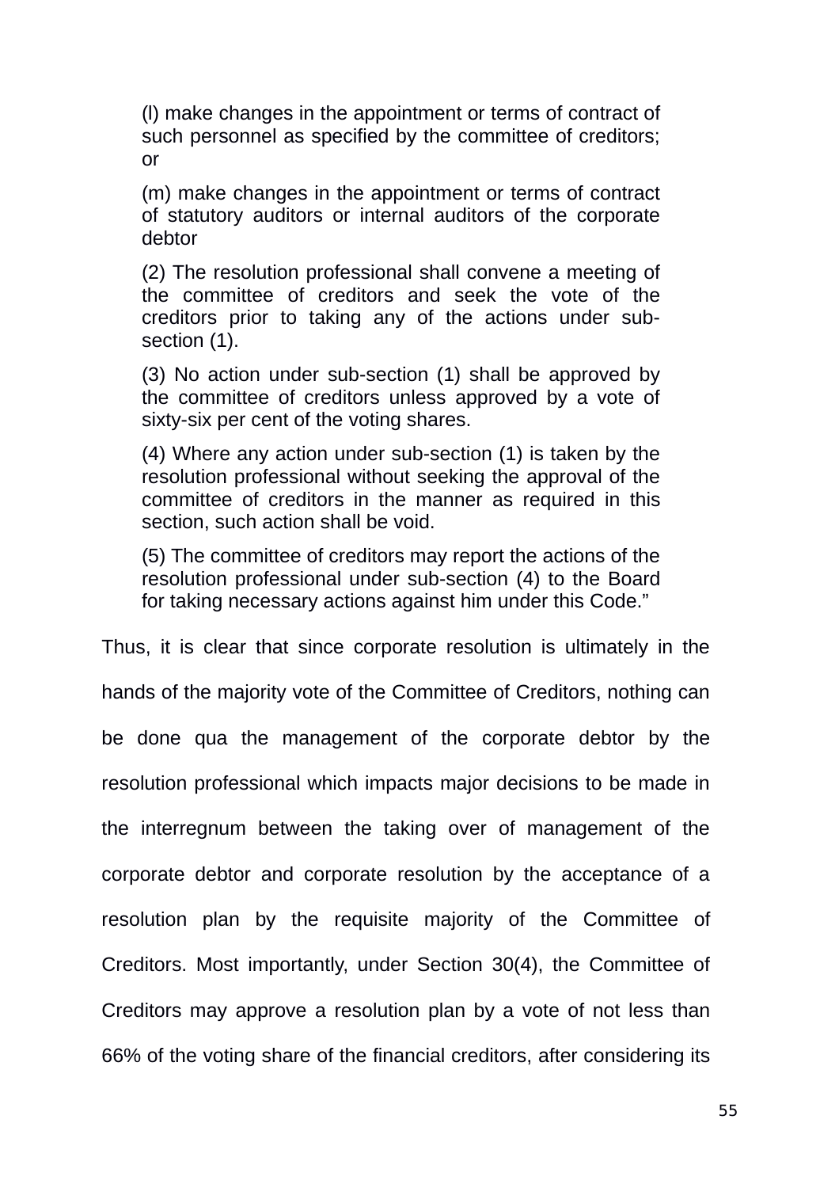> (l) make changes in the appointment or terms of contract of such personnel as specified by the committee of creditors; or
>
> (m) make changes in the appointment or terms of contract of statutory auditors or internal auditors of the corporate debtor
>
> (2) The resolution professional shall convene a meeting of the committee of creditors and seek the vote of the creditors prior to taking any of the actions under sub-section (1).
>
> (3) No action under sub-section (1) shall be approved by the committee of creditors unless approved by a vote of sixty-six per cent of the voting shares.
>
> (4) Where any action under sub-section (1) is taken by the resolution professional without seeking the approval of the committee of creditors in the manner as required in this section, such action shall be void.
>
> (5) The committee of creditors may report the actions of the resolution professional under sub-section (4) to the Board for taking necessary actions against him under this Code."

Thus, it is clear that since corporate resolution is ultimately in the hands of the majority vote of the Committee of Creditors, nothing can be done qua the management of the corporate debtor by the resolution professional which impacts major decisions to be made in the interregnum between the taking over of management of the corporate debtor and corporate resolution by the acceptance of a resolution plan by the requisite majority of the Committee of Creditors. Most importantly, under Section 30(4), the Committee of Creditors may approve a resolution plan by a vote of not less than 66% of the voting share of the financial creditors, after considering its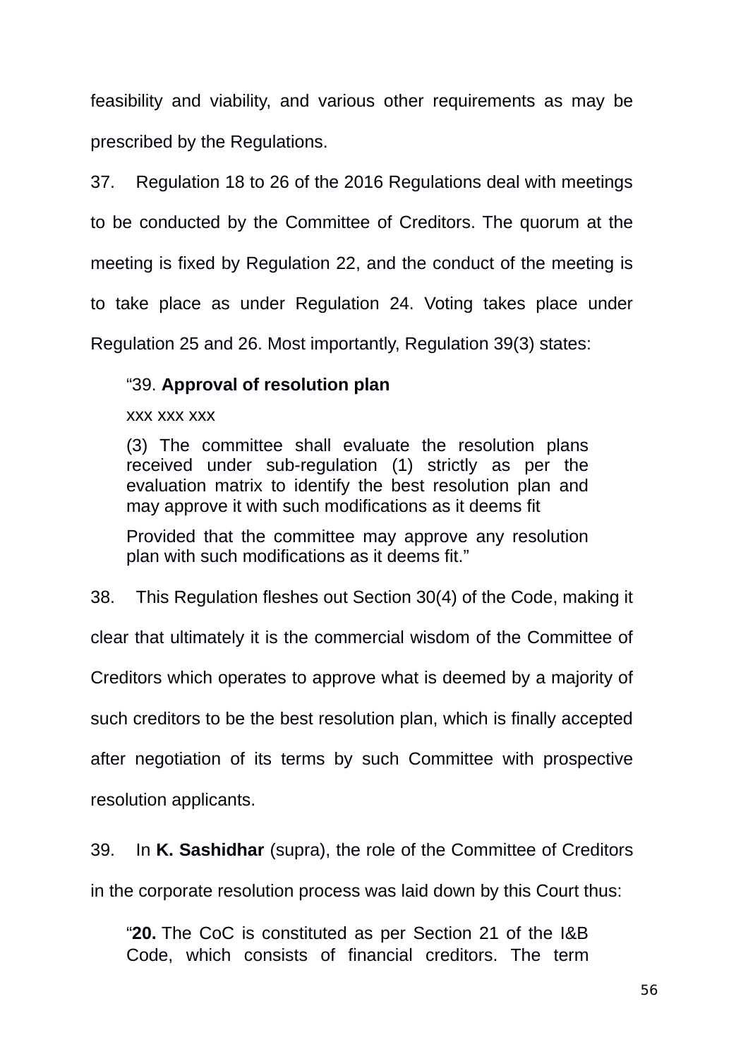feasibility and viability, and various other requirements as may be prescribed by the Regulations.

37. Regulation 18 to 26 of the 2016 Regulations deal with meetings to be conducted by the Committee of Creditors. The quorum at the meeting is fixed by Regulation 22, and the conduct of the meeting is to take place as under Regulation 24. Voting takes place under Regulation 25 and 26. Most importantly, Regulation 39(3) states:

> "39. **Approval of resolution plan**
>
> xxx xxx xxx
>
> (3) The committee shall evaluate the resolution plans received under sub-regulation (1) strictly as per the evaluation matrix to identify the best resolution plan and may approve it with such modifications as it deems fit
>
> Provided that the committee may approve any resolution plan with such modifications as it deems fit."

38. This Regulation fleshes out Section 30(4) of the Code, making it clear that ultimately it is the commercial wisdom of the Committee of Creditors which operates to approve what is deemed by a majority of such creditors to be the best resolution plan, which is finally accepted after negotiation of its terms by such Committee with prospective resolution applicants.

39. In **K. Sashidhar** (supra), the role of the Committee of Creditors in the corporate resolution process was laid down by this Court thus:

> "**20.** The CoC is constituted as per Section 21 of the I&B Code, which consists of financial creditors. The term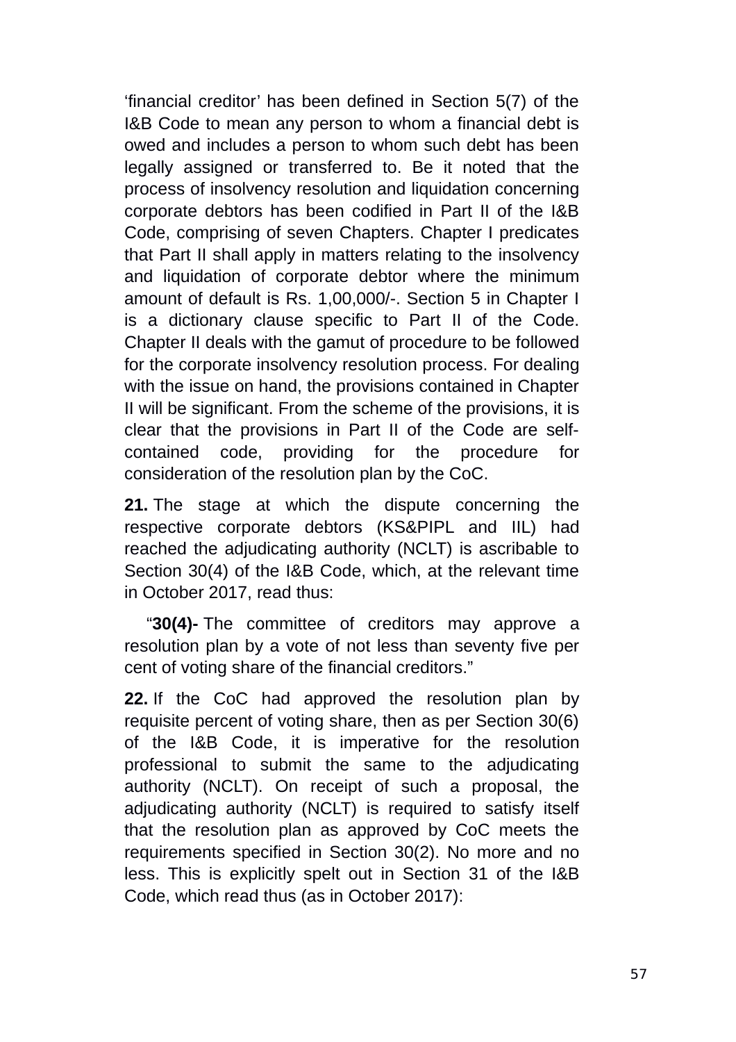‘financial creditor’ has been defined in Section 5(7) of the I&B Code to mean any person to whom a financial debt is owed and includes a person to whom such debt has been legally assigned or transferred to. Be it noted that the process of insolvency resolution and liquidation concerning corporate debtors has been codified in Part II of the I&B Code, comprising of seven Chapters. Chapter I predicates that Part II shall apply in matters relating to the insolvency and liquidation of corporate debtor where the minimum amount of default is Rs. 1,00,000/-. Section 5 in Chapter I is a dictionary clause specific to Part II of the Code. Chapter II deals with the gamut of procedure to be followed for the corporate insolvency resolution process. For dealing with the issue on hand, the provisions contained in Chapter II will be significant. From the scheme of the provisions, it is clear that the provisions in Part II of the Code are self-contained code, providing for the procedure for consideration of the resolution plan by the CoC.

**21.** The stage at which the dispute concerning the respective corporate debtors (KS&PIPL and IIL) had reached the adjudicating authority (NCLT) is ascribable to Section 30(4) of the I&B Code, which, at the relevant time in October 2017, read thus:

> “**30(4)-** The committee of creditors may approve a resolution plan by a vote of not less than seventy five per cent of voting share of the financial creditors.”

**22.** If the CoC had approved the resolution plan by requisite percent of voting share, then as per Section 30(6) of the I&B Code, it is imperative for the resolution professional to submit the same to the adjudicating authority (NCLT). On receipt of such a proposal, the adjudicating authority (NCLT) is required to satisfy itself that the resolution plan as approved by CoC meets the requirements specified in Section 30(2). No more and no less. This is explicitly spelt out in Section 31 of the I&B Code, which read thus (as in October 2017):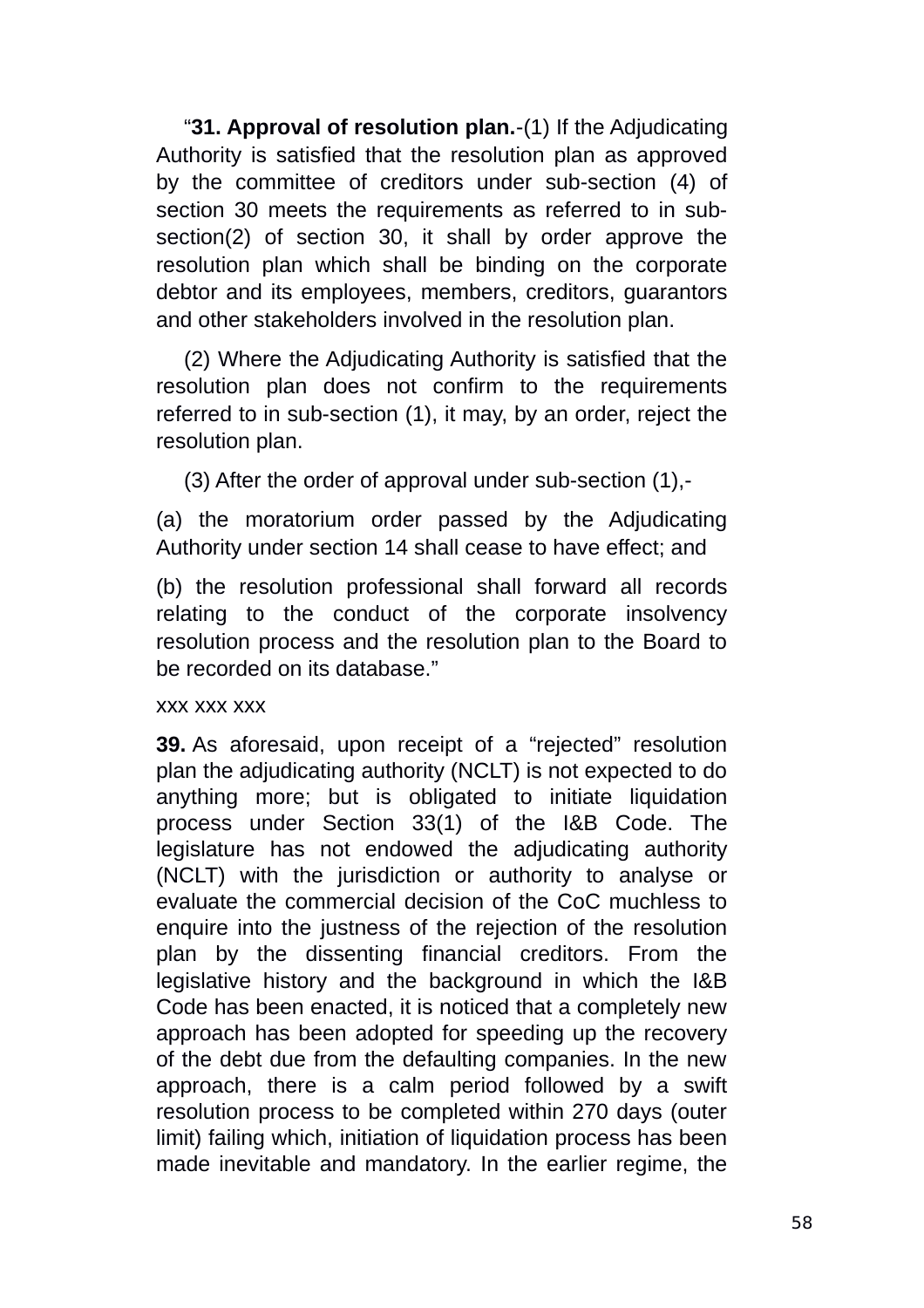"**31. Approval of resolution plan.**-(1) If the Adjudicating Authority is satisfied that the resolution plan as approved by the committee of creditors under sub-section (4) of section 30 meets the requirements as referred to in sub-section(2) of section 30, it shall by order approve the resolution plan which shall be binding on the corporate debtor and its employees, members, creditors, guarantors and other stakeholders involved in the resolution plan.

(2) Where the Adjudicating Authority is satisfied that the resolution plan does not confirm to the requirements referred to in sub-section (1), it may, by an order, reject the resolution plan.

(3) After the order of approval under sub-section (1),-

(a) the moratorium order passed by the Adjudicating Authority under section 14 shall cease to have effect; and

(b) the resolution professional shall forward all records relating to the conduct of the corporate insolvency resolution process and the resolution plan to the Board to be recorded on its database."

xxx xxx xxx

**39.** As aforesaid, upon receipt of a "rejected" resolution plan the adjudicating authority (NCLT) is not expected to do anything more; but is obligated to initiate liquidation process under Section 33(1) of the I&B Code. The legislature has not endowed the adjudicating authority (NCLT) with the jurisdiction or authority to analyse or evaluate the commercial decision of the CoC muchless to enquire into the justness of the rejection of the resolution plan by the dissenting financial creditors. From the legislative history and the background in which the I&B Code has been enacted, it is noticed that a completely new approach has been adopted for speeding up the recovery of the debt due from the defaulting companies. In the new approach, there is a calm period followed by a swift resolution process to be completed within 270 days (outer limit) failing which, initiation of liquidation process has been made inevitable and mandatory. In the earlier regime, the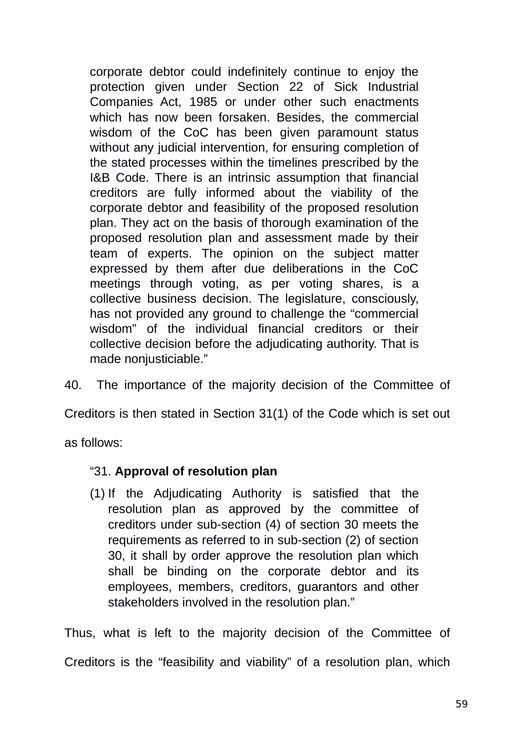> corporate debtor could indefinitely continue to enjoy the protection given under Section 22 of Sick Industrial Companies Act, 1985 or under other such enactments which has now been forsaken. Besides, the commercial wisdom of the CoC has been given paramount status without any judicial intervention, for ensuring completion of the stated processes within the timelines prescribed by the I&B Code. There is an intrinsic assumption that financial creditors are fully informed about the viability of the corporate debtor and feasibility of the proposed resolution plan. They act on the basis of thorough examination of the proposed resolution plan and assessment made by their team of experts. The opinion on the subject matter expressed by them after due deliberations in the CoC meetings through voting, as per voting shares, is a collective business decision. The legislature, consciously, has not provided any ground to challenge the "commercial wisdom" of the individual financial creditors or their collective decision before the adjudicating authority. That is made nonjusticiable."

40. The importance of the majority decision of the Committee of Creditors is then stated in Section 31(1) of the Code which is set out as follows:

> "31. **Approval of resolution plan**
>
> (1) If the Adjudicating Authority is satisfied that the resolution plan as approved by the committee of creditors under sub-section (4) of section 30 meets the requirements as referred to in sub-section (2) of section 30, it shall by order approve the resolution plan which shall be binding on the corporate debtor and its employees, members, creditors, guarantors and other stakeholders involved in the resolution plan."

Thus, what is left to the majority decision of the Committee of Creditors is the "feasibility and viability" of a resolution plan, which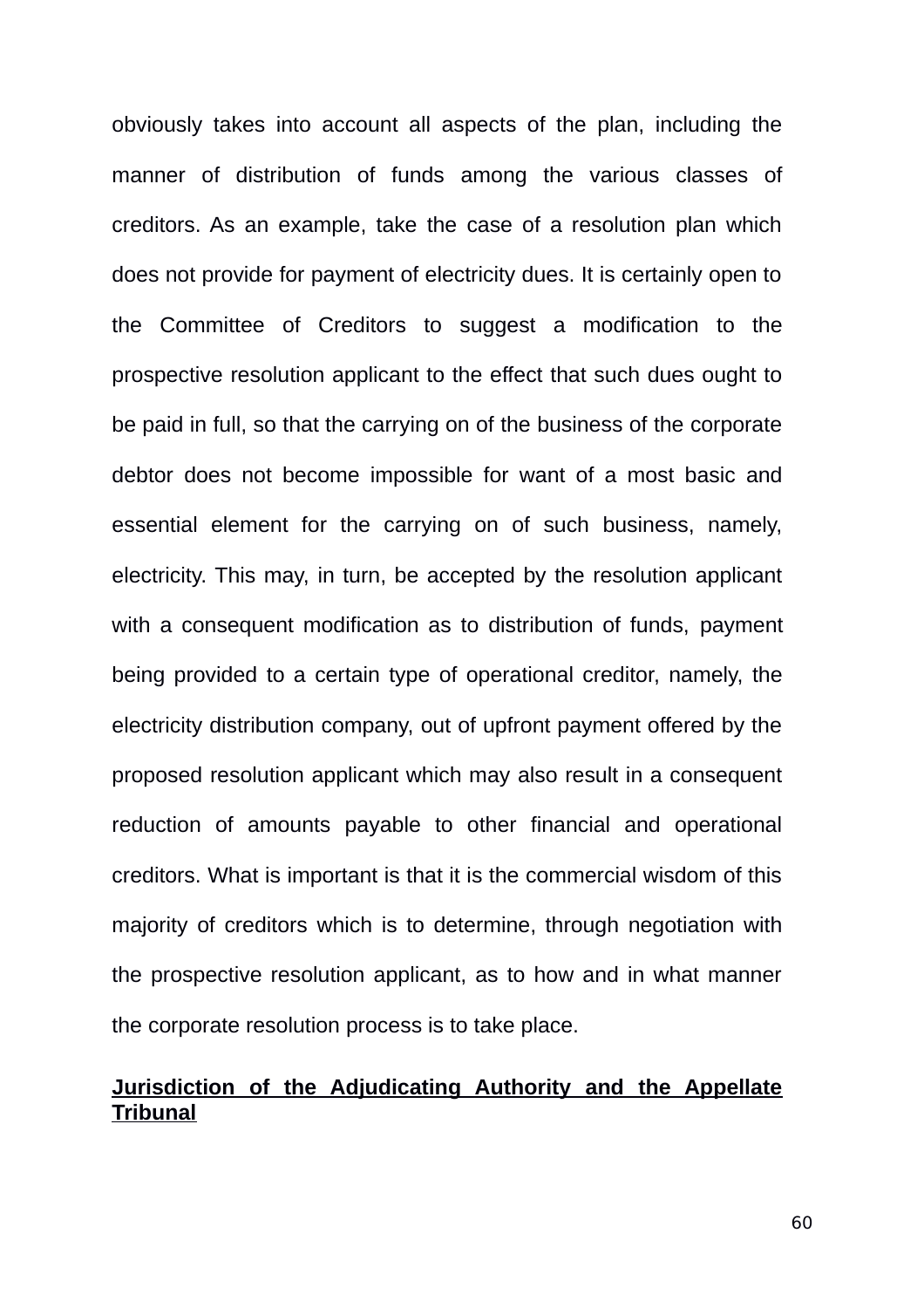obviously takes into account all aspects of the plan, including the manner of distribution of funds among the various classes of creditors. As an example, take the case of a resolution plan which does not provide for payment of electricity dues. It is certainly open to the Committee of Creditors to suggest a modification to the prospective resolution applicant to the effect that such dues ought to be paid in full, so that the carrying on of the business of the corporate debtor does not become impossible for want of a most basic and essential element for the carrying on of such business, namely, electricity. This may, in turn, be accepted by the resolution applicant with a consequent modification as to distribution of funds, payment being provided to a certain type of operational creditor, namely, the electricity distribution company, out of upfront payment offered by the proposed resolution applicant which may also result in a consequent reduction of amounts payable to other financial and operational creditors. What is important is that it is the commercial wisdom of this majority of creditors which is to determine, through negotiation with the prospective resolution applicant, as to how and in what manner the corporate resolution process is to take place.

**<u>Jurisdiction of the Adjudicating Authority and the Appellate Tribunal</u>**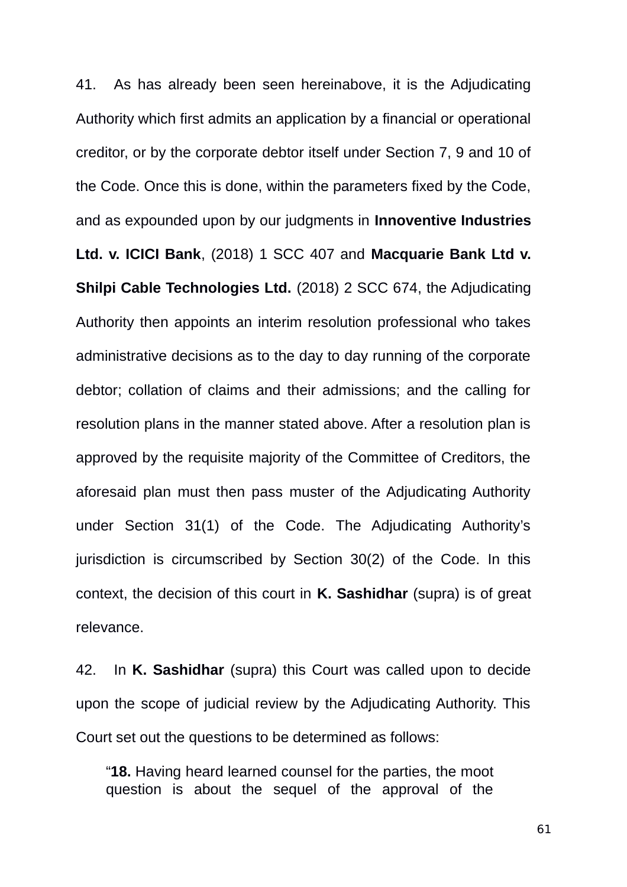41. As has already been seen hereinabove, it is the Adjudicating Authority which first admits an application by a financial or operational creditor, or by the corporate debtor itself under Section 7, 9 and 10 of the Code. Once this is done, within the parameters fixed by the Code, and as expounded upon by our judgments in **Innoventive Industries Ltd. v. ICICI Bank**, (2018) 1 SCC 407 and **Macquarie Bank Ltd v. Shilpi Cable Technologies Ltd.** (2018) 2 SCC 674, the Adjudicating Authority then appoints an interim resolution professional who takes administrative decisions as to the day to day running of the corporate debtor; collation of claims and their admissions; and the calling for resolution plans in the manner stated above. After a resolution plan is approved by the requisite majority of the Committee of Creditors, the aforesaid plan must then pass muster of the Adjudicating Authority under Section 31(1) of the Code. The Adjudicating Authority's jurisdiction is circumscribed by Section 30(2) of the Code. In this context, the decision of this court in **K. Sashidhar** (supra) is of great relevance.

42. In **K. Sashidhar** (supra) this Court was called upon to decide upon the scope of judicial review by the Adjudicating Authority. This Court set out the questions to be determined as follows:

> "**18.** Having heard learned counsel for the parties, the moot question is about the sequel of the approval of the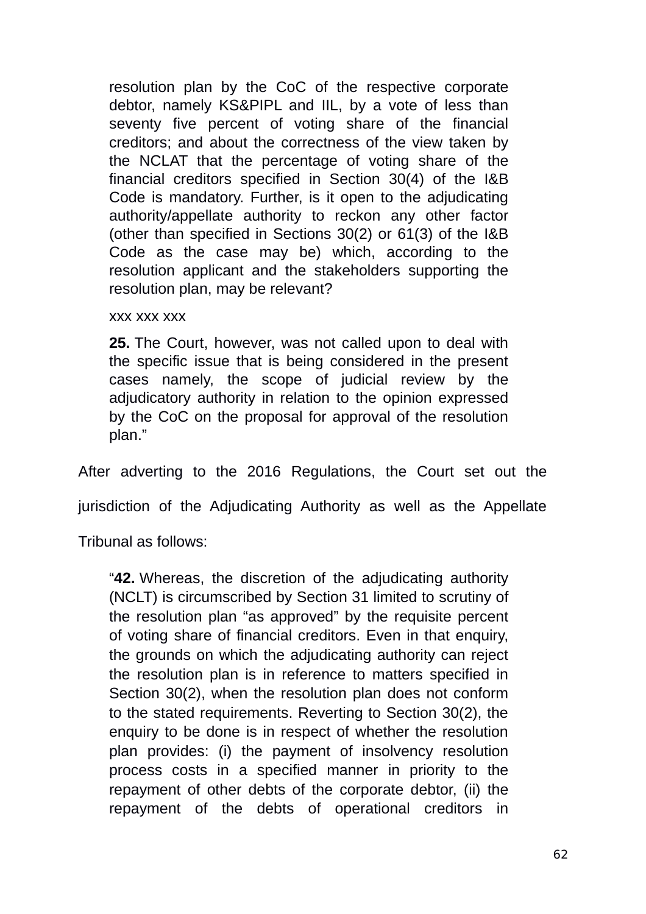> resolution plan by the CoC of the respective corporate debtor, namely KS&PIPL and IIL, by a vote of less than seventy five percent of voting share of the financial creditors; and about the correctness of the view taken by the NCLAT that the percentage of voting share of the financial creditors specified in Section 30(4) of the I&B Code is mandatory. Further, is it open to the adjudicating authority/appellate authority to reckon any other factor (other than specified in Sections 30(2) or 61(3) of the I&B Code as the case may be) which, according to the resolution applicant and the stakeholders supporting the resolution plan, may be relevant?
>
> xxx xxx xxx
>
> **25.** The Court, however, was not called upon to deal with the specific issue that is being considered in the present cases namely, the scope of judicial review by the adjudicatory authority in relation to the opinion expressed by the CoC on the proposal for approval of the resolution plan."

After adverting to the 2016 Regulations, the Court set out the jurisdiction of the Adjudicating Authority as well as the Appellate Tribunal as follows:

> "**42.** Whereas, the discretion of the adjudicating authority (NCLT) is circumscribed by Section 31 limited to scrutiny of the resolution plan "as approved" by the requisite percent of voting share of financial creditors. Even in that enquiry, the grounds on which the adjudicating authority can reject the resolution plan is in reference to matters specified in Section 30(2), when the resolution plan does not conform to the stated requirements. Reverting to Section 30(2), the enquiry to be done is in respect of whether the resolution plan provides: (i) the payment of insolvency resolution process costs in a specified manner in priority to the repayment of other debts of the corporate debtor, (ii) the repayment of the debts of operational creditors in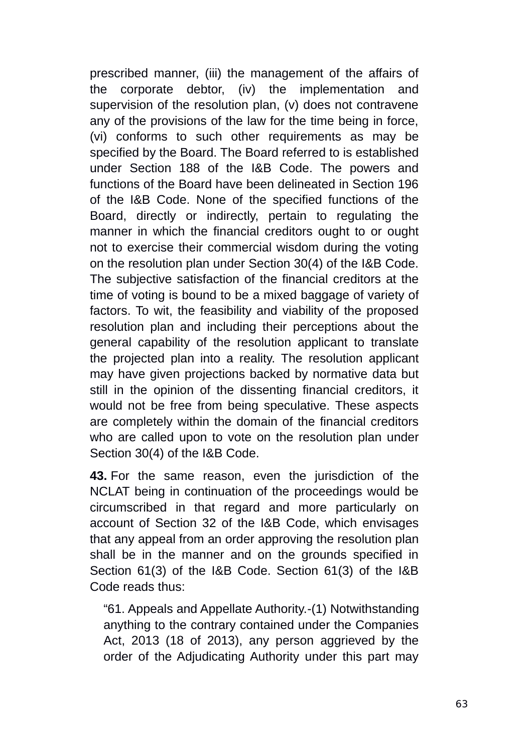prescribed manner, (iii) the management of the affairs of the corporate debtor, (iv) the implementation and supervision of the resolution plan, (v) does not contravene any of the provisions of the law for the time being in force, (vi) conforms to such other requirements as may be specified by the Board. The Board referred to is established under Section 188 of the I&B Code. The powers and functions of the Board have been delineated in Section 196 of the I&B Code. None of the specified functions of the Board, directly or indirectly, pertain to regulating the manner in which the financial creditors ought to or ought not to exercise their commercial wisdom during the voting on the resolution plan under Section 30(4) of the I&B Code. The subjective satisfaction of the financial creditors at the time of voting is bound to be a mixed baggage of variety of factors. To wit, the feasibility and viability of the proposed resolution plan and including their perceptions about the general capability of the resolution applicant to translate the projected plan into a reality. The resolution applicant may have given projections backed by normative data but still in the opinion of the dissenting financial creditors, it would not be free from being speculative. These aspects are completely within the domain of the financial creditors who are called upon to vote on the resolution plan under Section 30(4) of the I&B Code.

**43.** For the same reason, even the jurisdiction of the NCLAT being in continuation of the proceedings would be circumscribed in that regard and more particularly on account of Section 32 of the I&B Code, which envisages that any appeal from an order approving the resolution plan shall be in the manner and on the grounds specified in Section 61(3) of the I&B Code. Section 61(3) of the I&B Code reads thus:

> "61. Appeals and Appellate Authority.-(1) Notwithstanding anything to the contrary contained under the Companies Act, 2013 (18 of 2013), any person aggrieved by the order of the Adjudicating Authority under this part may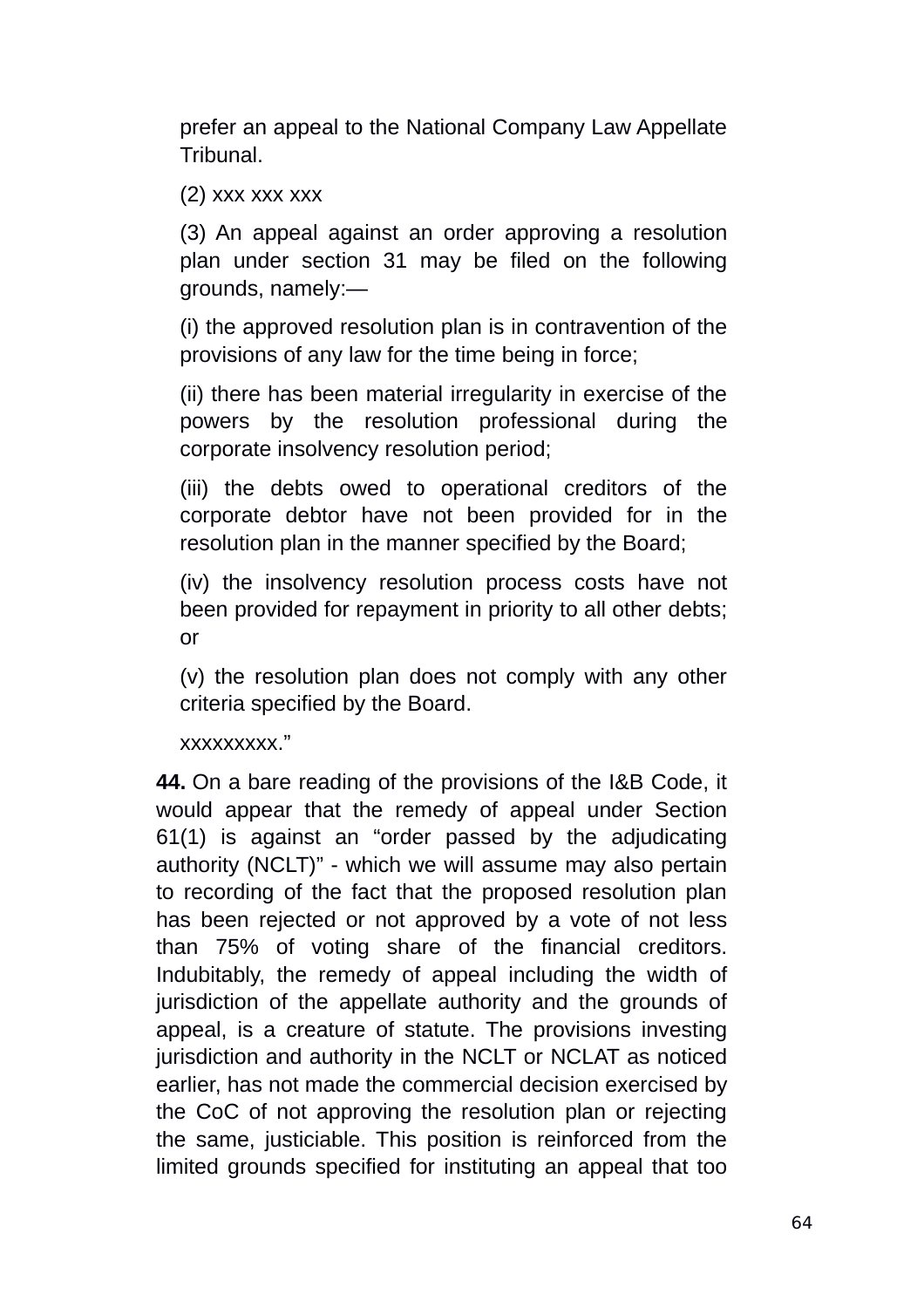prefer an appeal to the National Company Law Appellate Tribunal.

(2) xxx xxx xxx

(3) An appeal against an order approving a resolution plan under section 31 may be filed on the following grounds, namely:—

(i) the approved resolution plan is in contravention of the provisions of any law for the time being in force;

(ii) there has been material irregularity in exercise of the powers by the resolution professional during the corporate insolvency resolution period;

(iii) the debts owed to operational creditors of the corporate debtor have not been provided for in the resolution plan in the manner specified by the Board;

(iv) the insolvency resolution process costs have not been provided for repayment in priority to all other debts; or

(v) the resolution plan does not comply with any other criteria specified by the Board.

xxxxxxxxx."

**44.** On a bare reading of the provisions of the I&B Code, it would appear that the remedy of appeal under Section 61(1) is against an "order passed by the adjudicating authority (NCLT)" - which we will assume may also pertain to recording of the fact that the proposed resolution plan has been rejected or not approved by a vote of not less than 75% of voting share of the financial creditors. Indubitably, the remedy of appeal including the width of jurisdiction of the appellate authority and the grounds of appeal, is a creature of statute. The provisions investing jurisdiction and authority in the NCLT or NCLAT as noticed earlier, has not made the commercial decision exercised by the CoC of not approving the resolution plan or rejecting the same, justiciable. This position is reinforced from the limited grounds specified for instituting an appeal that too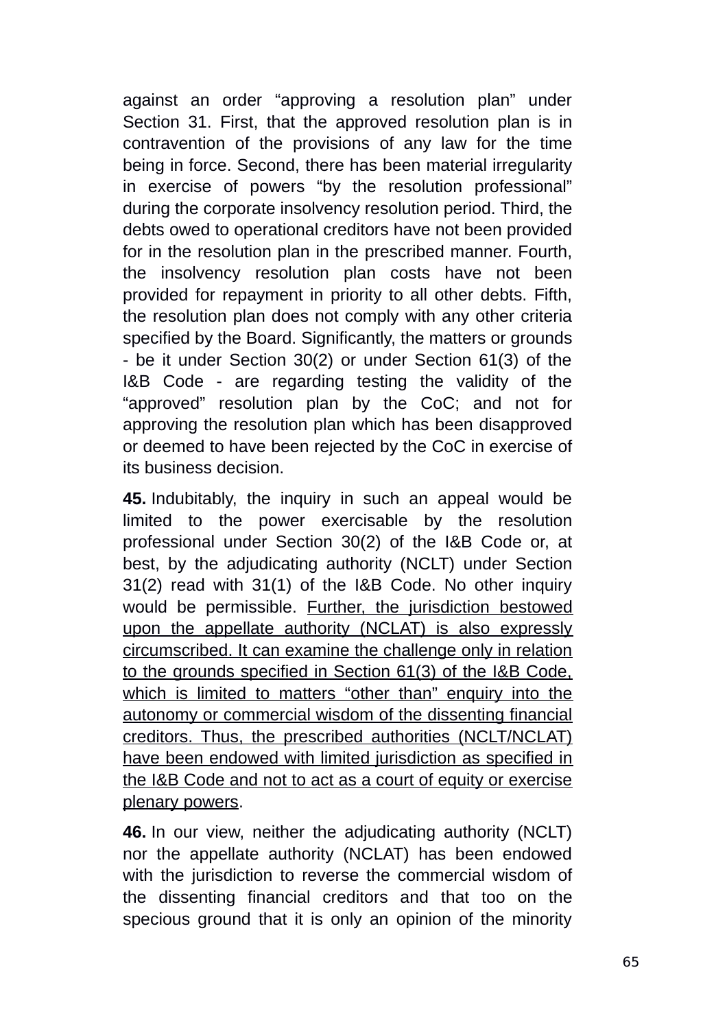against an order "approving a resolution plan" under Section 31. First, that the approved resolution plan is in contravention of the provisions of any law for the time being in force. Second, there has been material irregularity in exercise of powers "by the resolution professional" during the corporate insolvency resolution period. Third, the debts owed to operational creditors have not been provided for in the resolution plan in the prescribed manner. Fourth, the insolvency resolution plan costs have not been provided for repayment in priority to all other debts. Fifth, the resolution plan does not comply with any other criteria specified by the Board. Significantly, the matters or grounds - be it under Section 30(2) or under Section 61(3) of the I&B Code - are regarding testing the validity of the "approved" resolution plan by the CoC; and not for approving the resolution plan which has been disapproved or deemed to have been rejected by the CoC in exercise of its business decision.

**45.** Indubitably, the inquiry in such an appeal would be limited to the power exercisable by the resolution professional under Section 30(2) of the I&B Code or, at best, by the adjudicating authority (NCLT) under Section 31(2) read with 31(1) of the I&B Code. No other inquiry would be permissible. <u>Further, the jurisdiction bestowed upon the appellate authority (NCLAT) is also expressly circumscribed. It can examine the challenge only in relation to the grounds specified in Section 61(3) of the I&B Code, which is limited to matters "other than" enquiry into the autonomy or commercial wisdom of the dissenting financial creditors. Thus, the prescribed authorities (NCLT/NCLAT) have been endowed with limited jurisdiction as specified in the I&B Code and not to act as a court of equity or exercise plenary powers</u>.

**46.** In our view, neither the adjudicating authority (NCLT) nor the appellate authority (NCLAT) has been endowed with the jurisdiction to reverse the commercial wisdom of the dissenting financial creditors and that too on the specious ground that it is only an opinion of the minority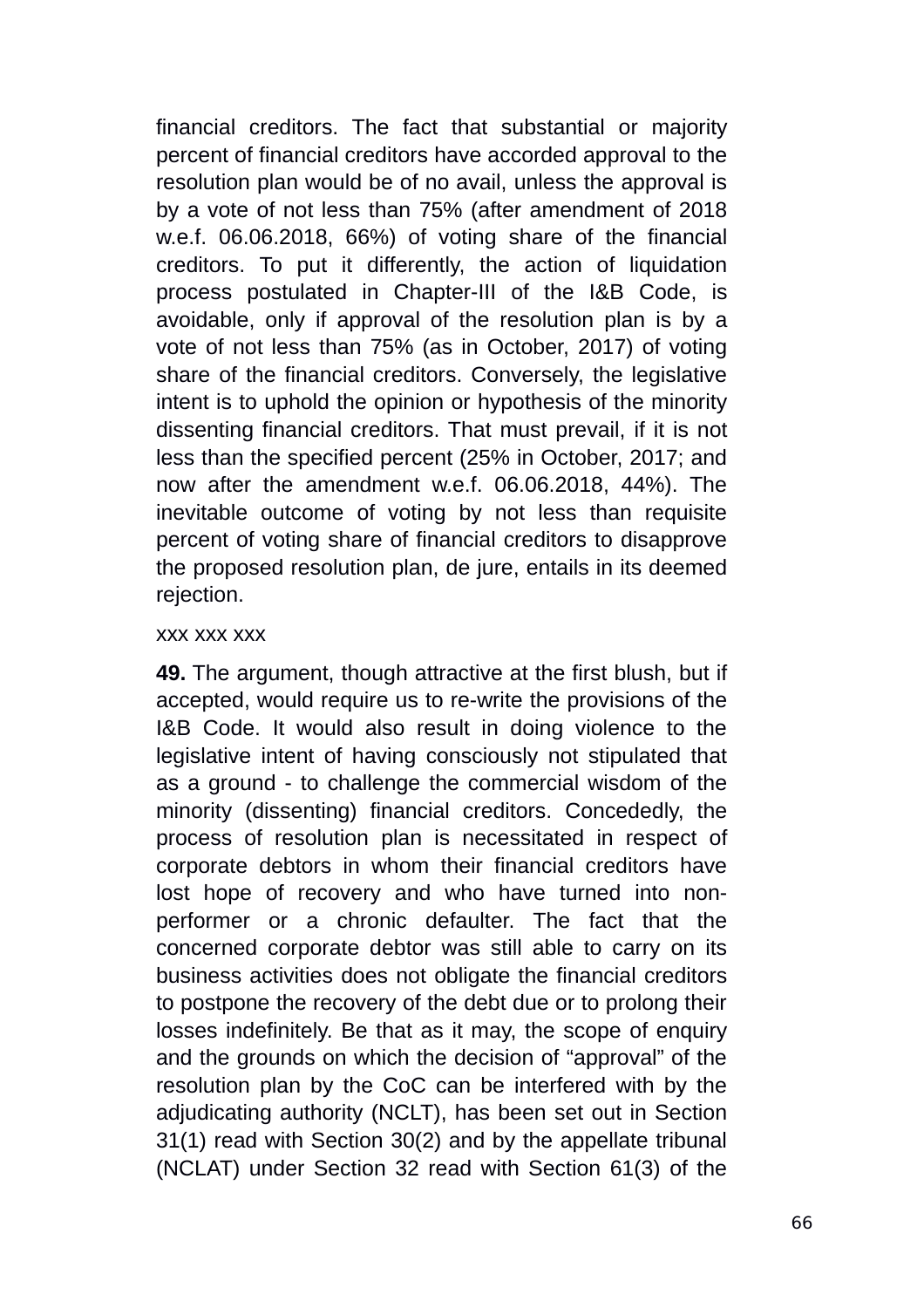financial creditors. The fact that substantial or majority percent of financial creditors have accorded approval to the resolution plan would be of no avail, unless the approval is by a vote of not less than 75% (after amendment of 2018 w.e.f. 06.06.2018, 66%) of voting share of the financial creditors. To put it differently, the action of liquidation process postulated in Chapter-III of the I&B Code, is avoidable, only if approval of the resolution plan is by a vote of not less than 75% (as in October, 2017) of voting share of the financial creditors. Conversely, the legislative intent is to uphold the opinion or hypothesis of the minority dissenting financial creditors. That must prevail, if it is not less than the specified percent (25% in October, 2017; and now after the amendment w.e.f. 06.06.2018, 44%). The inevitable outcome of voting by not less than requisite percent of voting share of financial creditors to disapprove the proposed resolution plan, de jure, entails in its deemed rejection.

xxx xxx xxx

**49.** The argument, though attractive at the first blush, but if accepted, would require us to re-write the provisions of the I&B Code. It would also result in doing violence to the legislative intent of having consciously not stipulated that as a ground - to challenge the commercial wisdom of the minority (dissenting) financial creditors. Concededly, the process of resolution plan is necessitated in respect of corporate debtors in whom their financial creditors have lost hope of recovery and who have turned into non-performer or a chronic defaulter. The fact that the concerned corporate debtor was still able to carry on its business activities does not obligate the financial creditors to postpone the recovery of the debt due or to prolong their losses indefinitely. Be that as it may, the scope of enquiry and the grounds on which the decision of "approval" of the resolution plan by the CoC can be interfered with by the adjudicating authority (NCLT), has been set out in Section 31(1) read with Section 30(2) and by the appellate tribunal (NCLAT) under Section 32 read with Section 61(3) of the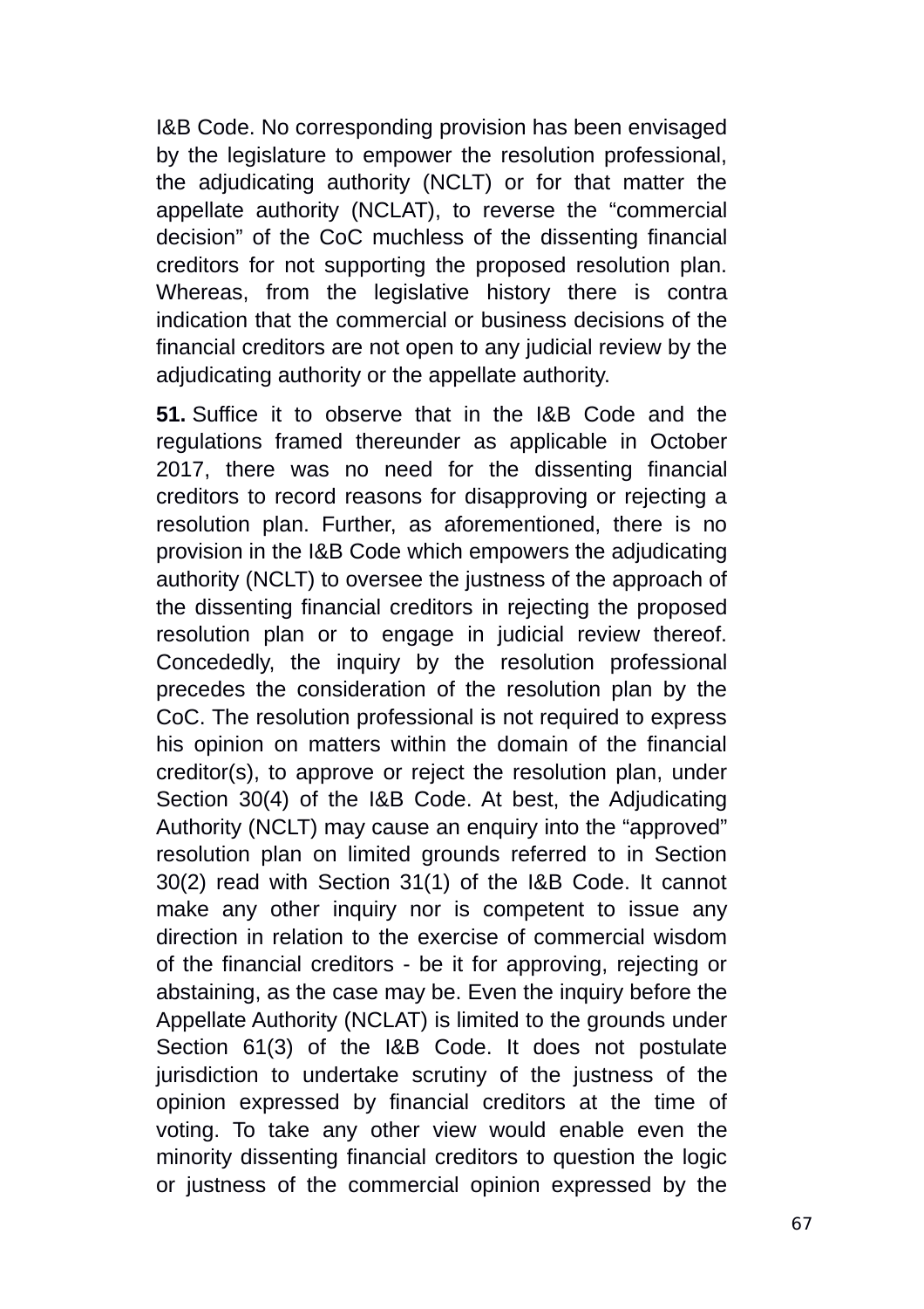I&B Code. No corresponding provision has been envisaged by the legislature to empower the resolution professional, the adjudicating authority (NCLT) or for that matter the appellate authority (NCLAT), to reverse the “commercial decision” of the CoC muchless of the dissenting financial creditors for not supporting the proposed resolution plan. Whereas, from the legislative history there is contra indication that the commercial or business decisions of the financial creditors are not open to any judicial review by the adjudicating authority or the appellate authority.

**51.** Suffice it to observe that in the I&B Code and the regulations framed thereunder as applicable in October 2017, there was no need for the dissenting financial creditors to record reasons for disapproving or rejecting a resolution plan. Further, as aforementioned, there is no provision in the I&B Code which empowers the adjudicating authority (NCLT) to oversee the justness of the approach of the dissenting financial creditors in rejecting the proposed resolution plan or to engage in judicial review thereof. Concededly, the inquiry by the resolution professional precedes the consideration of the resolution plan by the CoC. The resolution professional is not required to express his opinion on matters within the domain of the financial creditor(s), to approve or reject the resolution plan, under Section 30(4) of the I&B Code. At best, the Adjudicating Authority (NCLT) may cause an enquiry into the “approved” resolution plan on limited grounds referred to in Section 30(2) read with Section 31(1) of the I&B Code. It cannot make any other inquiry nor is competent to issue any direction in relation to the exercise of commercial wisdom of the financial creditors - be it for approving, rejecting or abstaining, as the case may be. Even the inquiry before the Appellate Authority (NCLAT) is limited to the grounds under Section 61(3) of the I&B Code. It does not postulate jurisdiction to undertake scrutiny of the justness of the opinion expressed by financial creditors at the time of voting. To take any other view would enable even the minority dissenting financial creditors to question the logic or justness of the commercial opinion expressed by the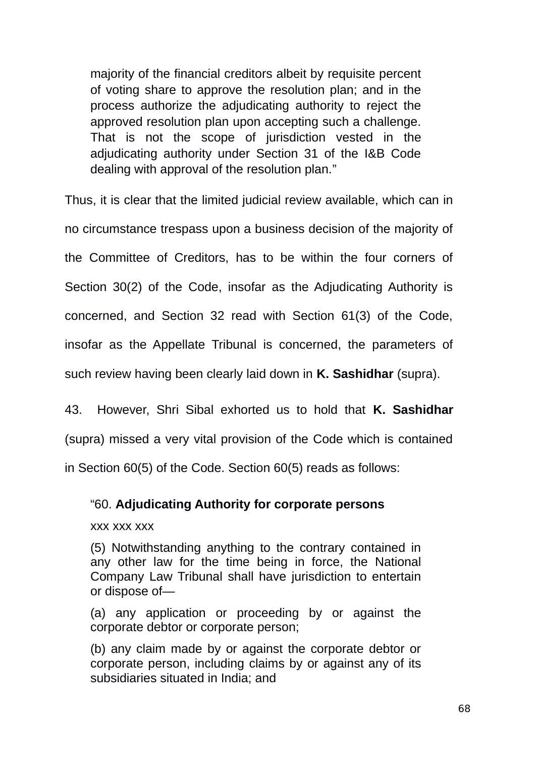> majority of the financial creditors albeit by requisite percent of voting share to approve the resolution plan; and in the process authorize the adjudicating authority to reject the approved resolution plan upon accepting such a challenge. That is not the scope of jurisdiction vested in the adjudicating authority under Section 31 of the I&B Code dealing with approval of the resolution plan."

Thus, it is clear that the limited judicial review available, which can in no circumstance trespass upon a business decision of the majority of the Committee of Creditors, has to be within the four corners of Section 30(2) of the Code, insofar as the Adjudicating Authority is concerned, and Section 32 read with Section 61(3) of the Code, insofar as the Appellate Tribunal is concerned, the parameters of such review having been clearly laid down in **K. Sashidhar** (supra).

43. However, Shri Sibal exhorted us to hold that **K. Sashidhar** (supra) missed a very vital provision of the Code which is contained in Section 60(5) of the Code. Section 60(5) reads as follows:

> "60. **Adjudicating Authority for corporate persons**
>
> xxx xxx xxx
>
> (5) Notwithstanding anything to the contrary contained in any other law for the time being in force, the National Company Law Tribunal shall have jurisdiction to entertain or dispose of—
>
> (a) any application or proceeding by or against the corporate debtor or corporate person;
>
> (b) any claim made by or against the corporate debtor or corporate person, including claims by or against any of its subsidiaries situated in India; and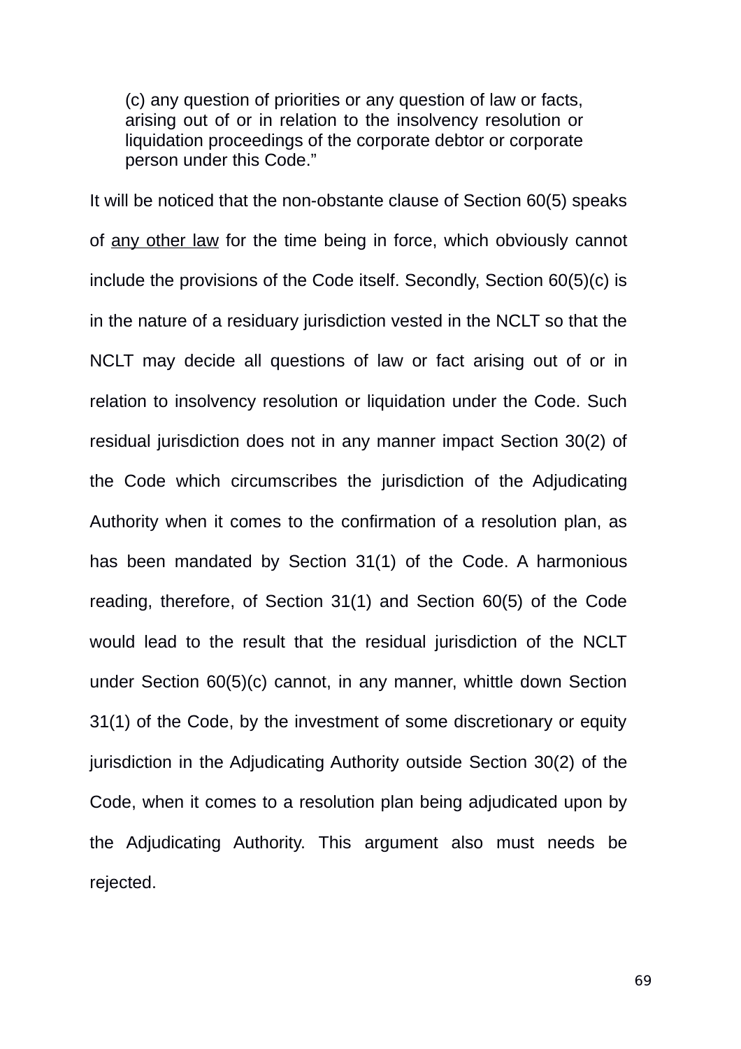> (c) any question of priorities or any question of law or facts, arising out of or in relation to the insolvency resolution or liquidation proceedings of the corporate debtor or corporate person under this Code."

It will be noticed that the non-obstante clause of Section 60(5) speaks of <u>any other law</u> for the time being in force, which obviously cannot include the provisions of the Code itself. Secondly, Section 60(5)(c) is in the nature of a residuary jurisdiction vested in the NCLT so that the NCLT may decide all questions of law or fact arising out of or in relation to insolvency resolution or liquidation under the Code. Such residual jurisdiction does not in any manner impact Section 30(2) of the Code which circumscribes the jurisdiction of the Adjudicating Authority when it comes to the confirmation of a resolution plan, as has been mandated by Section 31(1) of the Code. A harmonious reading, therefore, of Section 31(1) and Section 60(5) of the Code would lead to the result that the residual jurisdiction of the NCLT under Section 60(5)(c) cannot, in any manner, whittle down Section 31(1) of the Code, by the investment of some discretionary or equity jurisdiction in the Adjudicating Authority outside Section 30(2) of the Code, when it comes to a resolution plan being adjudicated upon by the Adjudicating Authority. This argument also must needs be rejected.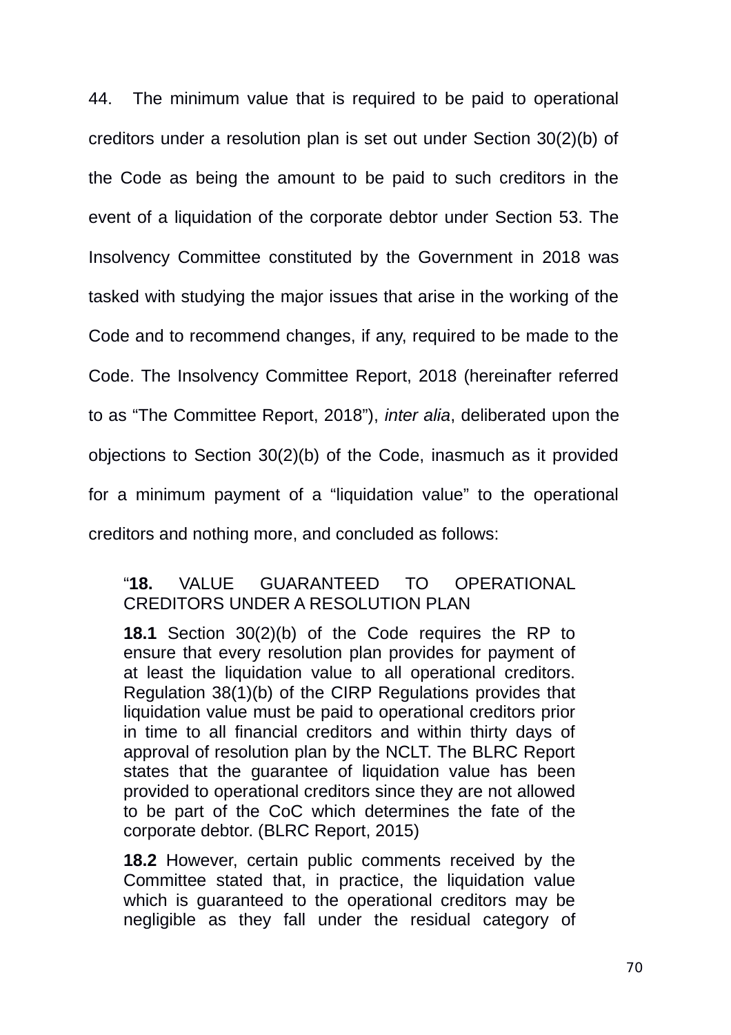44. The minimum value that is required to be paid to operational creditors under a resolution plan is set out under Section 30(2)(b) of the Code as being the amount to be paid to such creditors in the event of a liquidation of the corporate debtor under Section 53. The Insolvency Committee constituted by the Government in 2018 was tasked with studying the major issues that arise in the working of the Code and to recommend changes, if any, required to be made to the Code. The Insolvency Committee Report, 2018 (hereinafter referred to as "The Committee Report, 2018"), *inter alia*, deliberated upon the objections to Section 30(2)(b) of the Code, inasmuch as it provided for a minimum payment of a "liquidation value" to the operational creditors and nothing more, and concluded as follows:

> "**18.** VALUE GUARANTEED TO OPERATIONAL CREDITORS UNDER A RESOLUTION PLAN
>
> **18.1** Section 30(2)(b) of the Code requires the RP to ensure that every resolution plan provides for payment of at least the liquidation value to all operational creditors. Regulation 38(1)(b) of the CIRP Regulations provides that liquidation value must be paid to operational creditors prior in time to all financial creditors and within thirty days of approval of resolution plan by the NCLT. The BLRC Report states that the guarantee of liquidation value has been provided to operational creditors since they are not allowed to be part of the CoC which determines the fate of the corporate debtor. (BLRC Report, 2015)
>
> **18.2** However, certain public comments received by the Committee stated that, in practice, the liquidation value which is guaranteed to the operational creditors may be negligible as they fall under the residual category of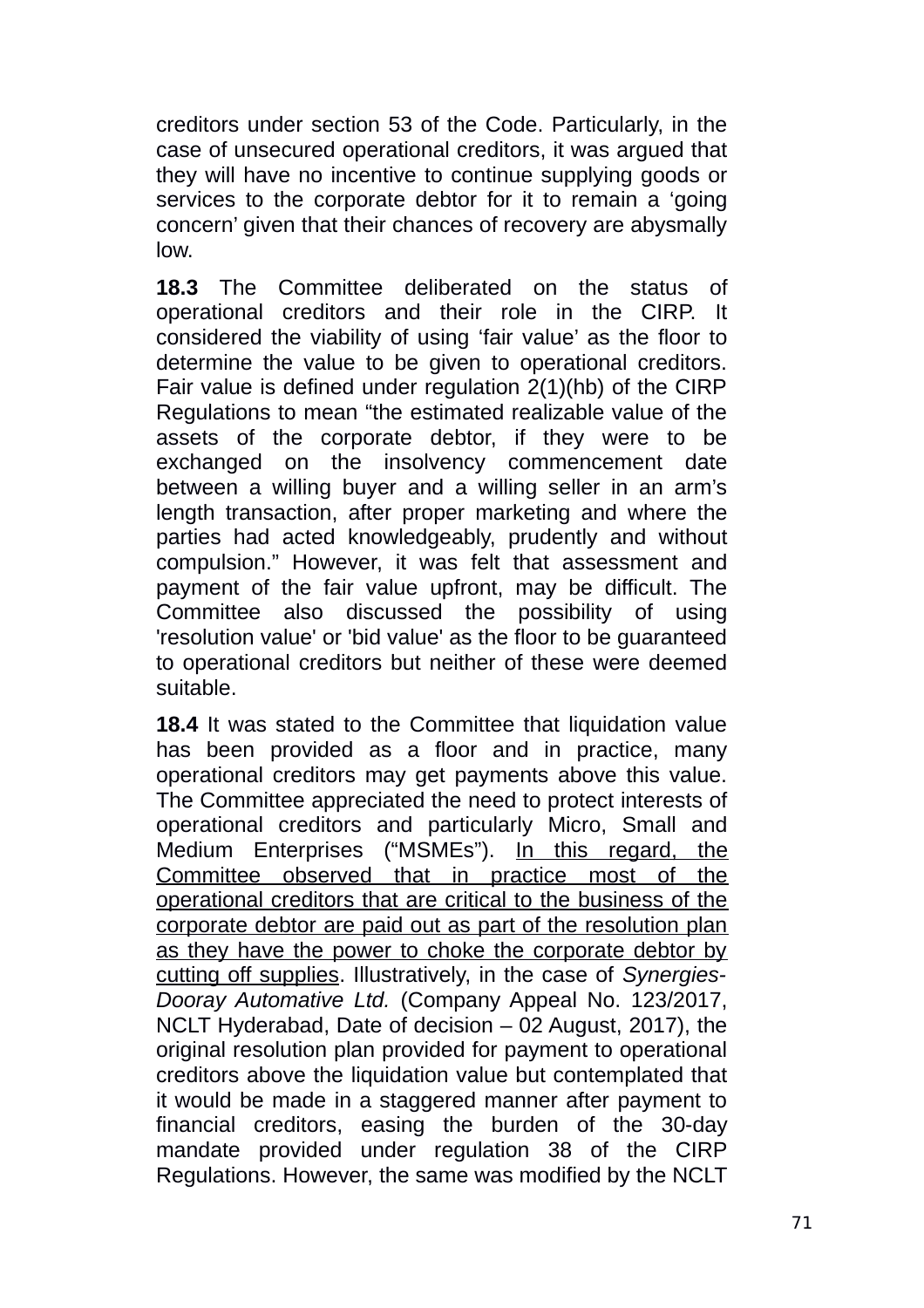creditors under section 53 of the Code. Particularly, in the case of unsecured operational creditors, it was argued that they will have no incentive to continue supplying goods or services to the corporate debtor for it to remain a 'going concern' given that their chances of recovery are abysmally low.

**18.3** The Committee deliberated on the status of operational creditors and their role in the CIRP. It considered the viability of using 'fair value' as the floor to determine the value to be given to operational creditors. Fair value is defined under regulation 2(1)(hb) of the CIRP Regulations to mean "the estimated realizable value of the assets of the corporate debtor, if they were to be exchanged on the insolvency commencement date between a willing buyer and a willing seller in an arm's length transaction, after proper marketing and where the parties had acted knowledgeably, prudently and without compulsion." However, it was felt that assessment and payment of the fair value upfront, may be difficult. The Committee also discussed the possibility of using 'resolution value' or 'bid value' as the floor to be guaranteed to operational creditors but neither of these were deemed suitable.

**18.4** It was stated to the Committee that liquidation value has been provided as a floor and in practice, many operational creditors may get payments above this value. The Committee appreciated the need to protect interests of operational creditors and particularly Micro, Small and Medium Enterprises ("MSMEs"). <u>In this regard, the Committee observed that in practice most of the operational creditors that are critical to the business of the corporate debtor are paid out as part of the resolution plan as they have the power to choke the corporate debtor by cutting off supplies</u>. Illustratively, in the case of *Synergies-Dooray Automative Ltd.* (Company Appeal No. 123/2017, NCLT Hyderabad, Date of decision – 02 August, 2017), the original resolution plan provided for payment to operational creditors above the liquidation value but contemplated that it would be made in a staggered manner after payment to financial creditors, easing the burden of the 30-day mandate provided under regulation 38 of the CIRP Regulations. However, the same was modified by the NCLT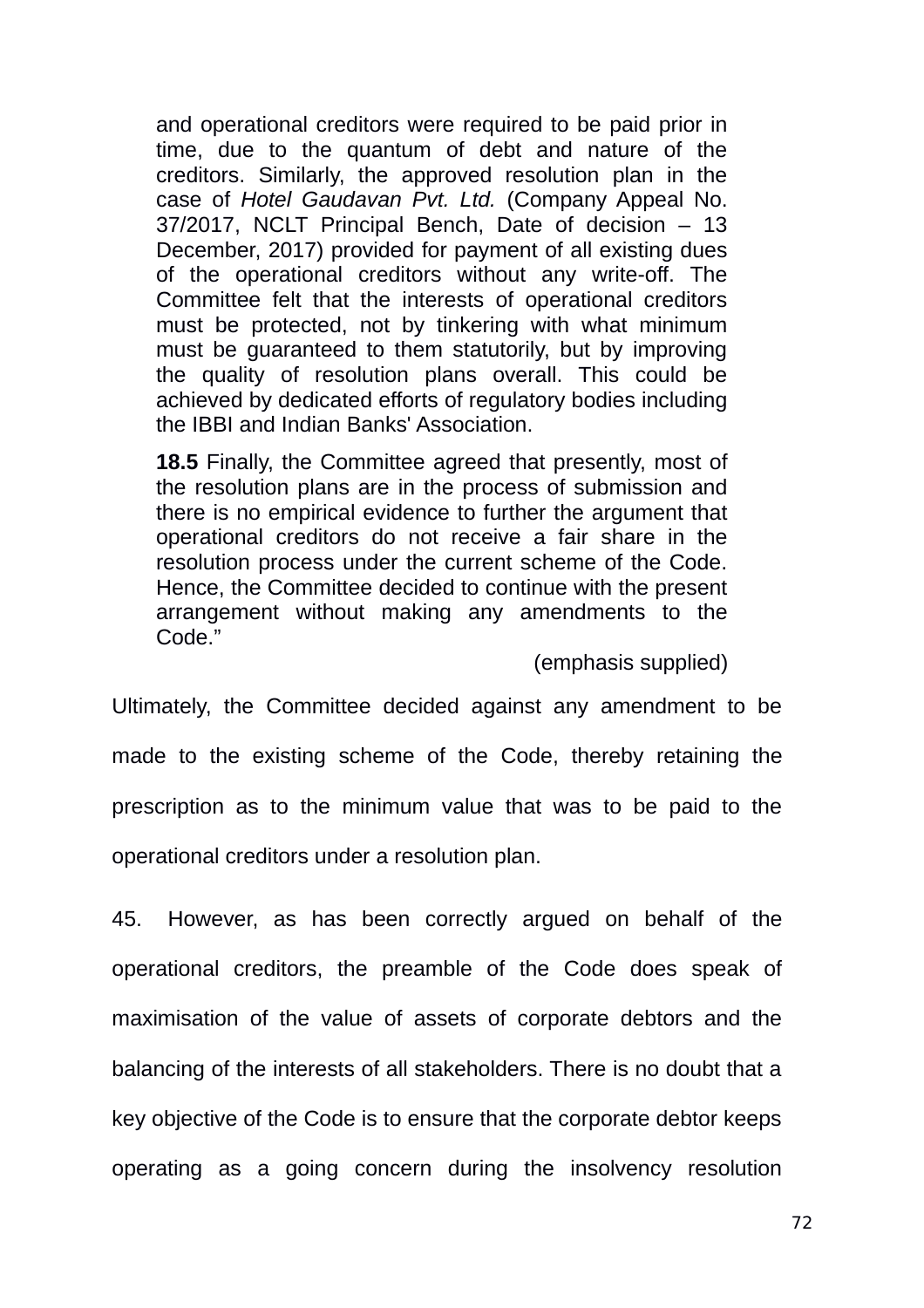> and operational creditors were required to be paid prior in time, due to the quantum of debt and nature of the creditors. Similarly, the approved resolution plan in the case of *Hotel Gaudavan Pvt. Ltd.* (Company Appeal No. 37/2017, NCLT Principal Bench, Date of decision – 13 December, 2017) provided for payment of all existing dues of the operational creditors without any write-off. The Committee felt that the interests of operational creditors must be protected, not by tinkering with what minimum must be guaranteed to them statutorily, but by improving the quality of resolution plans overall. This could be achieved by dedicated efforts of regulatory bodies including the IBBI and Indian Banks' Association.
>
> **18.5** Finally, the Committee agreed that presently, most of the resolution plans are in the process of submission and there is no empirical evidence to further the argument that operational creditors do not receive a fair share in the resolution process under the current scheme of the Code. Hence, the Committee decided to continue with the present arrangement without making any amendments to the Code."
>
> (emphasis supplied)

Ultimately, the Committee decided against any amendment to be made to the existing scheme of the Code, thereby retaining the prescription as to the minimum value that was to be paid to the operational creditors under a resolution plan.

45. However, as has been correctly argued on behalf of the operational creditors, the preamble of the Code does speak of maximisation of the value of assets of corporate debtors and the balancing of the interests of all stakeholders. There is no doubt that a key objective of the Code is to ensure that the corporate debtor keeps operating as a going concern during the insolvency resolution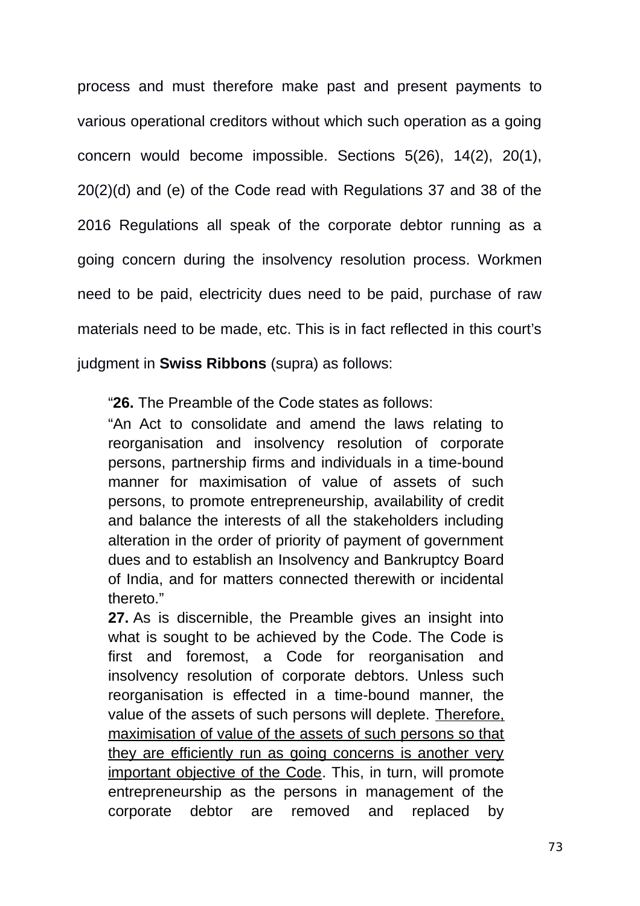process and must therefore make past and present payments to various operational creditors without which such operation as a going concern would become impossible. Sections 5(26), 14(2), 20(1), 20(2)(d) and (e) of the Code read with Regulations 37 and 38 of the 2016 Regulations all speak of the corporate debtor running as a going concern during the insolvency resolution process. Workmen need to be paid, electricity dues need to be paid, purchase of raw materials need to be made, etc. This is in fact reflected in this court's judgment in **Swiss Ribbons** (supra) as follows:

> "**26.** The Preamble of the Code states as follows:
>
> "An Act to consolidate and amend the laws relating to reorganisation and insolvency resolution of corporate persons, partnership firms and individuals in a time-bound manner for maximisation of value of assets of such persons, to promote entrepreneurship, availability of credit and balance the interests of all the stakeholders including alteration in the order of priority of payment of government dues and to establish an Insolvency and Bankruptcy Board of India, and for matters connected therewith or incidental thereto."
>
> **27.** As is discernible, the Preamble gives an insight into what is sought to be achieved by the Code. The Code is first and foremost, a Code for reorganisation and insolvency resolution of corporate debtors. Unless such reorganisation is effected in a time-bound manner, the value of the assets of such persons will deplete. <u>Therefore, maximisation of value of the assets of such persons so that they are efficiently run as going concerns is another very important objective of the Code</u>. This, in turn, will promote entrepreneurship as the persons in management of the corporate debtor are removed and replaced by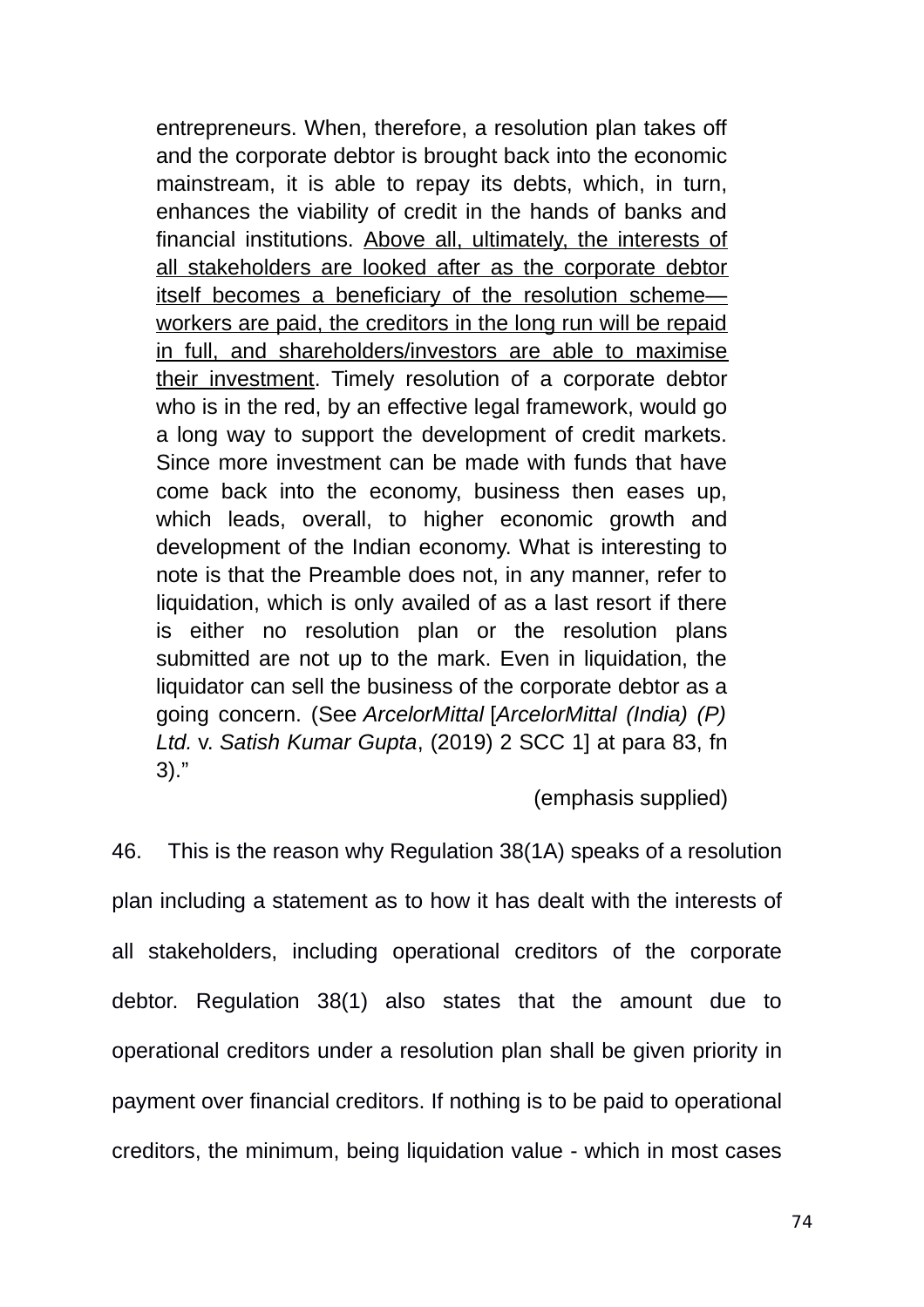> entrepreneurs. When, therefore, a resolution plan takes off and the corporate debtor is brought back into the economic mainstream, it is able to repay its debts, which, in turn, enhances the viability of credit in the hands of banks and financial institutions. <u>Above all, ultimately, the interests of all stakeholders are looked after as the corporate debtor itself becomes a beneficiary of the resolution scheme—workers are paid, the creditors in the long run will be repaid in full, and shareholders/investors are able to maximise their investment</u>. Timely resolution of a corporate debtor who is in the red, by an effective legal framework, would go a long way to support the development of credit markets. Since more investment can be made with funds that have come back into the economy, business then eases up, which leads, overall, to higher economic growth and development of the Indian economy. What is interesting to note is that the Preamble does not, in any manner, refer to liquidation, which is only availed of as a last resort if there is either no resolution plan or the resolution plans submitted are not up to the mark. Even in liquidation, the liquidator can sell the business of the corporate debtor as a going concern. (See *ArcelorMittal* [*ArcelorMittal (India) (P) Ltd.* v. *Satish Kumar Gupta*, (2019) 2 SCC 1] at para 83, fn 3)."
>
> (emphasis supplied)

46. This is the reason why Regulation 38(1A) speaks of a resolution plan including a statement as to how it has dealt with the interests of all stakeholders, including operational creditors of the corporate debtor. Regulation 38(1) also states that the amount due to operational creditors under a resolution plan shall be given priority in payment over financial creditors. If nothing is to be paid to operational creditors, the minimum, being liquidation value - which in most cases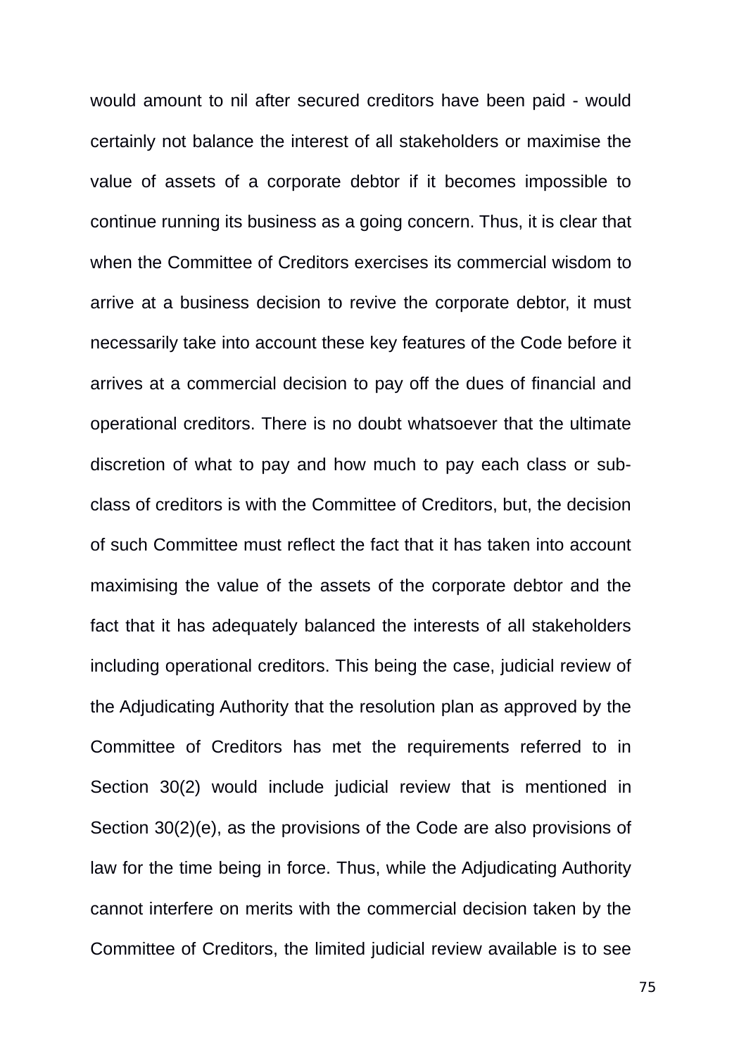would amount to nil after secured creditors have been paid - would certainly not balance the interest of all stakeholders or maximise the value of assets of a corporate debtor if it becomes impossible to continue running its business as a going concern. Thus, it is clear that when the Committee of Creditors exercises its commercial wisdom to arrive at a business decision to revive the corporate debtor, it must necessarily take into account these key features of the Code before it arrives at a commercial decision to pay off the dues of financial and operational creditors. There is no doubt whatsoever that the ultimate discretion of what to pay and how much to pay each class or sub-class of creditors is with the Committee of Creditors, but, the decision of such Committee must reflect the fact that it has taken into account maximising the value of the assets of the corporate debtor and the fact that it has adequately balanced the interests of all stakeholders including operational creditors. This being the case, judicial review of the Adjudicating Authority that the resolution plan as approved by the Committee of Creditors has met the requirements referred to in Section 30(2) would include judicial review that is mentioned in Section 30(2)(e), as the provisions of the Code are also provisions of law for the time being in force. Thus, while the Adjudicating Authority cannot interfere on merits with the commercial decision taken by the Committee of Creditors, the limited judicial review available is to see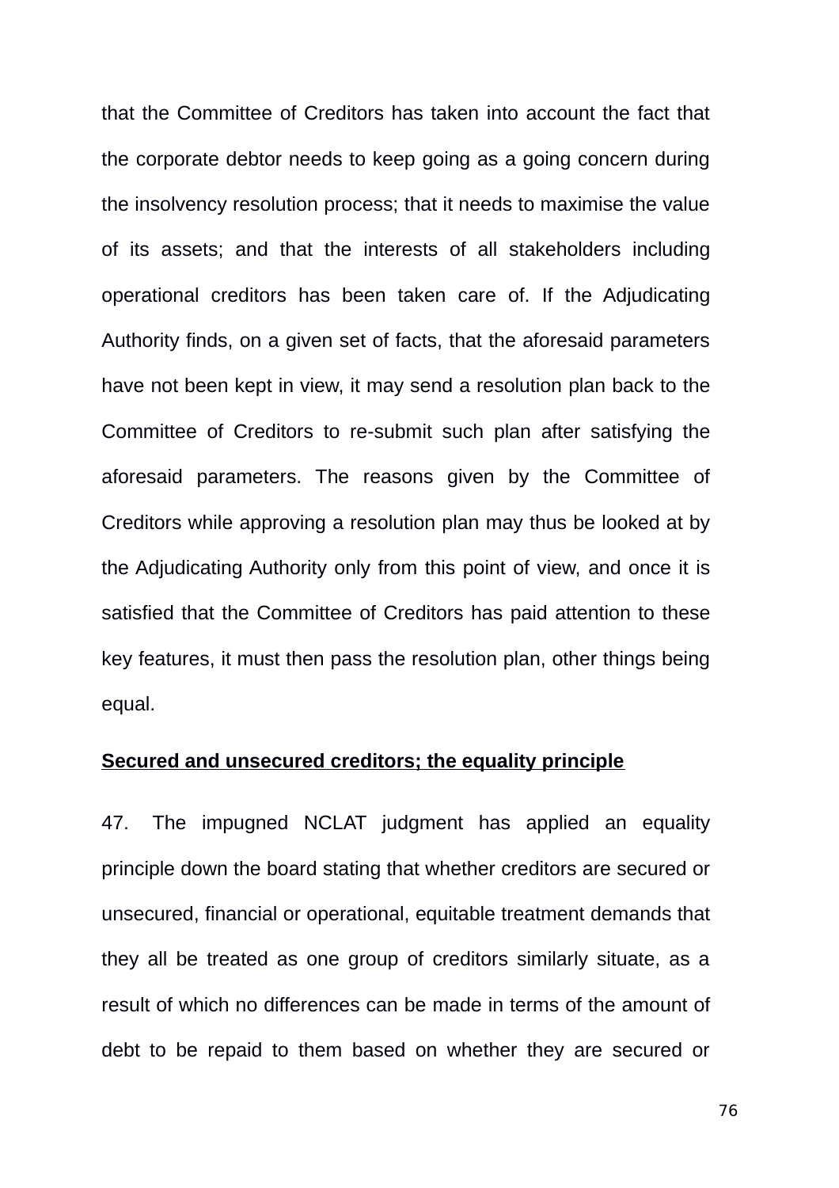that the Committee of Creditors has taken into account the fact that the corporate debtor needs to keep going as a going concern during the insolvency resolution process; that it needs to maximise the value of its assets; and that the interests of all stakeholders including operational creditors has been taken care of. If the Adjudicating Authority finds, on a given set of facts, that the aforesaid parameters have not been kept in view, it may send a resolution plan back to the Committee of Creditors to re-submit such plan after satisfying the aforesaid parameters. The reasons given by the Committee of Creditors while approving a resolution plan may thus be looked at by the Adjudicating Authority only from this point of view, and once it is satisfied that the Committee of Creditors has paid attention to these key features, it must then pass the resolution plan, other things being equal.

**Secured and unsecured creditors; the equality principle**

47. The impugned NCLAT judgment has applied an equality principle down the board stating that whether creditors are secured or unsecured, financial or operational, equitable treatment demands that they all be treated as one group of creditors similarly situate, as a result of which no differences can be made in terms of the amount of debt to be repaid to them based on whether they are secured or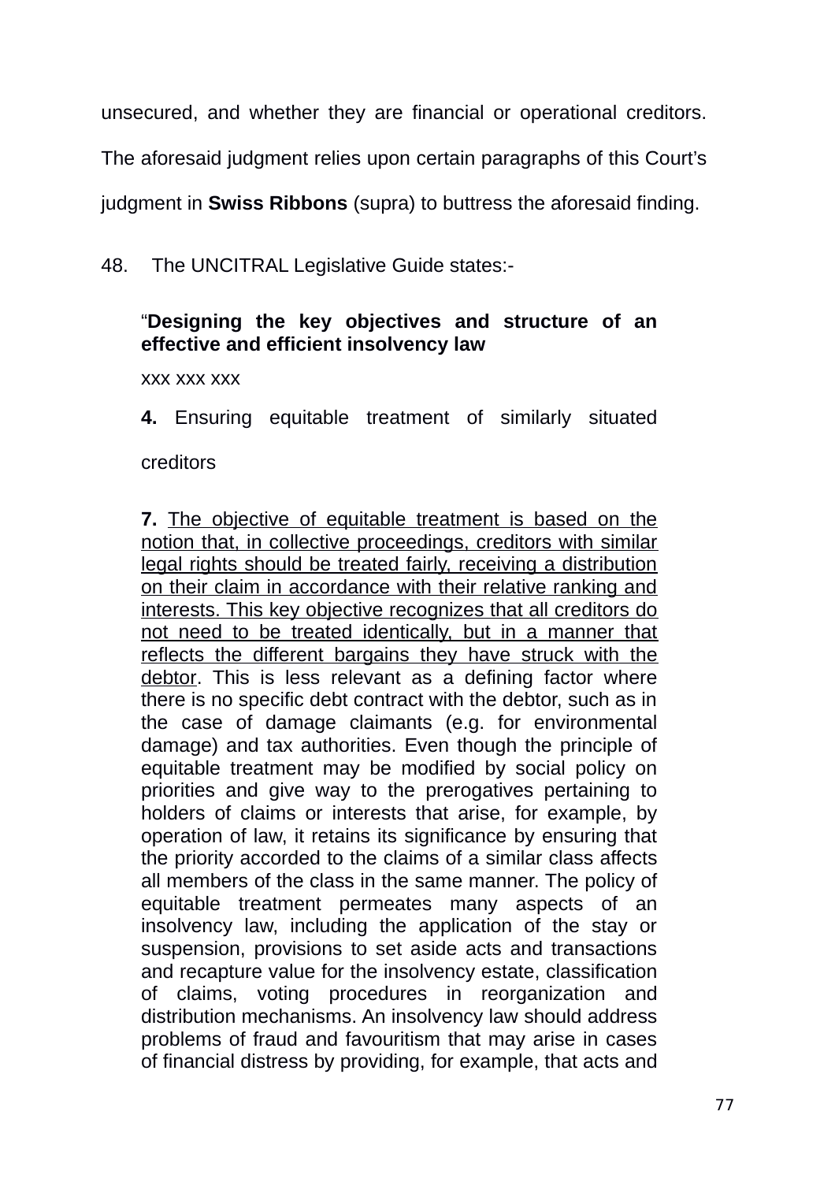unsecured, and whether they are financial or operational creditors. The aforesaid judgment relies upon certain paragraphs of this Court's judgment in **Swiss Ribbons** (supra) to buttress the aforesaid finding.

48. The UNCITRAL Legislative Guide states:-

> "**Designing the key objectives and structure of an effective and efficient insolvency law**
>
> xxx xxx xxx
>
> **4.** Ensuring equitable treatment of similarly situated creditors
>
> **7.** <u>The objective of equitable treatment is based on the notion that, in collective proceedings, creditors with similar legal rights should be treated fairly, receiving a distribution on their claim in accordance with their relative ranking and interests. This key objective recognizes that all creditors do not need to be treated identically, but in a manner that reflects the different bargains they have struck with the debtor</u>. This is less relevant as a defining factor where there is no specific debt contract with the debtor, such as in the case of damage claimants (e.g. for environmental damage) and tax authorities. Even though the principle of equitable treatment may be modified by social policy on priorities and give way to the prerogatives pertaining to holders of claims or interests that arise, for example, by operation of law, it retains its significance by ensuring that the priority accorded to the claims of a similar class affects all members of the class in the same manner. The policy of equitable treatment permeates many aspects of an insolvency law, including the application of the stay or suspension, provisions to set aside acts and transactions and recapture value for the insolvency estate, classification of claims, voting procedures in reorganization and distribution mechanisms. An insolvency law should address problems of fraud and favouritism that may arise in cases of financial distress by providing, for example, that acts and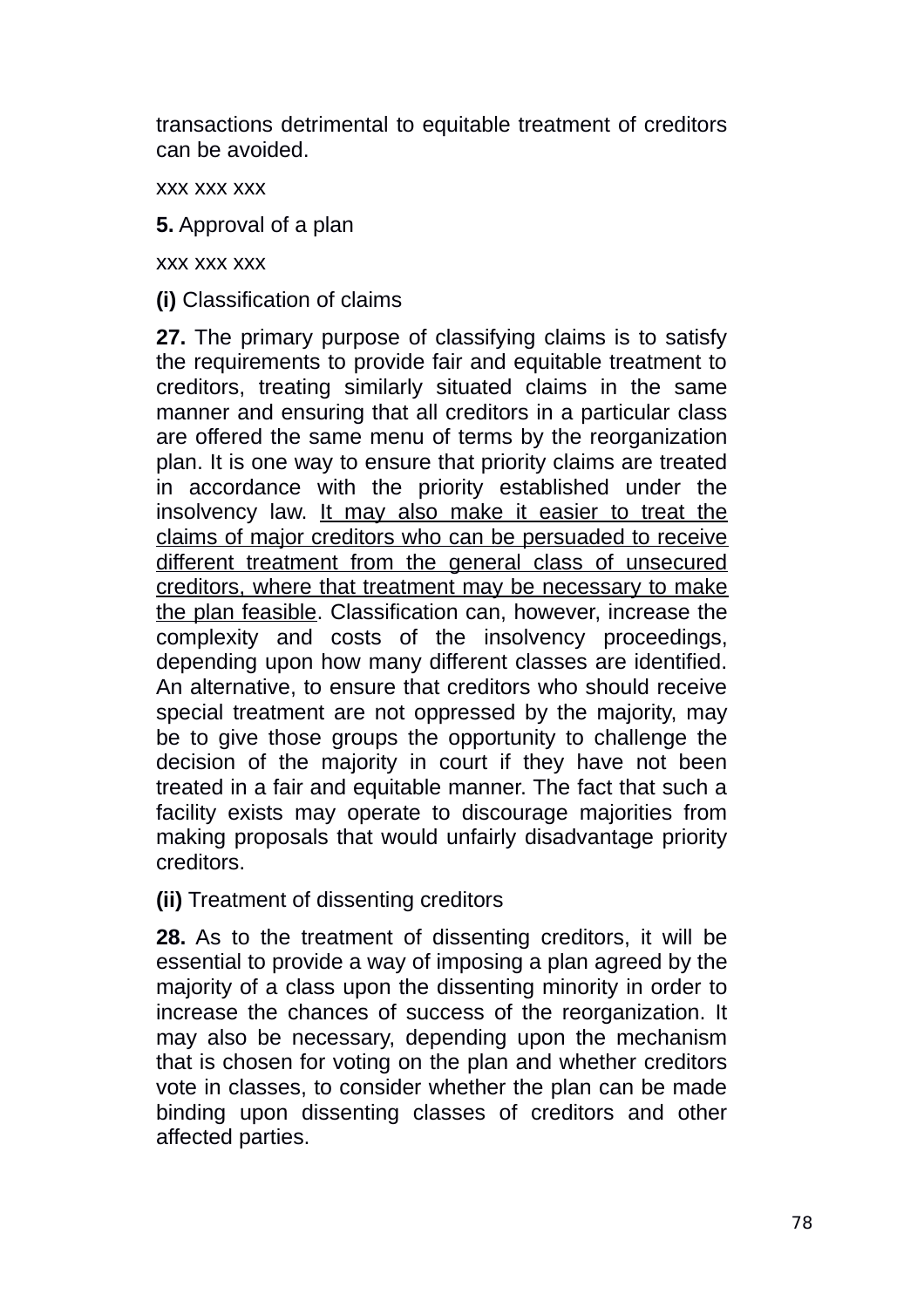transactions detrimental to equitable treatment of creditors can be avoided.

xxx xxx xxx

**5.** Approval of a plan

xxx xxx xxx

**(i)** Classification of claims

**27.** The primary purpose of classifying claims is to satisfy the requirements to provide fair and equitable treatment to creditors, treating similarly situated claims in the same manner and ensuring that all creditors in a particular class are offered the same menu of terms by the reorganization plan. It is one way to ensure that priority claims are treated in accordance with the priority established under the insolvency law. <u>It may also make it easier to treat the claims of major creditors who can be persuaded to receive different treatment from the general class of unsecured creditors, where that treatment may be necessary to make the plan feasible</u>. Classification can, however, increase the complexity and costs of the insolvency proceedings, depending upon how many different classes are identified. An alternative, to ensure that creditors who should receive special treatment are not oppressed by the majority, may be to give those groups the opportunity to challenge the decision of the majority in court if they have not been treated in a fair and equitable manner. The fact that such a facility exists may operate to discourage majorities from making proposals that would unfairly disadvantage priority creditors.

**(ii)** Treatment of dissenting creditors

**28.** As to the treatment of dissenting creditors, it will be essential to provide a way of imposing a plan agreed by the majority of a class upon the dissenting minority in order to increase the chances of success of the reorganization. It may also be necessary, depending upon the mechanism that is chosen for voting on the plan and whether creditors vote in classes, to consider whether the plan can be made binding upon dissenting classes of creditors and other affected parties.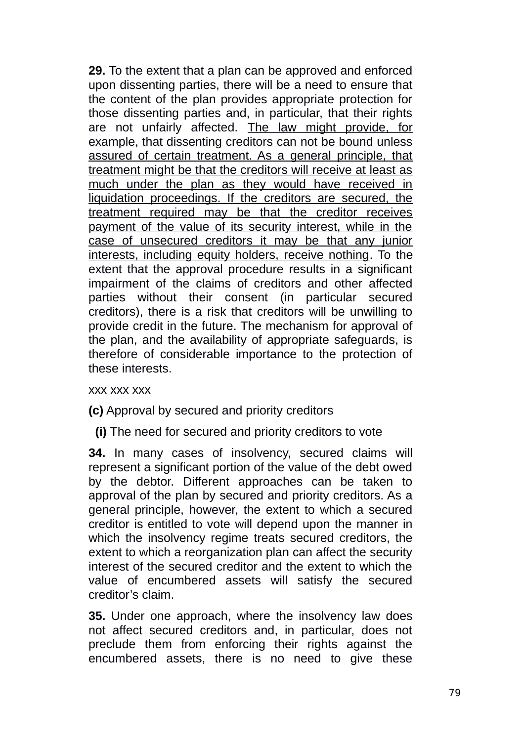**29.** To the extent that a plan can be approved and enforced upon dissenting parties, there will be a need to ensure that the content of the plan provides appropriate protection for those dissenting parties and, in particular, that their rights are not unfairly affected. <u>The law might provide, for example, that dissenting creditors can not be bound unless assured of certain treatment. As a general principle, that treatment might be that the creditors will receive at least as much under the plan as they would have received in liquidation proceedings. If the creditors are secured, the treatment required may be that the creditor receives payment of the value of its security interest, while in the case of unsecured creditors it may be that any junior interests, including equity holders, receive nothing</u>. To the extent that the approval procedure results in a significant impairment of the claims of creditors and other affected parties without their consent (in particular secured creditors), there is a risk that creditors will be unwilling to provide credit in the future. The mechanism for approval of the plan, and the availability of appropriate safeguards, is therefore of considerable importance to the protection of these interests.

xxx xxx xxx

**(c)** Approval by secured and priority creditors

**(i)** The need for secured and priority creditors to vote

**34.** In many cases of insolvency, secured claims will represent a significant portion of the value of the debt owed by the debtor. Different approaches can be taken to approval of the plan by secured and priority creditors. As a general principle, however, the extent to which a secured creditor is entitled to vote will depend upon the manner in which the insolvency regime treats secured creditors, the extent to which a reorganization plan can affect the security interest of the secured creditor and the extent to which the value of encumbered assets will satisfy the secured creditor's claim.

**35.** Under one approach, where the insolvency law does not affect secured creditors and, in particular, does not preclude them from enforcing their rights against the encumbered assets, there is no need to give these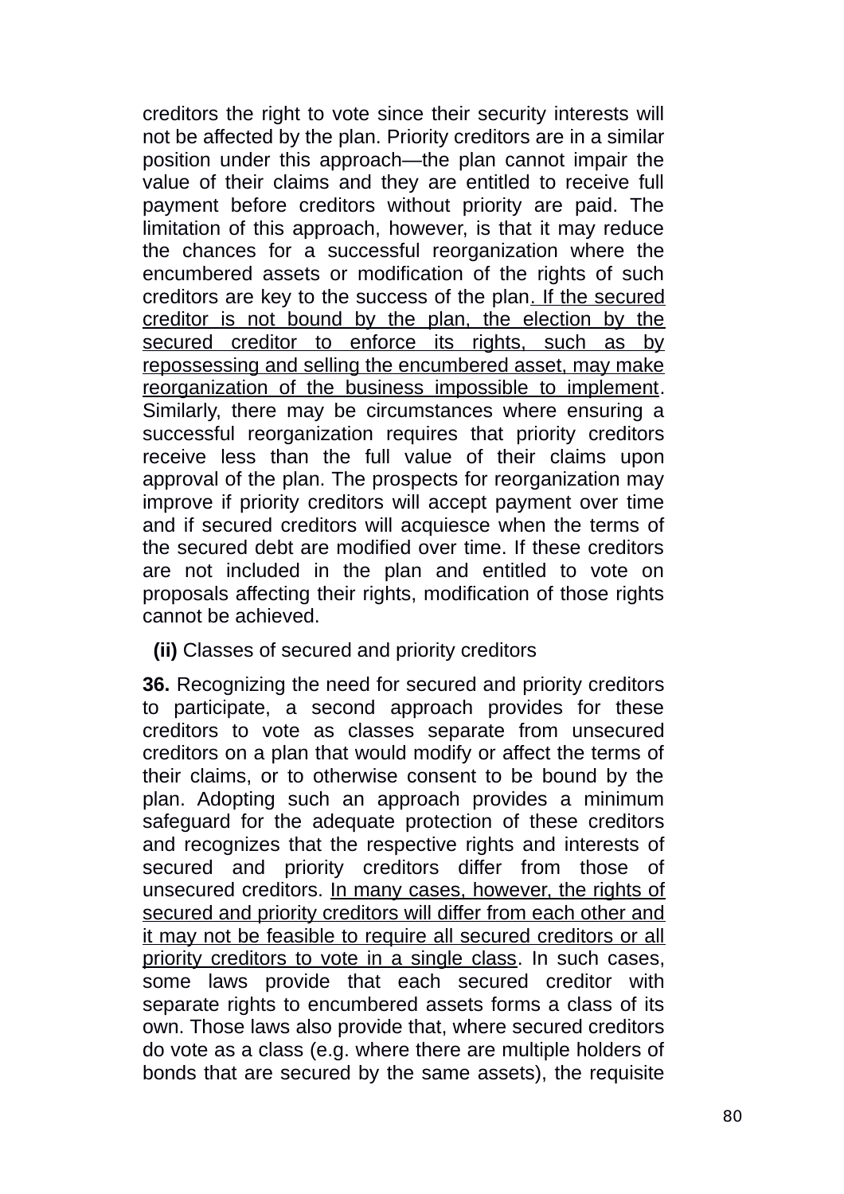creditors the right to vote since their security interests will not be affected by the plan. Priority creditors are in a similar position under this approach—the plan cannot impair the value of their claims and they are entitled to receive full payment before creditors without priority are paid. The limitation of this approach, however, is that it may reduce the chances for a successful reorganization where the encumbered assets or modification of the rights of such creditors are key to the success of the plan<u>. If the secured creditor is not bound by the plan, the election by the secured creditor to enforce its rights, such as by repossessing and selling the encumbered asset, may make reorganization of the business impossible to implement</u>. Similarly, there may be circumstances where ensuring a successful reorganization requires that priority creditors receive less than the full value of their claims upon approval of the plan. The prospects for reorganization may improve if priority creditors will accept payment over time and if secured creditors will acquiesce when the terms of the secured debt are modified over time. If these creditors are not included in the plan and entitled to vote on proposals affecting their rights, modification of those rights cannot be achieved.

**(ii)** Classes of secured and priority creditors

**36.** Recognizing the need for secured and priority creditors to participate, a second approach provides for these creditors to vote as classes separate from unsecured creditors on a plan that would modify or affect the terms of their claims, or to otherwise consent to be bound by the plan. Adopting such an approach provides a minimum safeguard for the adequate protection of these creditors and recognizes that the respective rights and interests of secured and priority creditors differ from those of unsecured creditors. <u>In many cases, however, the rights of secured and priority creditors will differ from each other and it may not be feasible to require all secured creditors or all priority creditors to vote in a single class</u>. In such cases, some laws provide that each secured creditor with separate rights to encumbered assets forms a class of its own. Those laws also provide that, where secured creditors do vote as a class (e.g. where there are multiple holders of bonds that are secured by the same assets), the requisite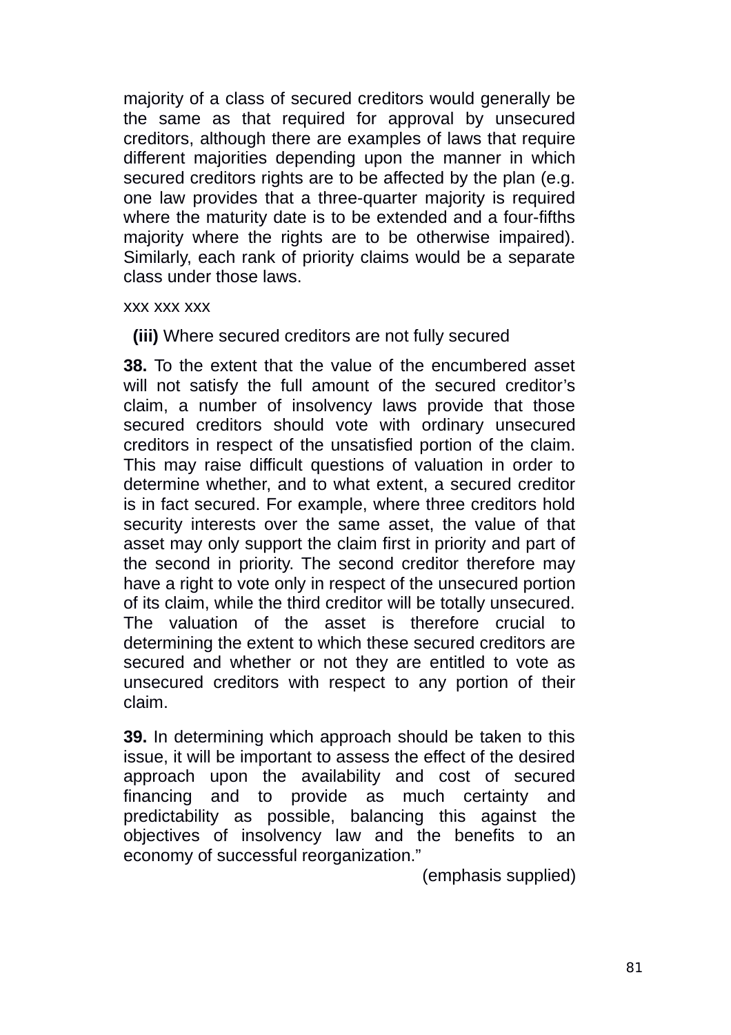majority of a class of secured creditors would generally be the same as that required for approval by unsecured creditors, although there are examples of laws that require different majorities depending upon the manner in which secured creditors rights are to be affected by the plan (e.g. one law provides that a three-quarter majority is required where the maturity date is to be extended and a four-fifths majority where the rights are to be otherwise impaired). Similarly, each rank of priority claims would be a separate class under those laws.

xxx xxx xxx

**(iii)** Where secured creditors are not fully secured

**38.** To the extent that the value of the encumbered asset will not satisfy the full amount of the secured creditor's claim, a number of insolvency laws provide that those secured creditors should vote with ordinary unsecured creditors in respect of the unsatisfied portion of the claim. This may raise difficult questions of valuation in order to determine whether, and to what extent, a secured creditor is in fact secured. For example, where three creditors hold security interests over the same asset, the value of that asset may only support the claim first in priority and part of the second in priority. The second creditor therefore may have a right to vote only in respect of the unsecured portion of its claim, while the third creditor will be totally unsecured. The valuation of the asset is therefore crucial to determining the extent to which these secured creditors are secured and whether or not they are entitled to vote as unsecured creditors with respect to any portion of their claim.

**39.** In determining which approach should be taken to this issue, it will be important to assess the effect of the desired approach upon the availability and cost of secured financing and to provide as much certainty and predictability as possible, balancing this against the objectives of insolvency law and the benefits to an economy of successful reorganization."

(emphasis supplied)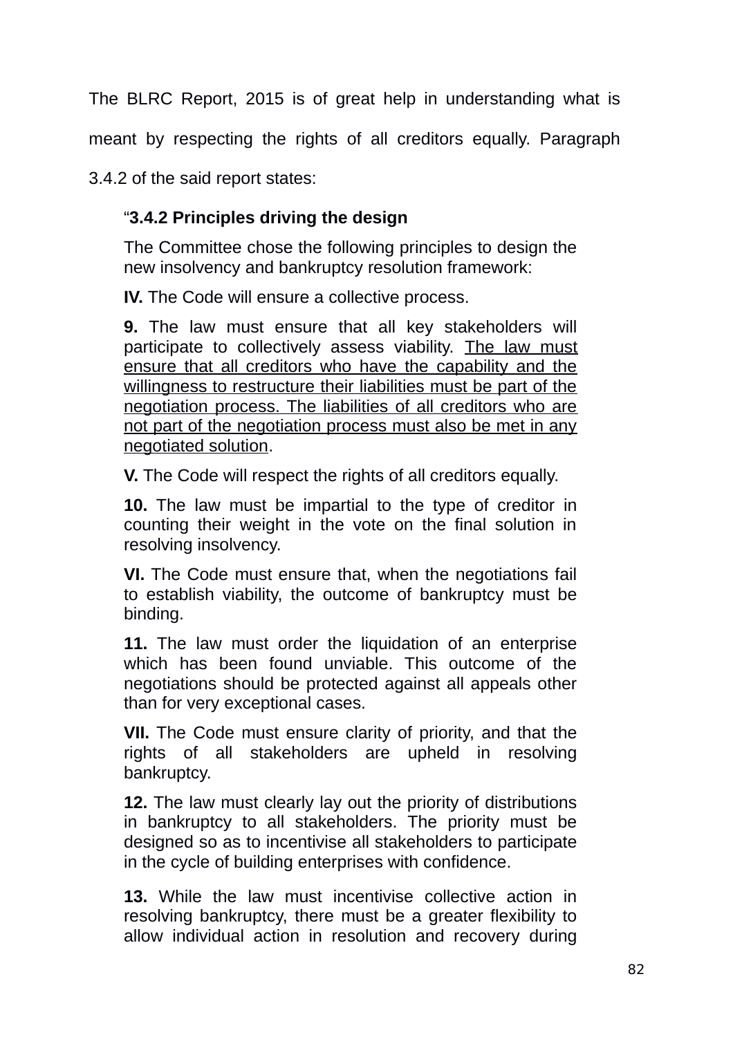The BLRC Report, 2015 is of great help in understanding what is meant by respecting the rights of all creditors equally. Paragraph 3.4.2 of the said report states:

> "**3.4.2 Principles driving the design**
>
> The Committee chose the following principles to design the new insolvency and bankruptcy resolution framework:
>
> **IV.** The Code will ensure a collective process.
>
> **9.** The law must ensure that all key stakeholders will participate to collectively assess viability. <u>The law must ensure that all creditors who have the capability and the willingness to restructure their liabilities must be part of the negotiation process. The liabilities of all creditors who are not part of the negotiation process must also be met in any negotiated solution</u>.
>
> **V.** The Code will respect the rights of all creditors equally.
>
> **10.** The law must be impartial to the type of creditor in counting their weight in the vote on the final solution in resolving insolvency.
>
> **VI.** The Code must ensure that, when the negotiations fail to establish viability, the outcome of bankruptcy must be binding.
>
> **11.** The law must order the liquidation of an enterprise which has been found unviable. This outcome of the negotiations should be protected against all appeals other than for very exceptional cases.
>
> **VII.** The Code must ensure clarity of priority, and that the rights of all stakeholders are upheld in resolving bankruptcy.
>
> **12.** The law must clearly lay out the priority of distributions in bankruptcy to all stakeholders. The priority must be designed so as to incentivise all stakeholders to participate in the cycle of building enterprises with confidence.
>
> **13.** While the law must incentivise collective action in resolving bankruptcy, there must be a greater flexibility to allow individual action in resolution and recovery during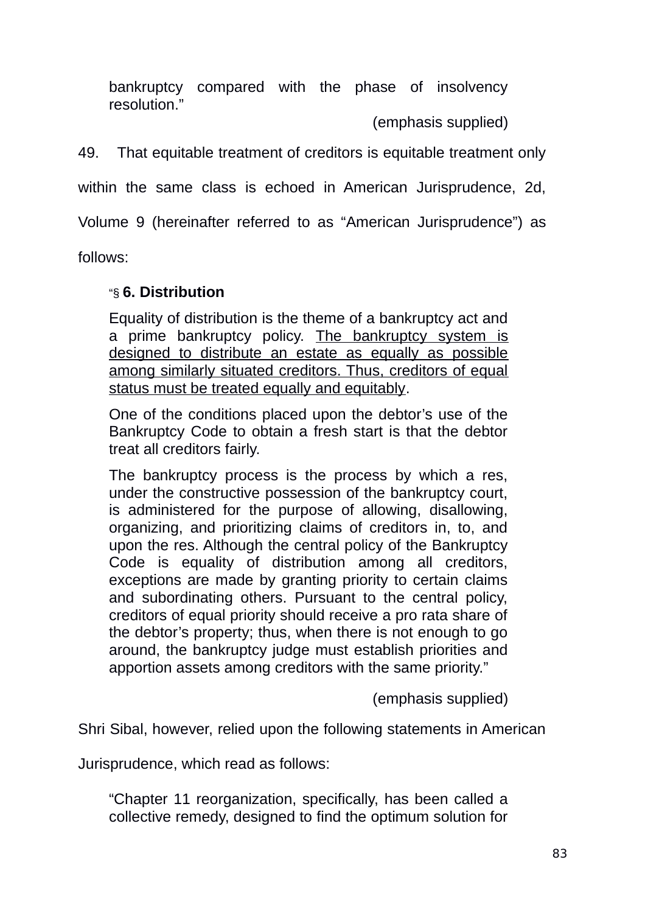> bankruptcy compared with the phase of insolvency resolution."
>
> (emphasis supplied)

49. That equitable treatment of creditors is equitable treatment only within the same class is echoed in American Jurisprudence, 2d, Volume 9 (hereinafter referred to as "American Jurisprudence") as follows:

> "§ **6. Distribution**
>
> Equality of distribution is the theme of a bankruptcy act and a prime bankruptcy policy. <u>The bankruptcy system is designed to distribute an estate as equally as possible among similarly situated creditors. Thus, creditors of equal status must be treated equally and equitably</u>.
>
> One of the conditions placed upon the debtor's use of the Bankruptcy Code to obtain a fresh start is that the debtor treat all creditors fairly.
>
> The bankruptcy process is the process by which a res, under the constructive possession of the bankruptcy court, is administered for the purpose of allowing, disallowing, organizing, and prioritizing claims of creditors in, to, and upon the res. Although the central policy of the Bankruptcy Code is equality of distribution among all creditors, exceptions are made by granting priority to certain claims and subordinating others. Pursuant to the central policy, creditors of equal priority should receive a pro rata share of the debtor's property; thus, when there is not enough to go around, the bankruptcy judge must establish priorities and apportion assets among creditors with the same priority."
>
> (emphasis supplied)

Shri Sibal, however, relied upon the following statements in American Jurisprudence, which read as follows:

> "Chapter 11 reorganization, specifically, has been called a collective remedy, designed to find the optimum solution for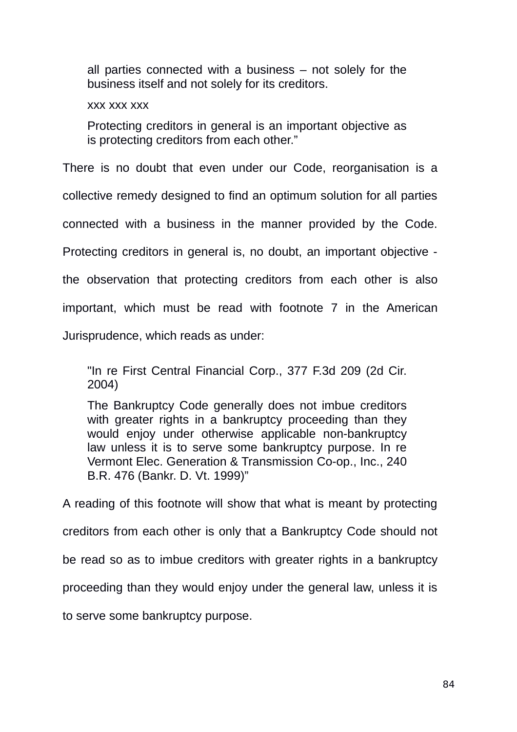> all parties connected with a business – not solely for the business itself and not solely for its creditors.
>
> xxx xxx xxx
>
> Protecting creditors in general is an important objective as is protecting creditors from each other."

There is no doubt that even under our Code, reorganisation is a collective remedy designed to find an optimum solution for all parties connected with a business in the manner provided by the Code. Protecting creditors in general is, no doubt, an important objective - the observation that protecting creditors from each other is also important, which must be read with footnote 7 in the American Jurisprudence, which reads as under:

> "In re First Central Financial Corp., 377 F.3d 209 (2d Cir. 2004)
>
> The Bankruptcy Code generally does not imbue creditors with greater rights in a bankruptcy proceeding than they would enjoy under otherwise applicable non-bankruptcy law unless it is to serve some bankruptcy purpose. In re Vermont Elec. Generation & Transmission Co-op., Inc., 240 B.R. 476 (Bankr. D. Vt. 1999)"

A reading of this footnote will show that what is meant by protecting creditors from each other is only that a Bankruptcy Code should not be read so as to imbue creditors with greater rights in a bankruptcy proceeding than they would enjoy under the general law, unless it is to serve some bankruptcy purpose.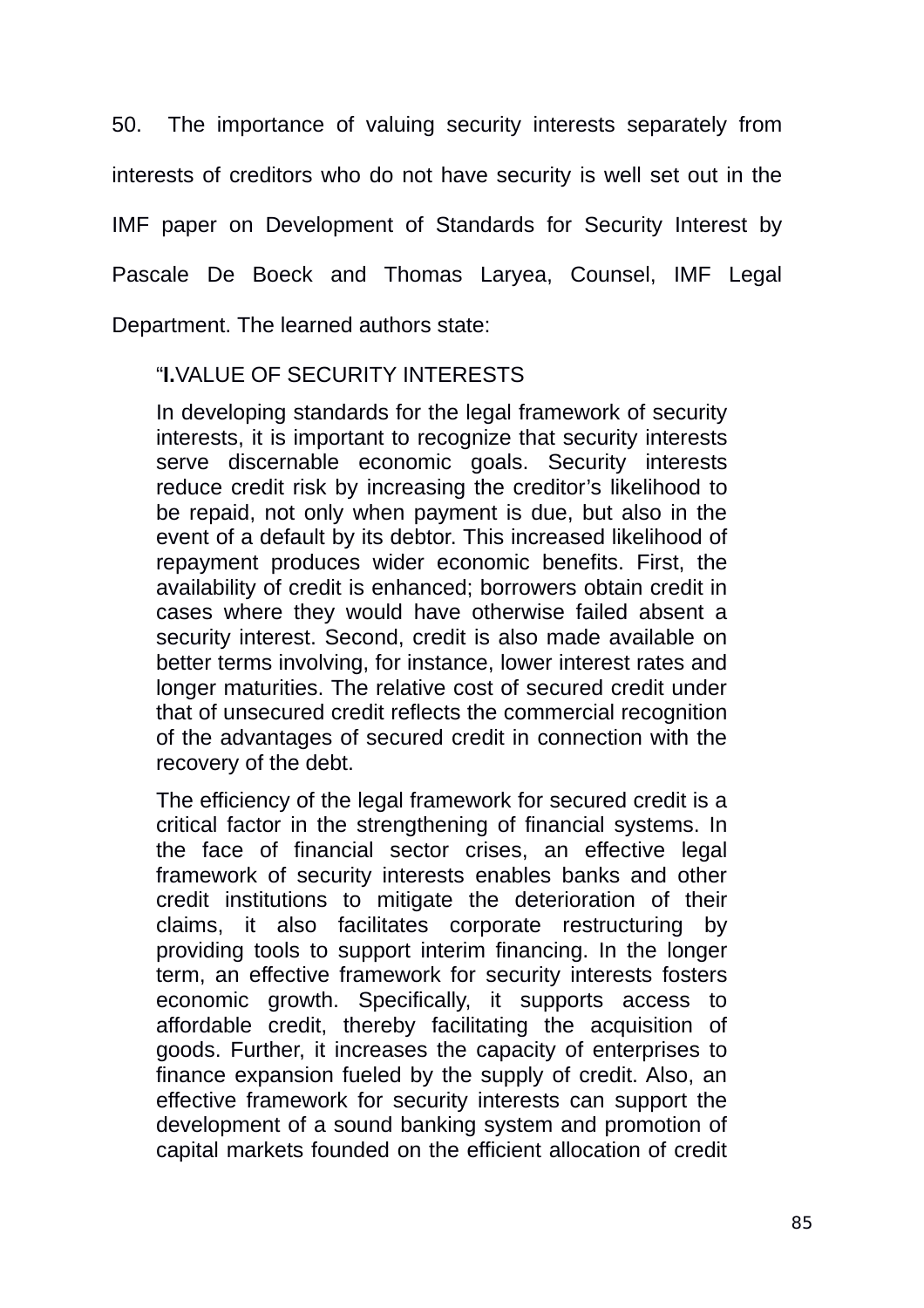50. The importance of valuing security interests separately from interests of creditors who do not have security is well set out in the IMF paper on Development of Standards for Security Interest by Pascale De Boeck and Thomas Laryea, Counsel, IMF Legal Department. The learned authors state:

> "**I.** VALUE OF SECURITY INTERESTS
>
> In developing standards for the legal framework of security interests, it is important to recognize that security interests serve discernable economic goals. Security interests reduce credit risk by increasing the creditor's likelihood to be repaid, not only when payment is due, but also in the event of a default by its debtor. This increased likelihood of repayment produces wider economic benefits. First, the availability of credit is enhanced; borrowers obtain credit in cases where they would have otherwise failed absent a security interest. Second, credit is also made available on better terms involving, for instance, lower interest rates and longer maturities. The relative cost of secured credit under that of unsecured credit reflects the commercial recognition of the advantages of secured credit in connection with the recovery of the debt.
>
> The efficiency of the legal framework for secured credit is a critical factor in the strengthening of financial systems. In the face of financial sector crises, an effective legal framework of security interests enables banks and other credit institutions to mitigate the deterioration of their claims, it also facilitates corporate restructuring by providing tools to support interim financing. In the longer term, an effective framework for security interests fosters economic growth. Specifically, it supports access to affordable credit, thereby facilitating the acquisition of goods. Further, it increases the capacity of enterprises to finance expansion fueled by the supply of credit. Also, an effective framework for security interests can support the development of a sound banking system and promotion of capital markets founded on the efficient allocation of credit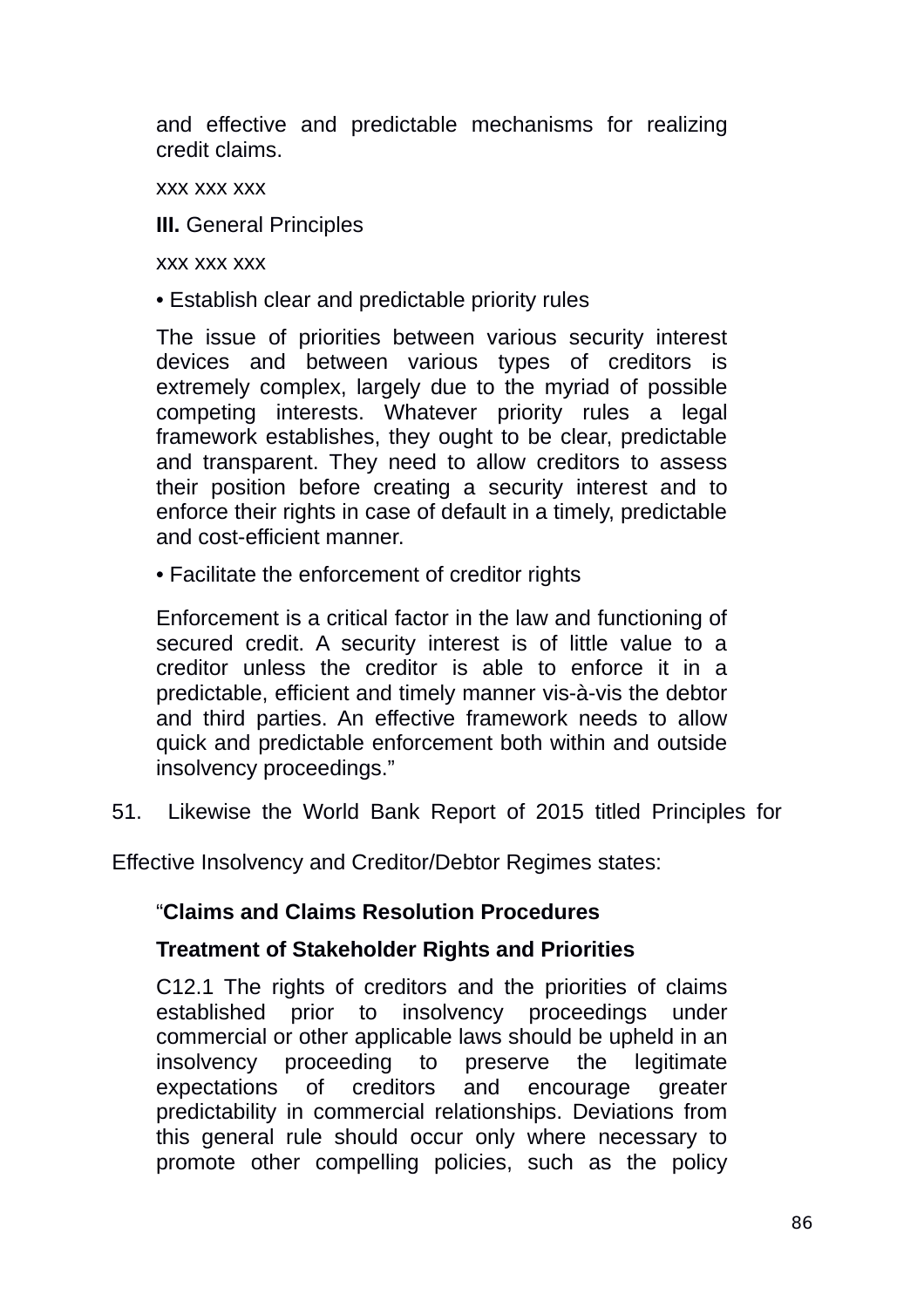and effective and predictable mechanisms for realizing credit claims.

xxx xxx xxx

**III.** General Principles

xxx xxx xxx

• Establish clear and predictable priority rules

The issue of priorities between various security interest devices and between various types of creditors is extremely complex, largely due to the myriad of possible competing interests. Whatever priority rules a legal framework establishes, they ought to be clear, predictable and transparent. They need to allow creditors to assess their position before creating a security interest and to enforce their rights in case of default in a timely, predictable and cost-efficient manner.

• Facilitate the enforcement of creditor rights

Enforcement is a critical factor in the law and functioning of secured credit. A security interest is of little value to a creditor unless the creditor is able to enforce it in a predictable, efficient and timely manner vis-à-vis the debtor and third parties. An effective framework needs to allow quick and predictable enforcement both within and outside insolvency proceedings."

51. Likewise the World Bank Report of 2015 titled Principles for Effective Insolvency and Creditor/Debtor Regimes states:

"**Claims and Claims Resolution Procedures**

**Treatment of Stakeholder Rights and Priorities**

C12.1 The rights of creditors and the priorities of claims established prior to insolvency proceedings under commercial or other applicable laws should be upheld in an insolvency proceeding to preserve the legitimate expectations of creditors and encourage greater predictability in commercial relationships. Deviations from this general rule should occur only where necessary to promote other compelling policies, such as the policy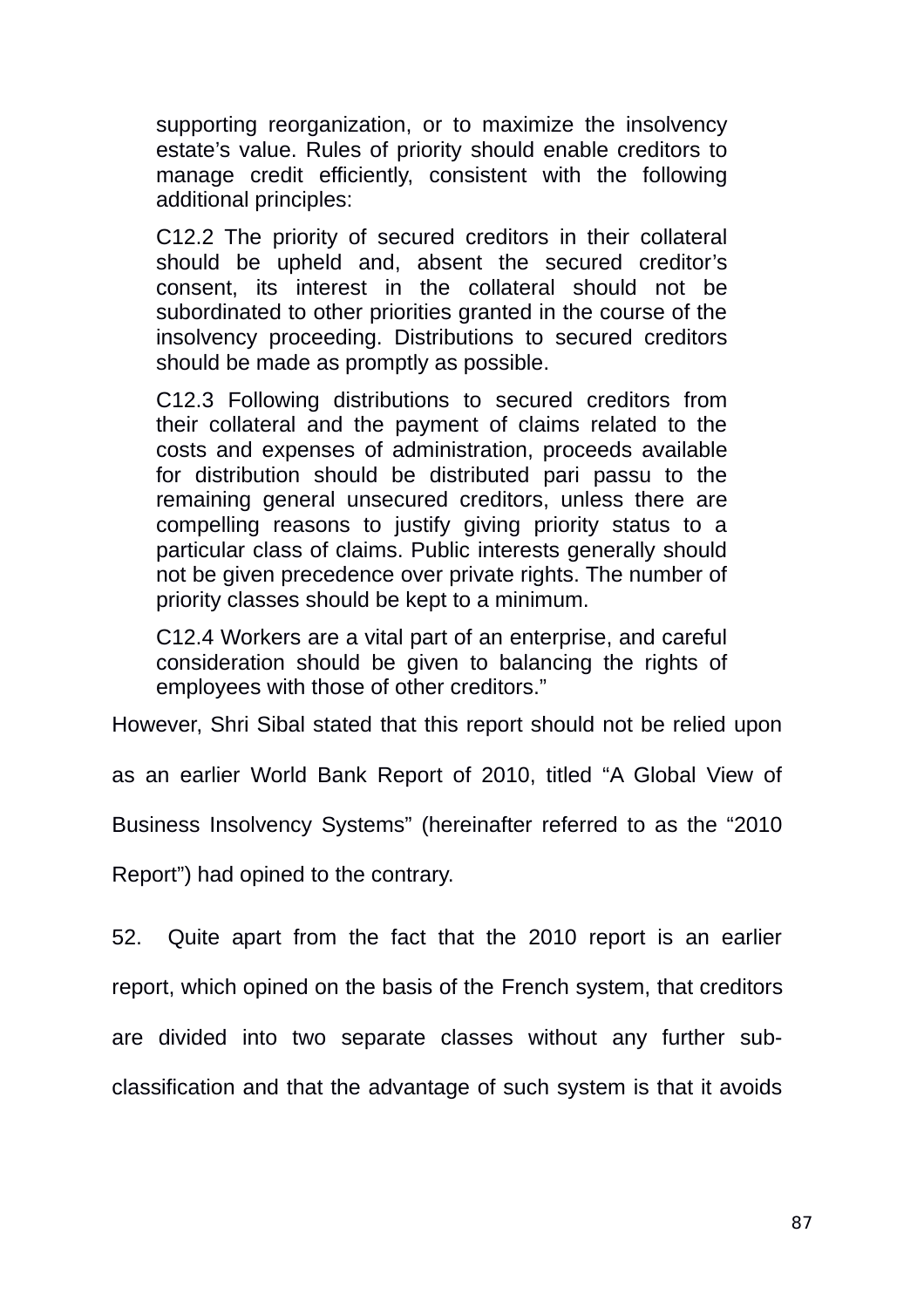> supporting reorganization, or to maximize the insolvency estate's value. Rules of priority should enable creditors to manage credit efficiently, consistent with the following additional principles:
>
> C12.2 The priority of secured creditors in their collateral should be upheld and, absent the secured creditor's consent, its interest in the collateral should not be subordinated to other priorities granted in the course of the insolvency proceeding. Distributions to secured creditors should be made as promptly as possible.
>
> C12.3 Following distributions to secured creditors from their collateral and the payment of claims related to the costs and expenses of administration, proceeds available for distribution should be distributed pari passu to the remaining general unsecured creditors, unless there are compelling reasons to justify giving priority status to a particular class of claims. Public interests generally should not be given precedence over private rights. The number of priority classes should be kept to a minimum.
>
> C12.4 Workers are a vital part of an enterprise, and careful consideration should be given to balancing the rights of employees with those of other creditors."

However, Shri Sibal stated that this report should not be relied upon as an earlier World Bank Report of 2010, titled "A Global View of Business Insolvency Systems" (hereinafter referred to as the "2010 Report") had opined to the contrary.

52. Quite apart from the fact that the 2010 report is an earlier report, which opined on the basis of the French system, that creditors are divided into two separate classes without any further sub-classification and that the advantage of such system is that it avoids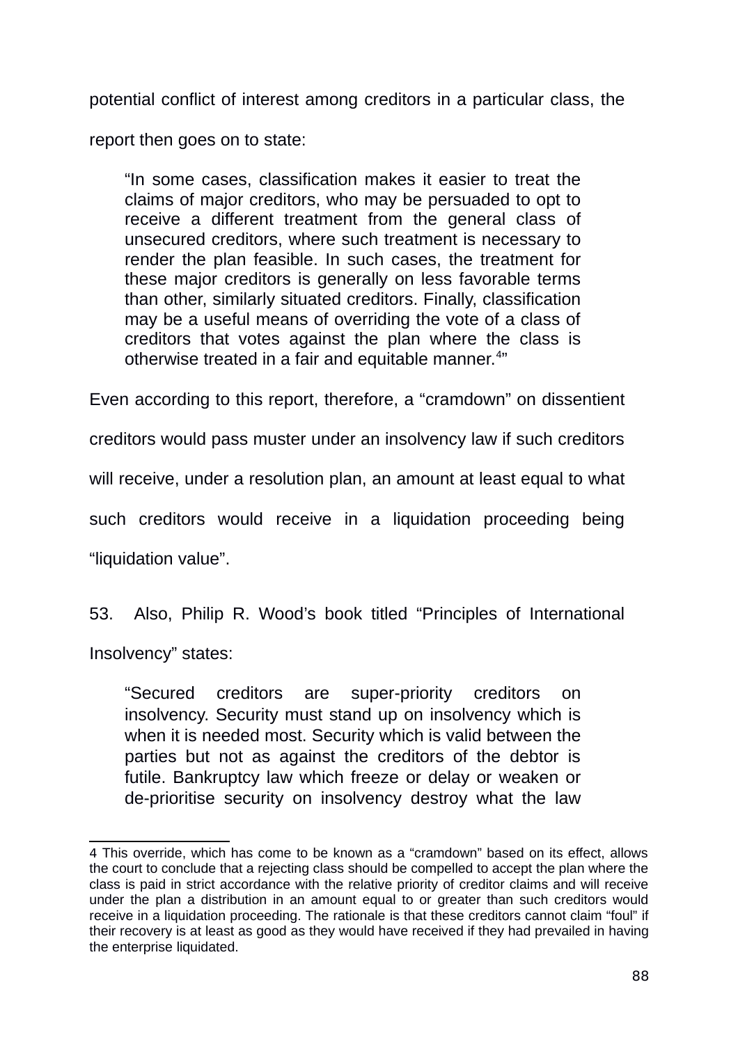potential conflict of interest among creditors in a particular class, the report then goes on to state:

> "In some cases, classification makes it easier to treat the claims of major creditors, who may be persuaded to opt to receive a different treatment from the general class of unsecured creditors, where such treatment is necessary to render the plan feasible. In such cases, the treatment for these major creditors is generally on less favorable terms than other, similarly situated creditors. Finally, classification may be a useful means of overriding the vote of a class of creditors that votes against the plan where the class is otherwise treated in a fair and equitable manner.[4]"

Even according to this report, therefore, a "cramdown" on dissentient creditors would pass muster under an insolvency law if such creditors will receive, under a resolution plan, an amount at least equal to what such creditors would receive in a liquidation proceeding being "liquidation value".

53. Also, Philip R. Wood's book titled "Principles of International Insolvency" states:

> "Secured creditors are super-priority creditors on insolvency. Security must stand up on insolvency which is when it is needed most. Security which is valid between the parties but not as against the creditors of the debtor is futile. Bankruptcy law which freeze or delay or weaken or de-prioritise security on insolvency destroy what the law

---

4 This override, which has come to be known as a "cramdown" based on its effect, allows the court to conclude that a rejecting class should be compelled to accept the plan where the class is paid in strict accordance with the relative priority of creditor claims and will receive under the plan a distribution in an amount equal to or greater than such creditors would receive in a liquidation proceeding. The rationale is that these creditors cannot claim "foul" if their recovery is at least as good as they would have received if they had prevailed in having the enterprise liquidated.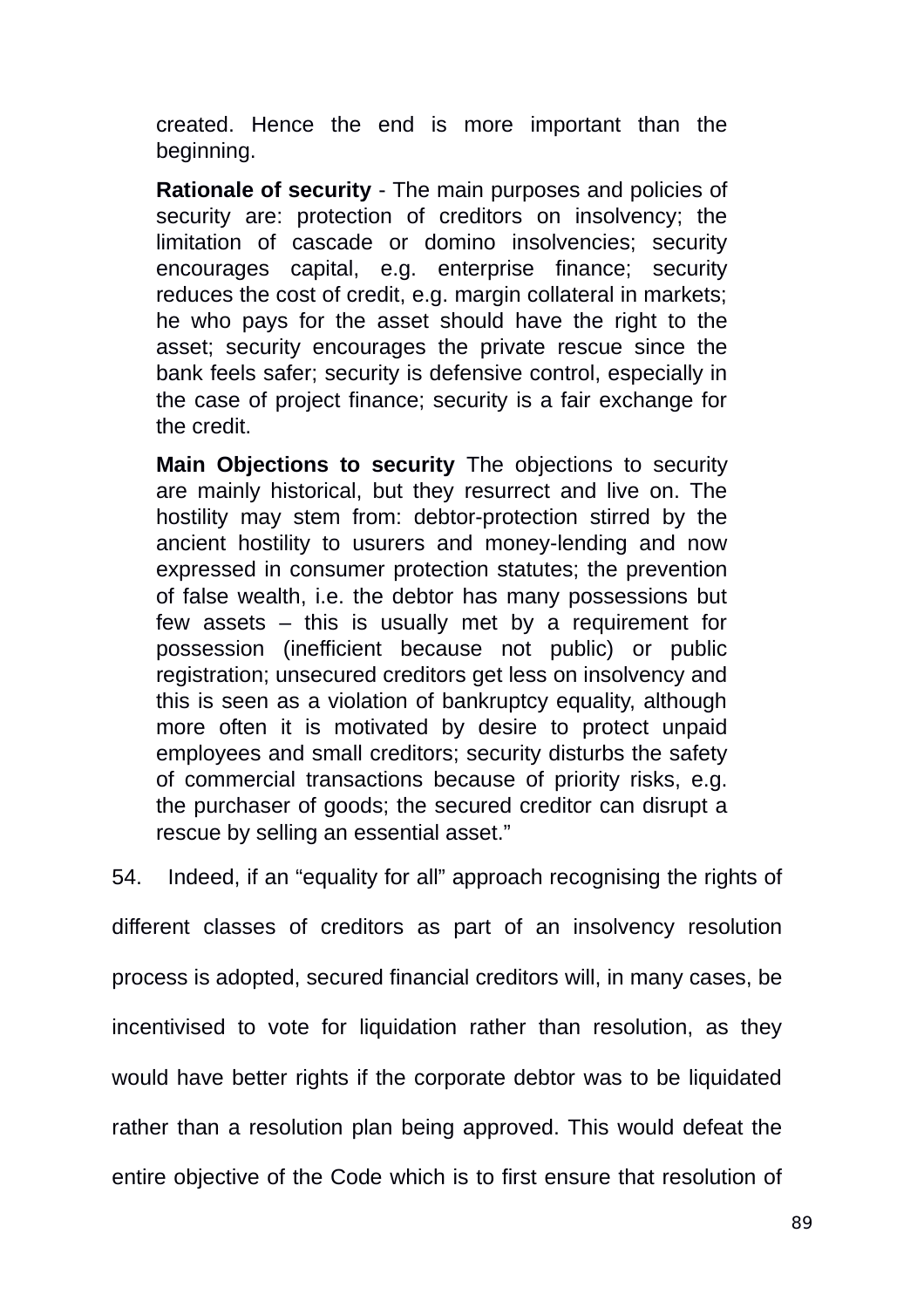> created. Hence the end is more important than the beginning.
>
> **Rationale of security** - The main purposes and policies of security are: protection of creditors on insolvency; the limitation of cascade or domino insolvencies; security encourages capital, e.g. enterprise finance; security reduces the cost of credit, e.g. margin collateral in markets; he who pays for the asset should have the right to the asset; security encourages the private rescue since the bank feels safer; security is defensive control, especially in the case of project finance; security is a fair exchange for the credit.
>
> **Main Objections to security** The objections to security are mainly historical, but they resurrect and live on. The hostility may stem from: debtor-protection stirred by the ancient hostility to usurers and money-lending and now expressed in consumer protection statutes; the prevention of false wealth, i.e. the debtor has many possessions but few assets – this is usually met by a requirement for possession (inefficient because not public) or public registration; unsecured creditors get less on insolvency and this is seen as a violation of bankruptcy equality, although more often it is motivated by desire to protect unpaid employees and small creditors; security disturbs the safety of commercial transactions because of priority risks, e.g. the purchaser of goods; the secured creditor can disrupt a rescue by selling an essential asset."

54. Indeed, if an "equality for all" approach recognising the rights of different classes of creditors as part of an insolvency resolution process is adopted, secured financial creditors will, in many cases, be incentivised to vote for liquidation rather than resolution, as they would have better rights if the corporate debtor was to be liquidated rather than a resolution plan being approved. This would defeat the entire objective of the Code which is to first ensure that resolution of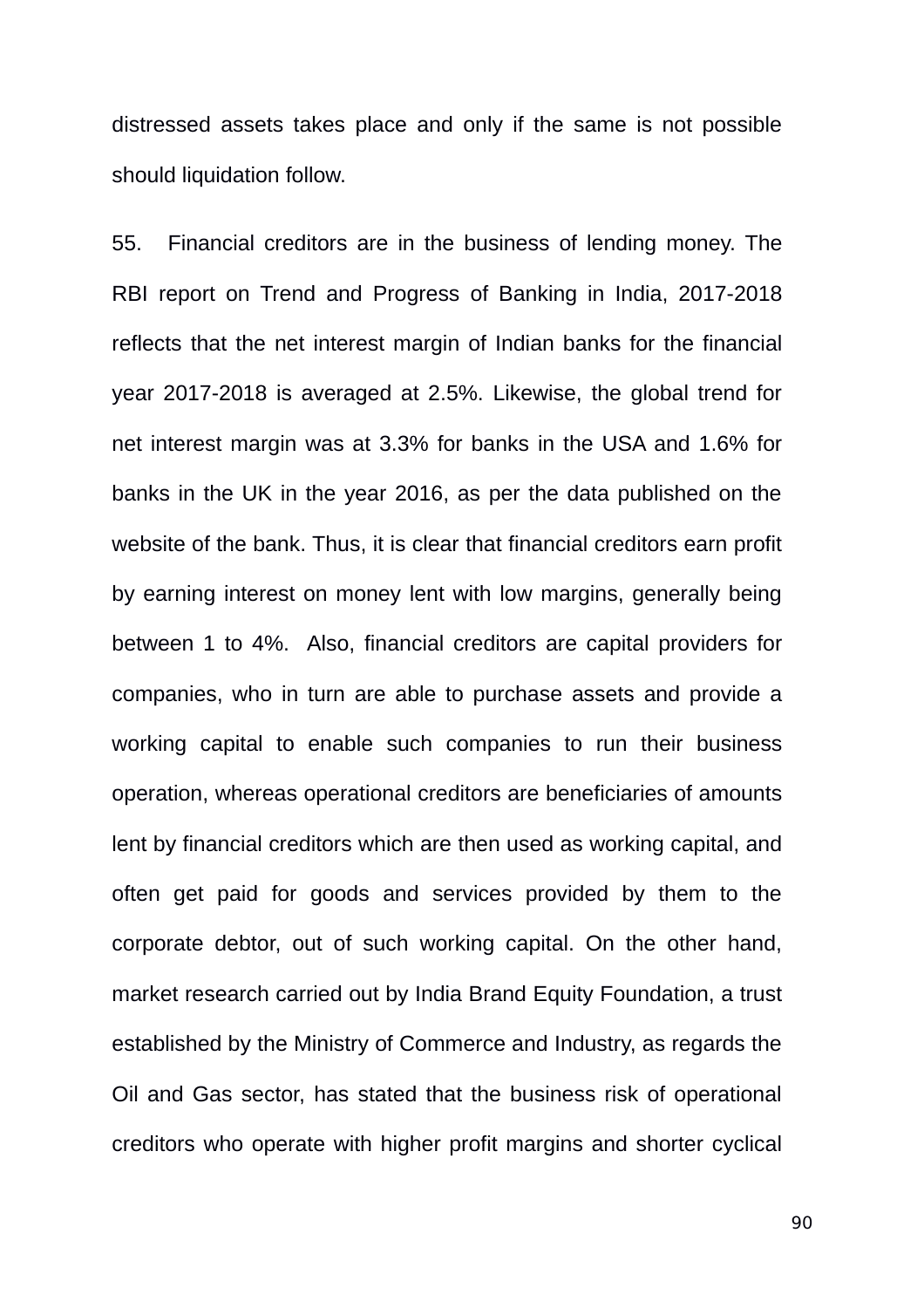distressed assets takes place and only if the same is not possible should liquidation follow.

55. Financial creditors are in the business of lending money. The RBI report on Trend and Progress of Banking in India, 2017-2018 reflects that the net interest margin of Indian banks for the financial year 2017-2018 is averaged at 2.5%. Likewise, the global trend for net interest margin was at 3.3% for banks in the USA and 1.6% for banks in the UK in the year 2016, as per the data published on the website of the bank. Thus, it is clear that financial creditors earn profit by earning interest on money lent with low margins, generally being between 1 to 4%. Also, financial creditors are capital providers for companies, who in turn are able to purchase assets and provide a working capital to enable such companies to run their business operation, whereas operational creditors are beneficiaries of amounts lent by financial creditors which are then used as working capital, and often get paid for goods and services provided by them to the corporate debtor, out of such working capital. On the other hand, market research carried out by India Brand Equity Foundation, a trust established by the Ministry of Commerce and Industry, as regards the Oil and Gas sector, has stated that the business risk of operational creditors who operate with higher profit margins and shorter cyclical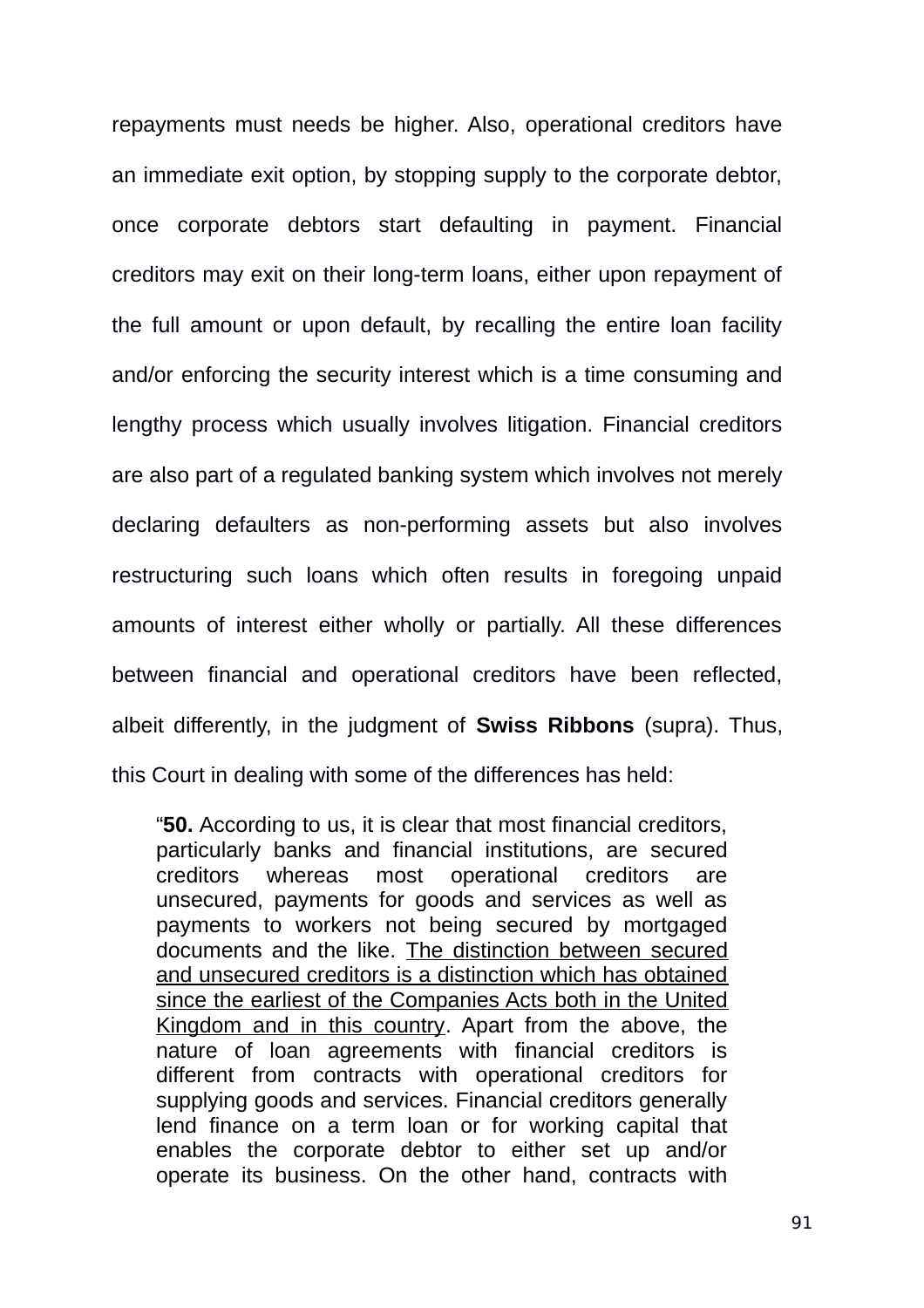repayments must needs be higher. Also, operational creditors have an immediate exit option, by stopping supply to the corporate debtor, once corporate debtors start defaulting in payment. Financial creditors may exit on their long-term loans, either upon repayment of the full amount or upon default, by recalling the entire loan facility and/or enforcing the security interest which is a time consuming and lengthy process which usually involves litigation. Financial creditors are also part of a regulated banking system which involves not merely declaring defaulters as non-performing assets but also involves restructuring such loans which often results in foregoing unpaid amounts of interest either wholly or partially. All these differences between financial and operational creditors have been reflected, albeit differently, in the judgment of **Swiss Ribbons** (supra). Thus, this Court in dealing with some of the differences has held:

> "**50.** According to us, it is clear that most financial creditors, particularly banks and financial institutions, are secured creditors whereas most operational creditors are unsecured, payments for goods and services as well as payments to workers not being secured by mortgaged documents and the like. <u>The distinction between secured and unsecured creditors is a distinction which has obtained since the earliest of the Companies Acts both in the United Kingdom and in this country</u>. Apart from the above, the nature of loan agreements with financial creditors is different from contracts with operational creditors for supplying goods and services. Financial creditors generally lend finance on a term loan or for working capital that enables the corporate debtor to either set up and/or operate its business. On the other hand, contracts with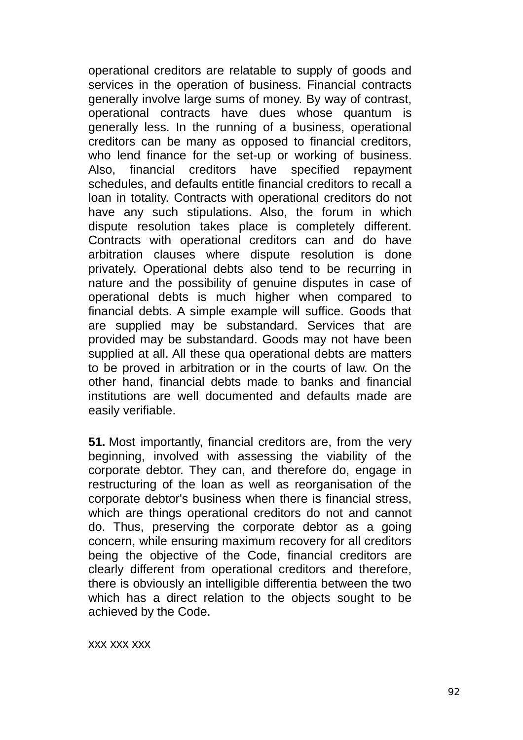operational creditors are relatable to supply of goods and services in the operation of business. Financial contracts generally involve large sums of money. By way of contrast, operational contracts have dues whose quantum is generally less. In the running of a business, operational creditors can be many as opposed to financial creditors, who lend finance for the set-up or working of business. Also, financial creditors have specified repayment schedules, and defaults entitle financial creditors to recall a loan in totality. Contracts with operational creditors do not have any such stipulations. Also, the forum in which dispute resolution takes place is completely different. Contracts with operational creditors can and do have arbitration clauses where dispute resolution is done privately. Operational debts also tend to be recurring in nature and the possibility of genuine disputes in case of operational debts is much higher when compared to financial debts. A simple example will suffice. Goods that are supplied may be substandard. Services that are provided may be substandard. Goods may not have been supplied at all. All these qua operational debts are matters to be proved in arbitration or in the courts of law. On the other hand, financial debts made to banks and financial institutions are well documented and defaults made are easily verifiable.

**51.** Most importantly, financial creditors are, from the very beginning, involved with assessing the viability of the corporate debtor. They can, and therefore do, engage in restructuring of the loan as well as reorganisation of the corporate debtor's business when there is financial stress, which are things operational creditors do not and cannot do. Thus, preserving the corporate debtor as a going concern, while ensuring maximum recovery for all creditors being the objective of the Code, financial creditors are clearly different from operational creditors and therefore, there is obviously an intelligible differentia between the two which has a direct relation to the objects sought to be achieved by the Code.

xxx xxx xxx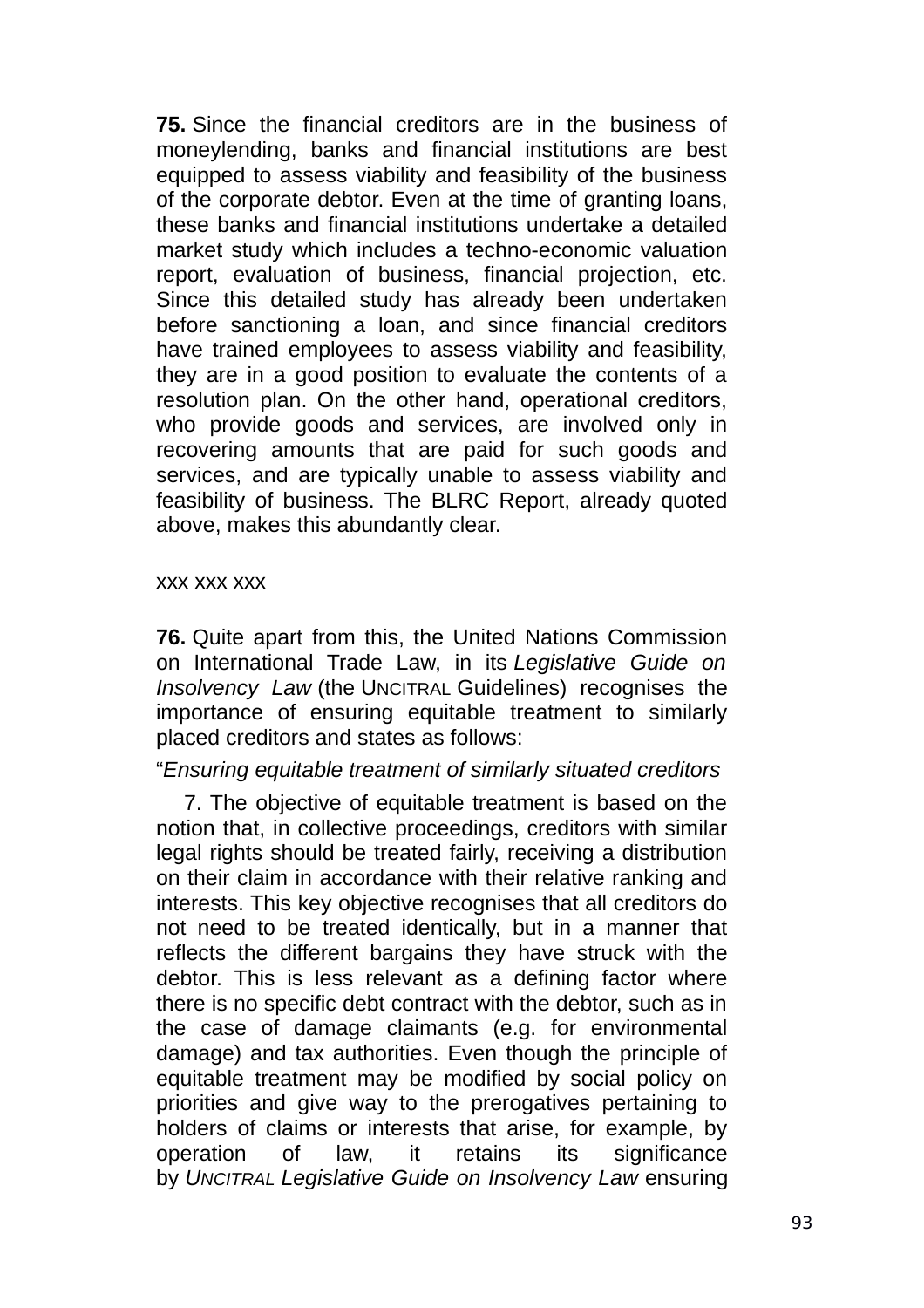**75.** Since the financial creditors are in the business of moneylending, banks and financial institutions are best equipped to assess viability and feasibility of the business of the corporate debtor. Even at the time of granting loans, these banks and financial institutions undertake a detailed market study which includes a techno-economic valuation report, evaluation of business, financial projection, etc. Since this detailed study has already been undertaken before sanctioning a loan, and since financial creditors have trained employees to assess viability and feasibility, they are in a good position to evaluate the contents of a resolution plan. On the other hand, operational creditors, who provide goods and services, are involved only in recovering amounts that are paid for such goods and services, and are typically unable to assess viability and feasibility of business. The BLRC Report, already quoted above, makes this abundantly clear.

xxx xxx xxx

**76.** Quite apart from this, the United Nations Commission on International Trade Law, in its *Legislative Guide on Insolvency Law* (the UNCITRAL Guidelines) recognises the importance of ensuring equitable treatment to similarly placed creditors and states as follows:

"*Ensuring equitable treatment of similarly situated creditors*

7. The objective of equitable treatment is based on the notion that, in collective proceedings, creditors with similar legal rights should be treated fairly, receiving a distribution on their claim in accordance with their relative ranking and interests. This key objective recognises that all creditors do not need to be treated identically, but in a manner that reflects the different bargains they have struck with the debtor. This is less relevant as a defining factor where there is no specific debt contract with the debtor, such as in the case of damage claimants (e.g. for environmental damage) and tax authorities. Even though the principle of equitable treatment may be modified by social policy on priorities and give way to the prerogatives pertaining to holders of claims or interests that arise, for example, by operation of law, it retains its significance by *UNCITRAL Legislative Guide on Insolvency Law* ensuring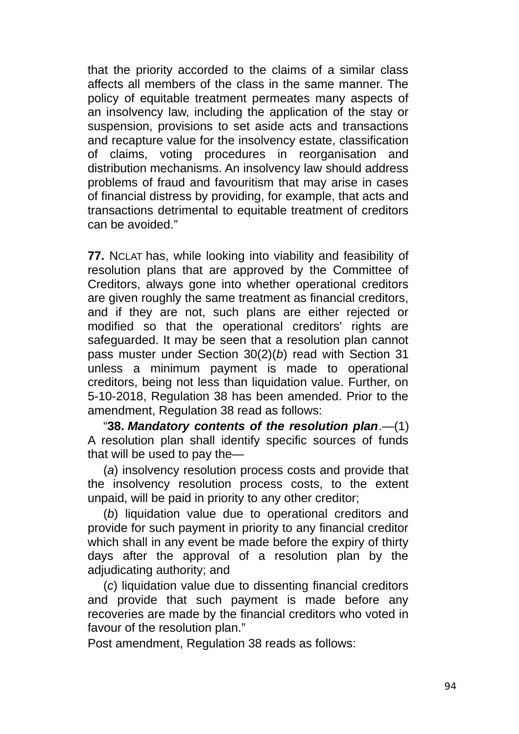that the priority accorded to the claims of a similar class affects all members of the class in the same manner. The policy of equitable treatment permeates many aspects of an insolvency law, including the application of the stay or suspension, provisions to set aside acts and transactions and recapture value for the insolvency estate, classification of claims, voting procedures in reorganisation and distribution mechanisms. An insolvency law should address problems of fraud and favouritism that may arise in cases of financial distress by providing, for example, that acts and transactions detrimental to equitable treatment of creditors can be avoided."

**77.** NCLAT has, while looking into viability and feasibility of resolution plans that are approved by the Committee of Creditors, always gone into whether operational creditors are given roughly the same treatment as financial creditors, and if they are not, such plans are either rejected or modified so that the operational creditors' rights are safeguarded. It may be seen that a resolution plan cannot pass muster under Section 30(2)(*b*) read with Section 31 unless a minimum payment is made to operational creditors, being not less than liquidation value. Further, on 5-10-2018, Regulation 38 has been amended. Prior to the amendment, Regulation 38 read as follows:

"**38.** ***Mandatory contents of the resolution plan***.—(1) A resolution plan shall identify specific sources of funds that will be used to pay the—

(*a*) insolvency resolution process costs and provide that the insolvency resolution process costs, to the extent unpaid, will be paid in priority to any other creditor;

(*b*) liquidation value due to operational creditors and provide for such payment in priority to any financial creditor which shall in any event be made before the expiry of thirty days after the approval of a resolution plan by the adjudicating authority; and

(*c*) liquidation value due to dissenting financial creditors and provide that such payment is made before any recoveries are made by the financial creditors who voted in favour of the resolution plan."

Post amendment, Regulation 38 reads as follows: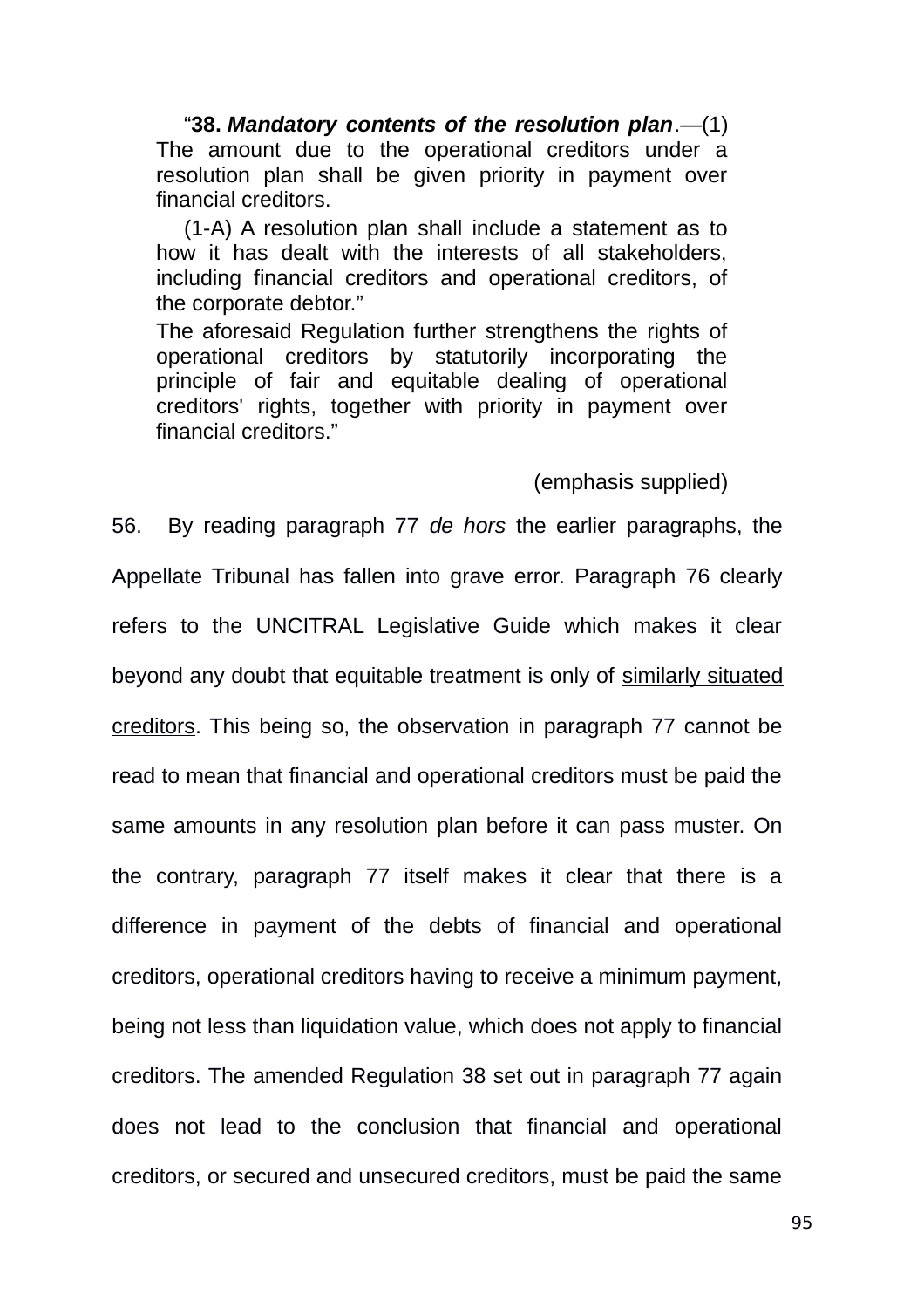> "**38.** ***Mandatory contents of the resolution plan***.—(1) The amount due to the operational creditors under a resolution plan shall be given priority in payment over financial creditors.
>
> (1-A) A resolution plan shall include a statement as to how it has dealt with the interests of all stakeholders, including financial creditors and operational creditors, of the corporate debtor."
>
> The aforesaid Regulation further strengthens the rights of operational creditors by statutorily incorporating the principle of fair and equitable dealing of operational creditors' rights, together with priority in payment over financial creditors."
>
> (emphasis supplied)

56. By reading paragraph 77 *de hors* the earlier paragraphs, the Appellate Tribunal has fallen into grave error. Paragraph 76 clearly refers to the UNCITRAL Legislative Guide which makes it clear beyond any doubt that equitable treatment is only of <u>similarly situated creditors</u>. This being so, the observation in paragraph 77 cannot be read to mean that financial and operational creditors must be paid the same amounts in any resolution plan before it can pass muster. On the contrary, paragraph 77 itself makes it clear that there is a difference in payment of the debts of financial and operational creditors, operational creditors having to receive a minimum payment, being not less than liquidation value, which does not apply to financial creditors. The amended Regulation 38 set out in paragraph 77 again does not lead to the conclusion that financial and operational creditors, or secured and unsecured creditors, must be paid the same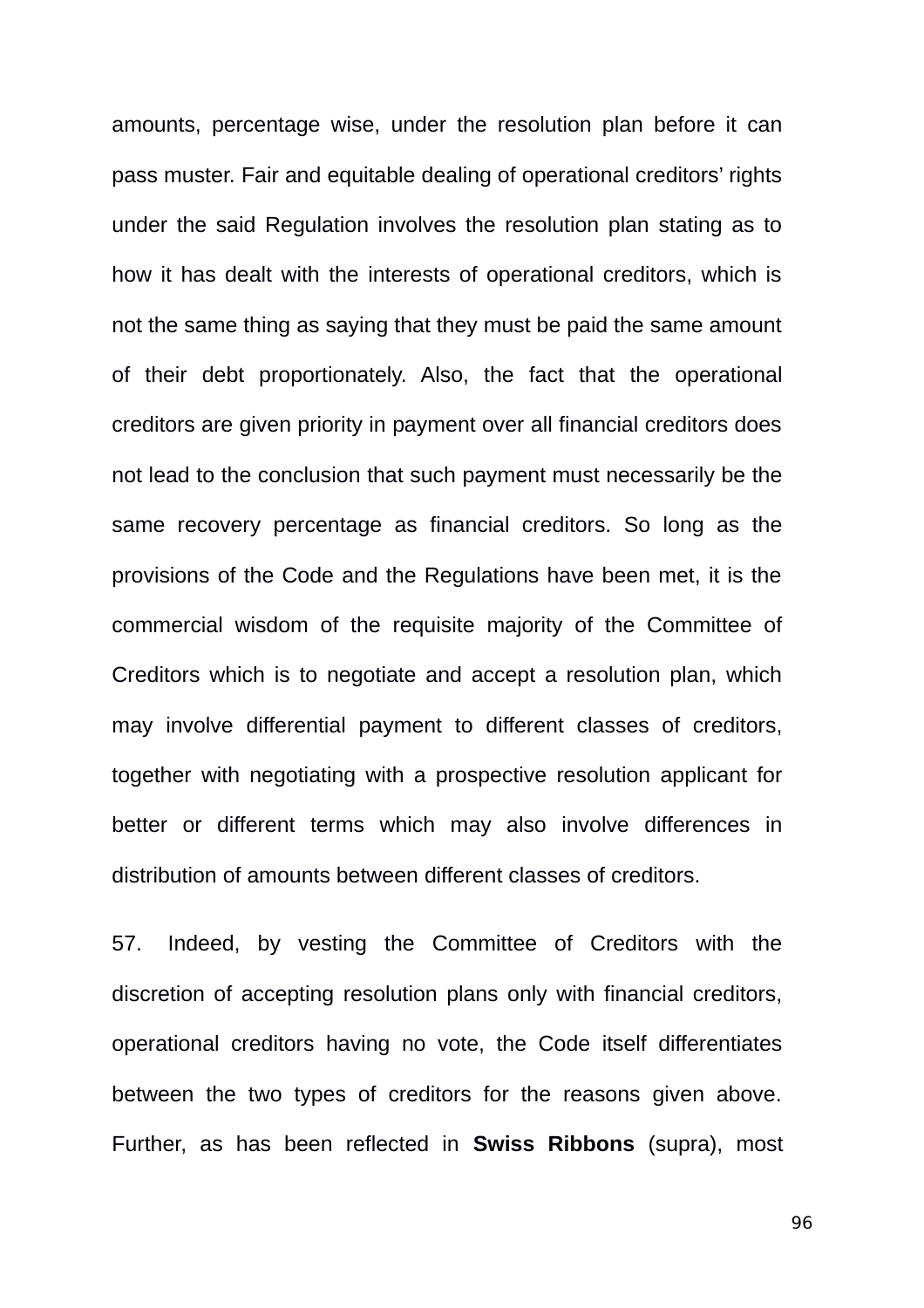amounts, percentage wise, under the resolution plan before it can pass muster. Fair and equitable dealing of operational creditors' rights under the said Regulation involves the resolution plan stating as to how it has dealt with the interests of operational creditors, which is not the same thing as saying that they must be paid the same amount of their debt proportionately. Also, the fact that the operational creditors are given priority in payment over all financial creditors does not lead to the conclusion that such payment must necessarily be the same recovery percentage as financial creditors. So long as the provisions of the Code and the Regulations have been met, it is the commercial wisdom of the requisite majority of the Committee of Creditors which is to negotiate and accept a resolution plan, which may involve differential payment to different classes of creditors, together with negotiating with a prospective resolution applicant for better or different terms which may also involve differences in distribution of amounts between different classes of creditors.

57. Indeed, by vesting the Committee of Creditors with the discretion of accepting resolution plans only with financial creditors, operational creditors having no vote, the Code itself differentiates between the two types of creditors for the reasons given above. Further, as has been reflected in **Swiss Ribbons** (supra), most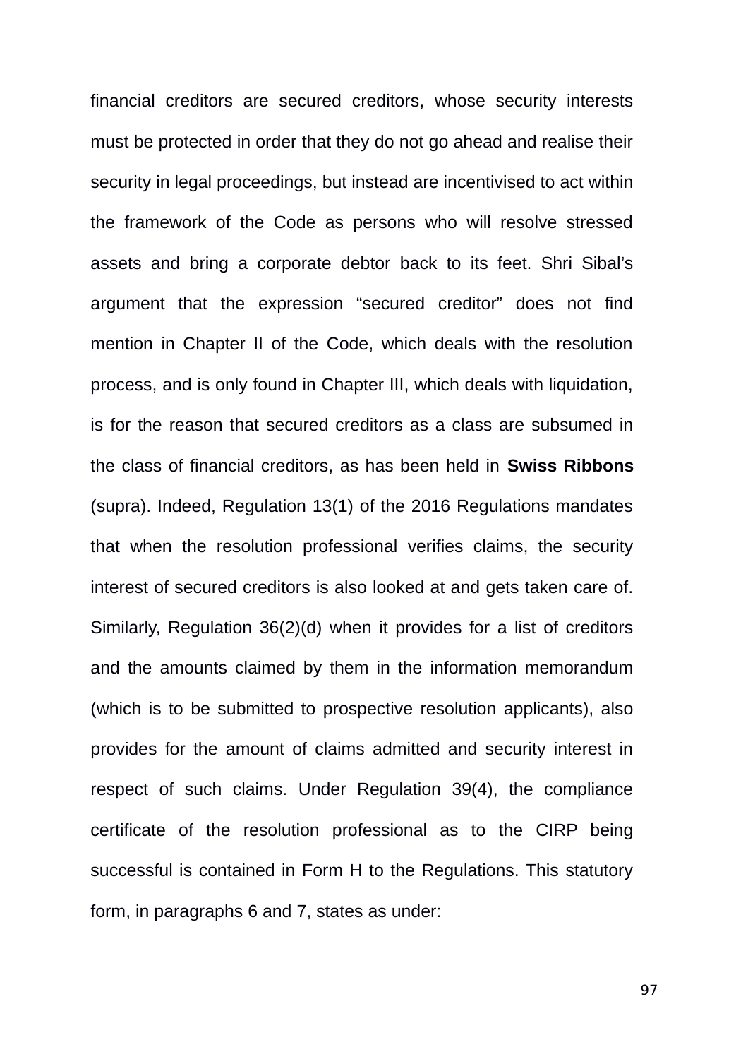financial creditors are secured creditors, whose security interests must be protected in order that they do not go ahead and realise their security in legal proceedings, but instead are incentivised to act within the framework of the Code as persons who will resolve stressed assets and bring a corporate debtor back to its feet. Shri Sibal's argument that the expression "secured creditor" does not find mention in Chapter II of the Code, which deals with the resolution process, and is only found in Chapter III, which deals with liquidation, is for the reason that secured creditors as a class are subsumed in the class of financial creditors, as has been held in **Swiss Ribbons** (supra). Indeed, Regulation 13(1) of the 2016 Regulations mandates that when the resolution professional verifies claims, the security interest of secured creditors is also looked at and gets taken care of. Similarly, Regulation 36(2)(d) when it provides for a list of creditors and the amounts claimed by them in the information memorandum (which is to be submitted to prospective resolution applicants), also provides for the amount of claims admitted and security interest in respect of such claims. Under Regulation 39(4), the compliance certificate of the resolution professional as to the CIRP being successful is contained in Form H to the Regulations. This statutory form, in paragraphs 6 and 7, states as under: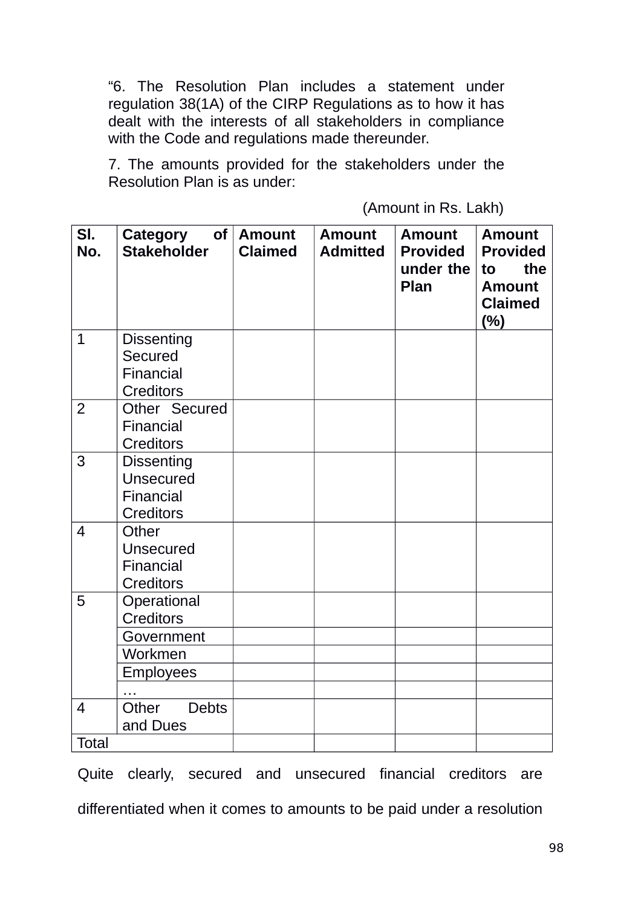"6. The Resolution Plan includes a statement under regulation 38(1A) of the CIRP Regulations as to how it has dealt with the interests of all stakeholders in compliance with the Code and regulations made thereunder.

7. The amounts provided for the stakeholders under the Resolution Plan is as under:

(Amount in Rs. Lakh)

| Sl. No. | Category of Stakeholder | Amount Claimed | Amount Admitted | Amount Provided under the Plan | Amount Provided to the Amount Claimed (%) |
|---|---|---|---|---|---|
| 1 | Dissenting Secured Financial Creditors | | | | |
| 2 | Other Secured Financial Creditors | | | | |
| 3 | Dissenting Unsecured Financial Creditors | | | | |
| 4 | Other Unsecured Financial Creditors | | | | |
| 5 | Operational Creditors | | | | |
| | Government | | | | |
| | Workmen | | | | |
| | Employees | | | | |
| | … | | | | |
| 4 | Other Debts and Dues | | | | |
| Total | | | | | |

Quite clearly, secured and unsecured financial creditors are differentiated when it comes to amounts to be paid under a resolution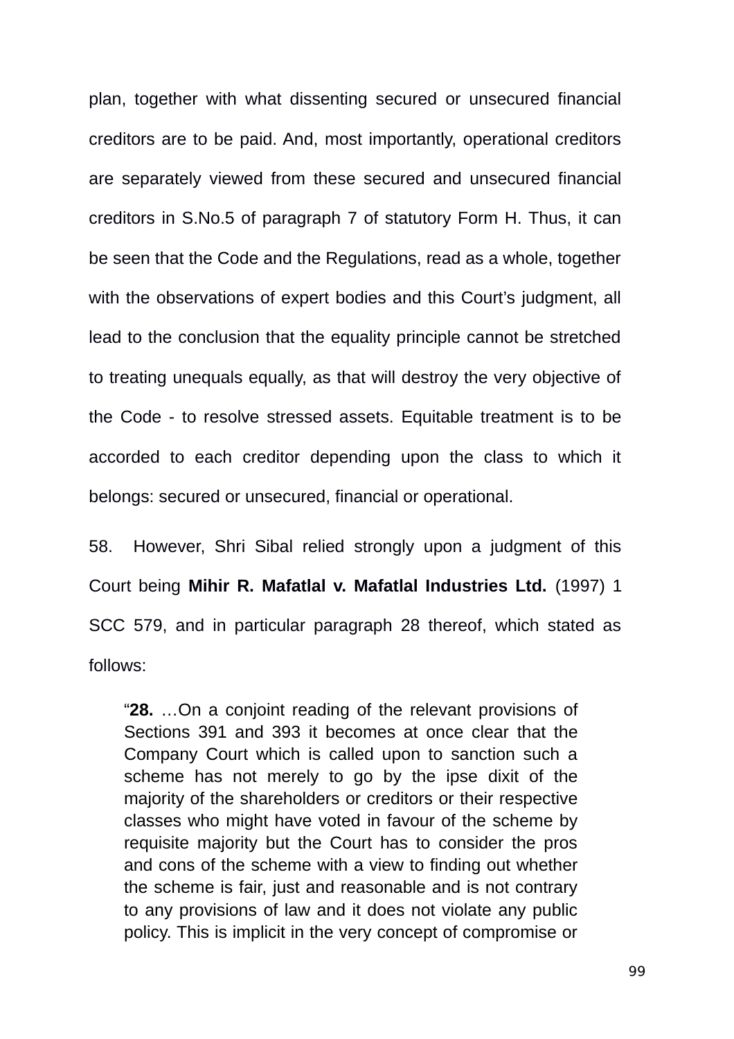plan, together with what dissenting secured or unsecured financial creditors are to be paid. And, most importantly, operational creditors are separately viewed from these secured and unsecured financial creditors in S.No.5 of paragraph 7 of statutory Form H. Thus, it can be seen that the Code and the Regulations, read as a whole, together with the observations of expert bodies and this Court's judgment, all lead to the conclusion that the equality principle cannot be stretched to treating unequals equally, as that will destroy the very objective of the Code - to resolve stressed assets. Equitable treatment is to be accorded to each creditor depending upon the class to which it belongs: secured or unsecured, financial or operational.

58. However, Shri Sibal relied strongly upon a judgment of this Court being **Mihir R. Mafatlal v. Mafatlal Industries Ltd.** (1997) 1 SCC 579, and in particular paragraph 28 thereof, which stated as follows:

> "**28.** …On a conjoint reading of the relevant provisions of Sections 391 and 393 it becomes at once clear that the Company Court which is called upon to sanction such a scheme has not merely to go by the ipse dixit of the majority of the shareholders or creditors or their respective classes who might have voted in favour of the scheme by requisite majority but the Court has to consider the pros and cons of the scheme with a view to finding out whether the scheme is fair, just and reasonable and is not contrary to any provisions of law and it does not violate any public policy. This is implicit in the very concept of compromise or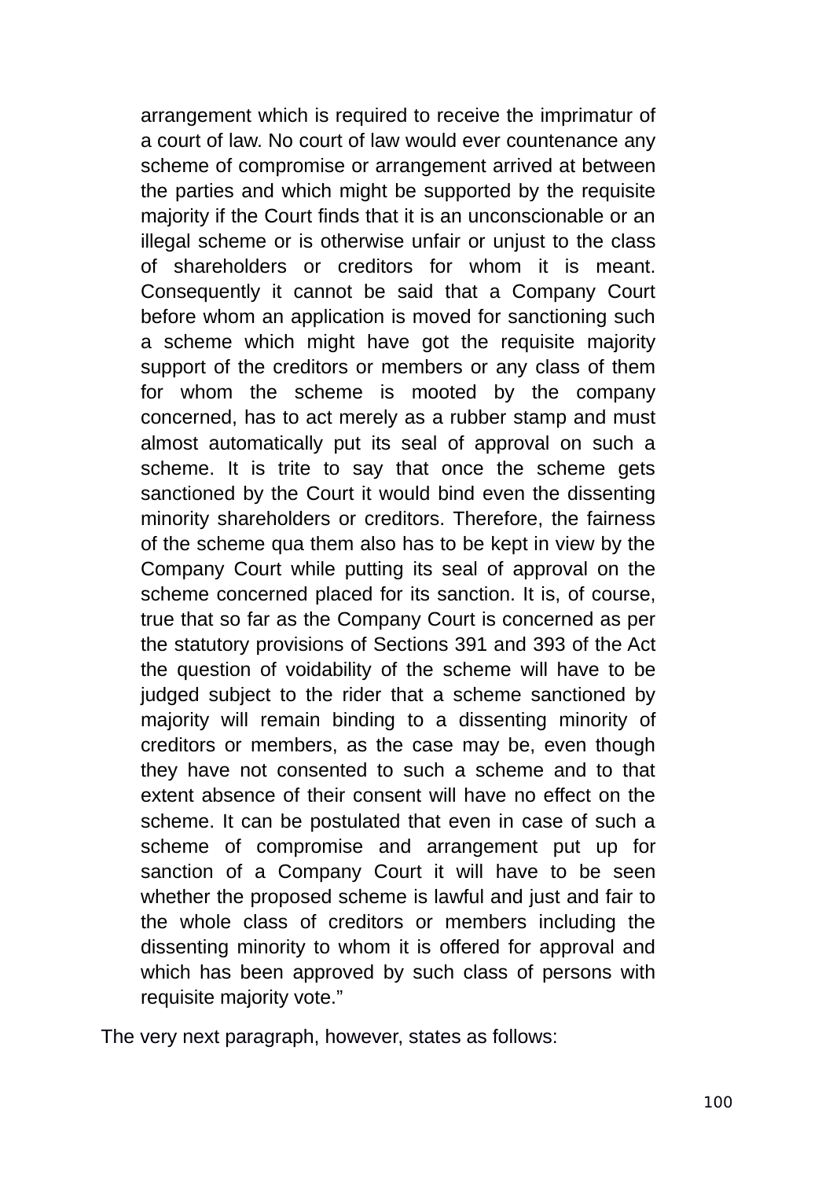> arrangement which is required to receive the imprimatur of a court of law. No court of law would ever countenance any scheme of compromise or arrangement arrived at between the parties and which might be supported by the requisite majority if the Court finds that it is an unconscionable or an illegal scheme or is otherwise unfair or unjust to the class of shareholders or creditors for whom it is meant. Consequently it cannot be said that a Company Court before whom an application is moved for sanctioning such a scheme which might have got the requisite majority support of the creditors or members or any class of them for whom the scheme is mooted by the company concerned, has to act merely as a rubber stamp and must almost automatically put its seal of approval on such a scheme. It is trite to say that once the scheme gets sanctioned by the Court it would bind even the dissenting minority shareholders or creditors. Therefore, the fairness of the scheme qua them also has to be kept in view by the Company Court while putting its seal of approval on the scheme concerned placed for its sanction. It is, of course, true that so far as the Company Court is concerned as per the statutory provisions of Sections 391 and 393 of the Act the question of voidability of the scheme will have to be judged subject to the rider that a scheme sanctioned by majority will remain binding to a dissenting minority of creditors or members, as the case may be, even though they have not consented to such a scheme and to that extent absence of their consent will have no effect on the scheme. It can be postulated that even in case of such a scheme of compromise and arrangement put up for sanction of a Company Court it will have to be seen whether the proposed scheme is lawful and just and fair to the whole class of creditors or members including the dissenting minority to whom it is offered for approval and which has been approved by such class of persons with requisite majority vote."

The very next paragraph, however, states as follows: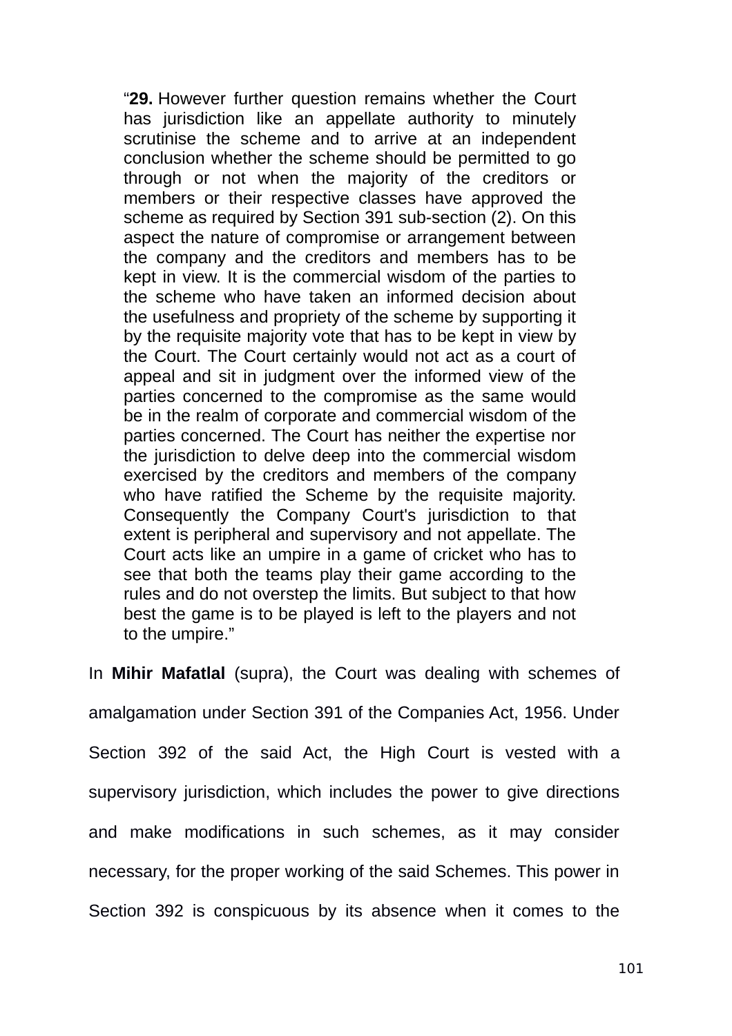> "**29.** However further question remains whether the Court has jurisdiction like an appellate authority to minutely scrutinise the scheme and to arrive at an independent conclusion whether the scheme should be permitted to go through or not when the majority of the creditors or members or their respective classes have approved the scheme as required by Section 391 sub-section (2). On this aspect the nature of compromise or arrangement between the company and the creditors and members has to be kept in view. It is the commercial wisdom of the parties to the scheme who have taken an informed decision about the usefulness and propriety of the scheme by supporting it by the requisite majority vote that has to be kept in view by the Court. The Court certainly would not act as a court of appeal and sit in judgment over the informed view of the parties concerned to the compromise as the same would be in the realm of corporate and commercial wisdom of the parties concerned. The Court has neither the expertise nor the jurisdiction to delve deep into the commercial wisdom exercised by the creditors and members of the company who have ratified the Scheme by the requisite majority. Consequently the Company Court's jurisdiction to that extent is peripheral and supervisory and not appellate. The Court acts like an umpire in a game of cricket who has to see that both the teams play their game according to the rules and do not overstep the limits. But subject to that how best the game is to be played is left to the players and not to the umpire."

In **Mihir Mafatlal** (supra), the Court was dealing with schemes of amalgamation under Section 391 of the Companies Act, 1956. Under Section 392 of the said Act, the High Court is vested with a supervisory jurisdiction, which includes the power to give directions and make modifications in such schemes, as it may consider necessary, for the proper working of the said Schemes. This power in Section 392 is conspicuous by its absence when it comes to the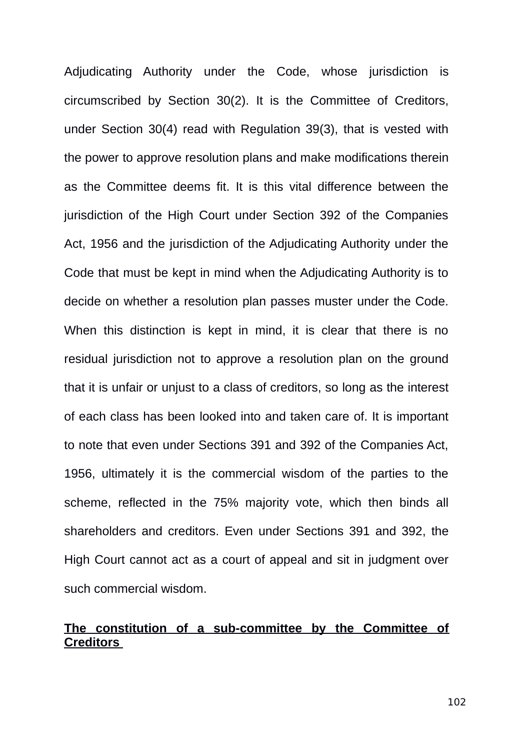Adjudicating Authority under the Code, whose jurisdiction is circumscribed by Section 30(2). It is the Committee of Creditors, under Section 30(4) read with Regulation 39(3), that is vested with the power to approve resolution plans and make modifications therein as the Committee deems fit. It is this vital difference between the jurisdiction of the High Court under Section 392 of the Companies Act, 1956 and the jurisdiction of the Adjudicating Authority under the Code that must be kept in mind when the Adjudicating Authority is to decide on whether a resolution plan passes muster under the Code. When this distinction is kept in mind, it is clear that there is no residual jurisdiction not to approve a resolution plan on the ground that it is unfair or unjust to a class of creditors, so long as the interest of each class has been looked into and taken care of. It is important to note that even under Sections 391 and 392 of the Companies Act, 1956, ultimately it is the commercial wisdom of the parties to the scheme, reflected in the 75% majority vote, which then binds all shareholders and creditors. Even under Sections 391 and 392, the High Court cannot act as a court of appeal and sit in judgment over such commercial wisdom.

**<u>The constitution of a sub-committee by the Committee of Creditors</u>**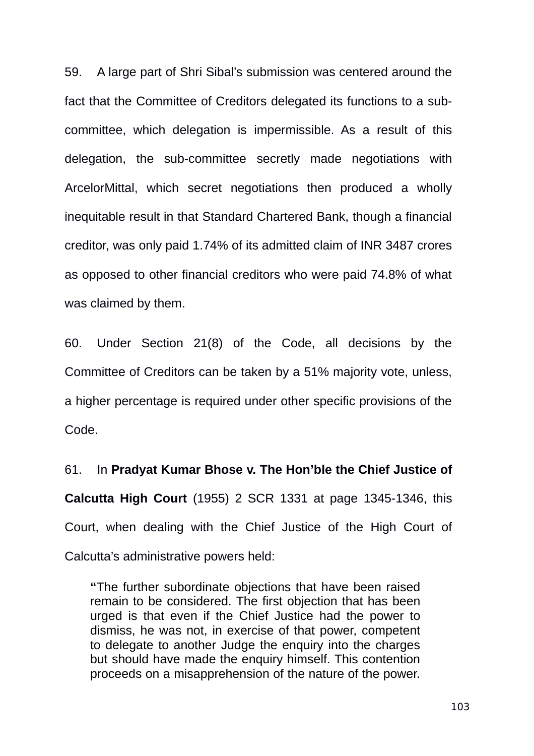59. A large part of Shri Sibal's submission was centered around the fact that the Committee of Creditors delegated its functions to a sub-committee, which delegation is impermissible. As a result of this delegation, the sub-committee secretly made negotiations with ArcelorMittal, which secret negotiations then produced a wholly inequitable result in that Standard Chartered Bank, though a financial creditor, was only paid 1.74% of its admitted claim of INR 3487 crores as opposed to other financial creditors who were paid 74.8% of what was claimed by them.

60. Under Section 21(8) of the Code, all decisions by the Committee of Creditors can be taken by a 51% majority vote, unless, a higher percentage is required under other specific provisions of the Code.

61. In **Pradyat Kumar Bhose v. The Hon'ble the Chief Justice of Calcutta High Court** (1955) 2 SCR 1331 at page 1345-1346, this Court, when dealing with the Chief Justice of the High Court of Calcutta's administrative powers held:

> **"**The further subordinate objections that have been raised remain to be considered. The first objection that has been urged is that even if the Chief Justice had the power to dismiss, he was not, in exercise of that power, competent to delegate to another Judge the enquiry into the charges but should have made the enquiry himself. This contention proceeds on a misapprehension of the nature of the power.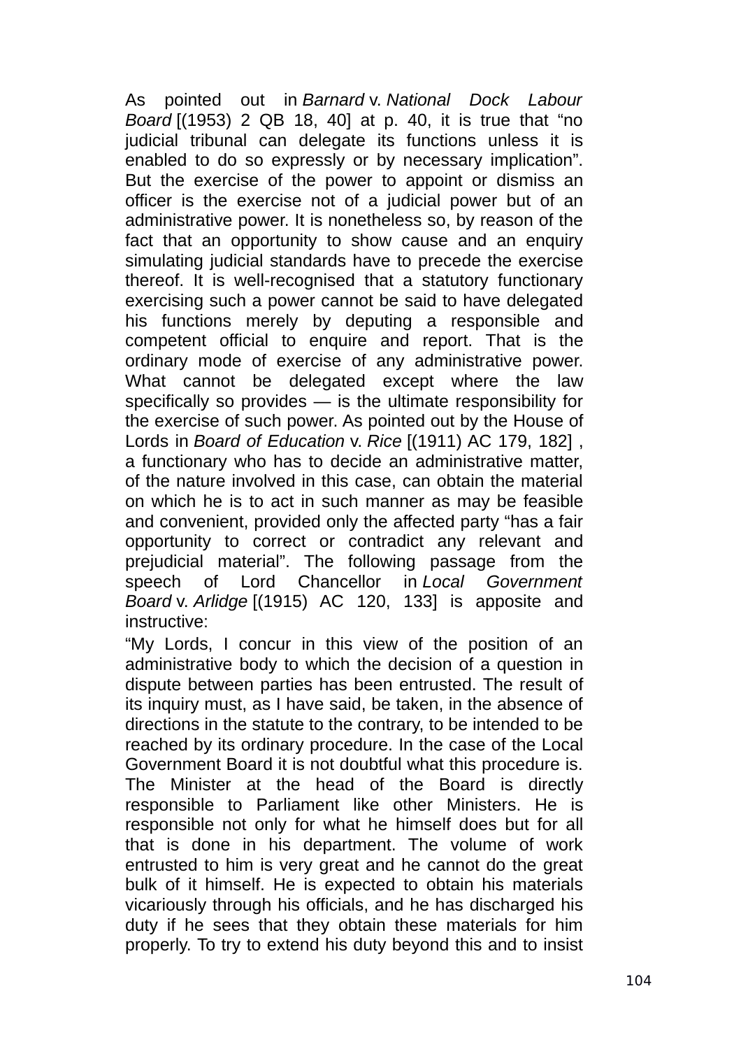As pointed out in *Barnard* v. *National Dock Labour Board* [(1953) 2 QB 18, 40] at p. 40, it is true that "no judicial tribunal can delegate its functions unless it is enabled to do so expressly or by necessary implication". But the exercise of the power to appoint or dismiss an officer is the exercise not of a judicial power but of an administrative power. It is nonetheless so, by reason of the fact that an opportunity to show cause and an enquiry simulating judicial standards have to precede the exercise thereof. It is well-recognised that a statutory functionary exercising such a power cannot be said to have delegated his functions merely by deputing a responsible and competent official to enquire and report. That is the ordinary mode of exercise of any administrative power. What cannot be delegated except where the law specifically so provides — is the ultimate responsibility for the exercise of such power. As pointed out by the House of Lords in *Board of Education* v. *Rice* [(1911) AC 179, 182] , a functionary who has to decide an administrative matter, of the nature involved in this case, can obtain the material on which he is to act in such manner as may be feasible and convenient, provided only the affected party "has a fair opportunity to correct or contradict any relevant and prejudicial material". The following passage from the speech of Lord Chancellor in *Local Government Board* v. *Arlidge* [(1915) AC 120, 133] is apposite and instructive:

"My Lords, I concur in this view of the position of an administrative body to which the decision of a question in dispute between parties has been entrusted. The result of its inquiry must, as I have said, be taken, in the absence of directions in the statute to the contrary, to be intended to be reached by its ordinary procedure. In the case of the Local Government Board it is not doubtful what this procedure is. The Minister at the head of the Board is directly responsible to Parliament like other Ministers. He is responsible not only for what he himself does but for all that is done in his department. The volume of work entrusted to him is very great and he cannot do the great bulk of it himself. He is expected to obtain his materials vicariously through his officials, and he has discharged his duty if he sees that they obtain these materials for him properly. To try to extend his duty beyond this and to insist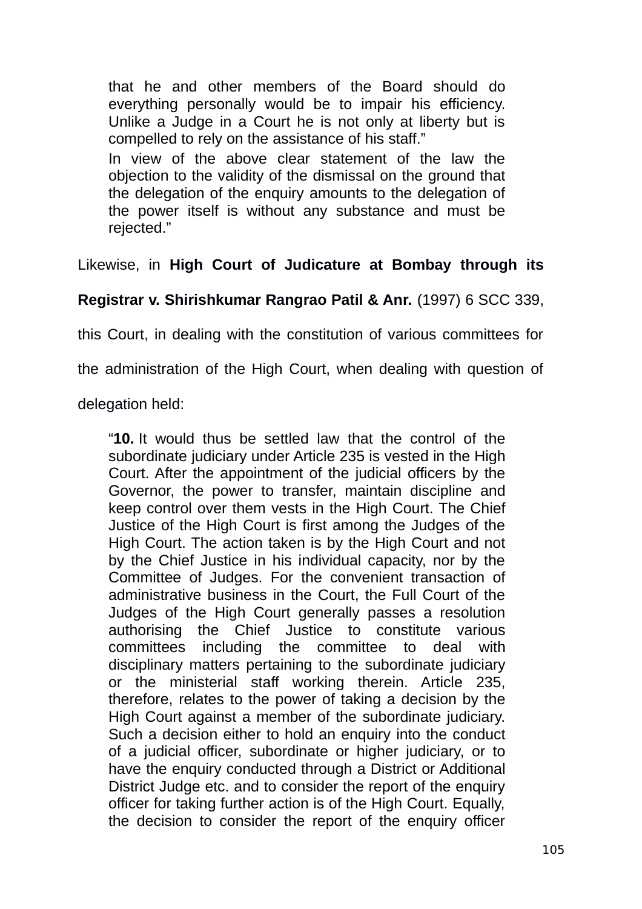> that he and other members of the Board should do everything personally would be to impair his efficiency. Unlike a Judge in a Court he is not only at liberty but is compelled to rely on the assistance of his staff."
>
> In view of the above clear statement of the law the objection to the validity of the dismissal on the ground that the delegation of the enquiry amounts to the delegation of the power itself is without any substance and must be rejected."

Likewise, in **High Court of Judicature at Bombay through its Registrar v. Shirishkumar Rangrao Patil & Anr.** (1997) 6 SCC 339, this Court, in dealing with the constitution of various committees for the administration of the High Court, when dealing with question of delegation held:

> "**10.** It would thus be settled law that the control of the subordinate judiciary under Article 235 is vested in the High Court. After the appointment of the judicial officers by the Governor, the power to transfer, maintain discipline and keep control over them vests in the High Court. The Chief Justice of the High Court is first among the Judges of the High Court. The action taken is by the High Court and not by the Chief Justice in his individual capacity, nor by the Committee of Judges. For the convenient transaction of administrative business in the Court, the Full Court of the Judges of the High Court generally passes a resolution authorising the Chief Justice to constitute various committees including the committee to deal with disciplinary matters pertaining to the subordinate judiciary or the ministerial staff working therein. Article 235, therefore, relates to the power of taking a decision by the High Court against a member of the subordinate judiciary. Such a decision either to hold an enquiry into the conduct of a judicial officer, subordinate or higher judiciary, or to have the enquiry conducted through a District or Additional District Judge etc. and to consider the report of the enquiry officer for taking further action is of the High Court. Equally, the decision to consider the report of the enquiry officer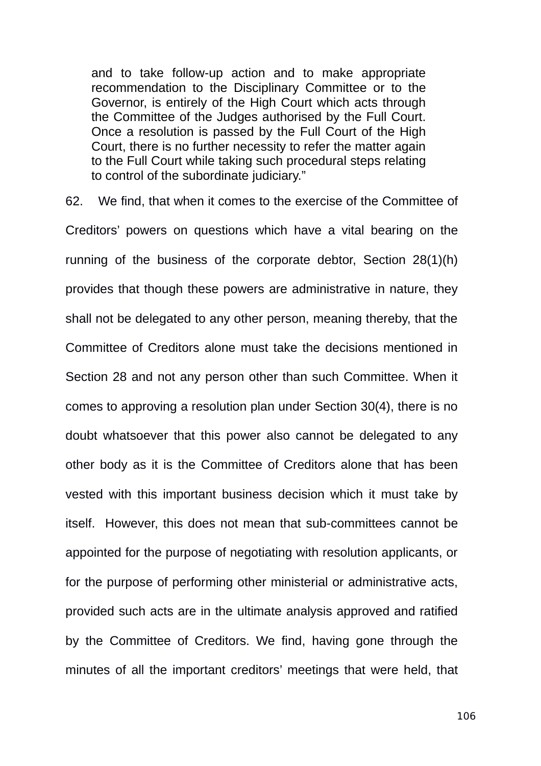> and to take follow-up action and to make appropriate recommendation to the Disciplinary Committee or to the Governor, is entirely of the High Court which acts through the Committee of the Judges authorised by the Full Court. Once a resolution is passed by the Full Court of the High Court, there is no further necessity to refer the matter again to the Full Court while taking such procedural steps relating to control of the subordinate judiciary."

62. We find, that when it comes to the exercise of the Committee of Creditors' powers on questions which have a vital bearing on the running of the business of the corporate debtor, Section 28(1)(h) provides that though these powers are administrative in nature, they shall not be delegated to any other person, meaning thereby, that the Committee of Creditors alone must take the decisions mentioned in Section 28 and not any person other than such Committee. When it comes to approving a resolution plan under Section 30(4), there is no doubt whatsoever that this power also cannot be delegated to any other body as it is the Committee of Creditors alone that has been vested with this important business decision which it must take by itself. However, this does not mean that sub-committees cannot be appointed for the purpose of negotiating with resolution applicants, or for the purpose of performing other ministerial or administrative acts, provided such acts are in the ultimate analysis approved and ratified by the Committee of Creditors. We find, having gone through the minutes of all the important creditors' meetings that were held, that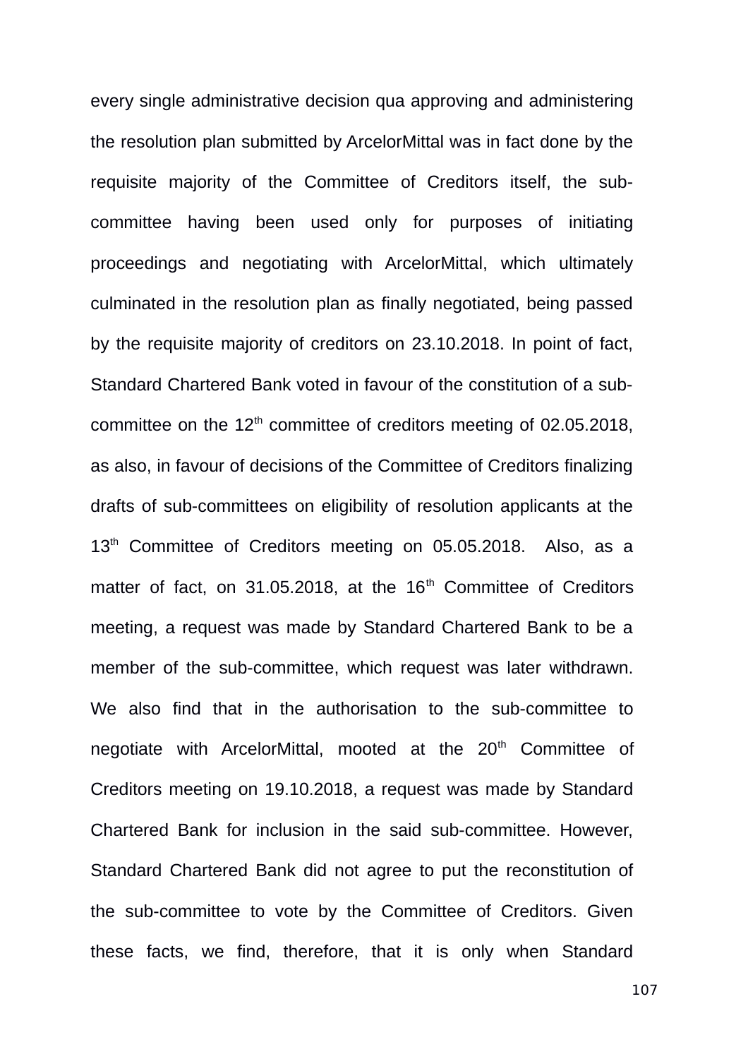every single administrative decision qua approving and administering the resolution plan submitted by ArcelorMittal was in fact done by the requisite majority of the Committee of Creditors itself, the sub-committee having been used only for purposes of initiating proceedings and negotiating with ArcelorMittal, which ultimately culminated in the resolution plan as finally negotiated, being passed by the requisite majority of creditors on 23.10.2018. In point of fact, Standard Chartered Bank voted in favour of the constitution of a sub-committee on the 12th committee of creditors meeting of 02.05.2018, as also, in favour of decisions of the Committee of Creditors finalizing drafts of sub-committees on eligibility of resolution applicants at the 13th Committee of Creditors meeting on 05.05.2018. Also, as a matter of fact, on 31.05.2018, at the 16th Committee of Creditors meeting, a request was made by Standard Chartered Bank to be a member of the sub-committee, which request was later withdrawn. We also find that in the authorisation to the sub-committee to negotiate with ArcelorMittal, mooted at the 20th Committee of Creditors meeting on 19.10.2018, a request was made by Standard Chartered Bank for inclusion in the said sub-committee. However, Standard Chartered Bank did not agree to put the reconstitution of the sub-committee to vote by the Committee of Creditors. Given these facts, we find, therefore, that it is only when Standard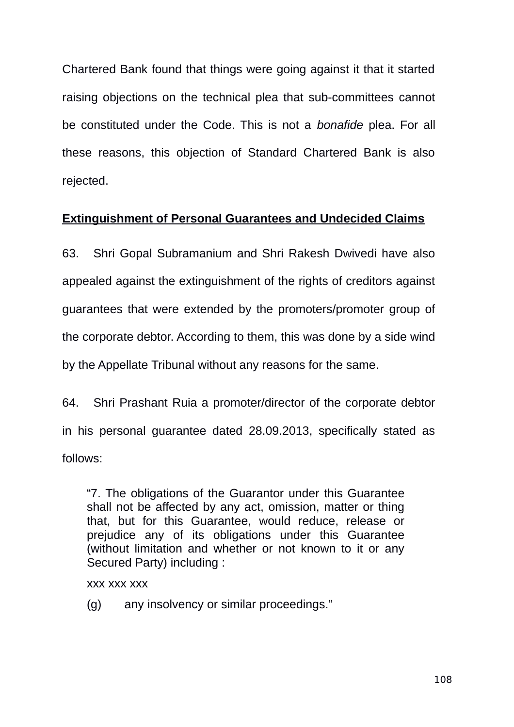Chartered Bank found that things were going against it that it started raising objections on the technical plea that sub-committees cannot be constituted under the Code. This is not a *bonafide* plea. For all these reasons, this objection of Standard Chartered Bank is also rejected.

**Extinguishment of Personal Guarantees and Undecided Claims**

63. Shri Gopal Subramanium and Shri Rakesh Dwivedi have also appealed against the extinguishment of the rights of creditors against guarantees that were extended by the promoters/promoter group of the corporate debtor. According to them, this was done by a side wind by the Appellate Tribunal without any reasons for the same.

64. Shri Prashant Ruia a promoter/director of the corporate debtor in his personal guarantee dated 28.09.2013, specifically stated as follows:

> "7. The obligations of the Guarantor under this Guarantee shall not be affected by any act, omission, matter or thing that, but for this Guarantee, would reduce, release or prejudice any of its obligations under this Guarantee (without limitation and whether or not known to it or any Secured Party) including :
>
> xxx xxx xxx
>
> (g) any insolvency or similar proceedings."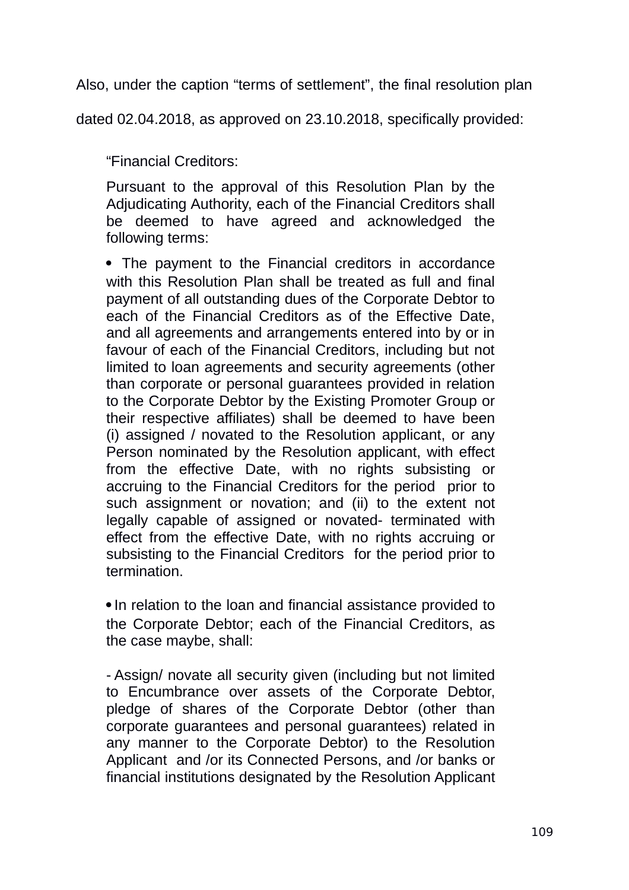Also, under the caption "terms of settlement", the final resolution plan dated 02.04.2018, as approved on 23.10.2018, specifically provided:

> "Financial Creditors:
>
> Pursuant to the approval of this Resolution Plan by the Adjudicating Authority, each of the Financial Creditors shall be deemed to have agreed and acknowledged the following terms:
>
> • The payment to the Financial creditors in accordance with this Resolution Plan shall be treated as full and final payment of all outstanding dues of the Corporate Debtor to each of the Financial Creditors as of the Effective Date, and all agreements and arrangements entered into by or in favour of each of the Financial Creditors, including but not limited to loan agreements and security agreements (other than corporate or personal guarantees provided in relation to the Corporate Debtor by the Existing Promoter Group or their respective affiliates) shall be deemed to have been (i) assigned / novated to the Resolution applicant, or any Person nominated by the Resolution applicant, with effect from the effective Date, with no rights subsisting or accruing to the Financial Creditors for the period prior to such assignment or novation; and (ii) to the extent not legally capable of assigned or novated- terminated with effect from the effective Date, with no rights accruing or subsisting to the Financial Creditors for the period prior to termination.
>
> • In relation to the loan and financial assistance provided to the Corporate Debtor; each of the Financial Creditors, as the case maybe, shall:
>
> - Assign/ novate all security given (including but not limited to Encumbrance over assets of the Corporate Debtor, pledge of shares of the Corporate Debtor (other than corporate guarantees and personal guarantees) related in any manner to the Corporate Debtor) to the Resolution Applicant and /or its Connected Persons, and /or banks or financial institutions designated by the Resolution Applicant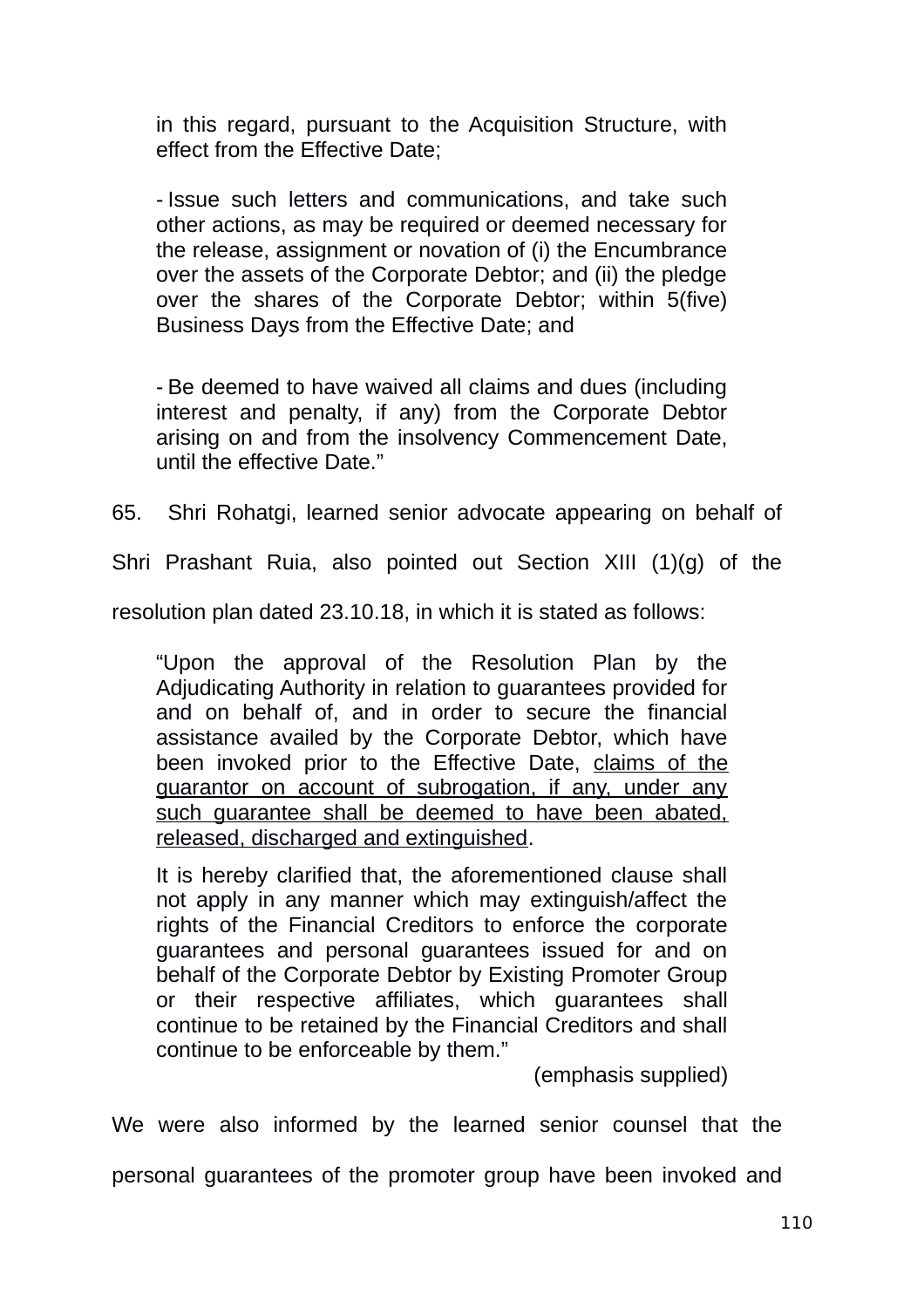in this regard, pursuant to the Acquisition Structure, with effect from the Effective Date;

- Issue such letters and communications, and take such other actions, as may be required or deemed necessary for the release, assignment or novation of (i) the Encumbrance over the assets of the Corporate Debtor; and (ii) the pledge over the shares of the Corporate Debtor; within 5(five) Business Days from the Effective Date; and

- Be deemed to have waived all claims and dues (including interest and penalty, if any) from the Corporate Debtor arising on and from the insolvency Commencement Date, until the effective Date."

65. Shri Rohatgi, learned senior advocate appearing on behalf of Shri Prashant Ruia, also pointed out Section XIII (1)(g) of the resolution plan dated 23.10.18, in which it is stated as follows:

> "Upon the approval of the Resolution Plan by the Adjudicating Authority in relation to guarantees provided for and on behalf of, and in order to secure the financial assistance availed by the Corporate Debtor, which have been invoked prior to the Effective Date, <u>claims of the guarantor on account of subrogation, if any, under any such guarantee shall be deemed to have been abated, released, discharged and extinguished</u>.
>
> It is hereby clarified that, the aforementioned clause shall not apply in any manner which may extinguish/affect the rights of the Financial Creditors to enforce the corporate guarantees and personal guarantees issued for and on behalf of the Corporate Debtor by Existing Promoter Group or their respective affiliates, which guarantees shall continue to be retained by the Financial Creditors and shall continue to be enforceable by them."
>
> (emphasis supplied)

We were also informed by the learned senior counsel that the personal guarantees of the promoter group have been invoked and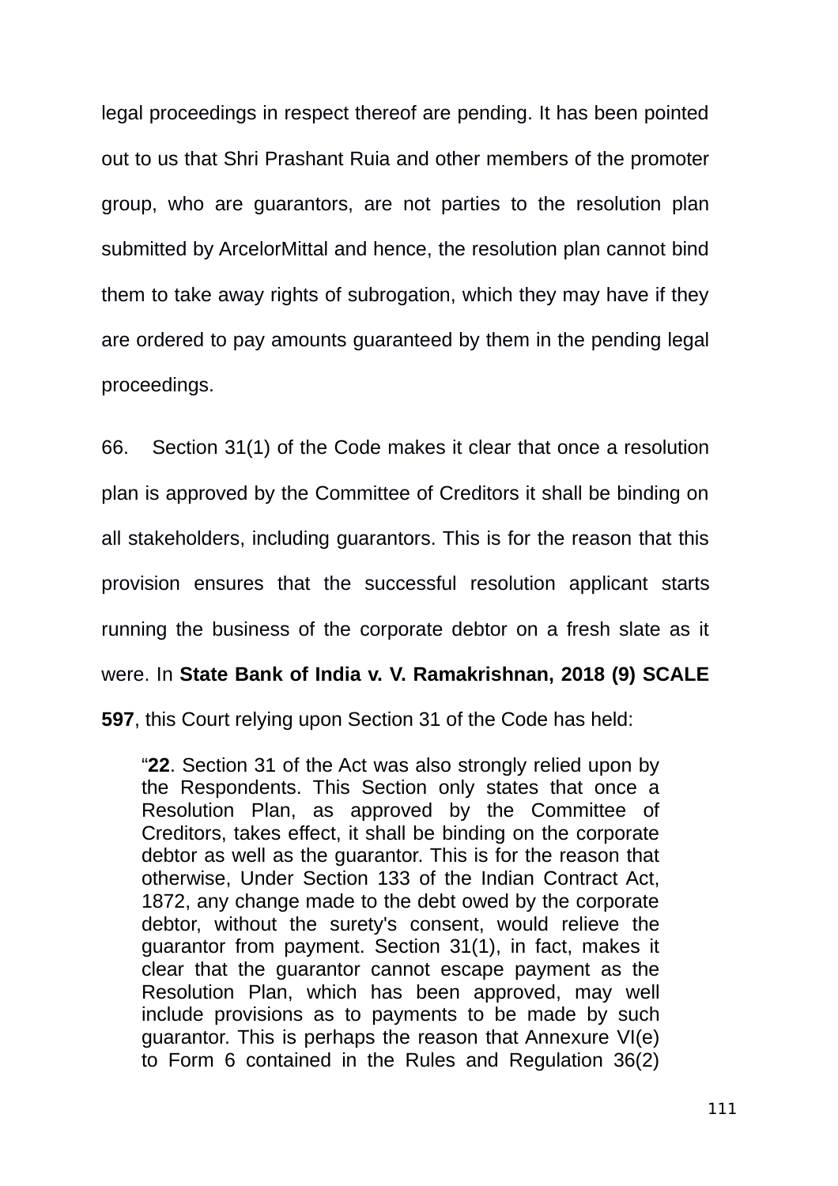legal proceedings in respect thereof are pending. It has been pointed out to us that Shri Prashant Ruia and other members of the promoter group, who are guarantors, are not parties to the resolution plan submitted by ArcelorMittal and hence, the resolution plan cannot bind them to take away rights of subrogation, which they may have if they are ordered to pay amounts guaranteed by them in the pending legal proceedings.

66. Section 31(1) of the Code makes it clear that once a resolution plan is approved by the Committee of Creditors it shall be binding on all stakeholders, including guarantors. This is for the reason that this provision ensures that the successful resolution applicant starts running the business of the corporate debtor on a fresh slate as it were. In **State Bank of India v. V. Ramakrishnan, 2018 (9) SCALE 597**, this Court relying upon Section 31 of the Code has held:

> "**22**. Section 31 of the Act was also strongly relied upon by the Respondents. This Section only states that once a Resolution Plan, as approved by the Committee of Creditors, takes effect, it shall be binding on the corporate debtor as well as the guarantor. This is for the reason that otherwise, Under Section 133 of the Indian Contract Act, 1872, any change made to the debt owed by the corporate debtor, without the surety's consent, would relieve the guarantor from payment. Section 31(1), in fact, makes it clear that the guarantor cannot escape payment as the Resolution Plan, which has been approved, may well include provisions as to payments to be made by such guarantor. This is perhaps the reason that Annexure VI(e) to Form 6 contained in the Rules and Regulation 36(2)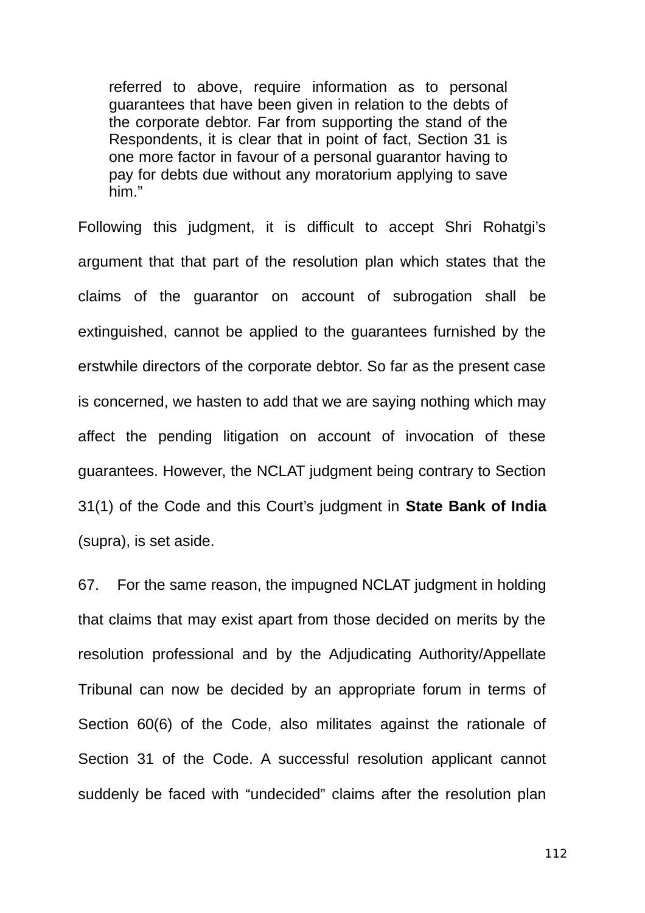> referred to above, require information as to personal guarantees that have been given in relation to the debts of the corporate debtor. Far from supporting the stand of the Respondents, it is clear that in point of fact, Section 31 is one more factor in favour of a personal guarantor having to pay for debts due without any moratorium applying to save him."

Following this judgment, it is difficult to accept Shri Rohatgi's argument that that part of the resolution plan which states that the claims of the guarantor on account of subrogation shall be extinguished, cannot be applied to the guarantees furnished by the erstwhile directors of the corporate debtor. So far as the present case is concerned, we hasten to add that we are saying nothing which may affect the pending litigation on account of invocation of these guarantees. However, the NCLAT judgment being contrary to Section 31(1) of the Code and this Court's judgment in **State Bank of India** (supra), is set aside.

67. For the same reason, the impugned NCLAT judgment in holding that claims that may exist apart from those decided on merits by the resolution professional and by the Adjudicating Authority/Appellate Tribunal can now be decided by an appropriate forum in terms of Section 60(6) of the Code, also militates against the rationale of Section 31 of the Code. A successful resolution applicant cannot suddenly be faced with "undecided" claims after the resolution plan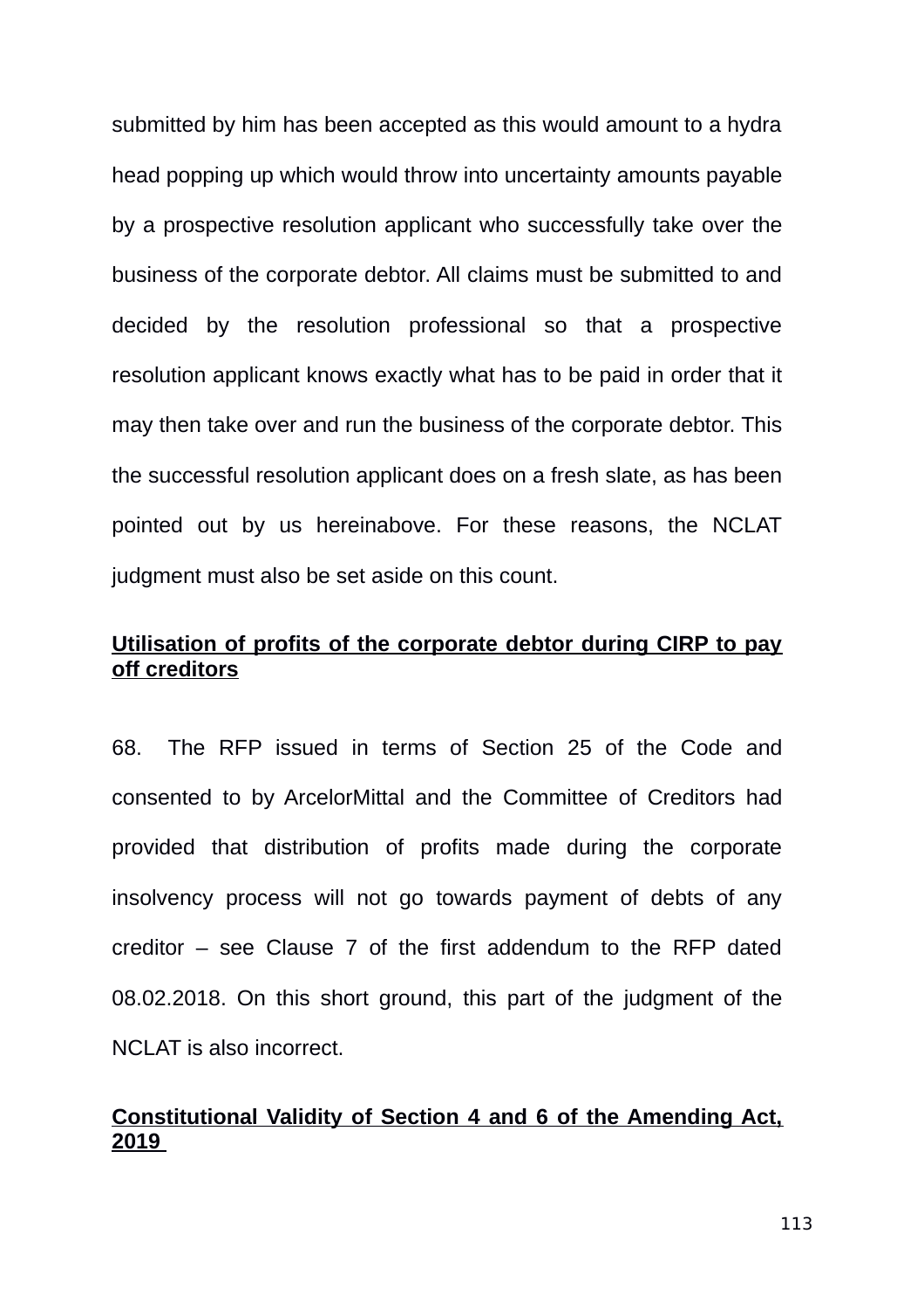submitted by him has been accepted as this would amount to a hydra head popping up which would throw into uncertainty amounts payable by a prospective resolution applicant who successfully take over the business of the corporate debtor. All claims must be submitted to and decided by the resolution professional so that a prospective resolution applicant knows exactly what has to be paid in order that it may then take over and run the business of the corporate debtor. This the successful resolution applicant does on a fresh slate, as has been pointed out by us hereinabove. For these reasons, the NCLAT judgment must also be set aside on this count.

**<u>Utilisation of profits of the corporate debtor during CIRP to pay off creditors</u>**

68. The RFP issued in terms of Section 25 of the Code and consented to by ArcelorMittal and the Committee of Creditors had provided that distribution of profits made during the corporate insolvency process will not go towards payment of debts of any creditor – see Clause 7 of the first addendum to the RFP dated 08.02.2018. On this short ground, this part of the judgment of the NCLAT is also incorrect.

**<u>Constitutional Validity of Section 4 and 6 of the Amending Act, 2019</u>**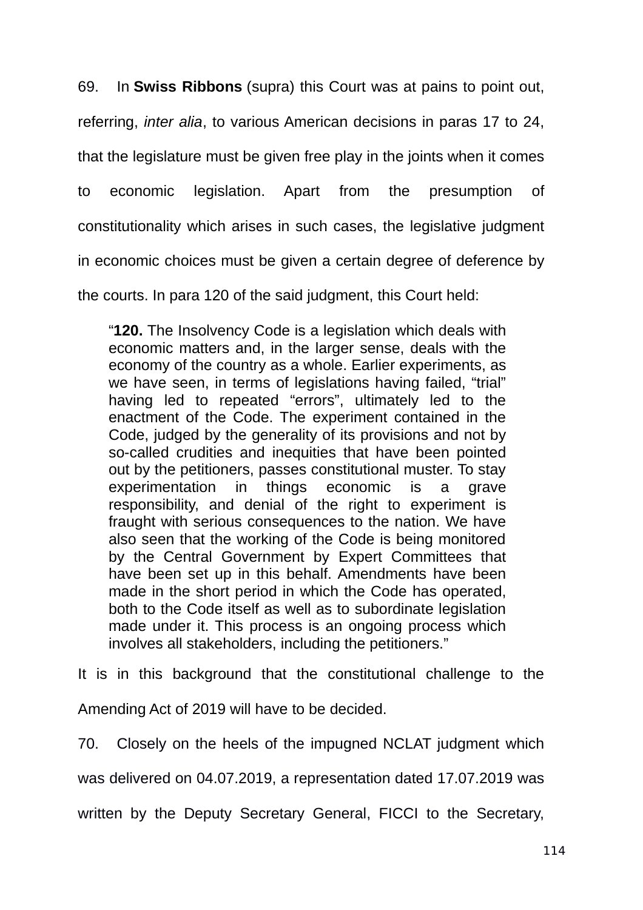69. In **Swiss Ribbons** (supra) this Court was at pains to point out, referring, *inter alia*, to various American decisions in paras 17 to 24, that the legislature must be given free play in the joints when it comes to economic legislation. Apart from the presumption of constitutionality which arises in such cases, the legislative judgment in economic choices must be given a certain degree of deference by the courts. In para 120 of the said judgment, this Court held:

> "**120.** The Insolvency Code is a legislation which deals with economic matters and, in the larger sense, deals with the economy of the country as a whole. Earlier experiments, as we have seen, in terms of legislations having failed, "trial" having led to repeated "errors", ultimately led to the enactment of the Code. The experiment contained in the Code, judged by the generality of its provisions and not by so-called crudities and inequities that have been pointed out by the petitioners, passes constitutional muster. To stay experimentation in things economic is a grave responsibility, and denial of the right to experiment is fraught with serious consequences to the nation. We have also seen that the working of the Code is being monitored by the Central Government by Expert Committees that have been set up in this behalf. Amendments have been made in the short period in which the Code has operated, both to the Code itself as well as to subordinate legislation made under it. This process is an ongoing process which involves all stakeholders, including the petitioners."

It is in this background that the constitutional challenge to the Amending Act of 2019 will have to be decided.

70. Closely on the heels of the impugned NCLAT judgment which was delivered on 04.07.2019, a representation dated 17.07.2019 was written by the Deputy Secretary General, FICCI to the Secretary,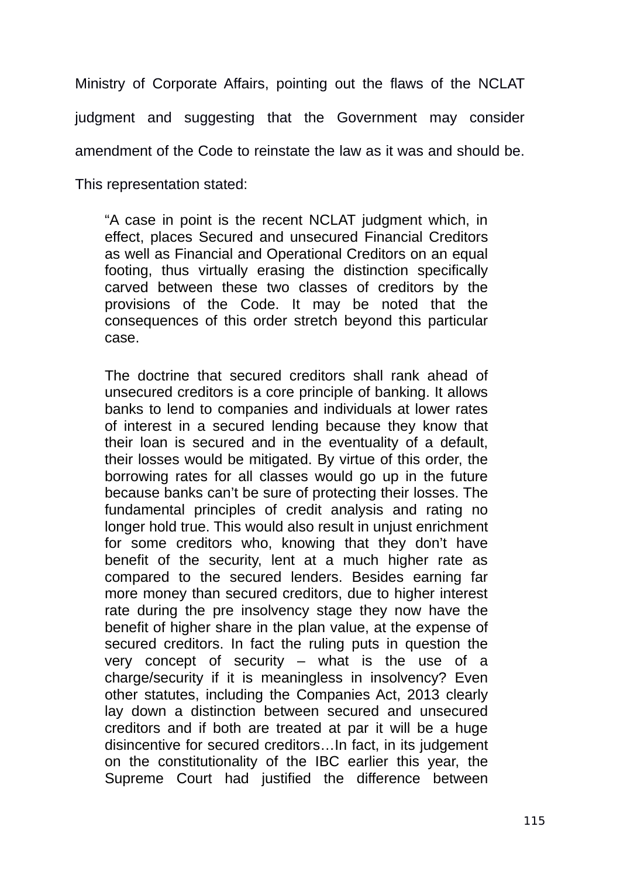Ministry of Corporate Affairs, pointing out the flaws of the NCLAT judgment and suggesting that the Government may consider amendment of the Code to reinstate the law as it was and should be. This representation stated:

> "A case in point is the recent NCLAT judgment which, in effect, places Secured and unsecured Financial Creditors as well as Financial and Operational Creditors on an equal footing, thus virtually erasing the distinction specifically carved between these two classes of creditors by the provisions of the Code. It may be noted that the consequences of this order stretch beyond this particular case.
>
> The doctrine that secured creditors shall rank ahead of unsecured creditors is a core principle of banking. It allows banks to lend to companies and individuals at lower rates of interest in a secured lending because they know that their loan is secured and in the eventuality of a default, their losses would be mitigated. By virtue of this order, the borrowing rates for all classes would go up in the future because banks can't be sure of protecting their losses. The fundamental principles of credit analysis and rating no longer hold true. This would also result in unjust enrichment for some creditors who, knowing that they don't have benefit of the security, lent at a much higher rate as compared to the secured lenders. Besides earning far more money than secured creditors, due to higher interest rate during the pre insolvency stage they now have the benefit of higher share in the plan value, at the expense of secured creditors. In fact the ruling puts in question the very concept of security – what is the use of a charge/security if it is meaningless in insolvency? Even other statutes, including the Companies Act, 2013 clearly lay down a distinction between secured and unsecured creditors and if both are treated at par it will be a huge disincentive for secured creditors…In fact, in its judgement on the constitutionality of the IBC earlier this year, the Supreme Court had justified the difference between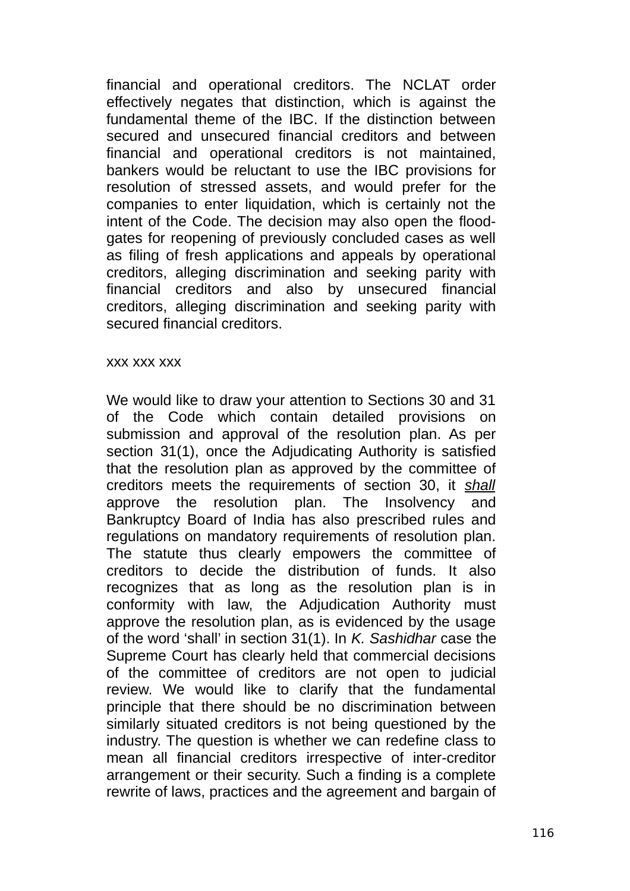financial and operational creditors. The NCLAT order effectively negates that distinction, which is against the fundamental theme of the IBC. If the distinction between secured and unsecured financial creditors and between financial and operational creditors is not maintained, bankers would be reluctant to use the IBC provisions for resolution of stressed assets, and would prefer for the companies to enter liquidation, which is certainly not the intent of the Code. The decision may also open the flood-gates for reopening of previously concluded cases as well as filing of fresh applications and appeals by operational creditors, alleging discrimination and seeking parity with financial creditors and also by unsecured financial creditors, alleging discrimination and seeking parity with secured financial creditors.

xxx xxx xxx

We would like to draw your attention to Sections 30 and 31 of the Code which contain detailed provisions on submission and approval of the resolution plan. As per section 31(1), once the Adjudicating Authority is satisfied that the resolution plan as approved by the committee of creditors meets the requirements of section 30, it <u>*shall*</u> approve the resolution plan. The Insolvency and Bankruptcy Board of India has also prescribed rules and regulations on mandatory requirements of resolution plan. The statute thus clearly empowers the committee of creditors to decide the distribution of funds. It also recognizes that as long as the resolution plan is in conformity with law, the Adjudication Authority must approve the resolution plan, as is evidenced by the usage of the word 'shall' in section 31(1). In *K. Sashidhar* case the Supreme Court has clearly held that commercial decisions of the committee of creditors are not open to judicial review. We would like to clarify that the fundamental principle that there should be no discrimination between similarly situated creditors is not being questioned by the industry. The question is whether we can redefine class to mean all financial creditors irrespective of inter-creditor arrangement or their security. Such a finding is a complete rewrite of laws, practices and the agreement and bargain of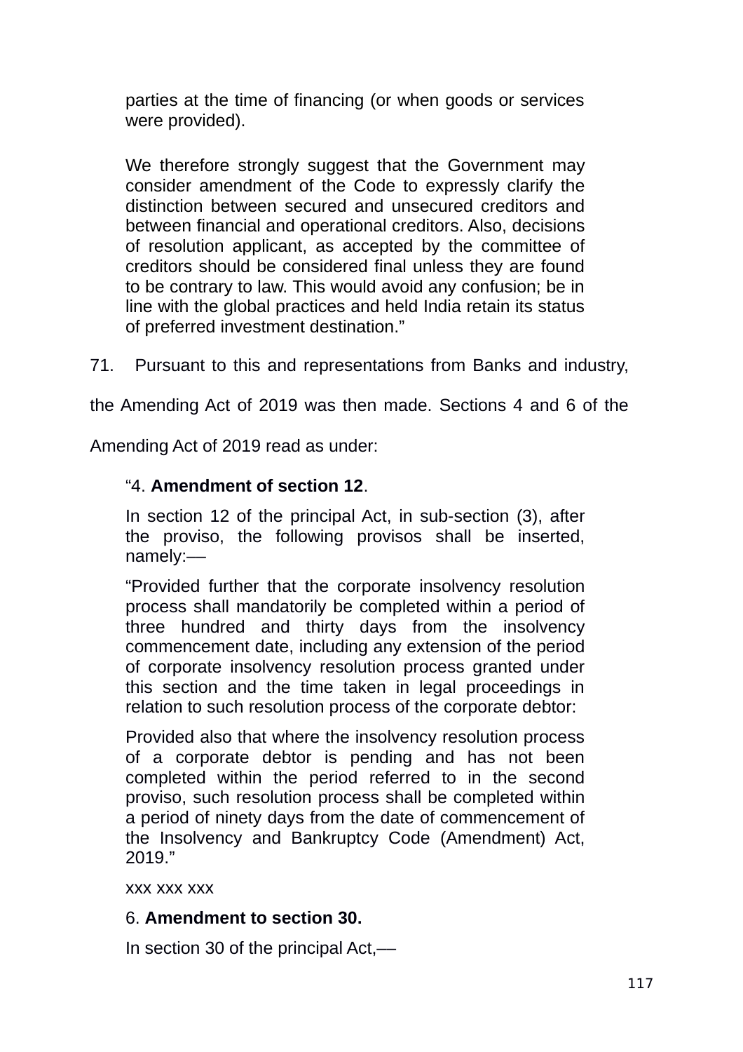parties at the time of financing (or when goods or services were provided).

We therefore strongly suggest that the Government may consider amendment of the Code to expressly clarify the distinction between secured and unsecured creditors and between financial and operational creditors. Also, decisions of resolution applicant, as accepted by the committee of creditors should be considered final unless they are found to be contrary to law. This would avoid any confusion; be in line with the global practices and held India retain its status of preferred investment destination."

71. Pursuant to this and representations from Banks and industry, the Amending Act of 2019 was then made. Sections 4 and 6 of the Amending Act of 2019 read as under:

"4. **Amendment of section 12**.

In section 12 of the principal Act, in sub-section (3), after the proviso, the following provisos shall be inserted, namely:—

"Provided further that the corporate insolvency resolution process shall mandatorily be completed within a period of three hundred and thirty days from the insolvency commencement date, including any extension of the period of corporate insolvency resolution process granted under this section and the time taken in legal proceedings in relation to such resolution process of the corporate debtor:

Provided also that where the insolvency resolution process of a corporate debtor is pending and has not been completed within the period referred to in the second proviso, such resolution process shall be completed within a period of ninety days from the date of commencement of the Insolvency and Bankruptcy Code (Amendment) Act, 2019."

xxx xxx xxx

6. **Amendment to section 30.**

In section 30 of the principal Act,—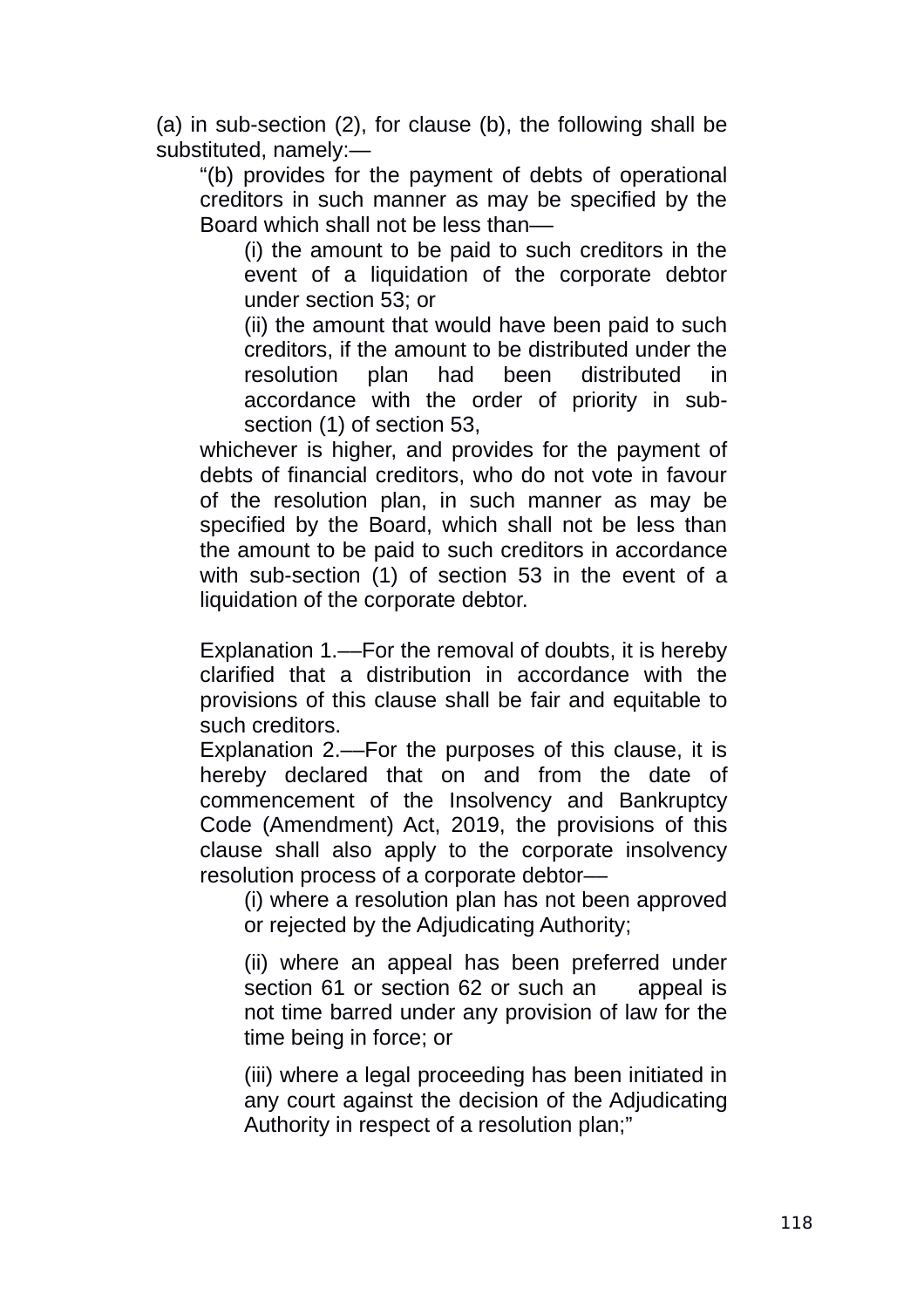(a) in sub-section (2), for clause (b), the following shall be substituted, namely:—

> "(b) provides for the payment of debts of operational creditors in such manner as may be specified by the Board which shall not be less than—
>
> > (i) the amount to be paid to such creditors in the event of a liquidation of the corporate debtor under section 53; or
> >
> > (ii) the amount that would have been paid to such creditors, if the amount to be distributed under the resolution plan had been distributed in accordance with the order of priority in sub-section (1) of section 53,
>
> whichever is higher, and provides for the payment of debts of financial creditors, who do not vote in favour of the resolution plan, in such manner as may be specified by the Board, which shall not be less than the amount to be paid to such creditors in accordance with sub-section (1) of section 53 in the event of a liquidation of the corporate debtor.
>
> Explanation 1.—For the removal of doubts, it is hereby clarified that a distribution in accordance with the provisions of this clause shall be fair and equitable to such creditors.
>
> Explanation 2.—For the purposes of this clause, it is hereby declared that on and from the date of commencement of the Insolvency and Bankruptcy Code (Amendment) Act, 2019, the provisions of this clause shall also apply to the corporate insolvency resolution process of a corporate debtor—
>
> > (i) where a resolution plan has not been approved or rejected by the Adjudicating Authority;
> >
> > (ii) where an appeal has been preferred under section 61 or section 62 or such an appeal is not time barred under any provision of law for the time being in force; or
> >
> > (iii) where a legal proceeding has been initiated in any court against the decision of the Adjudicating Authority in respect of a resolution plan;"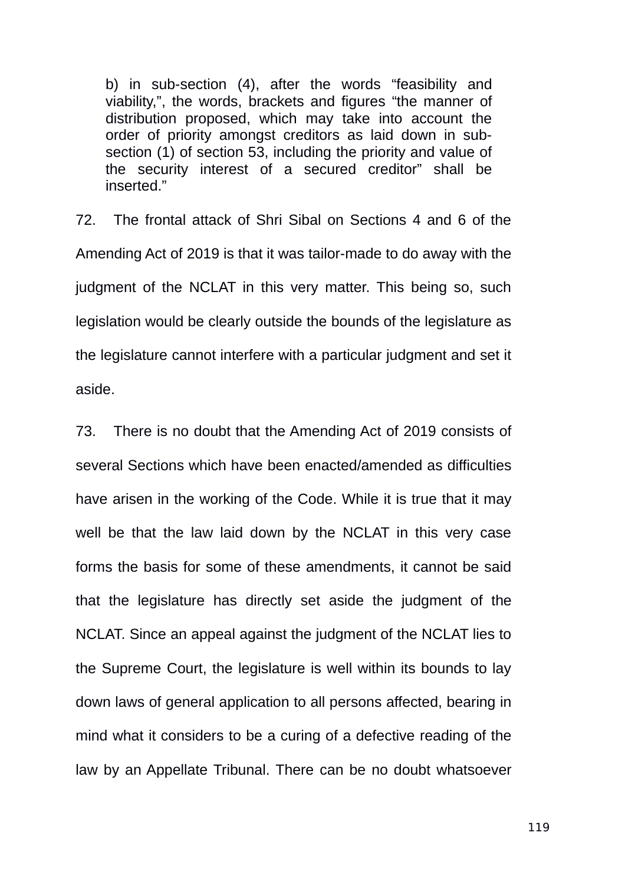> b) in sub-section (4), after the words "feasibility and viability,", the words, brackets and figures "the manner of distribution proposed, which may take into account the order of priority amongst creditors as laid down in sub-section (1) of section 53, including the priority and value of the security interest of a secured creditor" shall be inserted."

72. The frontal attack of Shri Sibal on Sections 4 and 6 of the Amending Act of 2019 is that it was tailor-made to do away with the judgment of the NCLAT in this very matter. This being so, such legislation would be clearly outside the bounds of the legislature as the legislature cannot interfere with a particular judgment and set it aside.

73. There is no doubt that the Amending Act of 2019 consists of several Sections which have been enacted/amended as difficulties have arisen in the working of the Code. While it is true that it may well be that the law laid down by the NCLAT in this very case forms the basis for some of these amendments, it cannot be said that the legislature has directly set aside the judgment of the NCLAT. Since an appeal against the judgment of the NCLAT lies to the Supreme Court, the legislature is well within its bounds to lay down laws of general application to all persons affected, bearing in mind what it considers to be a curing of a defective reading of the law by an Appellate Tribunal. There can be no doubt whatsoever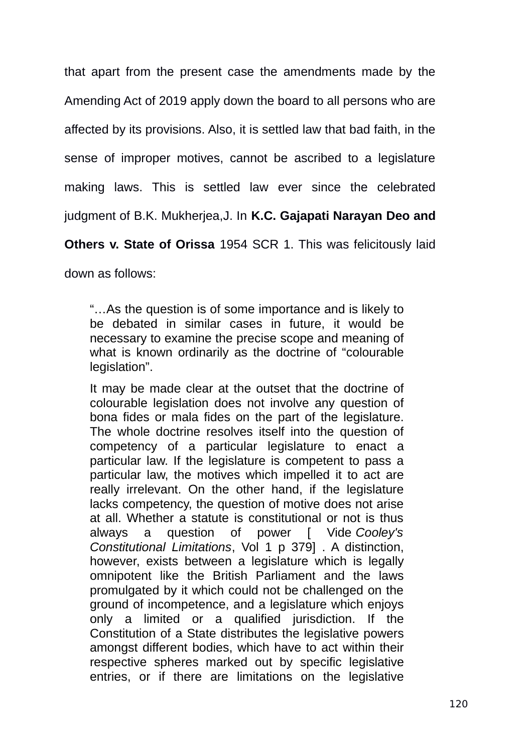that apart from the present case the amendments made by the Amending Act of 2019 apply down the board to all persons who are affected by its provisions. Also, it is settled law that bad faith, in the sense of improper motives, cannot be ascribed to a legislature making laws. This is settled law ever since the celebrated judgment of B.K. Mukherjea,J. In **K.C. Gajapati Narayan Deo and Others v. State of Orissa** 1954 SCR 1. This was felicitously laid down as follows:

> "…As the question is of some importance and is likely to be debated in similar cases in future, it would be necessary to examine the precise scope and meaning of what is known ordinarily as the doctrine of "colourable legislation".
>
> It may be made clear at the outset that the doctrine of colourable legislation does not involve any question of bona fides or mala fides on the part of the legislature. The whole doctrine resolves itself into the question of competency of a particular legislature to enact a particular law. If the legislature is competent to pass a particular law, the motives which impelled it to act are really irrelevant. On the other hand, if the legislature lacks competency, the question of motive does not arise at all. Whether a statute is constitutional or not is thus always a question of power [ Vide *Cooley's Constitutional Limitations*, Vol 1 p 379] . A distinction, however, exists between a legislature which is legally omnipotent like the British Parliament and the laws promulgated by it which could not be challenged on the ground of incompetence, and a legislature which enjoys only a limited or a qualified jurisdiction. If the Constitution of a State distributes the legislative powers amongst different bodies, which have to act within their respective spheres marked out by specific legislative entries, or if there are limitations on the legislative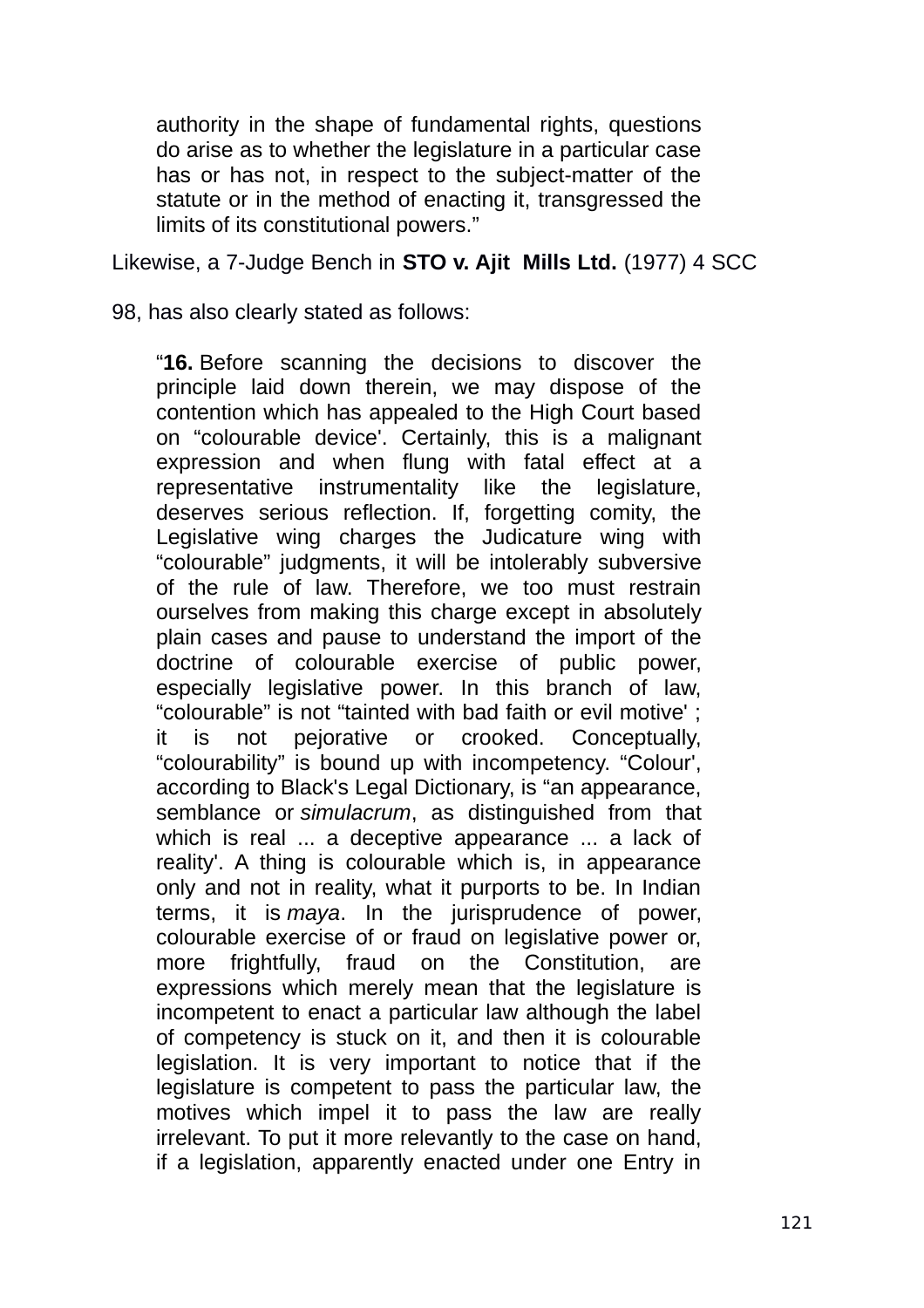> authority in the shape of fundamental rights, questions do arise as to whether the legislature in a particular case has or has not, in respect to the subject-matter of the statute or in the method of enacting it, transgressed the limits of its constitutional powers."

Likewise, a 7-Judge Bench in **STO v. Ajit Mills Ltd.** (1977) 4 SCC 98, has also clearly stated as follows:

> "**16.** Before scanning the decisions to discover the principle laid down therein, we may dispose of the contention which has appealed to the High Court based on "colourable device'. Certainly, this is a malignant expression and when flung with fatal effect at a representative instrumentality like the legislature, deserves serious reflection. If, forgetting comity, the Legislative wing charges the Judicature wing with "colourable" judgments, it will be intolerably subversive of the rule of law. Therefore, we too must restrain ourselves from making this charge except in absolutely plain cases and pause to understand the import of the doctrine of colourable exercise of public power, especially legislative power. In this branch of law, "colourable" is not "tainted with bad faith or evil motive' ; it is not pejorative or crooked. Conceptually, "colourability" is bound up with incompetency. "Colour', according to Black's Legal Dictionary, is "an appearance, semblance or *simulacrum*, as distinguished from that which is real ... a deceptive appearance ... a lack of reality'. A thing is colourable which is, in appearance only and not in reality, what it purports to be. In Indian terms, it is *maya*. In the jurisprudence of power, colourable exercise of or fraud on legislative power or, more frightfully, fraud on the Constitution, are expressions which merely mean that the legislature is incompetent to enact a particular law although the label of competency is stuck on it, and then it is colourable legislation. It is very important to notice that if the legislature is competent to pass the particular law, the motives which impel it to pass the law are really irrelevant. To put it more relevantly to the case on hand, if a legislation, apparently enacted under one Entry in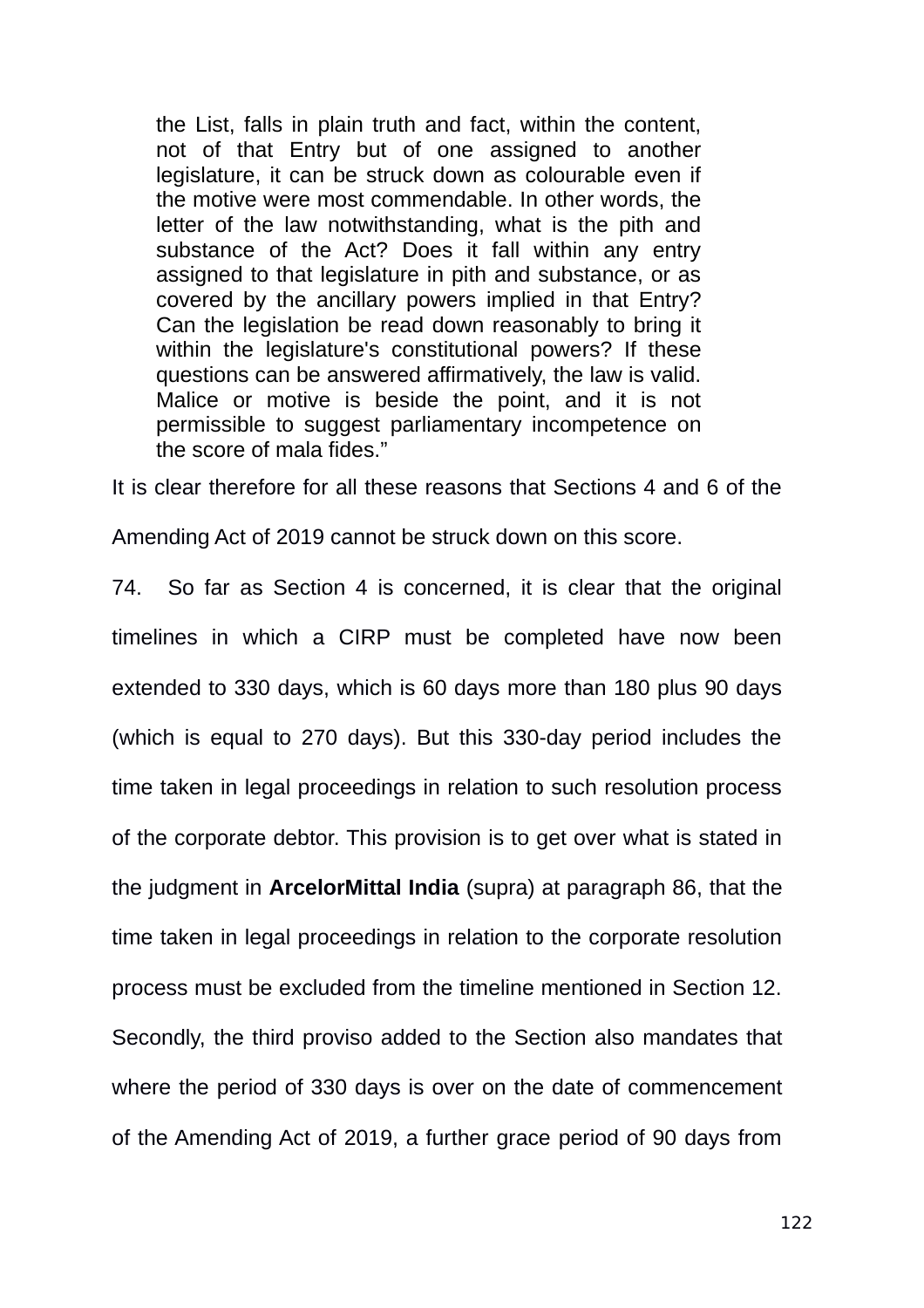> the List, falls in plain truth and fact, within the content, not of that Entry but of one assigned to another legislature, it can be struck down as colourable even if the motive were most commendable. In other words, the letter of the law notwithstanding, what is the pith and substance of the Act? Does it fall within any entry assigned to that legislature in pith and substance, or as covered by the ancillary powers implied in that Entry? Can the legislation be read down reasonably to bring it within the legislature's constitutional powers? If these questions can be answered affirmatively, the law is valid. Malice or motive is beside the point, and it is not permissible to suggest parliamentary incompetence on the score of mala fides."

It is clear therefore for all these reasons that Sections 4 and 6 of the Amending Act of 2019 cannot be struck down on this score.

74. So far as Section 4 is concerned, it is clear that the original timelines in which a CIRP must be completed have now been extended to 330 days, which is 60 days more than 180 plus 90 days (which is equal to 270 days). But this 330-day period includes the time taken in legal proceedings in relation to such resolution process of the corporate debtor. This provision is to get over what is stated in the judgment in **ArcelorMittal India** (supra) at paragraph 86, that the time taken in legal proceedings in relation to the corporate resolution process must be excluded from the timeline mentioned in Section 12. Secondly, the third proviso added to the Section also mandates that where the period of 330 days is over on the date of commencement of the Amending Act of 2019, a further grace period of 90 days from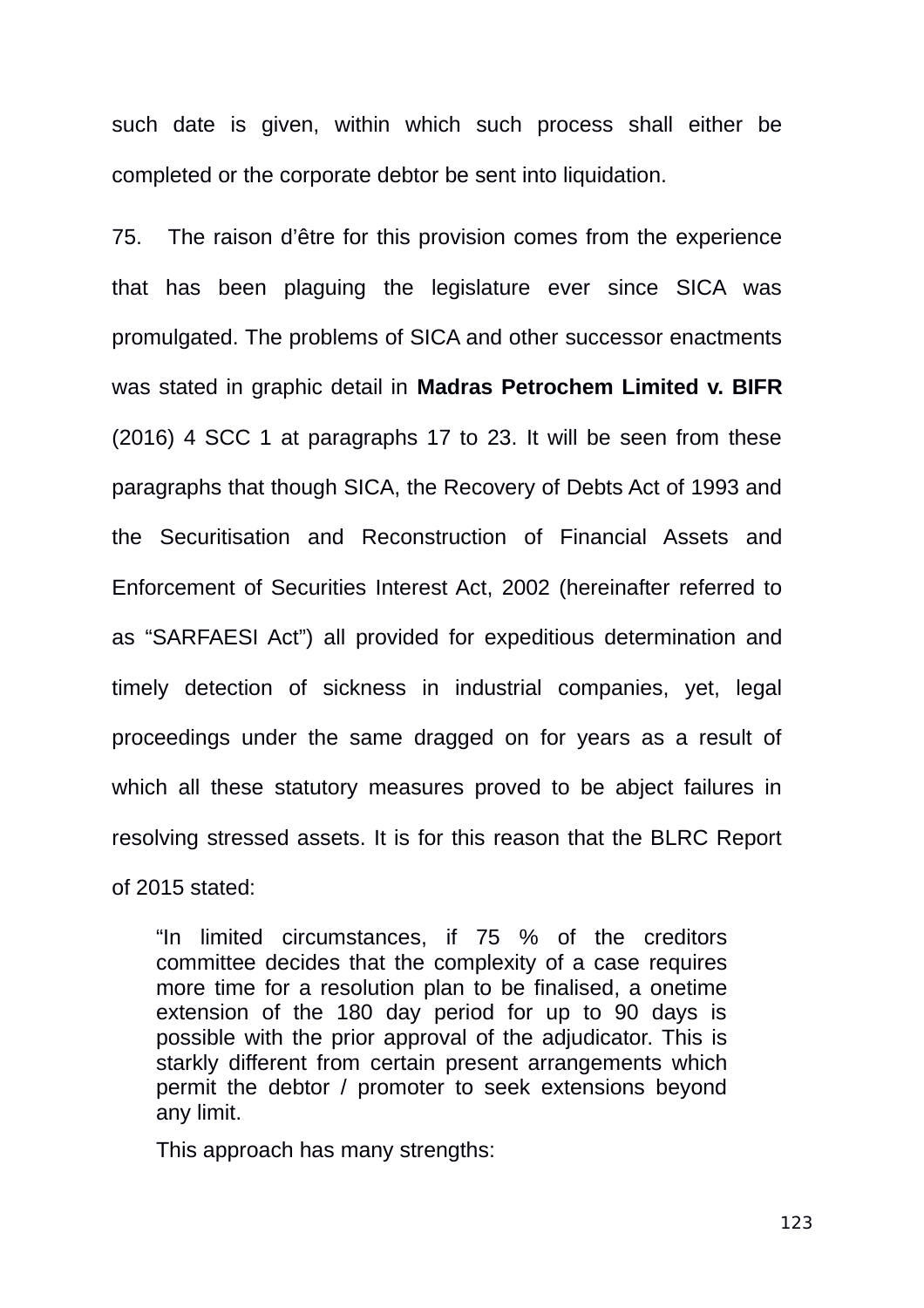such date is given, within which such process shall either be completed or the corporate debtor be sent into liquidation.

75. The raison d'être for this provision comes from the experience that has been plaguing the legislature ever since SICA was promulgated. The problems of SICA and other successor enactments was stated in graphic detail in **Madras Petrochem Limited v. BIFR** (2016) 4 SCC 1 at paragraphs 17 to 23. It will be seen from these paragraphs that though SICA, the Recovery of Debts Act of 1993 and the Securitisation and Reconstruction of Financial Assets and Enforcement of Securities Interest Act, 2002 (hereinafter referred to as "SARFAESI Act") all provided for expeditious determination and timely detection of sickness in industrial companies, yet, legal proceedings under the same dragged on for years as a result of which all these statutory measures proved to be abject failures in resolving stressed assets. It is for this reason that the BLRC Report of 2015 stated:

> "In limited circumstances, if 75 % of the creditors committee decides that the complexity of a case requires more time for a resolution plan to be finalised, a onetime extension of the 180 day period for up to 90 days is possible with the prior approval of the adjudicator. This is starkly different from certain present arrangements which permit the debtor / promoter to seek extensions beyond any limit.
>
> This approach has many strengths: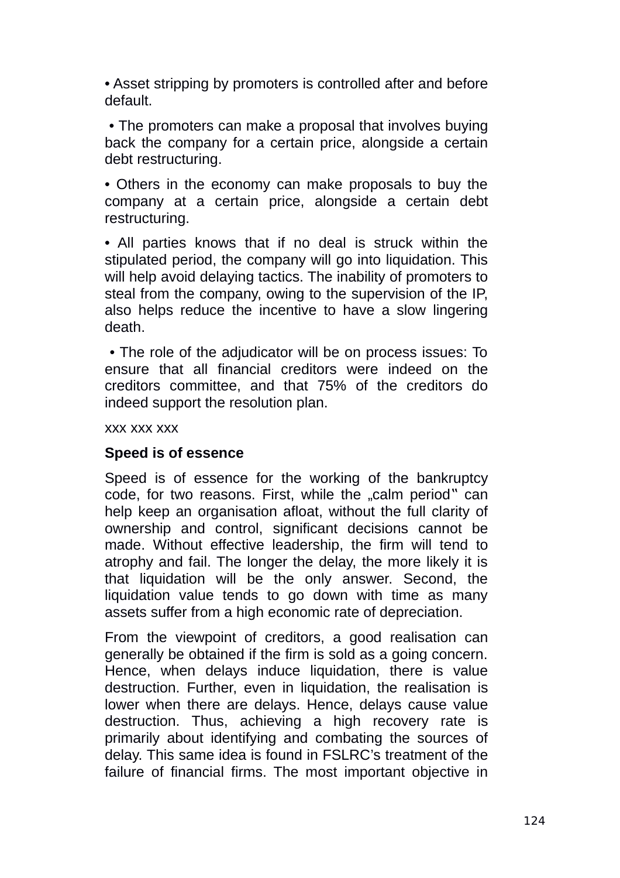- Asset stripping by promoters is controlled after and before default.
- The promoters can make a proposal that involves buying back the company for a certain price, alongside a certain debt restructuring.
- Others in the economy can make proposals to buy the company at a certain price, alongside a certain debt restructuring.
- All parties knows that if no deal is struck within the stipulated period, the company will go into liquidation. This will help avoid delaying tactics. The inability of promoters to steal from the company, owing to the supervision of the IP, also helps reduce the incentive to have a slow lingering death.
- The role of the adjudicator will be on process issues: To ensure that all financial creditors were indeed on the creditors committee, and that 75% of the creditors do indeed support the resolution plan.

xxx xxx xxx

**Speed is of essence**

Speed is of essence for the working of the bankruptcy code, for two reasons. First, while the „calm period‟ can help keep an organisation afloat, without the full clarity of ownership and control, significant decisions cannot be made. Without effective leadership, the firm will tend to atrophy and fail. The longer the delay, the more likely it is that liquidation will be the only answer. Second, the liquidation value tends to go down with time as many assets suffer from a high economic rate of depreciation.

From the viewpoint of creditors, a good realisation can generally be obtained if the firm is sold as a going concern. Hence, when delays induce liquidation, there is value destruction. Further, even in liquidation, the realisation is lower when there are delays. Hence, delays cause value destruction. Thus, achieving a high recovery rate is primarily about identifying and combating the sources of delay. This same idea is found in FSLRC's treatment of the failure of financial firms. The most important objective in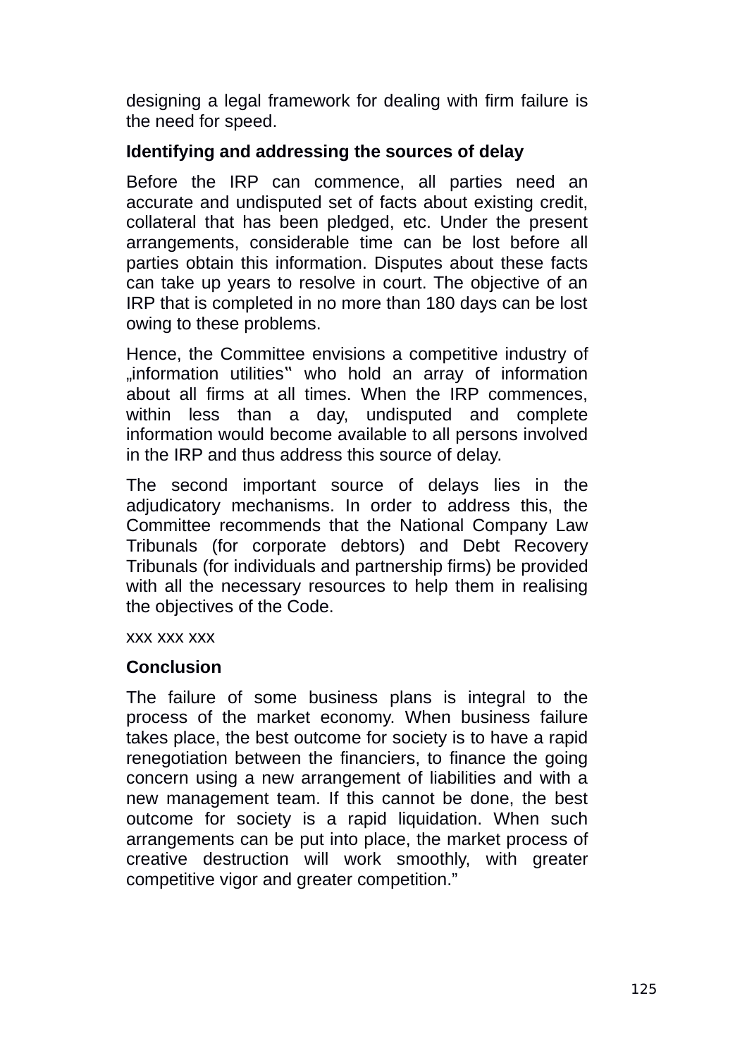designing a legal framework for dealing with firm failure is the need for speed.

**Identifying and addressing the sources of delay**

Before the IRP can commence, all parties need an accurate and undisputed set of facts about existing credit, collateral that has been pledged, etc. Under the present arrangements, considerable time can be lost before all parties obtain this information. Disputes about these facts can take up years to resolve in court. The objective of an IRP that is completed in no more than 180 days can be lost owing to these problems.

Hence, the Committee envisions a competitive industry of „information utilities" who hold an array of information about all firms at all times. When the IRP commences, within less than a day, undisputed and complete information would become available to all persons involved in the IRP and thus address this source of delay.

The second important source of delays lies in the adjudicatory mechanisms. In order to address this, the Committee recommends that the National Company Law Tribunals (for corporate debtors) and Debt Recovery Tribunals (for individuals and partnership firms) be provided with all the necessary resources to help them in realising the objectives of the Code.

xxx xxx xxx

**Conclusion**

The failure of some business plans is integral to the process of the market economy. When business failure takes place, the best outcome for society is to have a rapid renegotiation between the financiers, to finance the going concern using a new arrangement of liabilities and with a new management team. If this cannot be done, the best outcome for society is a rapid liquidation. When such arrangements can be put into place, the market process of creative destruction will work smoothly, with greater competitive vigor and greater competition."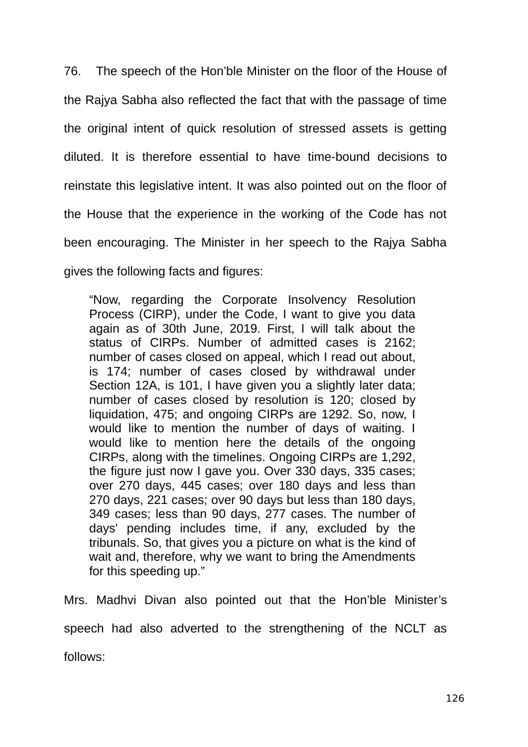76. The speech of the Hon'ble Minister on the floor of the House of the Rajya Sabha also reflected the fact that with the passage of time the original intent of quick resolution of stressed assets is getting diluted. It is therefore essential to have time-bound decisions to reinstate this legislative intent. It was also pointed out on the floor of the House that the experience in the working of the Code has not been encouraging. The Minister in her speech to the Rajya Sabha gives the following facts and figures:

> "Now, regarding the Corporate Insolvency Resolution Process (CIRP), under the Code, I want to give you data again as of 30th June, 2019. First, I will talk about the status of CIRPs. Number of admitted cases is 2162; number of cases closed on appeal, which I read out about, is 174; number of cases closed by withdrawal under Section 12A, is 101, I have given you a slightly later data; number of cases closed by resolution is 120; closed by liquidation, 475; and ongoing CIRPs are 1292. So, now, I would like to mention the number of days of waiting. I would like to mention here the details of the ongoing CIRPs, along with the timelines. Ongoing CIRPs are 1,292, the figure just now I gave you. Over 330 days, 335 cases; over 270 days, 445 cases; over 180 days and less than 270 days, 221 cases; over 90 days but less than 180 days, 349 cases; less than 90 days, 277 cases. The number of days' pending includes time, if any, excluded by the tribunals. So, that gives you a picture on what is the kind of wait and, therefore, why we want to bring the Amendments for this speeding up."

Mrs. Madhvi Divan also pointed out that the Hon'ble Minister's speech had also adverted to the strengthening of the NCLT as follows: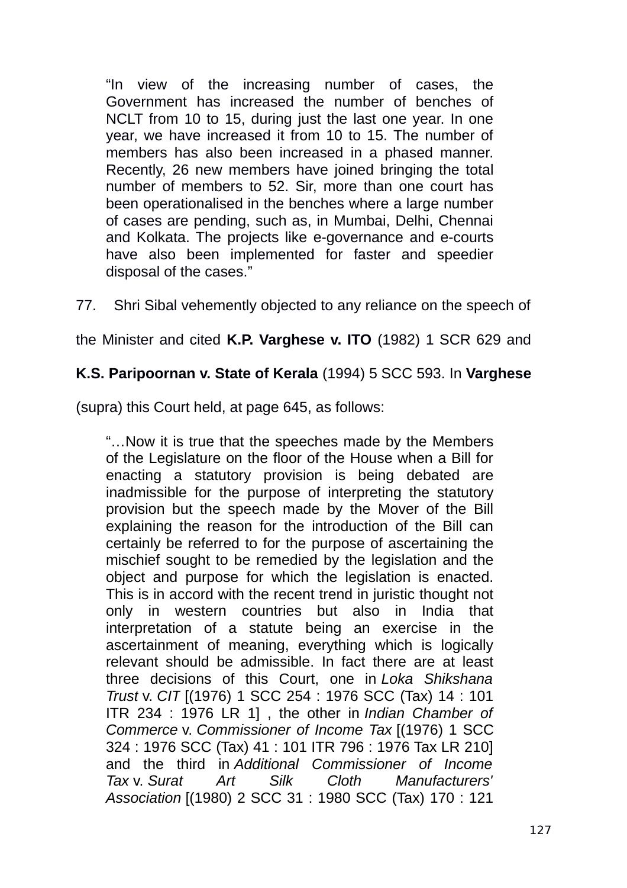> "In view of the increasing number of cases, the Government has increased the number of benches of NCLT from 10 to 15, during just the last one year. In one year, we have increased it from 10 to 15. The number of members has also been increased in a phased manner. Recently, 26 new members have joined bringing the total number of members to 52. Sir, more than one court has been operationalised in the benches where a large number of cases are pending, such as, in Mumbai, Delhi, Chennai and Kolkata. The projects like e-governance and e-courts have also been implemented for faster and speedier disposal of the cases."

77. Shri Sibal vehemently objected to any reliance on the speech of the Minister and cited **K.P. Varghese v. ITO** (1982) 1 SCR 629 and **K.S. Paripoornan v. State of Kerala** (1994) 5 SCC 593. In **Varghese** (supra) this Court held, at page 645, as follows:

> "…Now it is true that the speeches made by the Members of the Legislature on the floor of the House when a Bill for enacting a statutory provision is being debated are inadmissible for the purpose of interpreting the statutory provision but the speech made by the Mover of the Bill explaining the reason for the introduction of the Bill can certainly be referred to for the purpose of ascertaining the mischief sought to be remedied by the legislation and the object and purpose for which the legislation is enacted. This is in accord with the recent trend in juristic thought not only in western countries but also in India that interpretation of a statute being an exercise in the ascertainment of meaning, everything which is logically relevant should be admissible. In fact there are at least three decisions of this Court, one in *Loka Shikshana Trust* v. *CIT* [(1976) 1 SCC 254 : 1976 SCC (Tax) 14 : 101 ITR 234 : 1976 LR 1] , the other in *Indian Chamber of Commerce* v. *Commissioner of Income Tax* [(1976) 1 SCC 324 : 1976 SCC (Tax) 41 : 101 ITR 796 : 1976 Tax LR 210] and the third in *Additional Commissioner of Income Tax* v. *Surat Art Silk Cloth Manufacturers' Association* [(1980) 2 SCC 31 : 1980 SCC (Tax) 170 : 121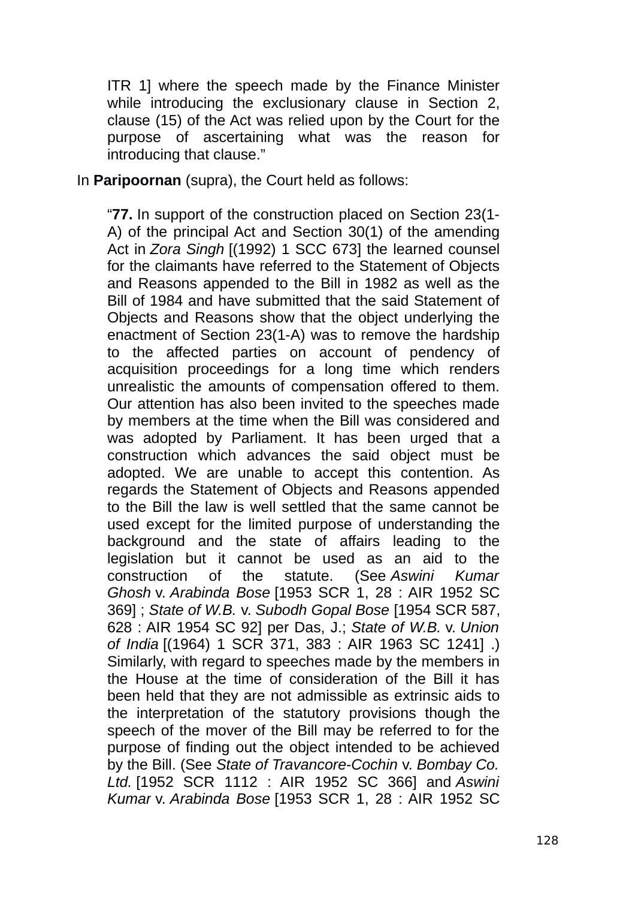ITR 1] where the speech made by the Finance Minister while introducing the exclusionary clause in Section 2, clause (15) of the Act was relied upon by the Court for the purpose of ascertaining what was the reason for introducing that clause."

In **Paripoornan** (supra), the Court held as follows:

> "**77.** In support of the construction placed on Section 23(1-A) of the principal Act and Section 30(1) of the amending Act in *Zora Singh* [(1992) 1 SCC 673] the learned counsel for the claimants have referred to the Statement of Objects and Reasons appended to the Bill in 1982 as well as the Bill of 1984 and have submitted that the said Statement of Objects and Reasons show that the object underlying the enactment of Section 23(1-A) was to remove the hardship to the affected parties on account of pendency of acquisition proceedings for a long time which renders unrealistic the amounts of compensation offered to them. Our attention has also been invited to the speeches made by members at the time when the Bill was considered and was adopted by Parliament. It has been urged that a construction which advances the said object must be adopted. We are unable to accept this contention. As regards the Statement of Objects and Reasons appended to the Bill the law is well settled that the same cannot be used except for the limited purpose of understanding the background and the state of affairs leading to the legislation but it cannot be used as an aid to the construction of the statute. (See *Aswini Kumar Ghosh* v. *Arabinda Bose* [1953 SCR 1, 28 : AIR 1952 SC 369] ; *State of W.B.* v. *Subodh Gopal Bose* [1954 SCR 587, 628 : AIR 1954 SC 92] per Das, J.; *State of W.B.* v. *Union of India* [(1964) 1 SCR 371, 383 : AIR 1963 SC 1241] .) Similarly, with regard to speeches made by the members in the House at the time of consideration of the Bill it has been held that they are not admissible as extrinsic aids to the interpretation of the statutory provisions though the speech of the mover of the Bill may be referred to for the purpose of finding out the object intended to be achieved by the Bill. (See *State of Travancore-Cochin* v. *Bombay Co. Ltd.* [1952 SCR 1112 : AIR 1952 SC 366] and *Aswini Kumar* v. *Arabinda Bose* [1953 SCR 1, 28 : AIR 1952 SC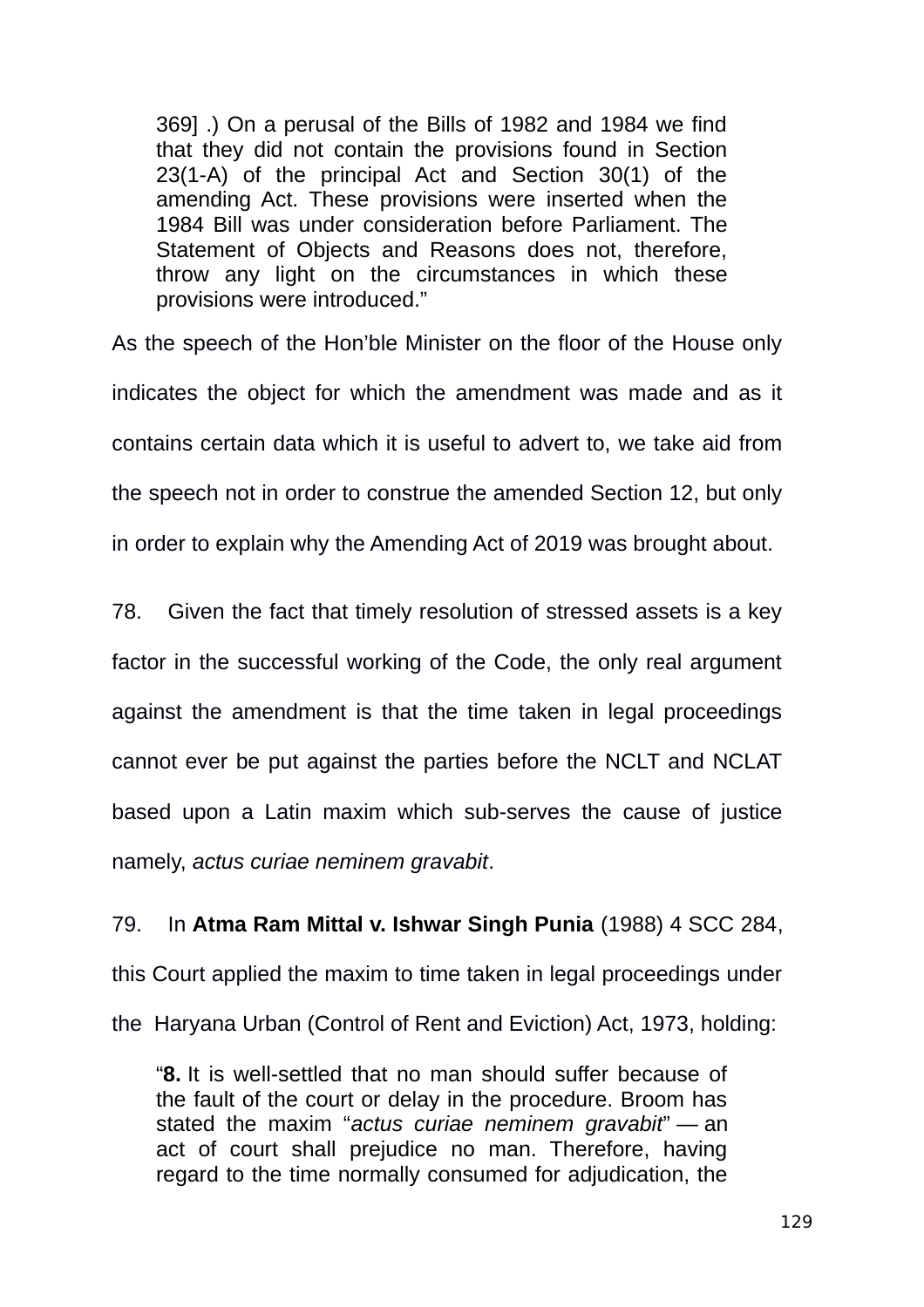> 369] .) On a perusal of the Bills of 1982 and 1984 we find that they did not contain the provisions found in Section 23(1-A) of the principal Act and Section 30(1) of the amending Act. These provisions were inserted when the 1984 Bill was under consideration before Parliament. The Statement of Objects and Reasons does not, therefore, throw any light on the circumstances in which these provisions were introduced."

As the speech of the Hon'ble Minister on the floor of the House only indicates the object for which the amendment was made and as it contains certain data which it is useful to advert to, we take aid from the speech not in order to construe the amended Section 12, but only in order to explain why the Amending Act of 2019 was brought about.

78. Given the fact that timely resolution of stressed assets is a key factor in the successful working of the Code, the only real argument against the amendment is that the time taken in legal proceedings cannot ever be put against the parties before the NCLT and NCLAT based upon a Latin maxim which sub-serves the cause of justice namely, *actus curiae neminem gravabit*.

79. In **Atma Ram Mittal v. Ishwar Singh Punia** (1988) 4 SCC 284, this Court applied the maxim to time taken in legal proceedings under the Haryana Urban (Control of Rent and Eviction) Act, 1973, holding:

> "**8.** It is well-settled that no man should suffer because of the fault of the court or delay in the procedure. Broom has stated the maxim "*actus curiae neminem gravabit*" — an act of court shall prejudice no man. Therefore, having regard to the time normally consumed for adjudication, the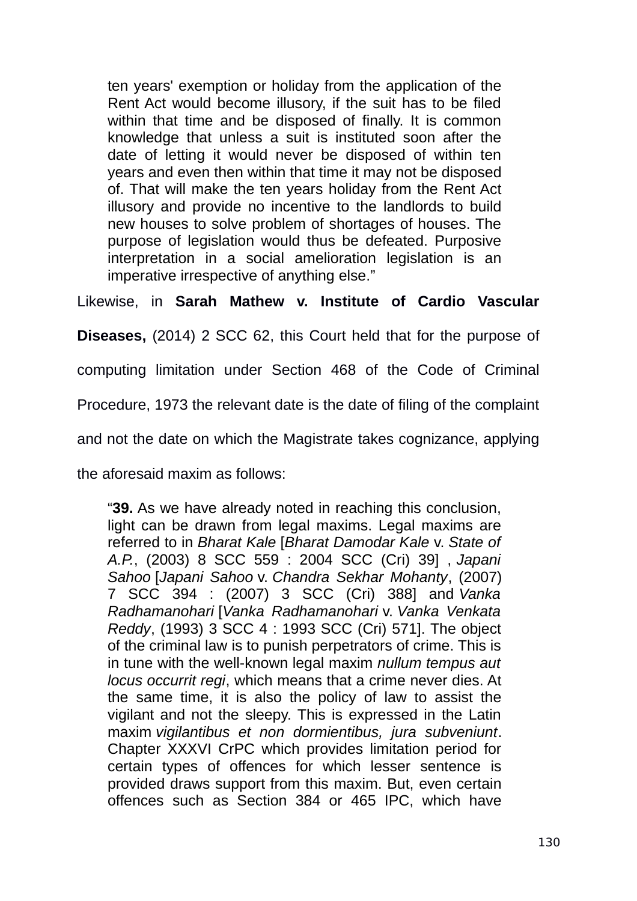> ten years' exemption or holiday from the application of the Rent Act would become illusory, if the suit has to be filed within that time and be disposed of finally. It is common knowledge that unless a suit is instituted soon after the date of letting it would never be disposed of within ten years and even then within that time it may not be disposed of. That will make the ten years holiday from the Rent Act illusory and provide no incentive to the landlords to build new houses to solve problem of shortages of houses. The purpose of legislation would thus be defeated. Purposive interpretation in a social amelioration legislation is an imperative irrespective of anything else."

Likewise, in **Sarah Mathew v. Institute of Cardio Vascular Diseases,** (2014) 2 SCC 62, this Court held that for the purpose of computing limitation under Section 468 of the Code of Criminal Procedure, 1973 the relevant date is the date of filing of the complaint and not the date on which the Magistrate takes cognizance, applying the aforesaid maxim as follows:

> "**39.** As we have already noted in reaching this conclusion, light can be drawn from legal maxims. Legal maxims are referred to in *Bharat Kale* [*Bharat Damodar Kale* v. *State of A.P.*, (2003) 8 SCC 559 : 2004 SCC (Cri) 39] , *Japani Sahoo* [*Japani Sahoo* v. *Chandra Sekhar Mohanty*, (2007) 7 SCC 394 : (2007) 3 SCC (Cri) 388] and *Vanka Radhamanohari* [*Vanka Radhamanohari* v. *Vanka Venkata Reddy*, (1993) 3 SCC 4 : 1993 SCC (Cri) 571]. The object of the criminal law is to punish perpetrators of crime. This is in tune with the well-known legal maxim *nullum tempus aut locus occurrit regi*, which means that a crime never dies. At the same time, it is also the policy of law to assist the vigilant and not the sleepy. This is expressed in the Latin maxim *vigilantibus et non dormientibus, jura subveniunt*. Chapter XXXVI CrPC which provides limitation period for certain types of offences for which lesser sentence is provided draws support from this maxim. But, even certain offences such as Section 384 or 465 IPC, which have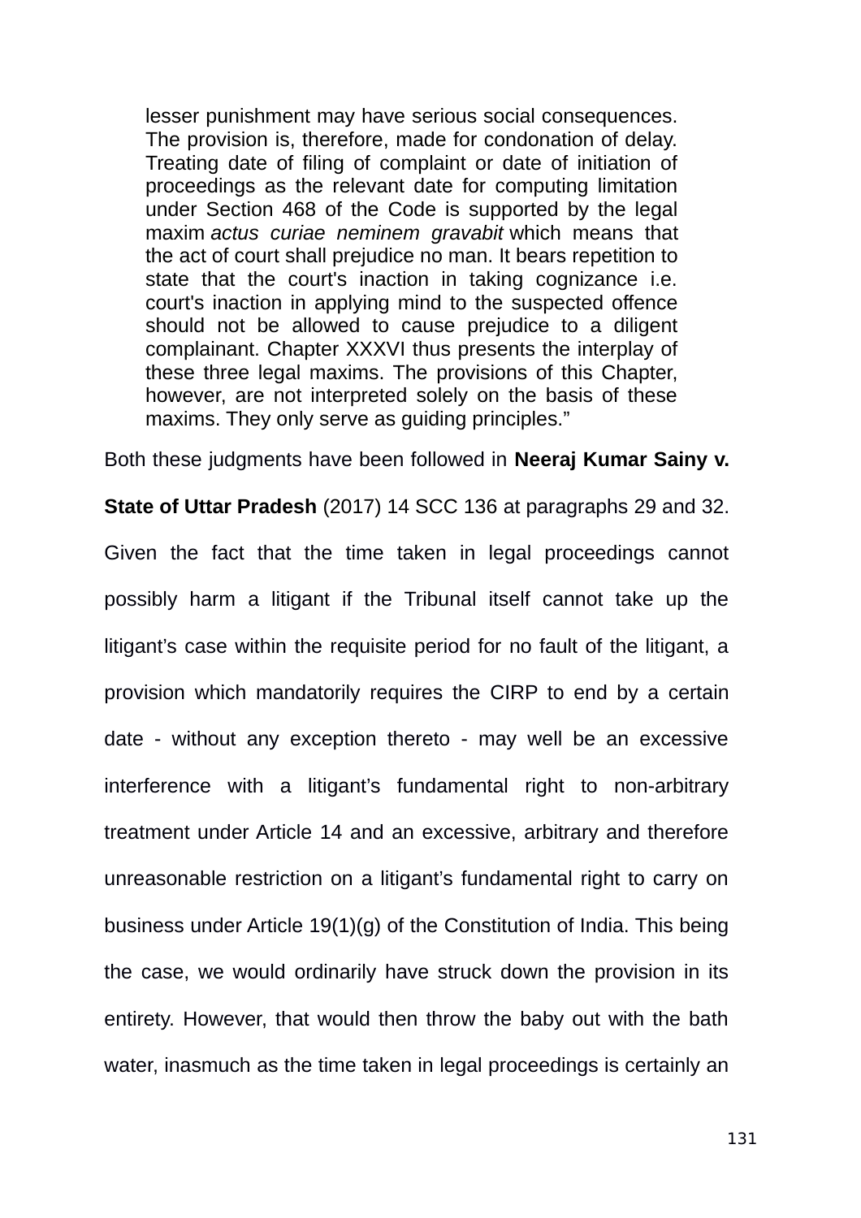> lesser punishment may have serious social consequences. The provision is, therefore, made for condonation of delay. Treating date of filing of complaint or date of initiation of proceedings as the relevant date for computing limitation under Section 468 of the Code is supported by the legal maxim *actus curiae neminem gravabit* which means that the act of court shall prejudice no man. It bears repetition to state that the court's inaction in taking cognizance i.e. court's inaction in applying mind to the suspected offence should not be allowed to cause prejudice to a diligent complainant. Chapter XXXVI thus presents the interplay of these three legal maxims. The provisions of this Chapter, however, are not interpreted solely on the basis of these maxims. They only serve as guiding principles."

Both these judgments have been followed in **Neeraj Kumar Sainy v. State of Uttar Pradesh** (2017) 14 SCC 136 at paragraphs 29 and 32. Given the fact that the time taken in legal proceedings cannot possibly harm a litigant if the Tribunal itself cannot take up the litigant's case within the requisite period for no fault of the litigant, a provision which mandatorily requires the CIRP to end by a certain date - without any exception thereto - may well be an excessive interference with a litigant's fundamental right to non-arbitrary treatment under Article 14 and an excessive, arbitrary and therefore unreasonable restriction on a litigant's fundamental right to carry on business under Article 19(1)(g) of the Constitution of India. This being the case, we would ordinarily have struck down the provision in its entirety. However, that would then throw the baby out with the bath water, inasmuch as the time taken in legal proceedings is certainly an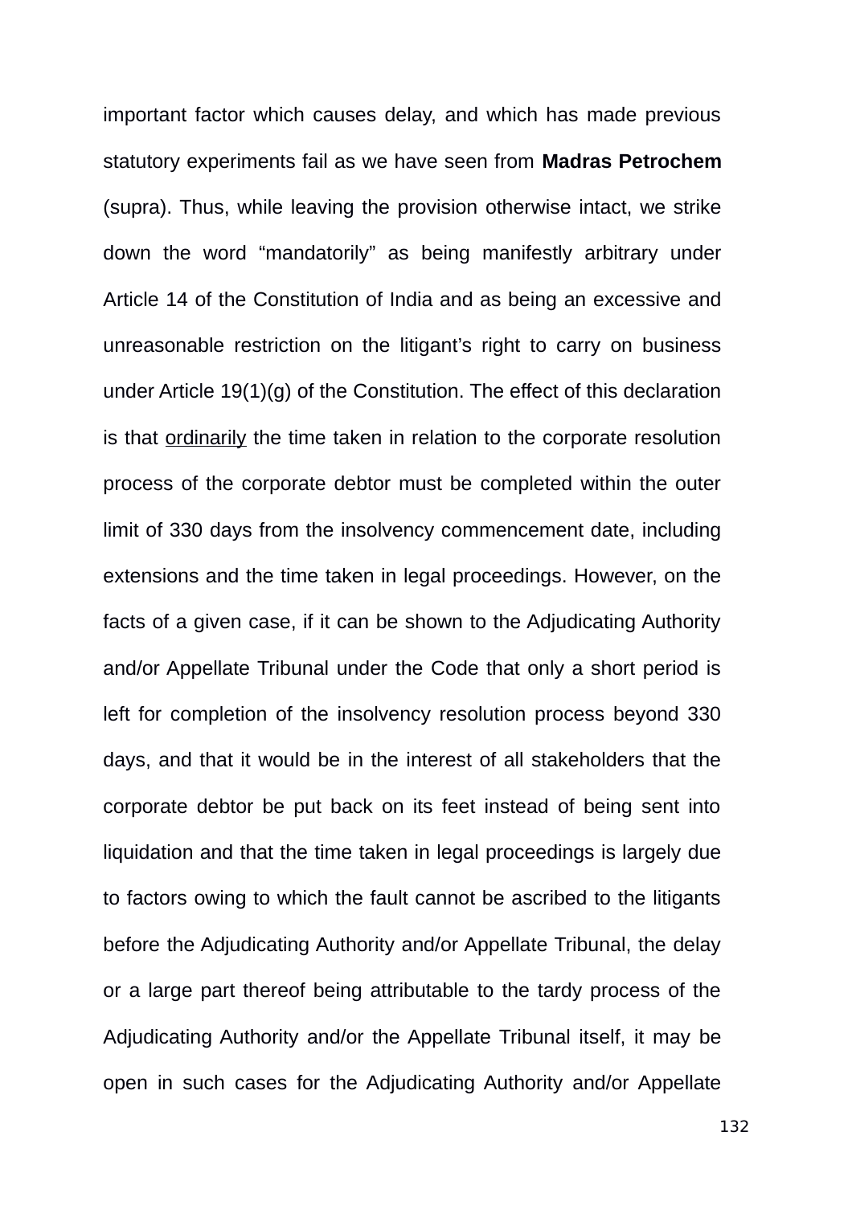important factor which causes delay, and which has made previous statutory experiments fail as we have seen from **Madras Petrochem** (supra). Thus, while leaving the provision otherwise intact, we strike down the word "mandatorily" as being manifestly arbitrary under Article 14 of the Constitution of India and as being an excessive and unreasonable restriction on the litigant's right to carry on business under Article 19(1)(g) of the Constitution. The effect of this declaration is that <u>ordinarily</u> the time taken in relation to the corporate resolution process of the corporate debtor must be completed within the outer limit of 330 days from the insolvency commencement date, including extensions and the time taken in legal proceedings. However, on the facts of a given case, if it can be shown to the Adjudicating Authority and/or Appellate Tribunal under the Code that only a short period is left for completion of the insolvency resolution process beyond 330 days, and that it would be in the interest of all stakeholders that the corporate debtor be put back on its feet instead of being sent into liquidation and that the time taken in legal proceedings is largely due to factors owing to which the fault cannot be ascribed to the litigants before the Adjudicating Authority and/or Appellate Tribunal, the delay or a large part thereof being attributable to the tardy process of the Adjudicating Authority and/or the Appellate Tribunal itself, it may be open in such cases for the Adjudicating Authority and/or Appellate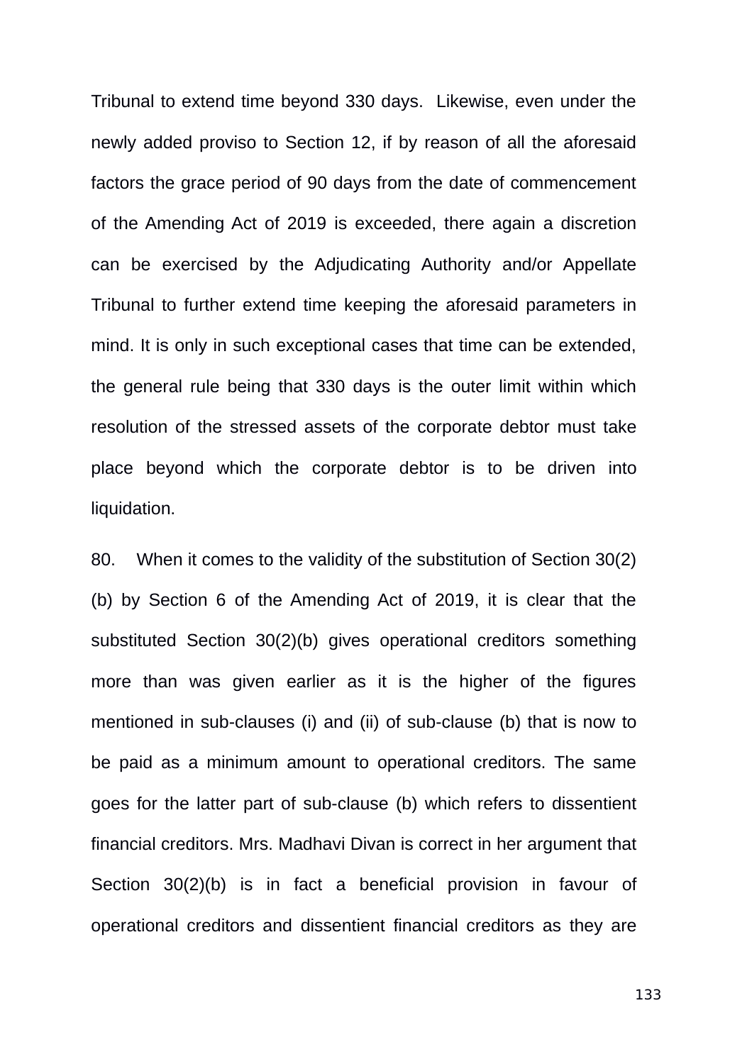Tribunal to extend time beyond 330 days. Likewise, even under the newly added proviso to Section 12, if by reason of all the aforesaid factors the grace period of 90 days from the date of commencement of the Amending Act of 2019 is exceeded, there again a discretion can be exercised by the Adjudicating Authority and/or Appellate Tribunal to further extend time keeping the aforesaid parameters in mind. It is only in such exceptional cases that time can be extended, the general rule being that 330 days is the outer limit within which resolution of the stressed assets of the corporate debtor must take place beyond which the corporate debtor is to be driven into liquidation.

80. When it comes to the validity of the substitution of Section 30(2)(b) by Section 6 of the Amending Act of 2019, it is clear that the substituted Section 30(2)(b) gives operational creditors something more than was given earlier as it is the higher of the figures mentioned in sub-clauses (i) and (ii) of sub-clause (b) that is now to be paid as a minimum amount to operational creditors. The same goes for the latter part of sub-clause (b) which refers to dissentient financial creditors. Mrs. Madhavi Divan is correct in her argument that Section 30(2)(b) is in fact a beneficial provision in favour of operational creditors and dissentient financial creditors as they are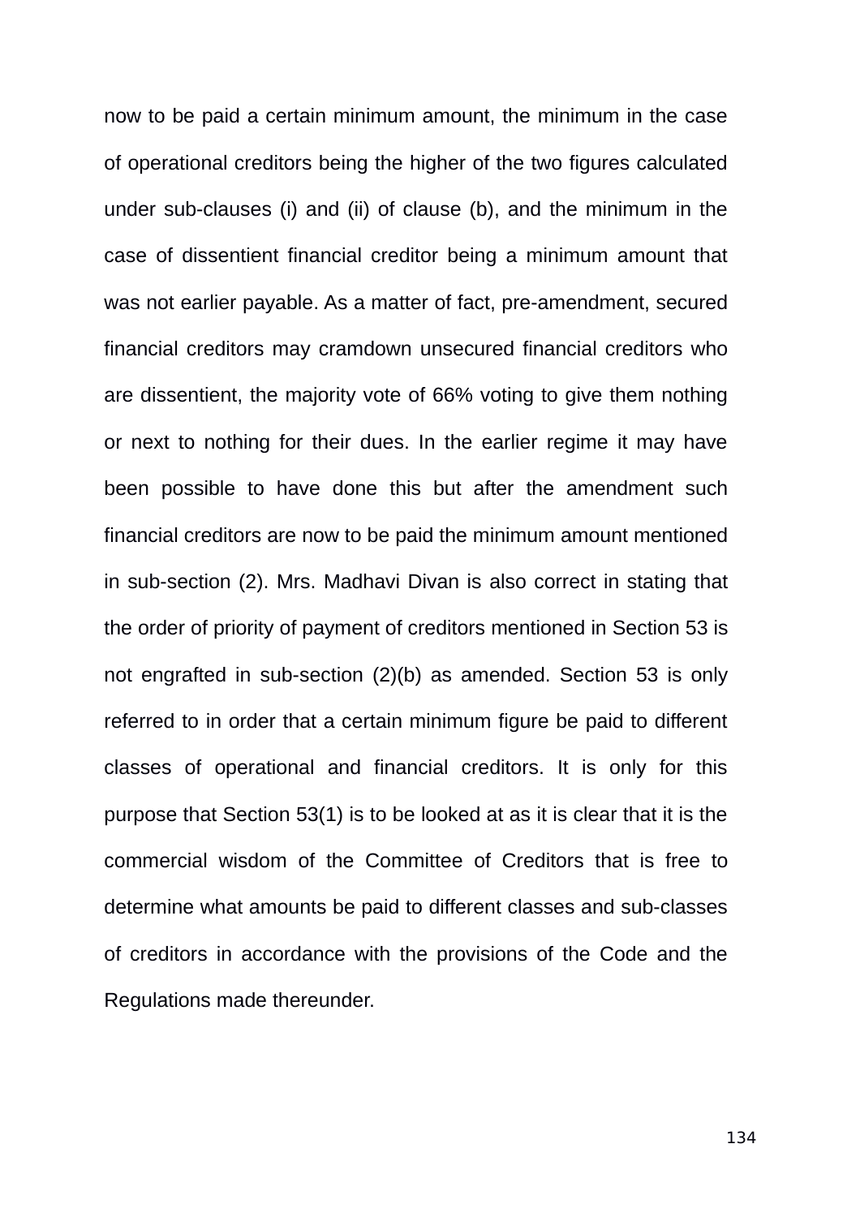now to be paid a certain minimum amount, the minimum in the case of operational creditors being the higher of the two figures calculated under sub-clauses (i) and (ii) of clause (b), and the minimum in the case of dissentient financial creditor being a minimum amount that was not earlier payable. As a matter of fact, pre-amendment, secured financial creditors may cramdown unsecured financial creditors who are dissentient, the majority vote of 66% voting to give them nothing or next to nothing for their dues. In the earlier regime it may have been possible to have done this but after the amendment such financial creditors are now to be paid the minimum amount mentioned in sub-section (2). Mrs. Madhavi Divan is also correct in stating that the order of priority of payment of creditors mentioned in Section 53 is not engrafted in sub-section (2)(b) as amended. Section 53 is only referred to in order that a certain minimum figure be paid to different classes of operational and financial creditors. It is only for this purpose that Section 53(1) is to be looked at as it is clear that it is the commercial wisdom of the Committee of Creditors that is free to determine what amounts be paid to different classes and sub-classes of creditors in accordance with the provisions of the Code and the Regulations made thereunder.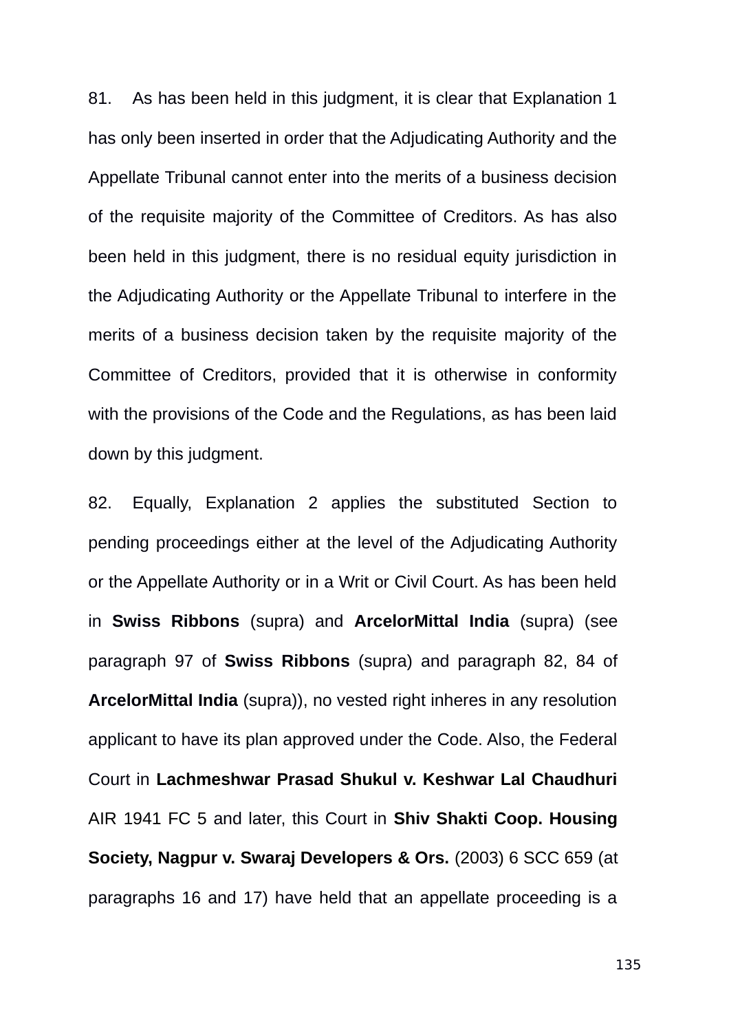81. As has been held in this judgment, it is clear that Explanation 1 has only been inserted in order that the Adjudicating Authority and the Appellate Tribunal cannot enter into the merits of a business decision of the requisite majority of the Committee of Creditors. As has also been held in this judgment, there is no residual equity jurisdiction in the Adjudicating Authority or the Appellate Tribunal to interfere in the merits of a business decision taken by the requisite majority of the Committee of Creditors, provided that it is otherwise in conformity with the provisions of the Code and the Regulations, as has been laid down by this judgment.

82. Equally, Explanation 2 applies the substituted Section to pending proceedings either at the level of the Adjudicating Authority or the Appellate Authority or in a Writ or Civil Court. As has been held in **Swiss Ribbons** (supra) and **ArcelorMittal India** (supra) (see paragraph 97 of **Swiss Ribbons** (supra) and paragraph 82, 84 of **ArcelorMittal India** (supra)), no vested right inheres in any resolution applicant to have its plan approved under the Code. Also, the Federal Court in **Lachmeshwar Prasad Shukul v. Keshwar Lal Chaudhuri** AIR 1941 FC 5 and later, this Court in **Shiv Shakti Coop. Housing Society, Nagpur v. Swaraj Developers & Ors.** (2003) 6 SCC 659 (at paragraphs 16 and 17) have held that an appellate proceeding is a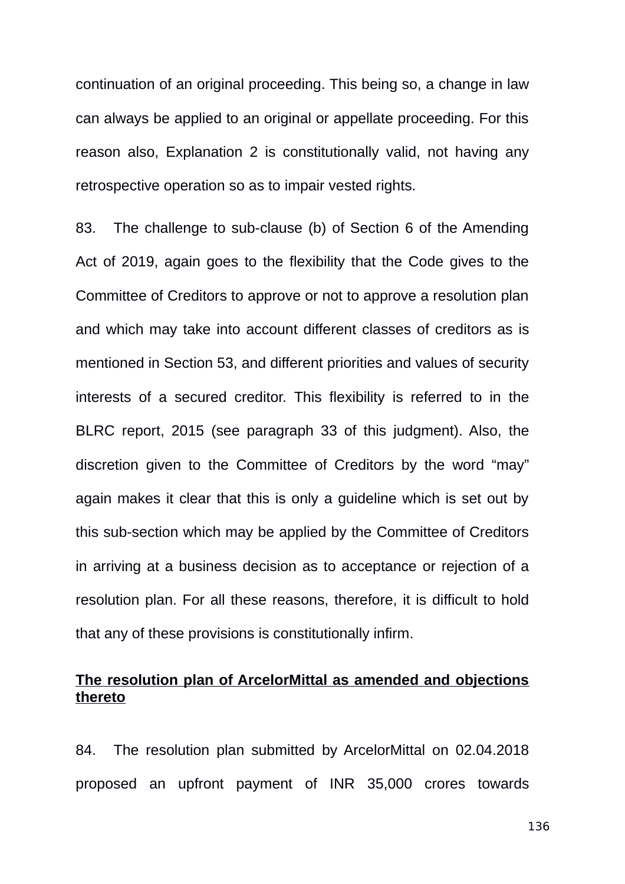continuation of an original proceeding. This being so, a change in law can always be applied to an original or appellate proceeding. For this reason also, Explanation 2 is constitutionally valid, not having any retrospective operation so as to impair vested rights.

83. The challenge to sub-clause (b) of Section 6 of the Amending Act of 2019, again goes to the flexibility that the Code gives to the Committee of Creditors to approve or not to approve a resolution plan and which may take into account different classes of creditors as is mentioned in Section 53, and different priorities and values of security interests of a secured creditor. This flexibility is referred to in the BLRC report, 2015 (see paragraph 33 of this judgment). Also, the discretion given to the Committee of Creditors by the word "may" again makes it clear that this is only a guideline which is set out by this sub-section which may be applied by the Committee of Creditors in arriving at a business decision as to acceptance or rejection of a resolution plan. For all these reasons, therefore, it is difficult to hold that any of these provisions is constitutionally infirm.

**The resolution plan of ArcelorMittal as amended and objections thereto**

84. The resolution plan submitted by ArcelorMittal on 02.04.2018 proposed an upfront payment of INR 35,000 crores towards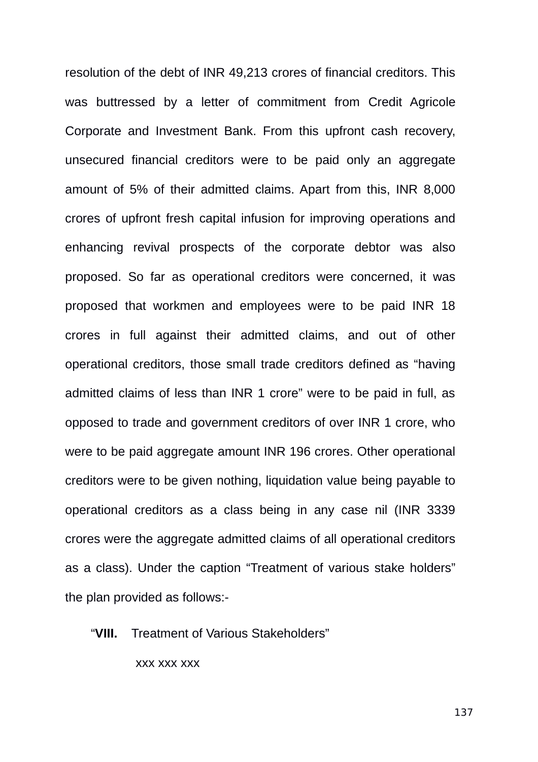resolution of the debt of INR 49,213 crores of financial creditors. This was buttressed by a letter of commitment from Credit Agricole Corporate and Investment Bank. From this upfront cash recovery, unsecured financial creditors were to be paid only an aggregate amount of 5% of their admitted claims. Apart from this, INR 8,000 crores of upfront fresh capital infusion for improving operations and enhancing revival prospects of the corporate debtor was also proposed. So far as operational creditors were concerned, it was proposed that workmen and employees were to be paid INR 18 crores in full against their admitted claims, and out of other operational creditors, those small trade creditors defined as "having admitted claims of less than INR 1 crore" were to be paid in full, as opposed to trade and government creditors of over INR 1 crore, who were to be paid aggregate amount INR 196 crores. Other operational creditors were to be given nothing, liquidation value being payable to operational creditors as a class being in any case nil (INR 3339 crores were the aggregate admitted claims of all operational creditors as a class). Under the caption "Treatment of various stake holders" the plan provided as follows:-

"**VIII.** Treatment of Various Stakeholders"

xxx xxx xxx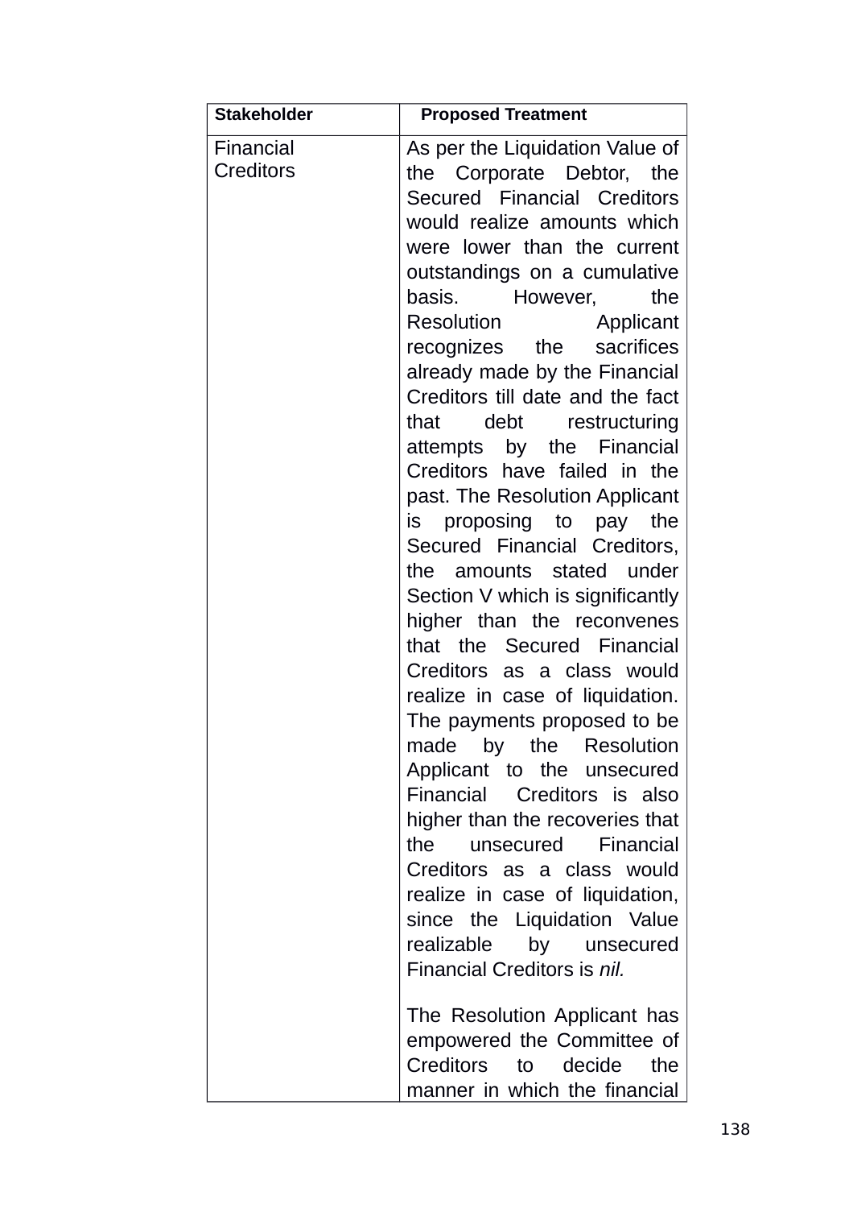| Stakeholder | Proposed Treatment |
|---|---|
| Financial Creditors | As per the Liquidation Value of the Corporate Debtor, the Secured Financial Creditors would realize amounts which were lower than the current outstandings on a cumulative basis. However, the Resolution Applicant recognizes the sacrifices already made by the Financial Creditors till date and the fact that debt restructuring attempts by the Financial Creditors have failed in the past. The Resolution Applicant is proposing to pay the Secured Financial Creditors, the amounts stated under Section V which is significantly higher than the reconvenes that the Secured Financial Creditors as a class would realize in case of liquidation. The payments proposed to be made by the Resolution Applicant to the unsecured Financial Creditors is also higher than the recoveries that the unsecured Financial Creditors as a class would realize in case of liquidation, since the Liquidation Value realizable by unsecured Financial Creditors is *nil.*<br><br>The Resolution Applicant has empowered the Committee of Creditors to decide the manner in which the financial |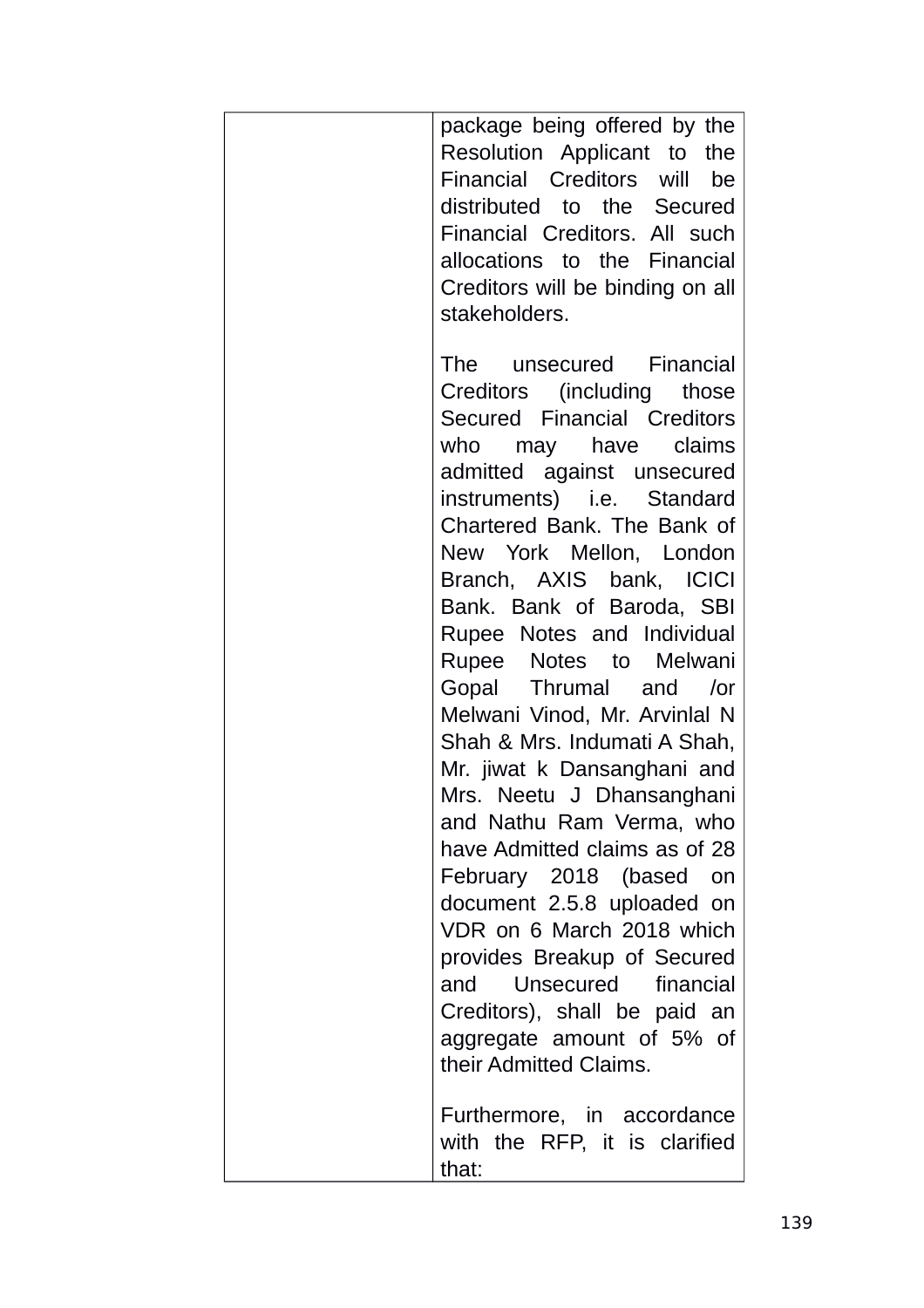|  | package being offered by the Resolution Applicant to the Financial Creditors will be distributed to the Secured Financial Creditors. All such allocations to the Financial Creditors will be binding on all stakeholders.<br><br>The unsecured Financial Creditors (including those Secured Financial Creditors who may have claims admitted against unsecured instruments) i.e. Standard Chartered Bank. The Bank of New York Mellon, London Branch, AXIS bank, ICICI Bank. Bank of Baroda, SBI Rupee Notes and Individual Rupee Notes to Melwani Gopal Thrumal and /or Melwani Vinod, Mr. Arvinlal N Shah & Mrs. Indumati A Shah, Mr. jiwat k Dansanghani and Mrs. Neetu J Dhansanghani and Nathu Ram Verma, who have Admitted claims as of 28 February 2018 (based on document 2.5.8 uploaded on VDR on 6 March 2018 which provides Breakup of Secured and Unsecured financial Creditors), shall be paid an aggregate amount of 5% of their Admitted Claims.<br><br>Furthermore, in accordance with the RFP, it is clarified that: |
|---|---|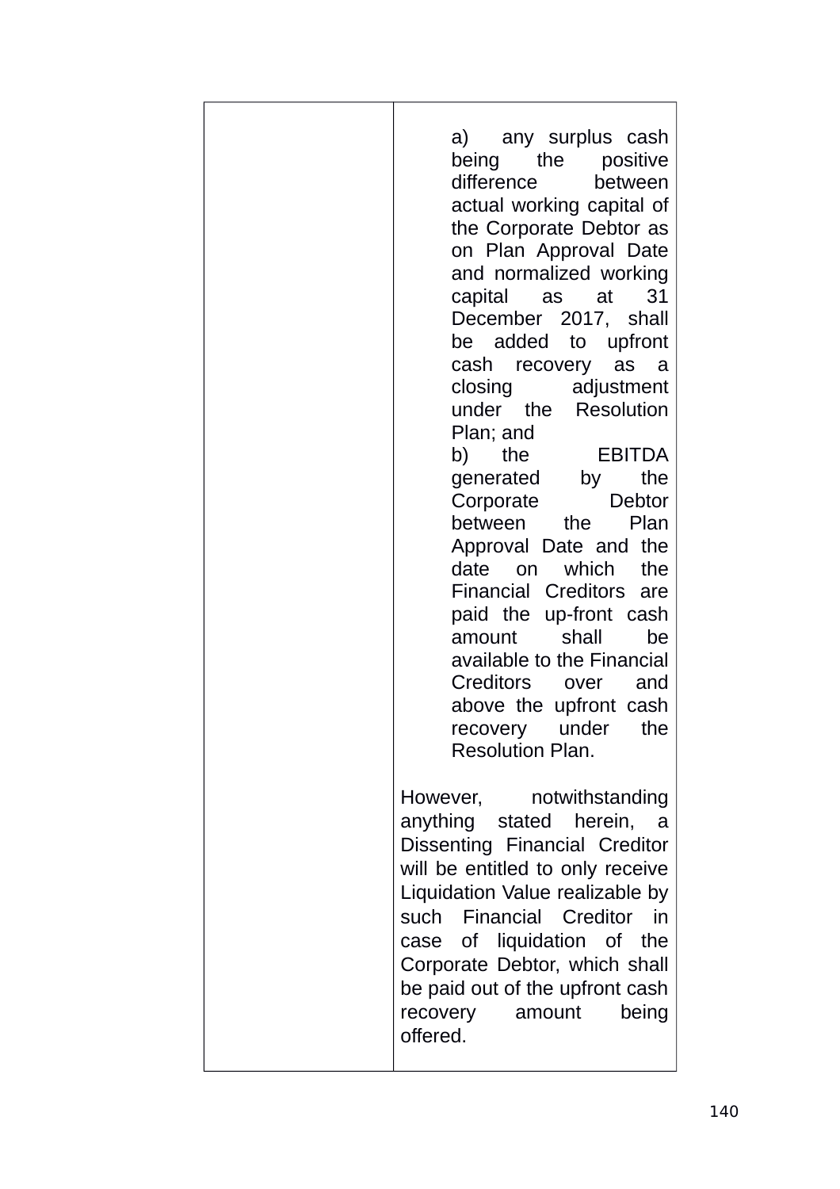|  | a) any surplus cash being the positive difference between actual working capital of the Corporate Debtor as on Plan Approval Date and normalized working capital as at 31 December 2017, shall be added to upfront cash recovery as a closing adjustment under the Resolution Plan; and<br>b) the EBITDA generated by the Corporate Debtor between the Plan Approval Date and the date on which the Financial Creditors are paid the up-front cash amount shall be available to the Financial Creditors over and above the upfront cash recovery under the Resolution Plan.<br><br>However, notwithstanding anything stated herein, a Dissenting Financial Creditor will be entitled to only receive Liquidation Value realizable by such Financial Creditor in case of liquidation of the Corporate Debtor, which shall be paid out of the upfront cash recovery amount being offered. |
|---|---|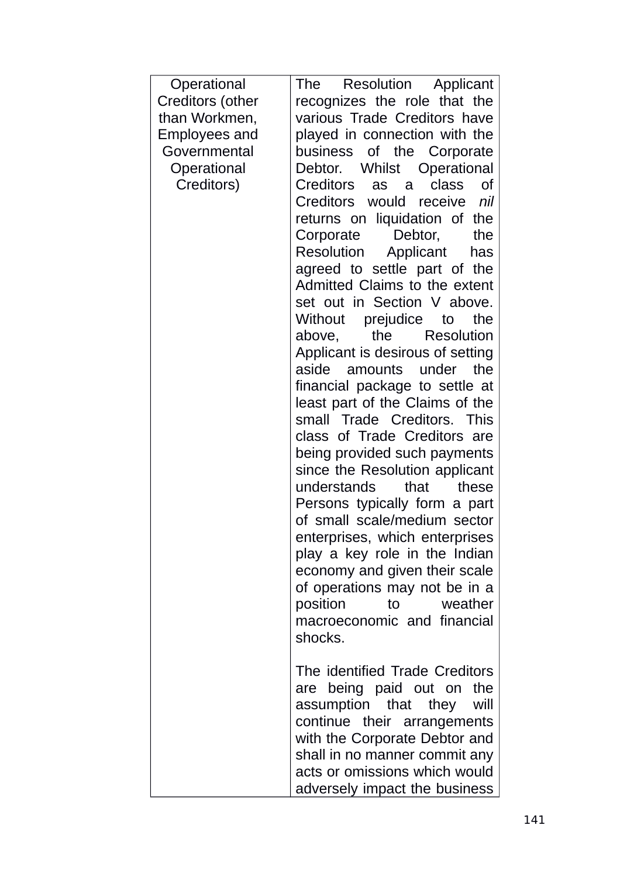| Operational Creditors (other than Workmen, Employees and Governmental Operational Creditors) | The Resolution Applicant recognizes the role that the various Trade Creditors have played in connection with the business of the Corporate Debtor. Whilst Operational Creditors as a class of Creditors would receive *nil* returns on liquidation of the Corporate Debtor, the Resolution Applicant has agreed to settle part of the Admitted Claims to the extent set out in Section V above. Without prejudice to the above, the Resolution Applicant is desirous of setting aside amounts under the financial package to settle at least part of the Claims of the small Trade Creditors. This class of Trade Creditors are being provided such payments since the Resolution applicant understands that these Persons typically form a part of small scale/medium sector enterprises, which enterprises play a key role in the Indian economy and given their scale of operations may not be in a position to weather macroeconomic and financial shocks.<br><br>The identified Trade Creditors are being paid out on the assumption that they will continue their arrangements with the Corporate Debtor and shall in no manner commit any acts or omissions which would adversely impact the business |
|---|---|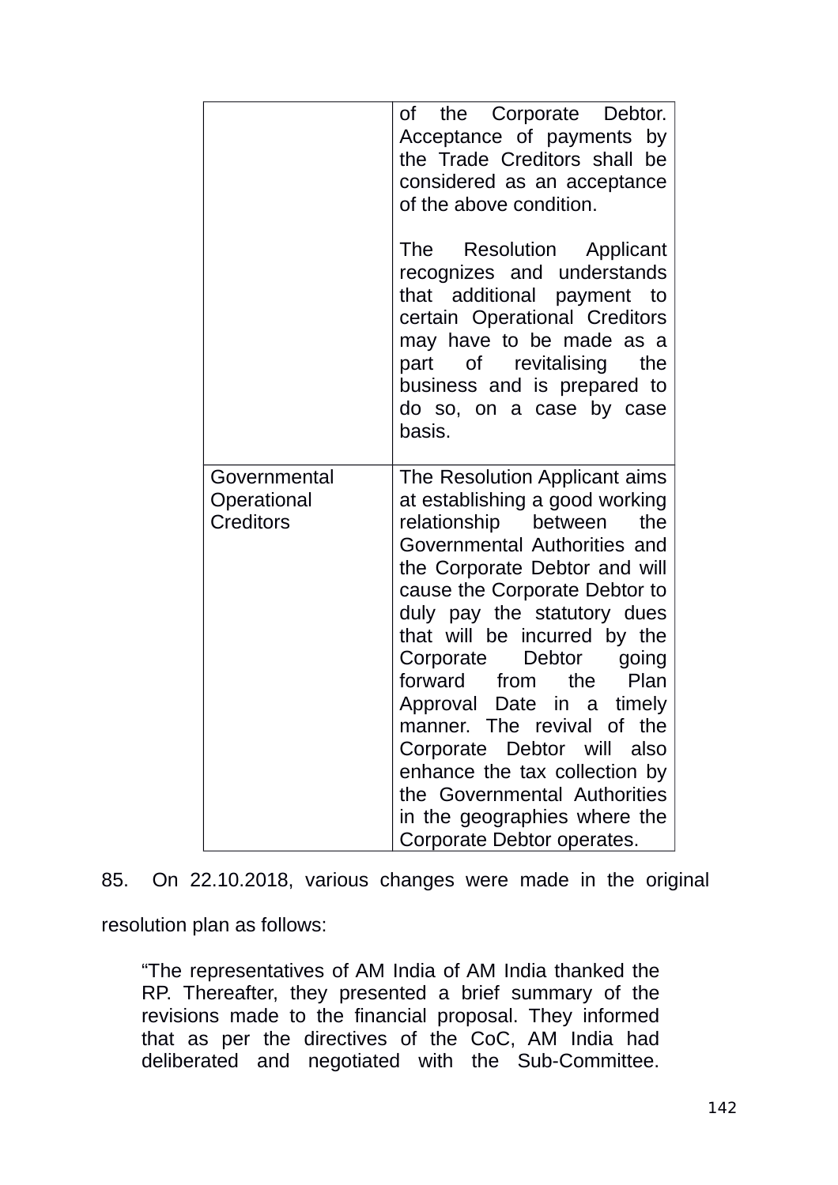| | |
|---|---|
| | of the Corporate Debtor. Acceptance of payments by the Trade Creditors shall be considered as an acceptance of the above condition.<br><br>The Resolution Applicant recognizes and understands that additional payment to certain Operational Creditors may have to be made as a part of revitalising the business and is prepared to do so, on a case by case basis. |
| Governmental Operational Creditors | The Resolution Applicant aims at establishing a good working relationship between the Governmental Authorities and the Corporate Debtor and will cause the Corporate Debtor to duly pay the statutory dues that will be incurred by the Corporate Debtor going forward from the Plan Approval Date in a timely manner. The revival of the Corporate Debtor will also enhance the tax collection by the Governmental Authorities in the geographies where the Corporate Debtor operates. |

85. On 22.10.2018, various changes were made in the original resolution plan as follows:

> "The representatives of AM India of AM India thanked the RP. Thereafter, they presented a brief summary of the revisions made to the financial proposal. They informed that as per the directives of the CoC, AM India had deliberated and negotiated with the Sub-Committee.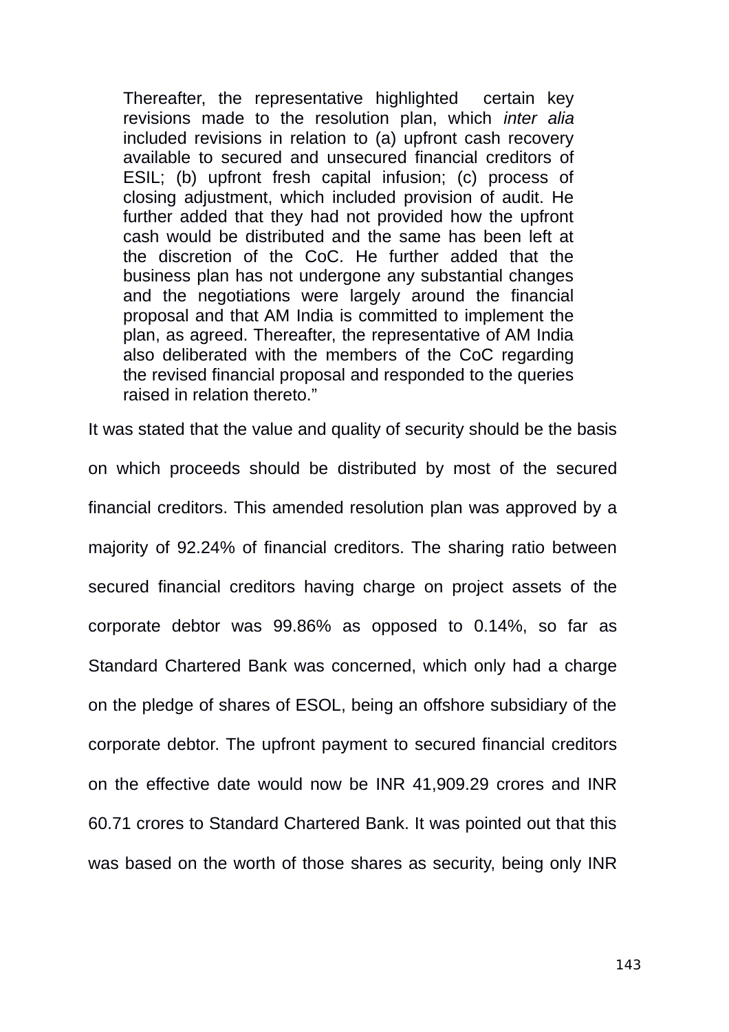> Thereafter, the representative highlighted certain key revisions made to the resolution plan, which *inter alia* included revisions in relation to (a) upfront cash recovery available to secured and unsecured financial creditors of ESIL; (b) upfront fresh capital infusion; (c) process of closing adjustment, which included provision of audit. He further added that they had not provided how the upfront cash would be distributed and the same has been left at the discretion of the CoC. He further added that the business plan has not undergone any substantial changes and the negotiations were largely around the financial proposal and that AM India is committed to implement the plan, as agreed. Thereafter, the representative of AM India also deliberated with the members of the CoC regarding the revised financial proposal and responded to the queries raised in relation thereto."

It was stated that the value and quality of security should be the basis on which proceeds should be distributed by most of the secured financial creditors. This amended resolution plan was approved by a majority of 92.24% of financial creditors. The sharing ratio between secured financial creditors having charge on project assets of the corporate debtor was 99.86% as opposed to 0.14%, so far as Standard Chartered Bank was concerned, which only had a charge on the pledge of shares of ESOL, being an offshore subsidiary of the corporate debtor. The upfront payment to secured financial creditors on the effective date would now be INR 41,909.29 crores and INR 60.71 crores to Standard Chartered Bank. It was pointed out that this was based on the worth of those shares as security, being only INR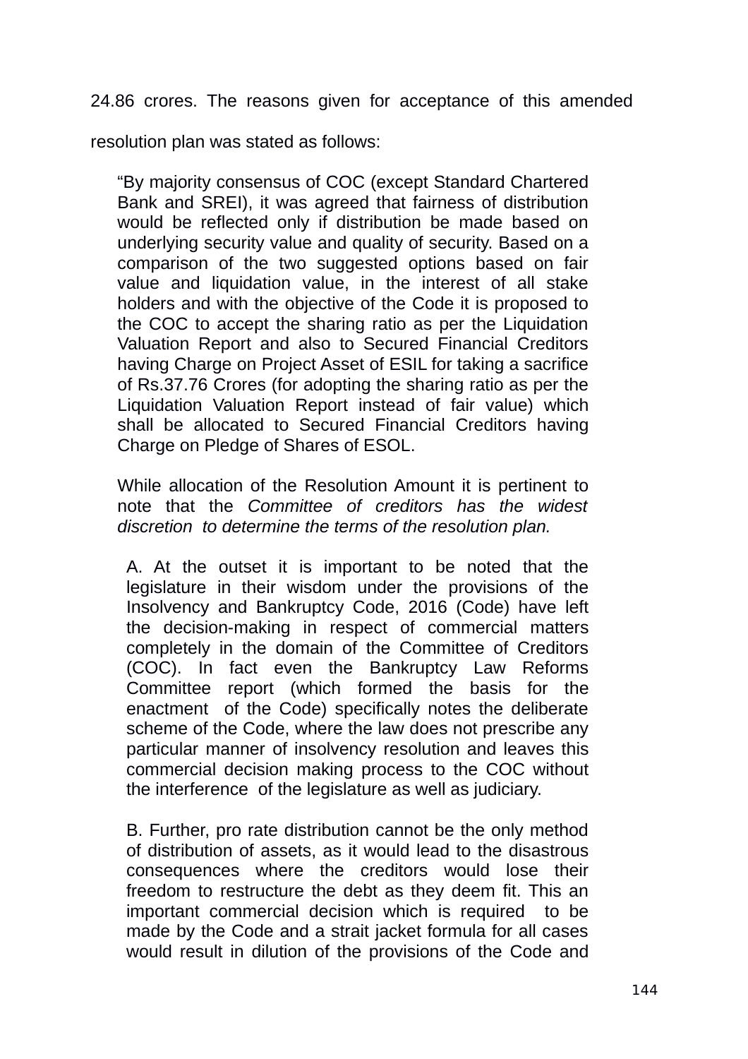24.86 crores. The reasons given for acceptance of this amended resolution plan was stated as follows:

> "By majority consensus of COC (except Standard Chartered Bank and SREI), it was agreed that fairness of distribution would be reflected only if distribution be made based on underlying security value and quality of security. Based on a comparison of the two suggested options based on fair value and liquidation value, in the interest of all stake holders and with the objective of the Code it is proposed to the COC to accept the sharing ratio as per the Liquidation Valuation Report and also to Secured Financial Creditors having Charge on Project Asset of ESIL for taking a sacrifice of Rs.37.76 Crores (for adopting the sharing ratio as per the Liquidation Valuation Report instead of fair value) which shall be allocated to Secured Financial Creditors having Charge on Pledge of Shares of ESOL.
>
> While allocation of the Resolution Amount it is pertinent to note that the *Committee of creditors has the widest discretion to determine the terms of the resolution plan.*
>
> A. At the outset it is important to be noted that the legislature in their wisdom under the provisions of the Insolvency and Bankruptcy Code, 2016 (Code) have left the decision-making in respect of commercial matters completely in the domain of the Committee of Creditors (COC). In fact even the Bankruptcy Law Reforms Committee report (which formed the basis for the enactment of the Code) specifically notes the deliberate scheme of the Code, where the law does not prescribe any particular manner of insolvency resolution and leaves this commercial decision making process to the COC without the interference of the legislature as well as judiciary.
>
> B. Further, pro rate distribution cannot be the only method of distribution of assets, as it would lead to the disastrous consequences where the creditors would lose their freedom to restructure the debt as they deem fit. This an important commercial decision which is required to be made by the Code and a strait jacket formula for all cases would result in dilution of the provisions of the Code and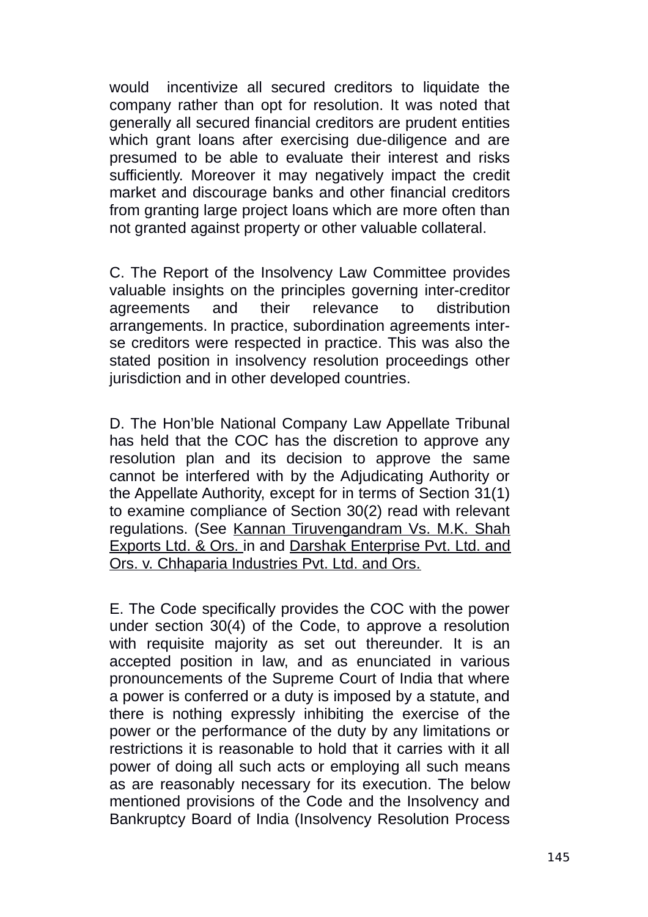would incentivize all secured creditors to liquidate the company rather than opt for resolution. It was noted that generally all secured financial creditors are prudent entities which grant loans after exercising due-diligence and are presumed to be able to evaluate their interest and risks sufficiently. Moreover it may negatively impact the credit market and discourage banks and other financial creditors from granting large project loans which are more often than not granted against property or other valuable collateral.

C. The Report of the Insolvency Law Committee provides valuable insights on the principles governing inter-creditor agreements and their relevance to distribution arrangements. In practice, subordination agreements inter-se creditors were respected in practice. This was also the stated position in insolvency resolution proceedings other jurisdiction and in other developed countries.

D. The Hon'ble National Company Law Appellate Tribunal has held that the COC has the discretion to approve any resolution plan and its decision to approve the same cannot be interfered with by the Adjudicating Authority or the Appellate Authority, except for in terms of Section 31(1) to examine compliance of Section 30(2) read with relevant regulations. (See Kannan Tiruvengandram Vs. M.K. Shah Exports Ltd. & Ors. in and Darshak Enterprise Pvt. Ltd. and Ors. v. Chhaparia Industries Pvt. Ltd. and Ors.

E. The Code specifically provides the COC with the power under section 30(4) of the Code, to approve a resolution with requisite majority as set out thereunder. It is an accepted position in law, and as enunciated in various pronouncements of the Supreme Court of India that where a power is conferred or a duty is imposed by a statute, and there is nothing expressly inhibiting the exercise of the power or the performance of the duty by any limitations or restrictions it is reasonable to hold that it carries with it all power of doing all such acts or employing all such means as are reasonably necessary for its execution. The below mentioned provisions of the Code and the Insolvency and Bankruptcy Board of India (Insolvency Resolution Process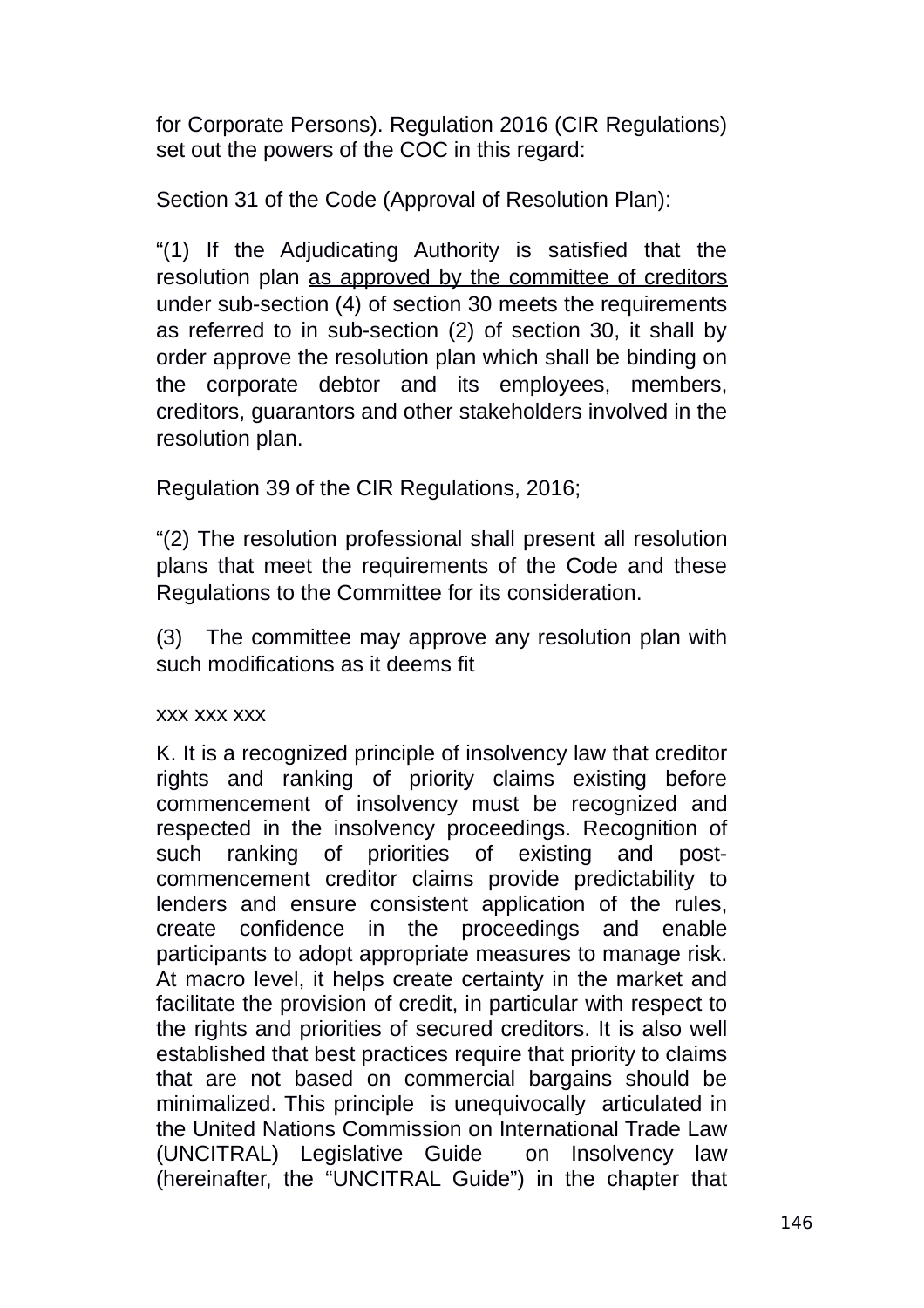for Corporate Persons). Regulation 2016 (CIR Regulations) set out the powers of the COC in this regard:

Section 31 of the Code (Approval of Resolution Plan):

"(1) If the Adjudicating Authority is satisfied that the resolution plan <u>as approved by the committee of creditors</u> under sub-section (4) of section 30 meets the requirements as referred to in sub-section (2) of section 30, it shall by order approve the resolution plan which shall be binding on the corporate debtor and its employees, members, creditors, guarantors and other stakeholders involved in the resolution plan.

Regulation 39 of the CIR Regulations, 2016;

"(2) The resolution professional shall present all resolution plans that meet the requirements of the Code and these Regulations to the Committee for its consideration.

(3) The committee may approve any resolution plan with such modifications as it deems fit

xxx xxx xxx

K. It is a recognized principle of insolvency law that creditor rights and ranking of priority claims existing before commencement of insolvency must be recognized and respected in the insolvency proceedings. Recognition of such ranking of priorities of existing and post-commencement creditor claims provide predictability to lenders and ensure consistent application of the rules, create confidence in the proceedings and enable participants to adopt appropriate measures to manage risk. At macro level, it helps create certainty in the market and facilitate the provision of credit, in particular with respect to the rights and priorities of secured creditors. It is also well established that best practices require that priority to claims that are not based on commercial bargains should be minimalized. This principle is unequivocally articulated in the United Nations Commission on International Trade Law (UNCITRAL) Legislative Guide on Insolvency law (hereinafter, the "UNCITRAL Guide") in the chapter that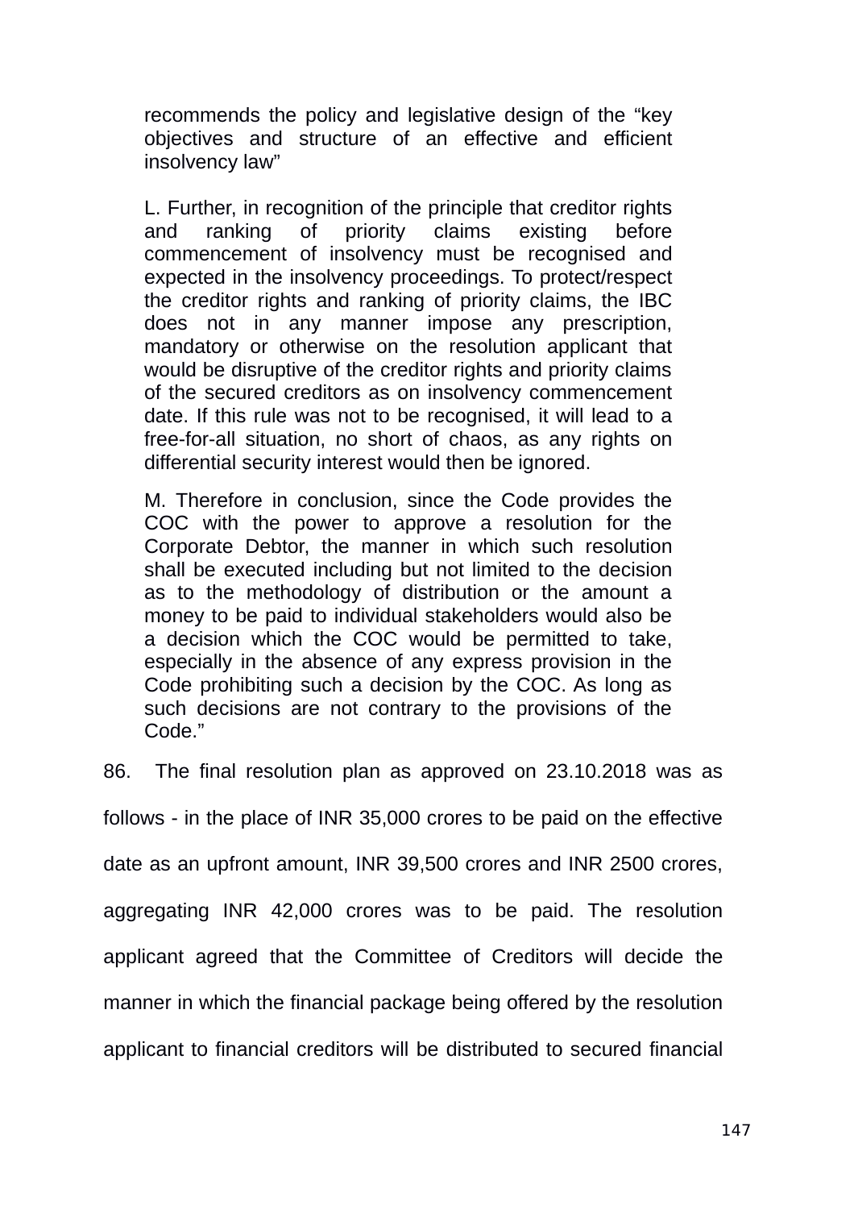> recommends the policy and legislative design of the "key objectives and structure of an effective and efficient insolvency law"
>
> L. Further, in recognition of the principle that creditor rights and ranking of priority claims existing before commencement of insolvency must be recognised and expected in the insolvency proceedings. To protect/respect the creditor rights and ranking of priority claims, the IBC does not in any manner impose any prescription, mandatory or otherwise on the resolution applicant that would be disruptive of the creditor rights and priority claims of the secured creditors as on insolvency commencement date. If this rule was not to be recognised, it will lead to a free-for-all situation, no short of chaos, as any rights on differential security interest would then be ignored.
>
> M. Therefore in conclusion, since the Code provides the COC with the power to approve a resolution for the Corporate Debtor, the manner in which such resolution shall be executed including but not limited to the decision as to the methodology of distribution or the amount a money to be paid to individual stakeholders would also be a decision which the COC would be permitted to take, especially in the absence of any express provision in the Code prohibiting such a decision by the COC. As long as such decisions are not contrary to the provisions of the Code."

86. The final resolution plan as approved on 23.10.2018 was as follows - in the place of INR 35,000 crores to be paid on the effective date as an upfront amount, INR 39,500 crores and INR 2500 crores, aggregating INR 42,000 crores was to be paid. The resolution applicant agreed that the Committee of Creditors will decide the manner in which the financial package being offered by the resolution applicant to financial creditors will be distributed to secured financial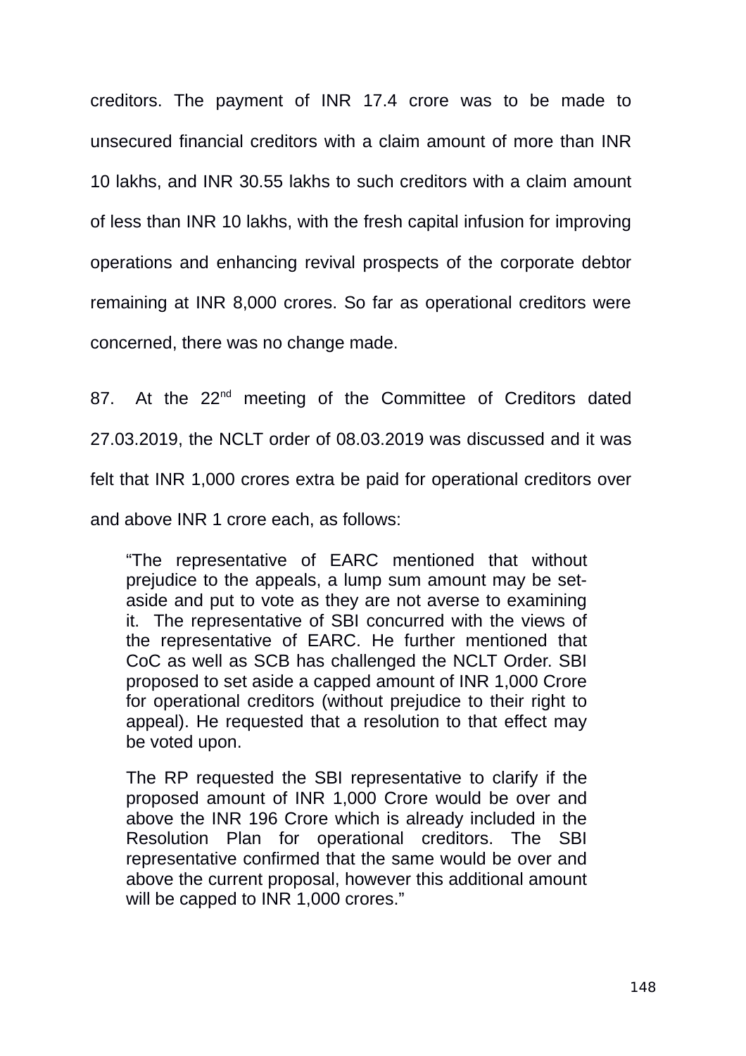creditors. The payment of INR 17.4 crore was to be made to unsecured financial creditors with a claim amount of more than INR 10 lakhs, and INR 30.55 lakhs to such creditors with a claim amount of less than INR 10 lakhs, with the fresh capital infusion for improving operations and enhancing revival prospects of the corporate debtor remaining at INR 8,000 crores. So far as operational creditors were concerned, there was no change made.

87. At the 22nd meeting of the Committee of Creditors dated 27.03.2019, the NCLT order of 08.03.2019 was discussed and it was felt that INR 1,000 crores extra be paid for operational creditors over and above INR 1 crore each, as follows:

> "The representative of EARC mentioned that without prejudice to the appeals, a lump sum amount may be set-aside and put to vote as they are not averse to examining it. The representative of SBI concurred with the views of the representative of EARC. He further mentioned that CoC as well as SCB has challenged the NCLT Order. SBI proposed to set aside a capped amount of INR 1,000 Crore for operational creditors (without prejudice to their right to appeal). He requested that a resolution to that effect may be voted upon.
>
> The RP requested the SBI representative to clarify if the proposed amount of INR 1,000 Crore would be over and above the INR 196 Crore which is already included in the Resolution Plan for operational creditors. The SBI representative confirmed that the same would be over and above the current proposal, however this additional amount will be capped to INR 1,000 crores."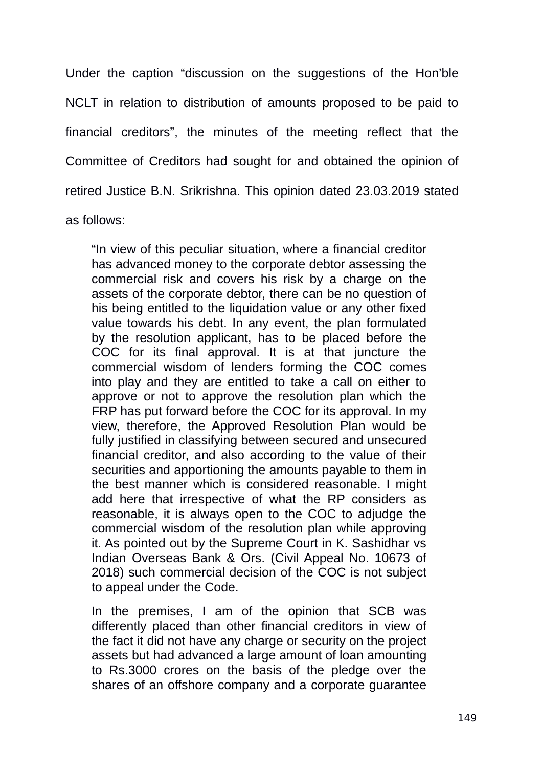Under the caption "discussion on the suggestions of the Hon'ble NCLT in relation to distribution of amounts proposed to be paid to financial creditors", the minutes of the meeting reflect that the Committee of Creditors had sought for and obtained the opinion of retired Justice B.N. Srikrishna. This opinion dated 23.03.2019 stated as follows:

> "In view of this peculiar situation, where a financial creditor has advanced money to the corporate debtor assessing the commercial risk and covers his risk by a charge on the assets of the corporate debtor, there can be no question of his being entitled to the liquidation value or any other fixed value towards his debt. In any event, the plan formulated by the resolution applicant, has to be placed before the COC for its final approval. It is at that juncture the commercial wisdom of lenders forming the COC comes into play and they are entitled to take a call on either to approve or not to approve the resolution plan which the FRP has put forward before the COC for its approval. In my view, therefore, the Approved Resolution Plan would be fully justified in classifying between secured and unsecured financial creditor, and also according to the value of their securities and apportioning the amounts payable to them in the best manner which is considered reasonable. I might add here that irrespective of what the RP considers as reasonable, it is always open to the COC to adjudge the commercial wisdom of the resolution plan while approving it. As pointed out by the Supreme Court in K. Sashidhar vs Indian Overseas Bank & Ors. (Civil Appeal No. 10673 of 2018) such commercial decision of the COC is not subject to appeal under the Code.
>
> In the premises, I am of the opinion that SCB was differently placed than other financial creditors in view of the fact it did not have any charge or security on the project assets but had advanced a large amount of loan amounting to Rs.3000 crores on the basis of the pledge over the shares of an offshore company and a corporate guarantee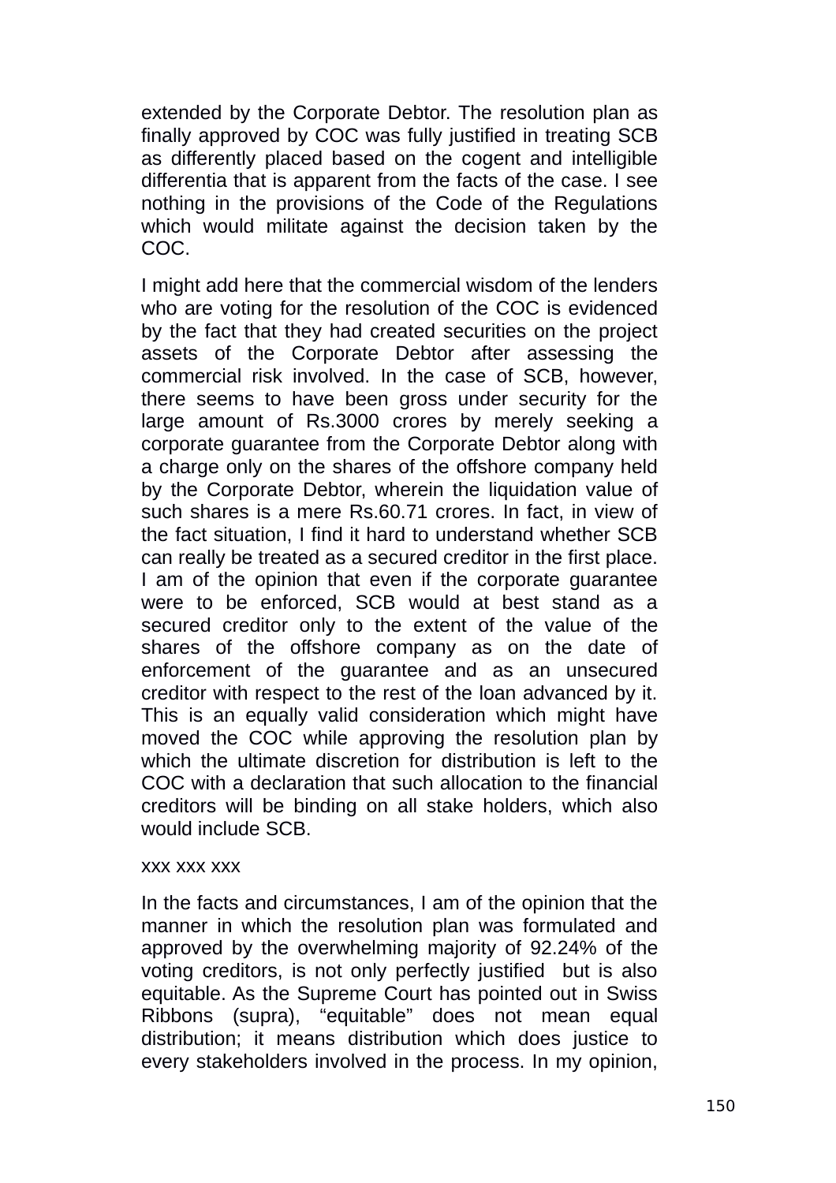extended by the Corporate Debtor. The resolution plan as finally approved by COC was fully justified in treating SCB as differently placed based on the cogent and intelligible differentia that is apparent from the facts of the case. I see nothing in the provisions of the Code of the Regulations which would militate against the decision taken by the COC.

I might add here that the commercial wisdom of the lenders who are voting for the resolution of the COC is evidenced by the fact that they had created securities on the project assets of the Corporate Debtor after assessing the commercial risk involved. In the case of SCB, however, there seems to have been gross under security for the large amount of Rs.3000 crores by merely seeking a corporate guarantee from the Corporate Debtor along with a charge only on the shares of the offshore company held by the Corporate Debtor, wherein the liquidation value of such shares is a mere Rs.60.71 crores. In fact, in view of the fact situation, I find it hard to understand whether SCB can really be treated as a secured creditor in the first place. I am of the opinion that even if the corporate guarantee were to be enforced, SCB would at best stand as a secured creditor only to the extent of the value of the shares of the offshore company as on the date of enforcement of the guarantee and as an unsecured creditor with respect to the rest of the loan advanced by it. This is an equally valid consideration which might have moved the COC while approving the resolution plan by which the ultimate discretion for distribution is left to the COC with a declaration that such allocation to the financial creditors will be binding on all stake holders, which also would include SCB.

xxx xxx xxx

In the facts and circumstances, I am of the opinion that the manner in which the resolution plan was formulated and approved by the overwhelming majority of 92.24% of the voting creditors, is not only perfectly justified but is also equitable. As the Supreme Court has pointed out in Swiss Ribbons (supra), "equitable" does not mean equal distribution; it means distribution which does justice to every stakeholders involved in the process. In my opinion,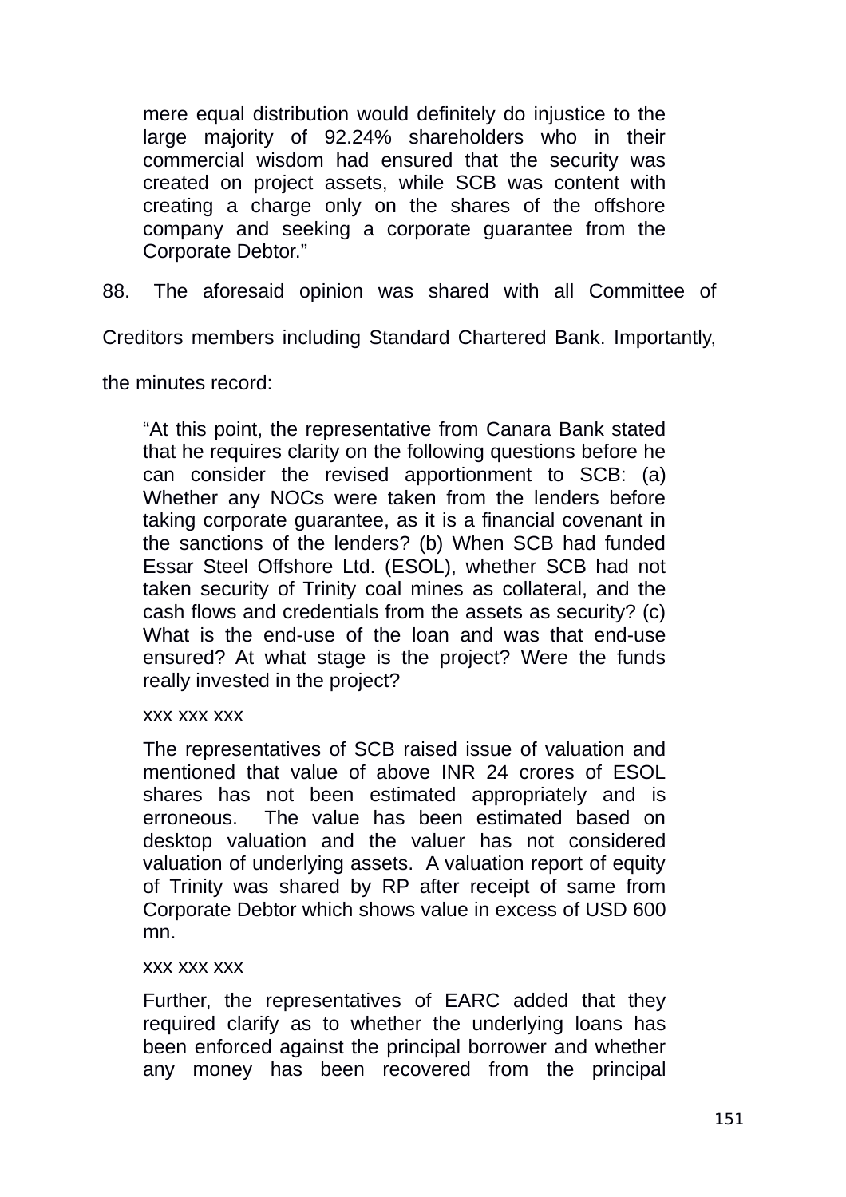> mere equal distribution would definitely do injustice to the large majority of 92.24% shareholders who in their commercial wisdom had ensured that the security was created on project assets, while SCB was content with creating a charge only on the shares of the offshore company and seeking a corporate guarantee from the Corporate Debtor."

88. The aforesaid opinion was shared with all Committee of Creditors members including Standard Chartered Bank. Importantly, the minutes record:

> "At this point, the representative from Canara Bank stated that he requires clarity on the following questions before he can consider the revised apportionment to SCB: (a) Whether any NOCs were taken from the lenders before taking corporate guarantee, as it is a financial covenant in the sanctions of the lenders? (b) When SCB had funded Essar Steel Offshore Ltd. (ESOL), whether SCB had not taken security of Trinity coal mines as collateral, and the cash flows and credentials from the assets as security? (c) What is the end-use of the loan and was that end-use ensured? At what stage is the project? Were the funds really invested in the project?
>
> xxx xxx xxx
>
> The representatives of SCB raised issue of valuation and mentioned that value of above INR 24 crores of ESOL shares has not been estimated appropriately and is erroneous. The value has been estimated based on desktop valuation and the valuer has not considered valuation of underlying assets. A valuation report of equity of Trinity was shared by RP after receipt of same from Corporate Debtor which shows value in excess of USD 600 mn.
>
> xxx xxx xxx
>
> Further, the representatives of EARC added that they required clarify as to whether the underlying loans has been enforced against the principal borrower and whether any money has been recovered from the principal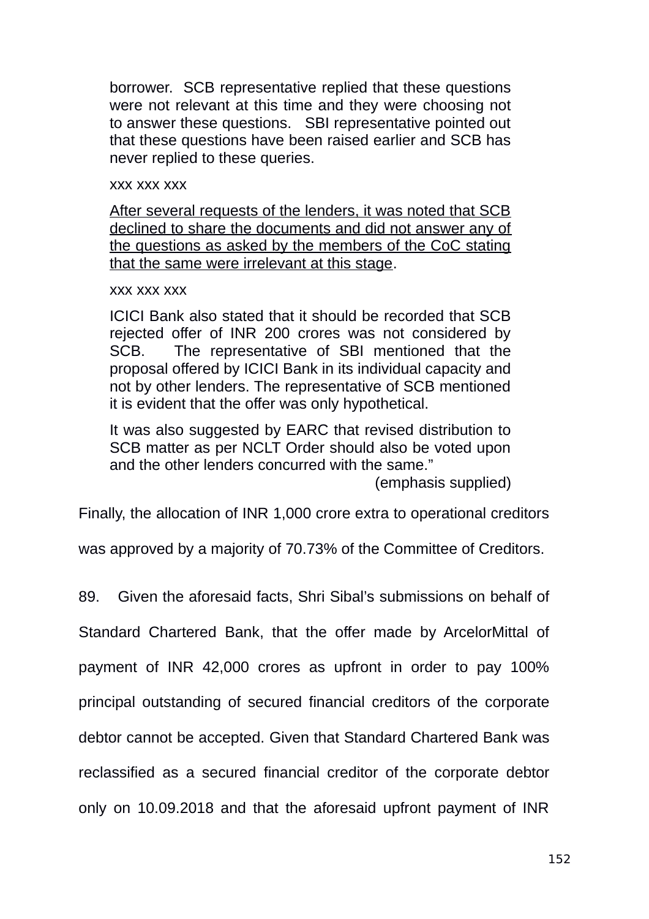> borrower. SCB representative replied that these questions were not relevant at this time and they were choosing not to answer these questions. SBI representative pointed out that these questions have been raised earlier and SCB has never replied to these queries.
>
> xxx xxx xxx
>
> <u>After several requests of the lenders, it was noted that SCB declined to share the documents and did not answer any of the questions as asked by the members of the CoC stating that the same were irrelevant at this stage</u>.
>
> xxx xxx xxx
>
> ICICI Bank also stated that it should be recorded that SCB rejected offer of INR 200 crores was not considered by SCB. The representative of SBI mentioned that the proposal offered by ICICI Bank in its individual capacity and not by other lenders. The representative of SCB mentioned it is evident that the offer was only hypothetical.
>
> It was also suggested by EARC that revised distribution to SCB matter as per NCLT Order should also be voted upon and the other lenders concurred with the same."
>
> (emphasis supplied)

Finally, the allocation of INR 1,000 crore extra to operational creditors was approved by a majority of 70.73% of the Committee of Creditors.

89. Given the aforesaid facts, Shri Sibal's submissions on behalf of Standard Chartered Bank, that the offer made by ArcelorMittal of payment of INR 42,000 crores as upfront in order to pay 100% principal outstanding of secured financial creditors of the corporate debtor cannot be accepted. Given that Standard Chartered Bank was reclassified as a secured financial creditor of the corporate debtor only on 10.09.2018 and that the aforesaid upfront payment of INR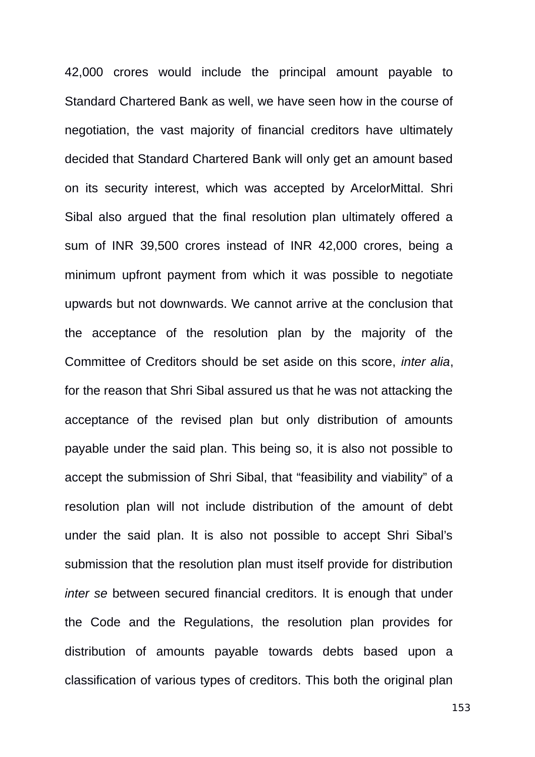42,000 crores would include the principal amount payable to Standard Chartered Bank as well, we have seen how in the course of negotiation, the vast majority of financial creditors have ultimately decided that Standard Chartered Bank will only get an amount based on its security interest, which was accepted by ArcelorMittal. Shri Sibal also argued that the final resolution plan ultimately offered a sum of INR 39,500 crores instead of INR 42,000 crores, being a minimum upfront payment from which it was possible to negotiate upwards but not downwards. We cannot arrive at the conclusion that the acceptance of the resolution plan by the majority of the Committee of Creditors should be set aside on this score, *inter alia*, for the reason that Shri Sibal assured us that he was not attacking the acceptance of the revised plan but only distribution of amounts payable under the said plan. This being so, it is also not possible to accept the submission of Shri Sibal, that "feasibility and viability" of a resolution plan will not include distribution of the amount of debt under the said plan. It is also not possible to accept Shri Sibal's submission that the resolution plan must itself provide for distribution *inter se* between secured financial creditors. It is enough that under the Code and the Regulations, the resolution plan provides for distribution of amounts payable towards debts based upon a classification of various types of creditors. This both the original plan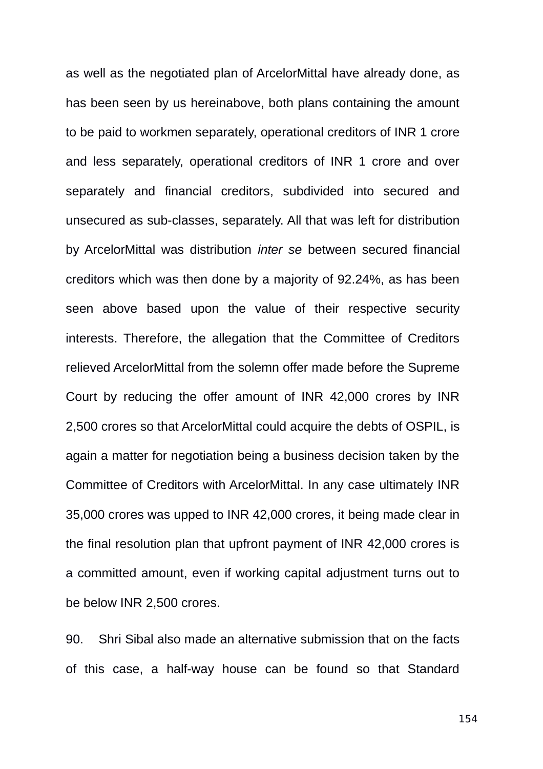as well as the negotiated plan of ArcelorMittal have already done, as has been seen by us hereinabove, both plans containing the amount to be paid to workmen separately, operational creditors of INR 1 crore and less separately, operational creditors of INR 1 crore and over separately and financial creditors, subdivided into secured and unsecured as sub-classes, separately. All that was left for distribution by ArcelorMittal was distribution *inter se* between secured financial creditors which was then done by a majority of 92.24%, as has been seen above based upon the value of their respective security interests. Therefore, the allegation that the Committee of Creditors relieved ArcelorMittal from the solemn offer made before the Supreme Court by reducing the offer amount of INR 42,000 crores by INR 2,500 crores so that ArcelorMittal could acquire the debts of OSPIL, is again a matter for negotiation being a business decision taken by the Committee of Creditors with ArcelorMittal. In any case ultimately INR 35,000 crores was upped to INR 42,000 crores, it being made clear in the final resolution plan that upfront payment of INR 42,000 crores is a committed amount, even if working capital adjustment turns out to be below INR 2,500 crores.

90. Shri Sibal also made an alternative submission that on the facts of this case, a half-way house can be found so that Standard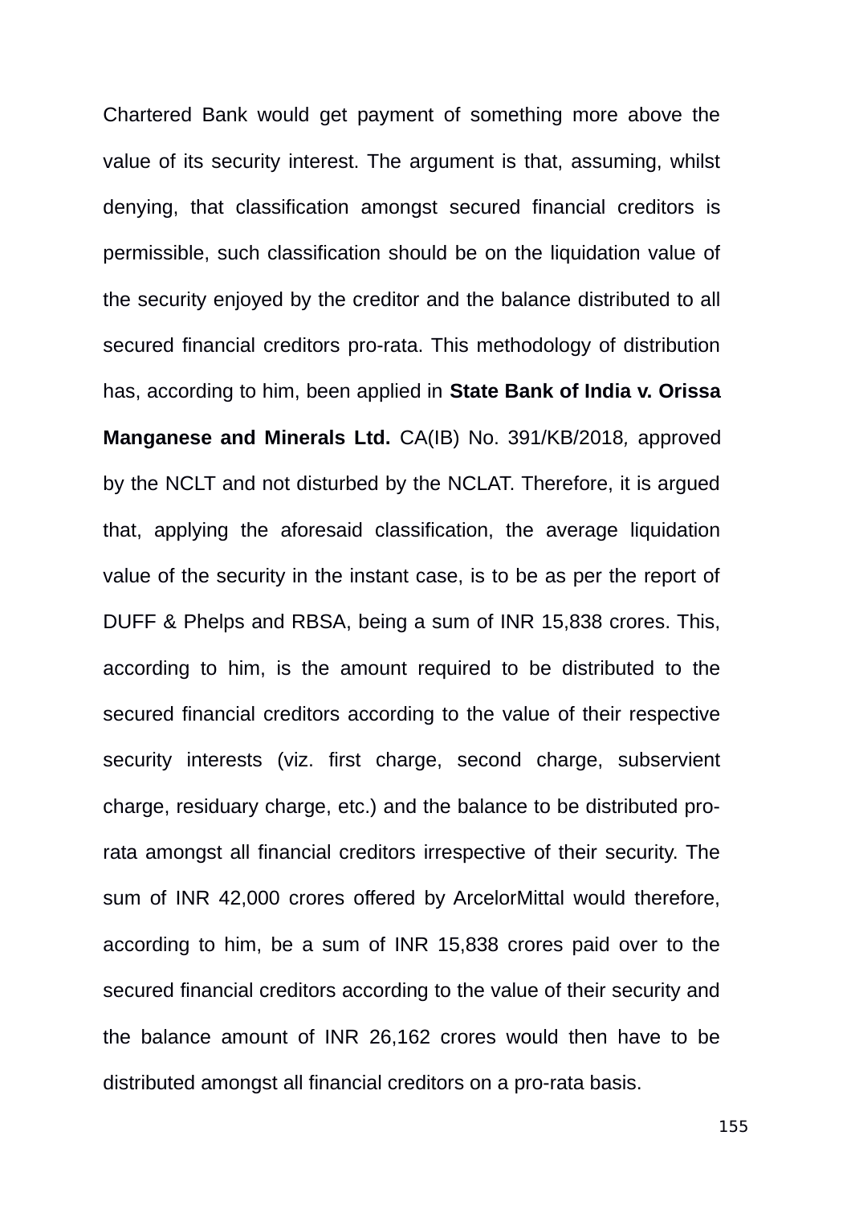Chartered Bank would get payment of something more above the value of its security interest. The argument is that, assuming, whilst denying, that classification amongst secured financial creditors is permissible, such classification should be on the liquidation value of the security enjoyed by the creditor and the balance distributed to all secured financial creditors pro-rata. This methodology of distribution has, according to him, been applied in **State Bank of India v. Orissa Manganese and Minerals Ltd.** CA(IB) No. 391/KB/2018*,* approved by the NCLT and not disturbed by the NCLAT. Therefore, it is argued that, applying the aforesaid classification, the average liquidation value of the security in the instant case, is to be as per the report of DUFF & Phelps and RBSA, being a sum of INR 15,838 crores. This, according to him, is the amount required to be distributed to the secured financial creditors according to the value of their respective security interests (viz. first charge, second charge, subservient charge, residuary charge, etc.) and the balance to be distributed pro-rata amongst all financial creditors irrespective of their security. The sum of INR 42,000 crores offered by ArcelorMittal would therefore, according to him, be a sum of INR 15,838 crores paid over to the secured financial creditors according to the value of their security and the balance amount of INR 26,162 crores would then have to be distributed amongst all financial creditors on a pro-rata basis.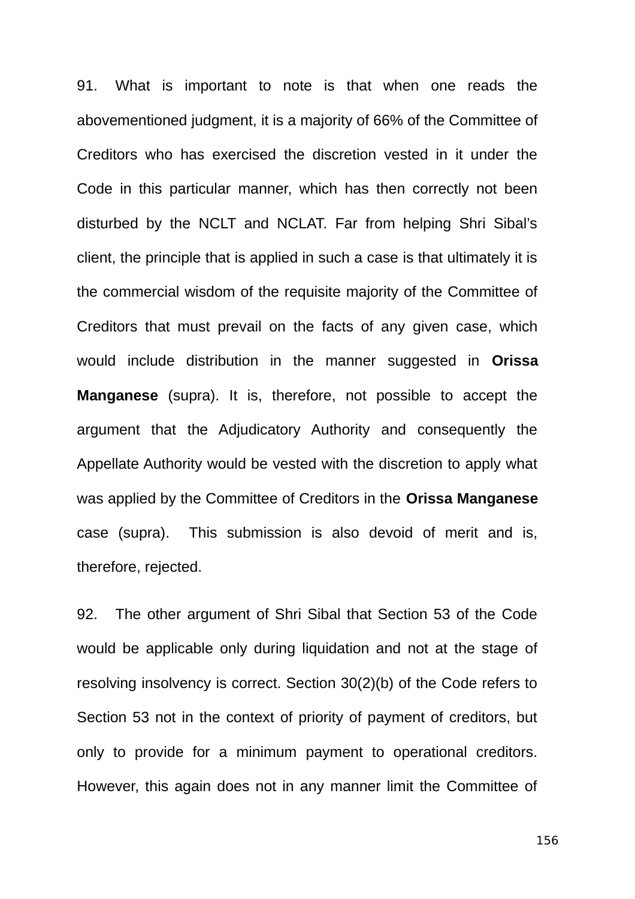91. What is important to note is that when one reads the abovementioned judgment, it is a majority of 66% of the Committee of Creditors who has exercised the discretion vested in it under the Code in this particular manner, which has then correctly not been disturbed by the NCLT and NCLAT. Far from helping Shri Sibal's client, the principle that is applied in such a case is that ultimately it is the commercial wisdom of the requisite majority of the Committee of Creditors that must prevail on the facts of any given case, which would include distribution in the manner suggested in **Orissa Manganese** (supra). It is, therefore, not possible to accept the argument that the Adjudicatory Authority and consequently the Appellate Authority would be vested with the discretion to apply what was applied by the Committee of Creditors in the **Orissa Manganese** case (supra). This submission is also devoid of merit and is, therefore, rejected.

92. The other argument of Shri Sibal that Section 53 of the Code would be applicable only during liquidation and not at the stage of resolving insolvency is correct. Section 30(2)(b) of the Code refers to Section 53 not in the context of priority of payment of creditors, but only to provide for a minimum payment to operational creditors. However, this again does not in any manner limit the Committee of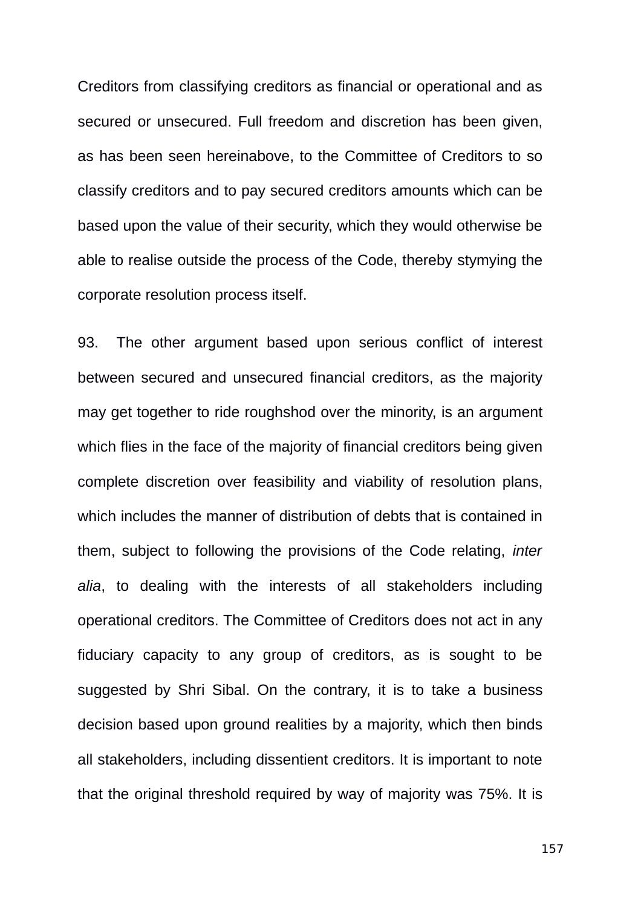Creditors from classifying creditors as financial or operational and as secured or unsecured. Full freedom and discretion has been given, as has been seen hereinabove, to the Committee of Creditors to so classify creditors and to pay secured creditors amounts which can be based upon the value of their security, which they would otherwise be able to realise outside the process of the Code, thereby stymying the corporate resolution process itself.

93. The other argument based upon serious conflict of interest between secured and unsecured financial creditors, as the majority may get together to ride roughshod over the minority, is an argument which flies in the face of the majority of financial creditors being given complete discretion over feasibility and viability of resolution plans, which includes the manner of distribution of debts that is contained in them, subject to following the provisions of the Code relating, *inter alia*, to dealing with the interests of all stakeholders including operational creditors. The Committee of Creditors does not act in any fiduciary capacity to any group of creditors, as is sought to be suggested by Shri Sibal. On the contrary, it is to take a business decision based upon ground realities by a majority, which then binds all stakeholders, including dissentient creditors. It is important to note that the original threshold required by way of majority was 75%. It is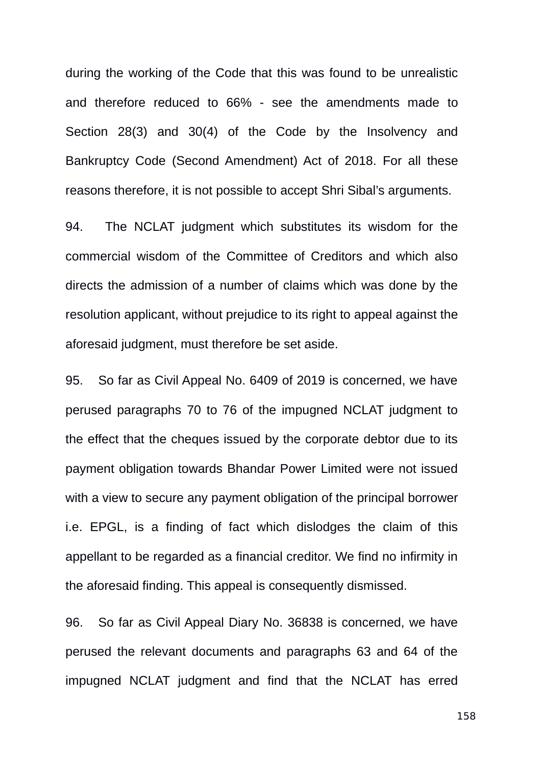during the working of the Code that this was found to be unrealistic and therefore reduced to 66% - see the amendments made to Section 28(3) and 30(4) of the Code by the Insolvency and Bankruptcy Code (Second Amendment) Act of 2018. For all these reasons therefore, it is not possible to accept Shri Sibal's arguments.

94. The NCLAT judgment which substitutes its wisdom for the commercial wisdom of the Committee of Creditors and which also directs the admission of a number of claims which was done by the resolution applicant, without prejudice to its right to appeal against the aforesaid judgment, must therefore be set aside.

95. So far as Civil Appeal No. 6409 of 2019 is concerned, we have perused paragraphs 70 to 76 of the impugned NCLAT judgment to the effect that the cheques issued by the corporate debtor due to its payment obligation towards Bhandar Power Limited were not issued with a view to secure any payment obligation of the principal borrower i.e. EPGL, is a finding of fact which dislodges the claim of this appellant to be regarded as a financial creditor. We find no infirmity in the aforesaid finding. This appeal is consequently dismissed.

96. So far as Civil Appeal Diary No. 36838 is concerned, we have perused the relevant documents and paragraphs 63 and 64 of the impugned NCLAT judgment and find that the NCLAT has erred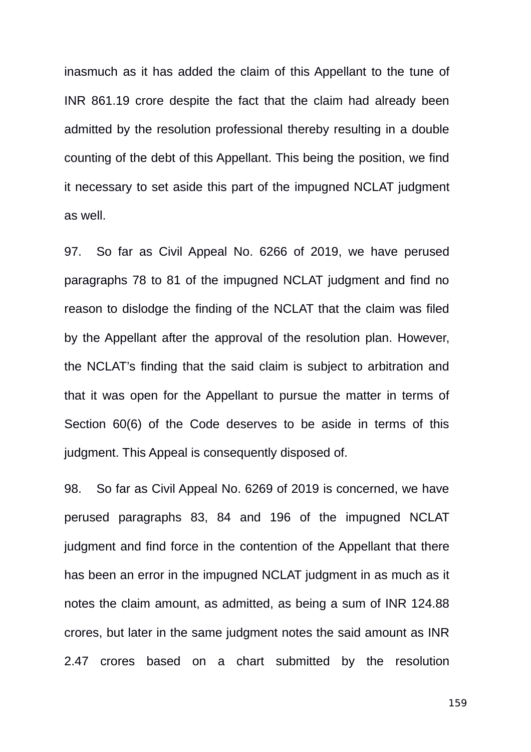inasmuch as it has added the claim of this Appellant to the tune of INR 861.19 crore despite the fact that the claim had already been admitted by the resolution professional thereby resulting in a double counting of the debt of this Appellant. This being the position, we find it necessary to set aside this part of the impugned NCLAT judgment as well.

97. So far as Civil Appeal No. 6266 of 2019, we have perused paragraphs 78 to 81 of the impugned NCLAT judgment and find no reason to dislodge the finding of the NCLAT that the claim was filed by the Appellant after the approval of the resolution plan. However, the NCLAT's finding that the said claim is subject to arbitration and that it was open for the Appellant to pursue the matter in terms of Section 60(6) of the Code deserves to be aside in terms of this judgment. This Appeal is consequently disposed of.

98. So far as Civil Appeal No. 6269 of 2019 is concerned, we have perused paragraphs 83, 84 and 196 of the impugned NCLAT judgment and find force in the contention of the Appellant that there has been an error in the impugned NCLAT judgment in as much as it notes the claim amount, as admitted, as being a sum of INR 124.88 crores, but later in the same judgment notes the said amount as INR 2.47 crores based on a chart submitted by the resolution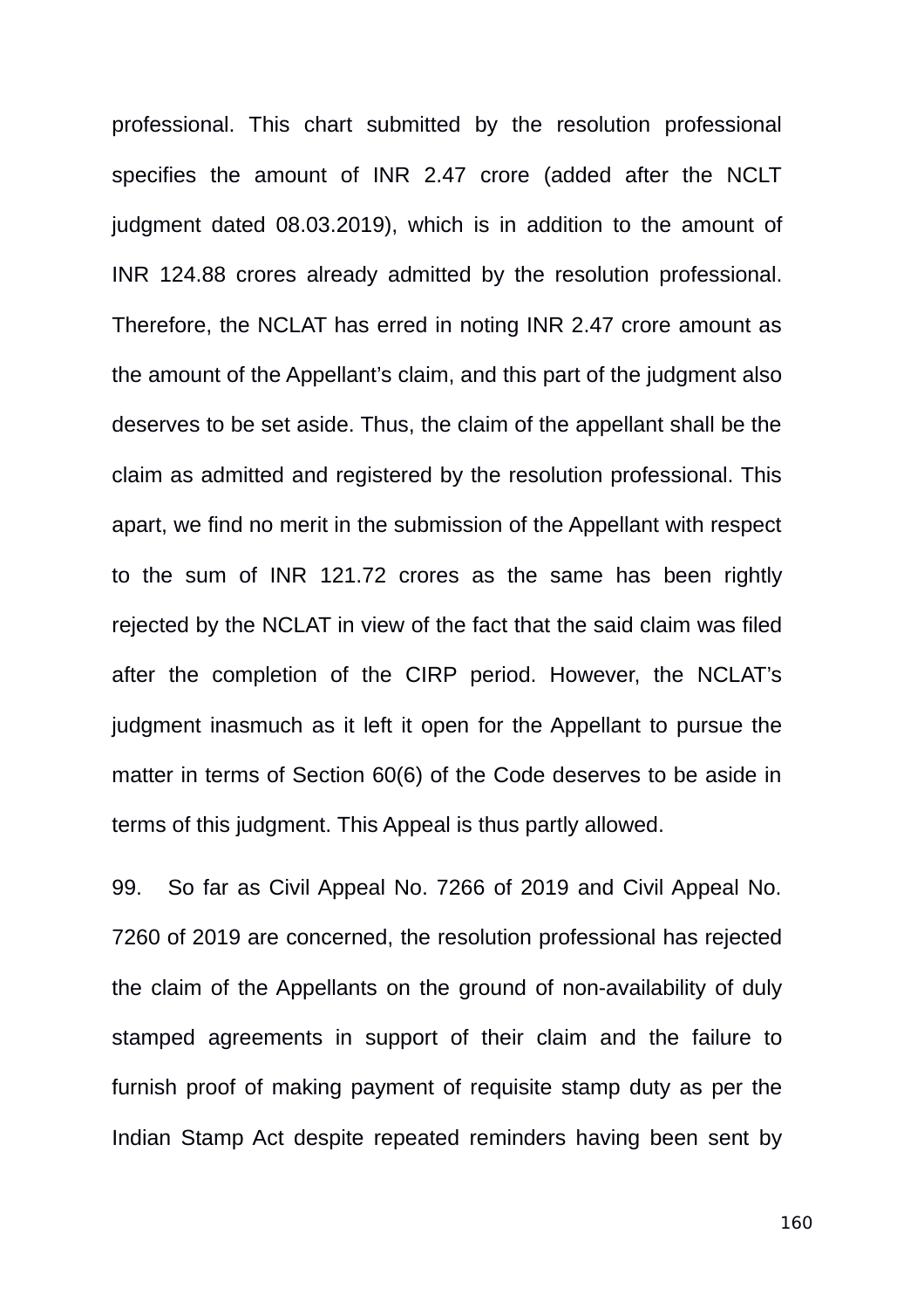professional. This chart submitted by the resolution professional specifies the amount of INR 2.47 crore (added after the NCLT judgment dated 08.03.2019), which is in addition to the amount of INR 124.88 crores already admitted by the resolution professional. Therefore, the NCLAT has erred in noting INR 2.47 crore amount as the amount of the Appellant's claim, and this part of the judgment also deserves to be set aside. Thus, the claim of the appellant shall be the claim as admitted and registered by the resolution professional. This apart, we find no merit in the submission of the Appellant with respect to the sum of INR 121.72 crores as the same has been rightly rejected by the NCLAT in view of the fact that the said claim was filed after the completion of the CIRP period. However, the NCLAT's judgment inasmuch as it left it open for the Appellant to pursue the matter in terms of Section 60(6) of the Code deserves to be aside in terms of this judgment. This Appeal is thus partly allowed.

99. So far as Civil Appeal No. 7266 of 2019 and Civil Appeal No. 7260 of 2019 are concerned, the resolution professional has rejected the claim of the Appellants on the ground of non-availability of duly stamped agreements in support of their claim and the failure to furnish proof of making payment of requisite stamp duty as per the Indian Stamp Act despite repeated reminders having been sent by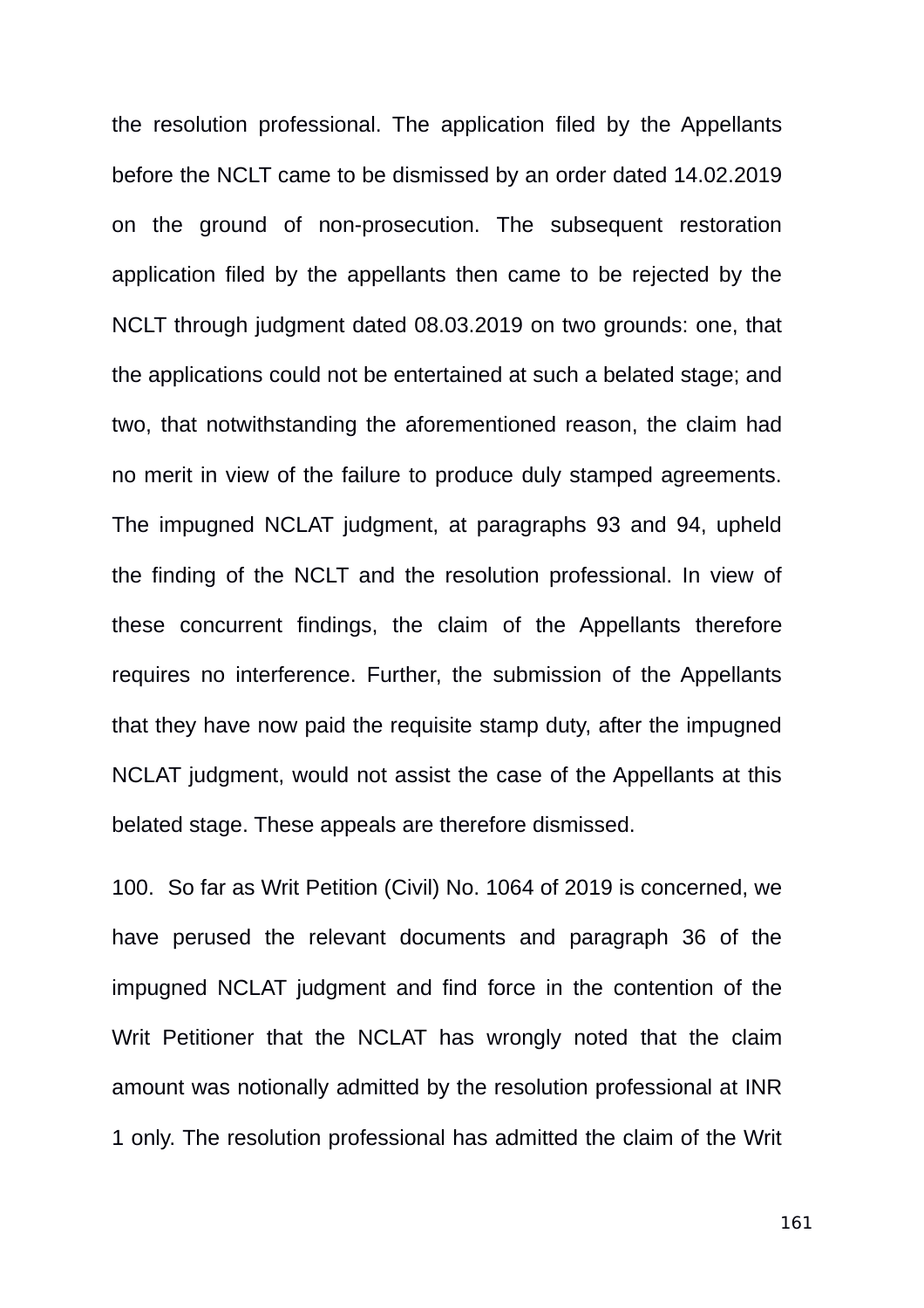the resolution professional. The application filed by the Appellants before the NCLT came to be dismissed by an order dated 14.02.2019 on the ground of non-prosecution. The subsequent restoration application filed by the appellants then came to be rejected by the NCLT through judgment dated 08.03.2019 on two grounds: one, that the applications could not be entertained at such a belated stage; and two, that notwithstanding the aforementioned reason, the claim had no merit in view of the failure to produce duly stamped agreements. The impugned NCLAT judgment, at paragraphs 93 and 94, upheld the finding of the NCLT and the resolution professional. In view of these concurrent findings, the claim of the Appellants therefore requires no interference. Further, the submission of the Appellants that they have now paid the requisite stamp duty, after the impugned NCLAT judgment, would not assist the case of the Appellants at this belated stage. These appeals are therefore dismissed.

100. So far as Writ Petition (Civil) No. 1064 of 2019 is concerned, we have perused the relevant documents and paragraph 36 of the impugned NCLAT judgment and find force in the contention of the Writ Petitioner that the NCLAT has wrongly noted that the claim amount was notionally admitted by the resolution professional at INR 1 only. The resolution professional has admitted the claim of the Writ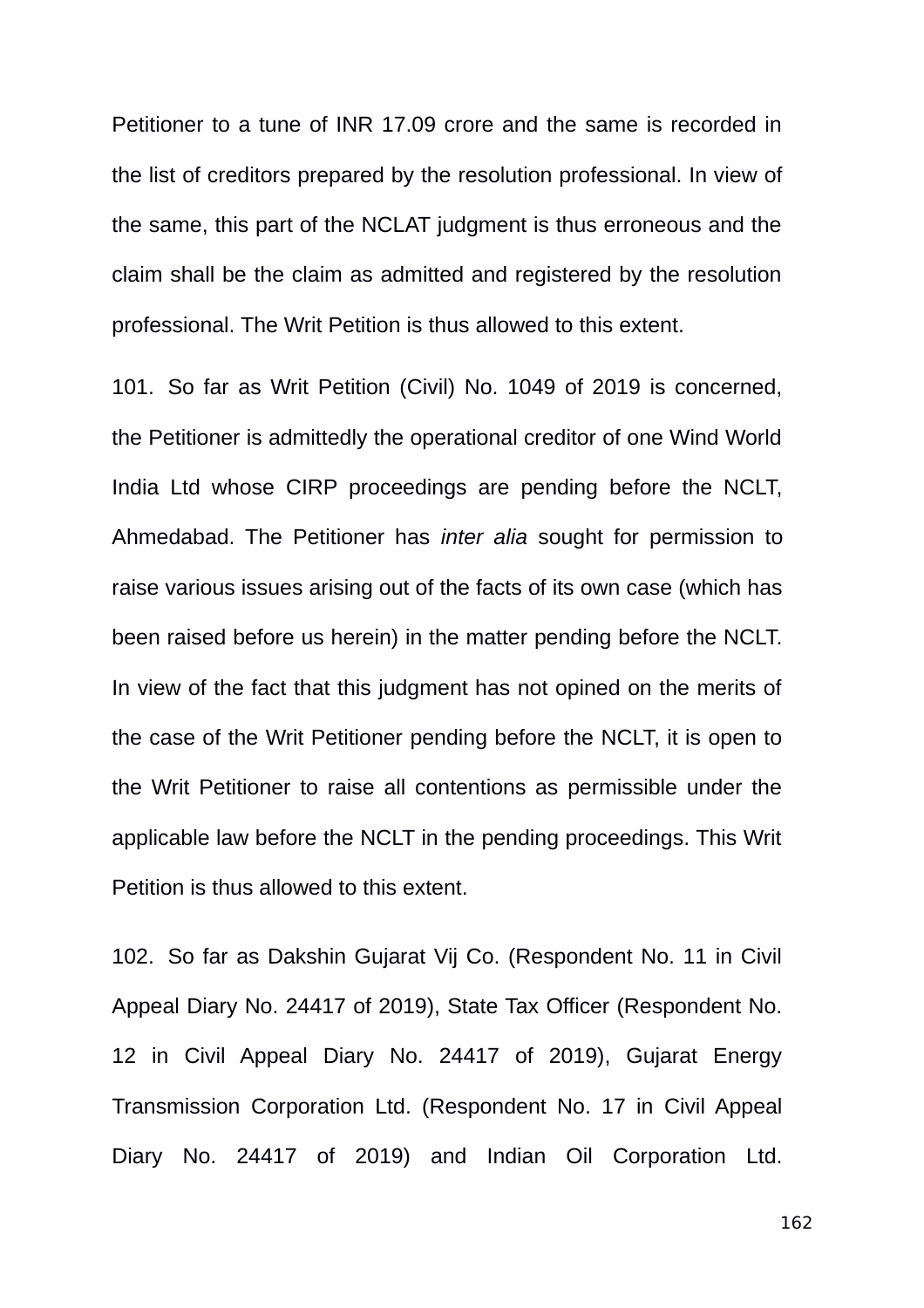Petitioner to a tune of INR 17.09 crore and the same is recorded in the list of creditors prepared by the resolution professional. In view of the same, this part of the NCLAT judgment is thus erroneous and the claim shall be the claim as admitted and registered by the resolution professional. The Writ Petition is thus allowed to this extent.

101. So far as Writ Petition (Civil) No. 1049 of 2019 is concerned, the Petitioner is admittedly the operational creditor of one Wind World India Ltd whose CIRP proceedings are pending before the NCLT, Ahmedabad. The Petitioner has *inter alia* sought for permission to raise various issues arising out of the facts of its own case (which has been raised before us herein) in the matter pending before the NCLT. In view of the fact that this judgment has not opined on the merits of the case of the Writ Petitioner pending before the NCLT, it is open to the Writ Petitioner to raise all contentions as permissible under the applicable law before the NCLT in the pending proceedings. This Writ Petition is thus allowed to this extent.

102. So far as Dakshin Gujarat Vij Co. (Respondent No. 11 in Civil Appeal Diary No. 24417 of 2019), State Tax Officer (Respondent No. 12 in Civil Appeal Diary No. 24417 of 2019), Gujarat Energy Transmission Corporation Ltd. (Respondent No. 17 in Civil Appeal Diary No. 24417 of 2019) and Indian Oil Corporation Ltd.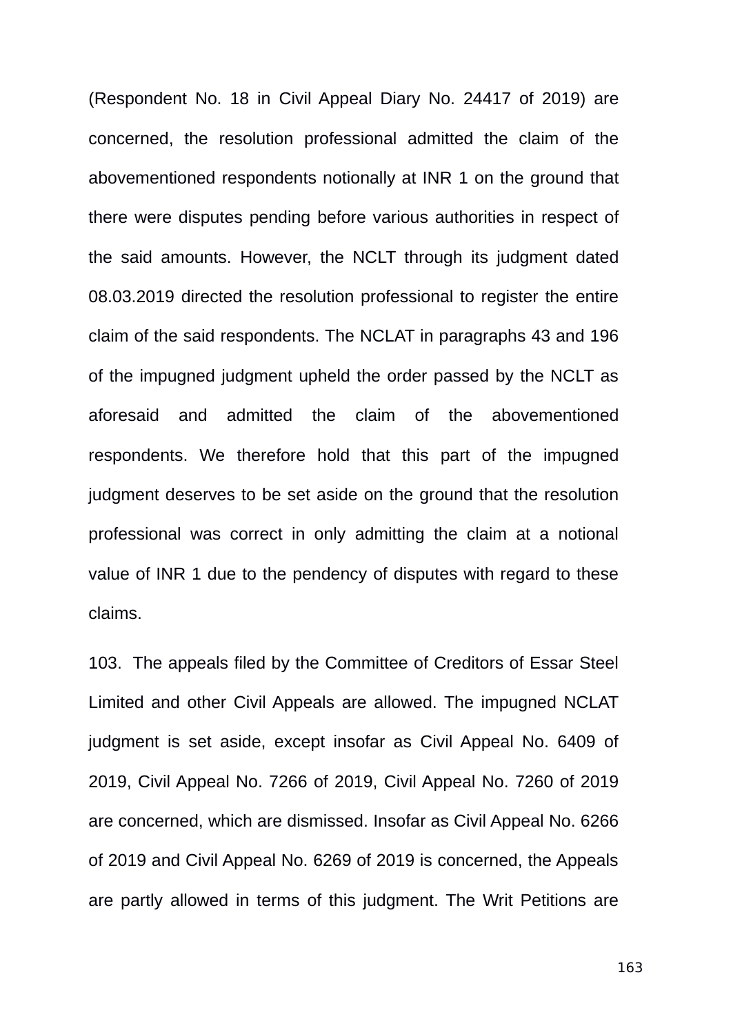(Respondent No. 18 in Civil Appeal Diary No. 24417 of 2019) are concerned, the resolution professional admitted the claim of the abovementioned respondents notionally at INR 1 on the ground that there were disputes pending before various authorities in respect of the said amounts. However, the NCLT through its judgment dated 08.03.2019 directed the resolution professional to register the entire claim of the said respondents. The NCLAT in paragraphs 43 and 196 of the impugned judgment upheld the order passed by the NCLT as aforesaid and admitted the claim of the abovementioned respondents. We therefore hold that this part of the impugned judgment deserves to be set aside on the ground that the resolution professional was correct in only admitting the claim at a notional value of INR 1 due to the pendency of disputes with regard to these claims.

103. The appeals filed by the Committee of Creditors of Essar Steel Limited and other Civil Appeals are allowed. The impugned NCLAT judgment is set aside, except insofar as Civil Appeal No. 6409 of 2019, Civil Appeal No. 7266 of 2019, Civil Appeal No. 7260 of 2019 are concerned, which are dismissed. Insofar as Civil Appeal No. 6266 of 2019 and Civil Appeal No. 6269 of 2019 is concerned, the Appeals are partly allowed in terms of this judgment. The Writ Petitions are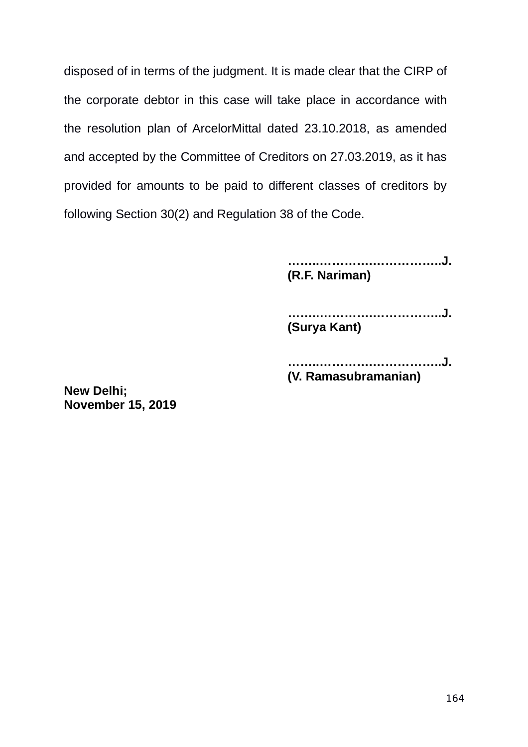disposed of in terms of the judgment. It is made clear that the CIRP of the corporate debtor in this case will take place in accordance with the resolution plan of ArcelorMittal dated 23.10.2018, as amended and accepted by the Committee of Creditors on 27.03.2019, as it has provided for amounts to be paid to different classes of creditors by following Section 30(2) and Regulation 38 of the Code.

**……..…………………………..J.**
**(R.F. Nariman)**

**……..…………………………..J.**
**(Surya Kant)**

**……..…………………………..J.**
**(V. Ramasubramanian)**

**New Delhi;**
**November 15, 2019**